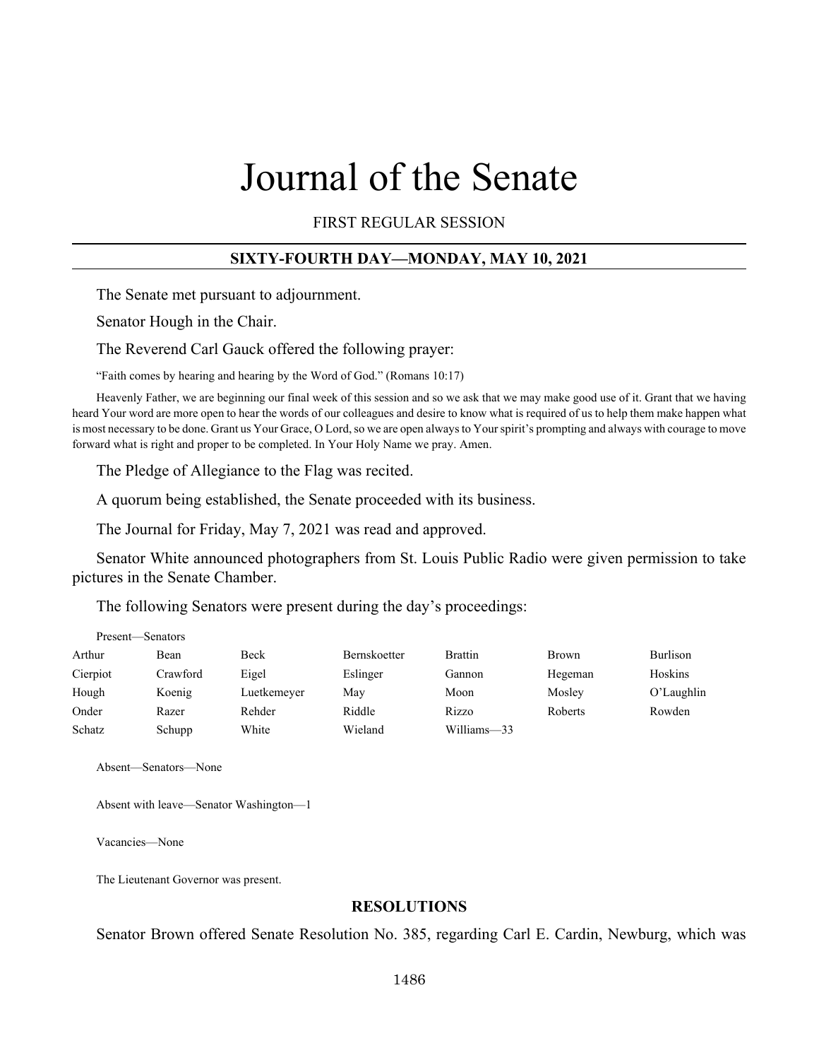# Journal of the Senate

FIRST REGULAR SESSION

## SIXTY-FOURTH DAY—MONDAY, MAY 10, 2021

The Senate met pursuant to adjournment.

Senator Hough in the Chair.

The Reverend Carl Gauck offered the following prayer:

"Faith comes by hearing and hearing by the Word of God." (Romans 10:17)

Heavenly Father, we are beginning our final week of this session and so we ask that we may make good use of it. Grant that we having heard Your word are more open to hear the words of our colleagues and desire to know what is required of us to help them make happen what is most necessary to be done. Grant us Your Grace, O Lord, so we are open always to Your spirit's prompting and always with courage to move forward what is right and proper to be completed. In Your Holy Name we pray. Amen.

The Pledge of Allegiance to the Flag was recited.

A quorum being established, the Senate proceeded with its business.

The Journal for Friday, May 7, 2021 was read and approved.

Senator White announced photographers from St. Louis Public Radio were given permission to take pictures in the Senate Chamber.

The following Senators were present during the day's proceedings:

Present—Senators

| | | | | | | |
|---|---|---|---|---|---|---|
| Arthur | Bean | Beck | Bernskoetter | Brattin | Brown | Burlison |
| Cierpiot | Crawford | Eigel | Eslinger | Gannon | Hegeman | Hoskins |
| Hough | Koenig | Luetkemeyer | May | Moon | Mosley | O'Laughlin |
| Onder | Razer | Rehder | Riddle | Rizzo | Roberts | Rowden |
| Schatz | Schupp | White | Wieland | Williams—33 | | |

Absent—Senators—None

Absent with leave—Senator Washington—1

Vacancies—None

The Lieutenant Governor was present.

## RESOLUTIONS

Senator Brown offered Senate Resolution No. 385, regarding Carl E. Cardin, Newburg, which was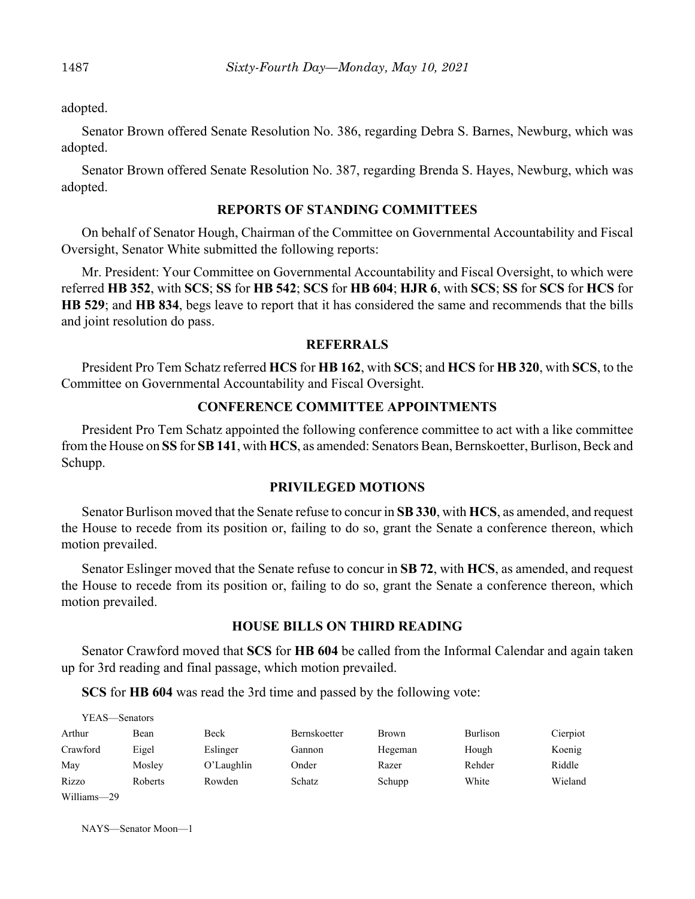adopted.

Senator Brown offered Senate Resolution No. 386, regarding Debra S. Barnes, Newburg, which was adopted.

Senator Brown offered Senate Resolution No. 387, regarding Brenda S. Hayes, Newburg, which was adopted.

## REPORTS OF STANDING COMMITTEES

On behalf of Senator Hough, Chairman of the Committee on Governmental Accountability and Fiscal Oversight, Senator White submitted the following reports:

Mr. President: Your Committee on Governmental Accountability and Fiscal Oversight, to which were referred **HB 352**, with **SCS**; **SS** for **HB 542**; **SCS** for **HB 604**; **HJR 6**, with **SCS**; **SS** for **SCS** for **HCS** for **HB 529**; and **HB 834**, begs leave to report that it has considered the same and recommends that the bills and joint resolution do pass.

## REFERRALS

President Pro Tem Schatz referred **HCS** for **HB 162**, with **SCS**; and **HCS** for **HB 320**, with **SCS**, to the Committee on Governmental Accountability and Fiscal Oversight.

## CONFERENCE COMMITTEE APPOINTMENTS

President Pro Tem Schatz appointed the following conference committee to act with a like committee from the House on **SS** for **SB 141**, with **HCS**, as amended: Senators Bean, Bernskoetter, Burlison, Beck and Schupp.

## PRIVILEGED MOTIONS

Senator Burlison moved that the Senate refuse to concur in **SB 330**, with **HCS**, as amended, and request the House to recede from its position or, failing to do so, grant the Senate a conference thereon, which motion prevailed.

Senator Eslinger moved that the Senate refuse to concur in **SB 72**, with **HCS**, as amended, and request the House to recede from its position or, failing to do so, grant the Senate a conference thereon, which motion prevailed.

## HOUSE BILLS ON THIRD READING

Senator Crawford moved that **SCS** for **HB 604** be called from the Informal Calendar and again taken up for 3rd reading and final passage, which motion prevailed.

**SCS** for **HB 604** was read the 3rd time and passed by the following vote:

YEAS—Senators

| | | | | | | |
|---|---|---|---|---|---|---|
| Arthur | Bean | Beck | Bernskoetter | Brown | Burlison | Cierpiot |
| Crawford | Eigel | Eslinger | Gannon | Hegeman | Hough | Koenig |
| May | Mosley | O'Laughlin | Onder | Razer | Rehder | Riddle |
| Rizzo | Roberts | Rowden | Schatz | Schupp | White | Wieland |
| Williams—29 | | | | | | |

NAYS—Senator Moon—1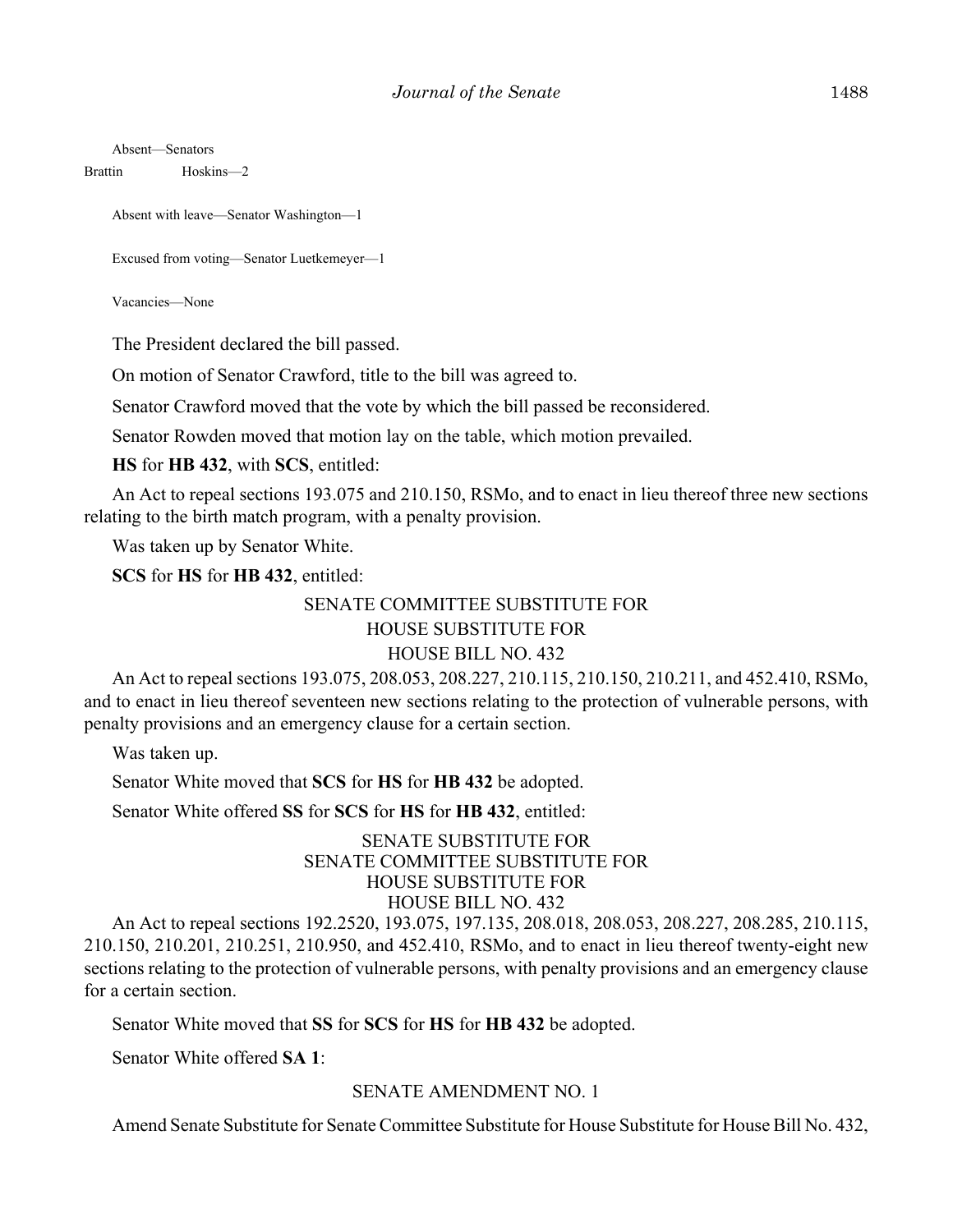Absent—Senators

Brattin Hoskins—2

Absent with leave—Senator Washington—1

Excused from voting—Senator Luetkemeyer—1

Vacancies—None

The President declared the bill passed.

On motion of Senator Crawford, title to the bill was agreed to.

Senator Crawford moved that the vote by which the bill passed be reconsidered.

Senator Rowden moved that motion lay on the table, which motion prevailed.

**HS** for **HB 432**, with **SCS**, entitled:

An Act to repeal sections 193.075 and 210.150, RSMo, and to enact in lieu thereof three new sections relating to the birth match program, with a penalty provision.

Was taken up by Senator White.

**SCS** for **HS** for **HB 432**, entitled:

SENATE COMMITTEE SUBSTITUTE FOR
HOUSE SUBSTITUTE FOR
HOUSE BILL NO. 432

An Act to repeal sections 193.075, 208.053, 208.227, 210.115, 210.150, 210.211, and 452.410, RSMo, and to enact in lieu thereof seventeen new sections relating to the protection of vulnerable persons, with penalty provisions and an emergency clause for a certain section.

Was taken up.

Senator White moved that **SCS** for **HS** for **HB 432** be adopted.

Senator White offered **SS** for **SCS** for **HS** for **HB 432**, entitled:

SENATE SUBSTITUTE FOR
SENATE COMMITTEE SUBSTITUTE FOR
HOUSE SUBSTITUTE FOR
HOUSE BILL NO. 432

An Act to repeal sections 192.2520, 193.075, 197.135, 208.018, 208.053, 208.227, 208.285, 210.115, 210.150, 210.201, 210.251, 210.950, and 452.410, RSMo, and to enact in lieu thereof twenty-eight new sections relating to the protection of vulnerable persons, with penalty provisions and an emergency clause for a certain section.

Senator White moved that **SS** for **SCS** for **HS** for **HB 432** be adopted.

Senator White offered **SA 1**:

SENATE AMENDMENT NO. 1

Amend Senate Substitute for Senate Committee Substitute for House Substitute for House Bill No. 432,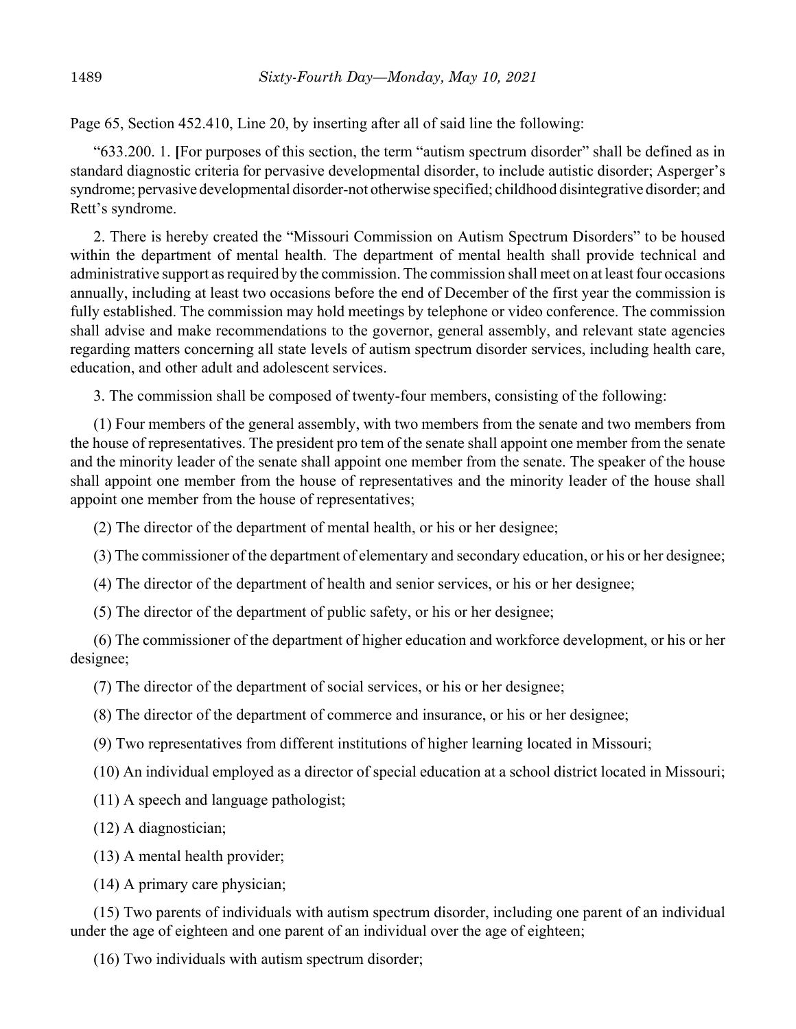Page 65, Section 452.410, Line 20, by inserting after all of said line the following:

"633.200. 1. **[**For purposes of this section, the term "autism spectrum disorder" shall be defined as in standard diagnostic criteria for pervasive developmental disorder, to include autistic disorder; Asperger's syndrome; pervasive developmental disorder-not otherwise specified; childhood disintegrative disorder; and Rett's syndrome.

2. There is hereby created the "Missouri Commission on Autism Spectrum Disorders" to be housed within the department of mental health. The department of mental health shall provide technical and administrative support as required by the commission. The commission shall meet on at least four occasions annually, including at least two occasions before the end of December of the first year the commission is fully established. The commission may hold meetings by telephone or video conference. The commission shall advise and make recommendations to the governor, general assembly, and relevant state agencies regarding matters concerning all state levels of autism spectrum disorder services, including health care, education, and other adult and adolescent services.

3. The commission shall be composed of twenty-four members, consisting of the following:

(1) Four members of the general assembly, with two members from the senate and two members from the house of representatives. The president pro tem of the senate shall appoint one member from the senate and the minority leader of the senate shall appoint one member from the senate. The speaker of the house shall appoint one member from the house of representatives and the minority leader of the house shall appoint one member from the house of representatives;

(2) The director of the department of mental health, or his or her designee;

(3) The commissioner of the department of elementary and secondary education, or his or her designee;

(4) The director of the department of health and senior services, or his or her designee;

(5) The director of the department of public safety, or his or her designee;

(6) The commissioner of the department of higher education and workforce development, or his or her designee;

(7) The director of the department of social services, or his or her designee;

(8) The director of the department of commerce and insurance, or his or her designee;

(9) Two representatives from different institutions of higher learning located in Missouri;

(10) An individual employed as a director of special education at a school district located in Missouri;

(11) A speech and language pathologist;

(12) A diagnostician;

(13) A mental health provider;

(14) A primary care physician;

(15) Two parents of individuals with autism spectrum disorder, including one parent of an individual under the age of eighteen and one parent of an individual over the age of eighteen;

(16) Two individuals with autism spectrum disorder;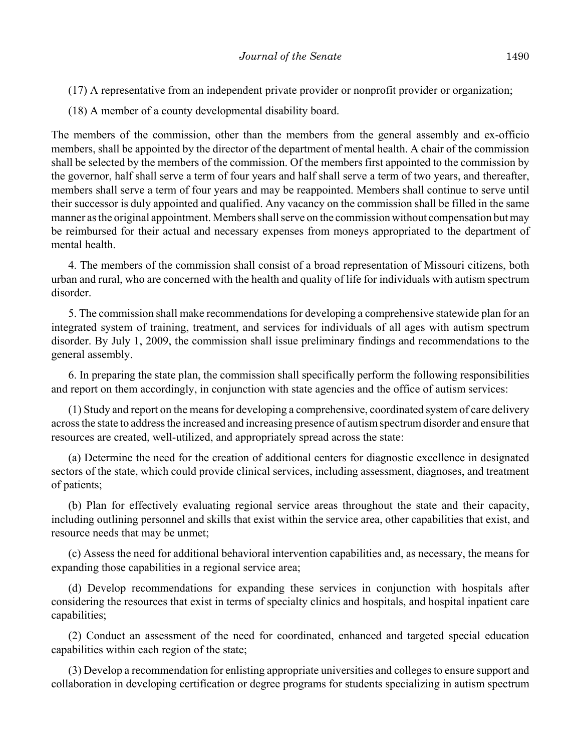(17) A representative from an independent private provider or nonprofit provider or organization;

(18) A member of a county developmental disability board.

The members of the commission, other than the members from the general assembly and ex-officio members, shall be appointed by the director of the department of mental health. A chair of the commission shall be selected by the members of the commission. Of the members first appointed to the commission by the governor, half shall serve a term of four years and half shall serve a term of two years, and thereafter, members shall serve a term of four years and may be reappointed. Members shall continue to serve until their successor is duly appointed and qualified. Any vacancy on the commission shall be filled in the same manner as the original appointment. Members shall serve on the commission without compensation but may be reimbursed for their actual and necessary expenses from moneys appropriated to the department of mental health.

4. The members of the commission shall consist of a broad representation of Missouri citizens, both urban and rural, who are concerned with the health and quality of life for individuals with autism spectrum disorder.

5. The commission shall make recommendations for developing a comprehensive statewide plan for an integrated system of training, treatment, and services for individuals of all ages with autism spectrum disorder. By July 1, 2009, the commission shall issue preliminary findings and recommendations to the general assembly.

6. In preparing the state plan, the commission shall specifically perform the following responsibilities and report on them accordingly, in conjunction with state agencies and the office of autism services:

(1) Study and report on the means for developing a comprehensive, coordinated system of care delivery across the state to address the increased and increasing presence of autism spectrum disorder and ensure that resources are created, well-utilized, and appropriately spread across the state:

(a) Determine the need for the creation of additional centers for diagnostic excellence in designated sectors of the state, which could provide clinical services, including assessment, diagnoses, and treatment of patients;

(b) Plan for effectively evaluating regional service areas throughout the state and their capacity, including outlining personnel and skills that exist within the service area, other capabilities that exist, and resource needs that may be unmet;

(c) Assess the need for additional behavioral intervention capabilities and, as necessary, the means for expanding those capabilities in a regional service area;

(d) Develop recommendations for expanding these services in conjunction with hospitals after considering the resources that exist in terms of specialty clinics and hospitals, and hospital inpatient care capabilities;

(2) Conduct an assessment of the need for coordinated, enhanced and targeted special education capabilities within each region of the state;

(3) Develop a recommendation for enlisting appropriate universities and colleges to ensure support and collaboration in developing certification or degree programs for students specializing in autism spectrum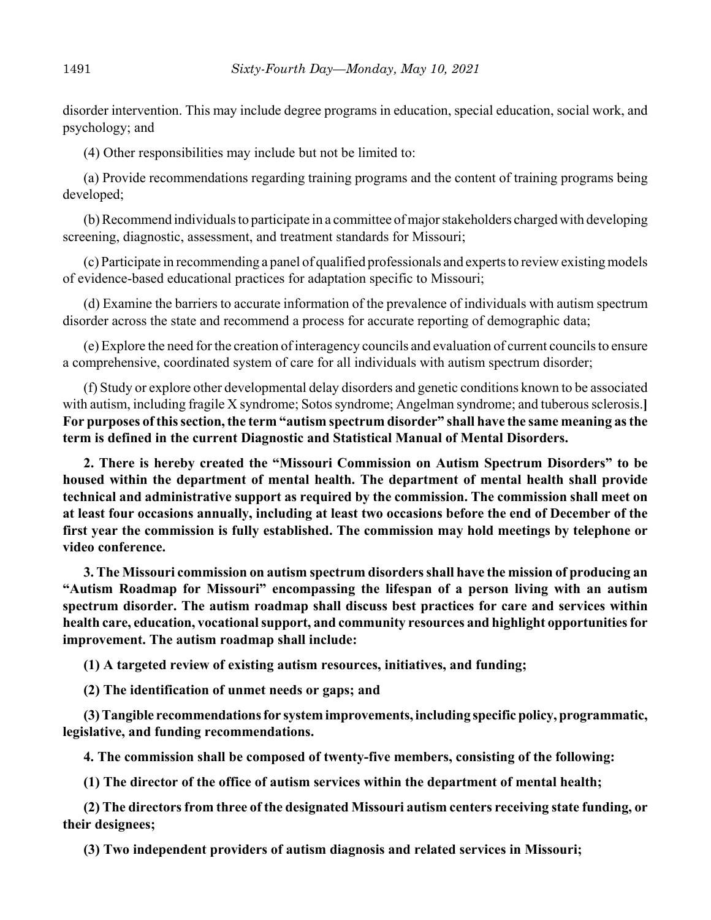disorder intervention. This may include degree programs in education, special education, social work, and psychology; and

(4) Other responsibilities may include but not be limited to:

(a) Provide recommendations regarding training programs and the content of training programs being developed;

(b) Recommend individuals to participate in a committee of major stakeholders charged with developing screening, diagnostic, assessment, and treatment standards for Missouri;

(c) Participate in recommending a panel of qualified professionals and experts to review existing models of evidence-based educational practices for adaptation specific to Missouri;

(d) Examine the barriers to accurate information of the prevalence of individuals with autism spectrum disorder across the state and recommend a process for accurate reporting of demographic data;

(e) Explore the need for the creation of interagency councils and evaluation of current councils to ensure a comprehensive, coordinated system of care for all individuals with autism spectrum disorder;

(f) Study or explore other developmental delay disorders and genetic conditions known to be associated with autism, including fragile X syndrome; Sotos syndrome; Angelman syndrome; and tuberous sclerosis.**] For purposes of this section, the term "autism spectrum disorder" shall have the same meaning as the term is defined in the current Diagnostic and Statistical Manual of Mental Disorders.**

**2. There is hereby created the "Missouri Commission on Autism Spectrum Disorders" to be housed within the department of mental health. The department of mental health shall provide technical and administrative support as required by the commission. The commission shall meet on at least four occasions annually, including at least two occasions before the end of December of the first year the commission is fully established. The commission may hold meetings by telephone or video conference.**

**3. The Missouri commission on autism spectrum disorders shall have the mission of producing an "Autism Roadmap for Missouri" encompassing the lifespan of a person living with an autism spectrum disorder. The autism roadmap shall discuss best practices for care and services within health care, education, vocational support, and community resources and highlight opportunities for improvement. The autism roadmap shall include:**

**(1) A targeted review of existing autism resources, initiatives, and funding;**

**(2) The identification of unmet needs or gaps; and**

**(3) Tangible recommendations for system improvements, including specific policy, programmatic, legislative, and funding recommendations.**

**4. The commission shall be composed of twenty-five members, consisting of the following:**

**(1) The director of the office of autism services within the department of mental health;**

**(2) The directors from three of the designated Missouri autism centers receiving state funding, or their designees;**

**(3) Two independent providers of autism diagnosis and related services in Missouri;**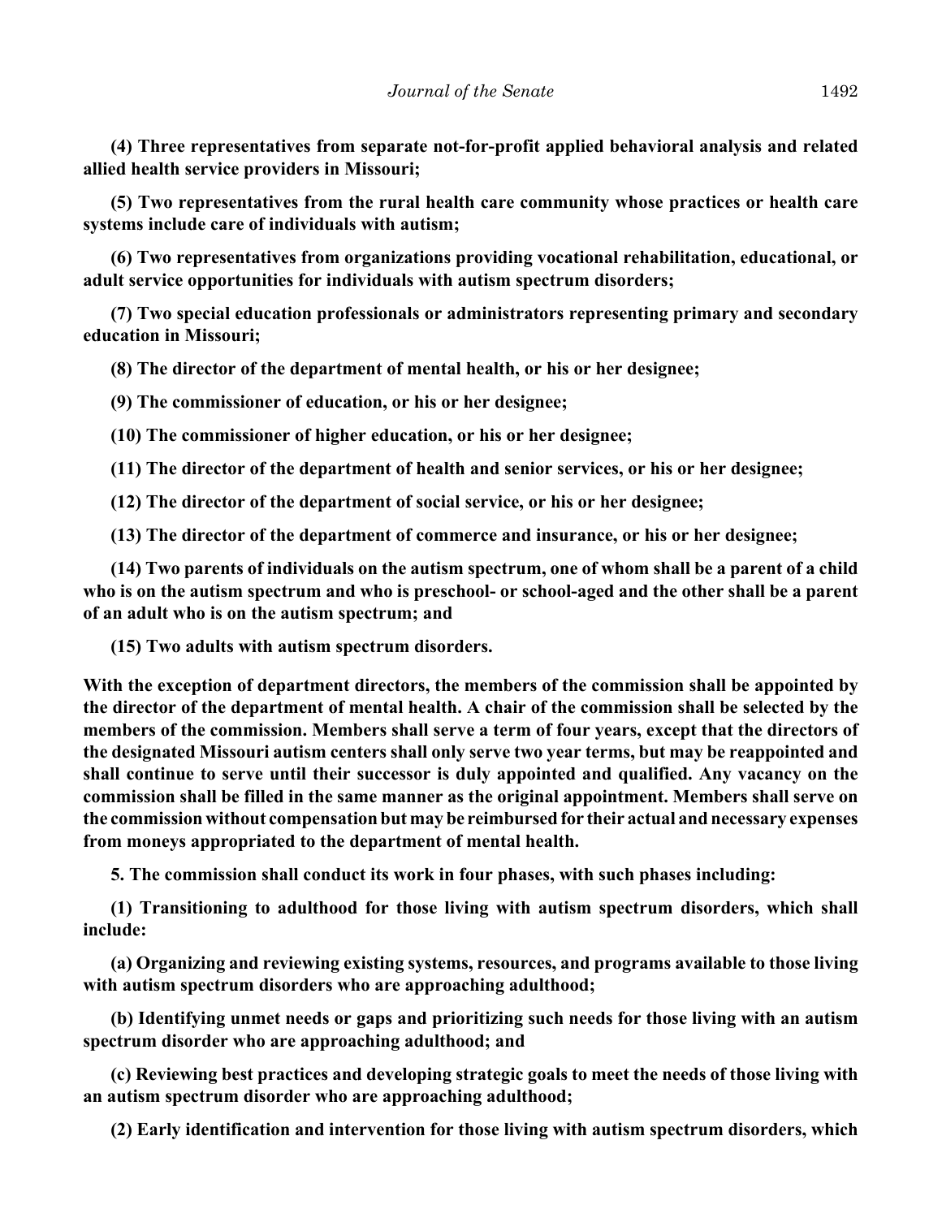**(4) Three representatives from separate not-for-profit applied behavioral analysis and related allied health service providers in Missouri;**

**(5) Two representatives from the rural health care community whose practices or health care systems include care of individuals with autism;**

**(6) Two representatives from organizations providing vocational rehabilitation, educational, or adult service opportunities for individuals with autism spectrum disorders;**

**(7) Two special education professionals or administrators representing primary and secondary education in Missouri;**

**(8) The director of the department of mental health, or his or her designee;**

**(9) The commissioner of education, or his or her designee;**

**(10) The commissioner of higher education, or his or her designee;**

**(11) The director of the department of health and senior services, or his or her designee;**

**(12) The director of the department of social service, or his or her designee;**

**(13) The director of the department of commerce and insurance, or his or her designee;**

**(14) Two parents of individuals on the autism spectrum, one of whom shall be a parent of a child who is on the autism spectrum and who is preschool- or school-aged and the other shall be a parent of an adult who is on the autism spectrum; and**

**(15) Two adults with autism spectrum disorders.**

**With the exception of department directors, the members of the commission shall be appointed by the director of the department of mental health. A chair of the commission shall be selected by the members of the commission. Members shall serve a term of four years, except that the directors of the designated Missouri autism centers shall only serve two year terms, but may be reappointed and shall continue to serve until their successor is duly appointed and qualified. Any vacancy on the commission shall be filled in the same manner as the original appointment. Members shall serve on the commission without compensation but may be reimbursed for their actual and necessary expenses from moneys appropriated to the department of mental health.**

**5. The commission shall conduct its work in four phases, with such phases including:**

**(1) Transitioning to adulthood for those living with autism spectrum disorders, which shall include:**

**(a) Organizing and reviewing existing systems, resources, and programs available to those living with autism spectrum disorders who are approaching adulthood;**

**(b) Identifying unmet needs or gaps and prioritizing such needs for those living with an autism spectrum disorder who are approaching adulthood; and**

**(c) Reviewing best practices and developing strategic goals to meet the needs of those living with an autism spectrum disorder who are approaching adulthood;**

**(2) Early identification and intervention for those living with autism spectrum disorders, which**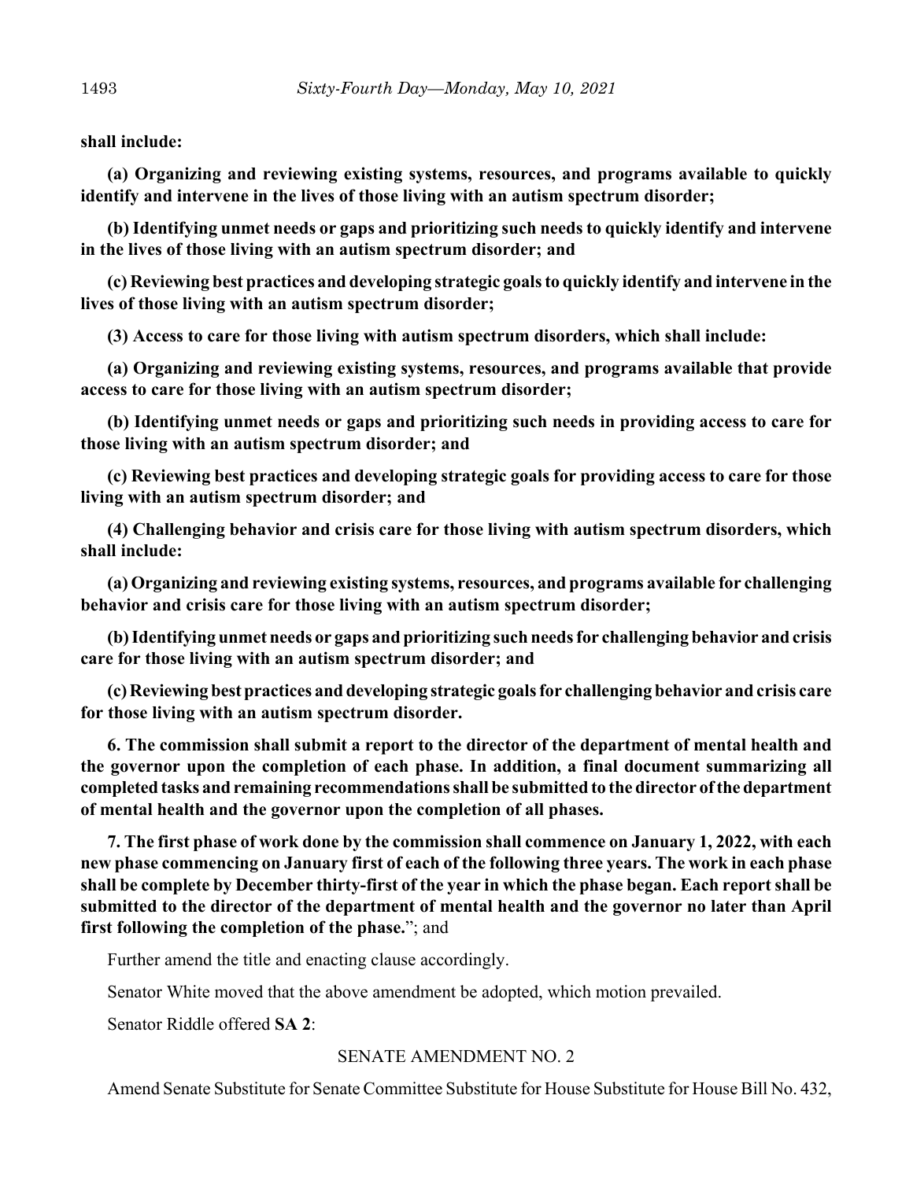**shall include:**

**(a) Organizing and reviewing existing systems, resources, and programs available to quickly identify and intervene in the lives of those living with an autism spectrum disorder;**

**(b) Identifying unmet needs or gaps and prioritizing such needs to quickly identify and intervene in the lives of those living with an autism spectrum disorder; and**

**(c) Reviewing best practices and developing strategic goals to quickly identify and intervene in the lives of those living with an autism spectrum disorder;**

**(3) Access to care for those living with autism spectrum disorders, which shall include:**

**(a) Organizing and reviewing existing systems, resources, and programs available that provide access to care for those living with an autism spectrum disorder;**

**(b) Identifying unmet needs or gaps and prioritizing such needs in providing access to care for those living with an autism spectrum disorder; and**

**(c) Reviewing best practices and developing strategic goals for providing access to care for those living with an autism spectrum disorder; and**

**(4) Challenging behavior and crisis care for those living with autism spectrum disorders, which shall include:**

**(a) Organizing and reviewing existing systems, resources, and programs available for challenging behavior and crisis care for those living with an autism spectrum disorder;**

**(b) Identifying unmet needs or gaps and prioritizing such needs for challenging behavior and crisis care for those living with an autism spectrum disorder; and**

**(c) Reviewing best practices and developing strategic goals for challenging behavior and crisis care for those living with an autism spectrum disorder.**

**6. The commission shall submit a report to the director of the department of mental health and the governor upon the completion of each phase. In addition, a final document summarizing all completed tasks and remaining recommendations shall be submitted to the director of the department of mental health and the governor upon the completion of all phases.**

**7. The first phase of work done by the commission shall commence on January 1, 2022, with each new phase commencing on January first of each of the following three years. The work in each phase shall be complete by December thirty-first of the year in which the phase began. Each report shall be submitted to the director of the department of mental health and the governor no later than April first following the completion of the phase.**"; and

Further amend the title and enacting clause accordingly.

Senator White moved that the above amendment be adopted, which motion prevailed.

Senator Riddle offered **SA 2**:

SENATE AMENDMENT NO. 2

Amend Senate Substitute for Senate Committee Substitute for House Substitute for House Bill No. 432,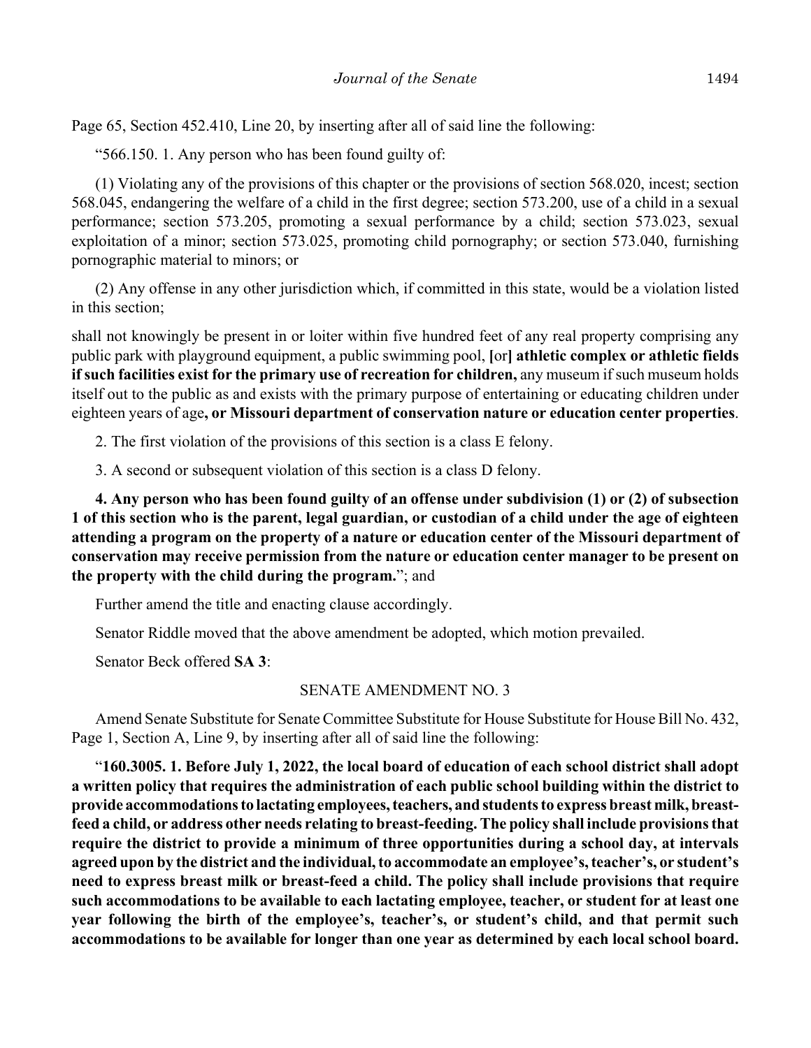Page 65, Section 452.410, Line 20, by inserting after all of said line the following:

"566.150. 1. Any person who has been found guilty of:

(1) Violating any of the provisions of this chapter or the provisions of section 568.020, incest; section 568.045, endangering the welfare of a child in the first degree; section 573.200, use of a child in a sexual performance; section 573.205, promoting a sexual performance by a child; section 573.023, sexual exploitation of a minor; section 573.025, promoting child pornography; or section 573.040, furnishing pornographic material to minors; or

(2) Any offense in any other jurisdiction which, if committed in this state, would be a violation listed in this section;

shall not knowingly be present in or loiter within five hundred feet of any real property comprising any public park with playground equipment, a public swimming pool, **[**or**] athletic complex or athletic fields if such facilities exist for the primary use of recreation for children,** any museum if such museum holds itself out to the public as and exists with the primary purpose of entertaining or educating children under eighteen years of age**, or Missouri department of conservation nature or education center properties**.

2. The first violation of the provisions of this section is a class E felony.

3. A second or subsequent violation of this section is a class D felony.

**4. Any person who has been found guilty of an offense under subdivision (1) or (2) of subsection 1 of this section who is the parent, legal guardian, or custodian of a child under the age of eighteen attending a program on the property of a nature or education center of the Missouri department of conservation may receive permission from the nature or education center manager to be present on the property with the child during the program.**"; and

Further amend the title and enacting clause accordingly.

Senator Riddle moved that the above amendment be adopted, which motion prevailed.

Senator Beck offered **SA 3**:

SENATE AMENDMENT NO. 3

Amend Senate Substitute for Senate Committee Substitute for House Substitute for House Bill No. 432, Page 1, Section A, Line 9, by inserting after all of said line the following:

"**160.3005. 1. Before July 1, 2022, the local board of education of each school district shall adopt a written policy that requires the administration of each public school building within the district to provide accommodations to lactating employees, teachers, and students to express breast milk, breast-feed a child, or address other needs relating to breast-feeding. The policy shall include provisions that require the district to provide a minimum of three opportunities during a school day, at intervals agreed upon by the district and the individual, to accommodate an employee's, teacher's, or student's need to express breast milk or breast-feed a child. The policy shall include provisions that require such accommodations to be available to each lactating employee, teacher, or student for at least one year following the birth of the employee's, teacher's, or student's child, and that permit such accommodations to be available for longer than one year as determined by each local school board.**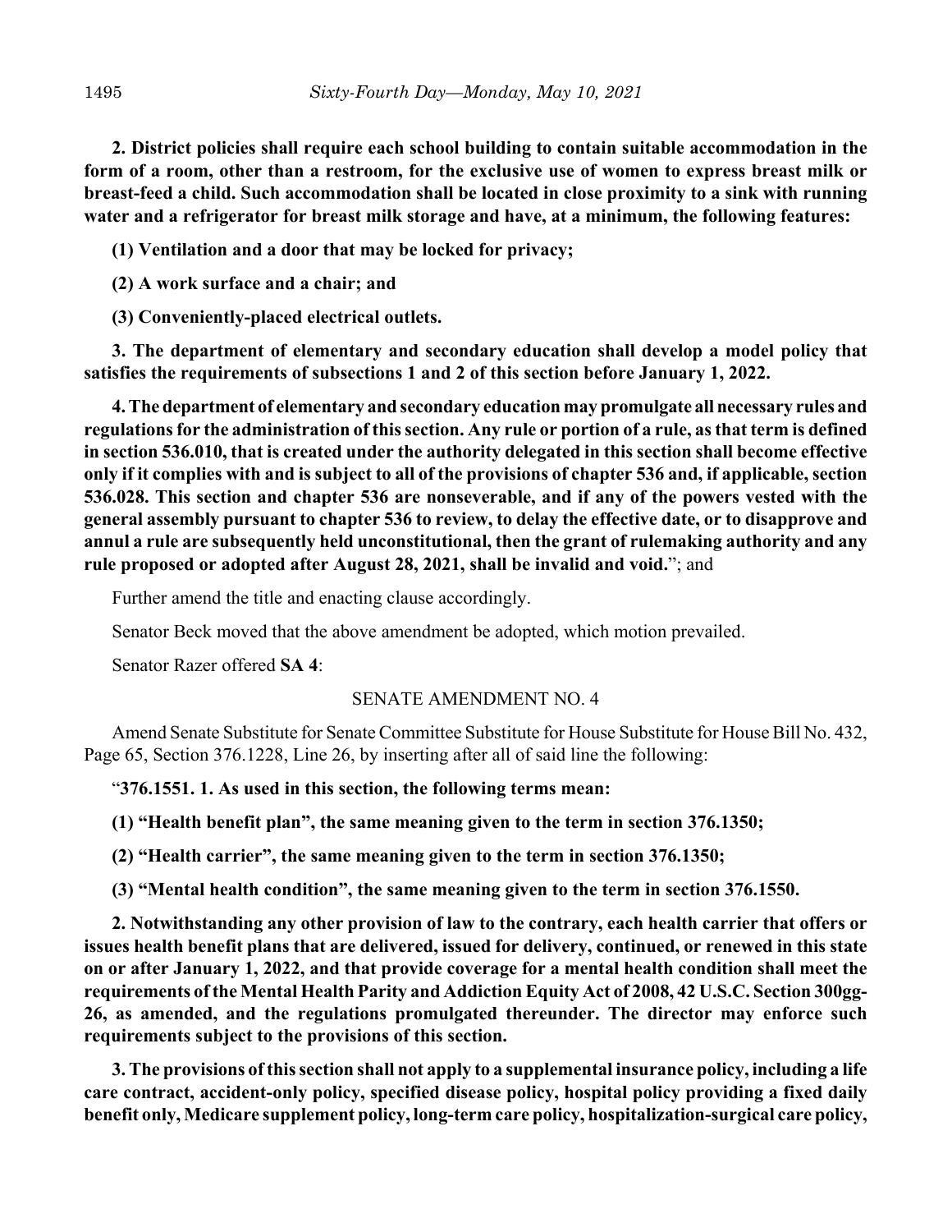**2. District policies shall require each school building to contain suitable accommodation in the form of a room, other than a restroom, for the exclusive use of women to express breast milk or breast-feed a child. Such accommodation shall be located in close proximity to a sink with running water and a refrigerator for breast milk storage and have, at a minimum, the following features:**

**(1) Ventilation and a door that may be locked for privacy;**

**(2) A work surface and a chair; and**

**(3) Conveniently-placed electrical outlets.**

**3. The department of elementary and secondary education shall develop a model policy that satisfies the requirements of subsections 1 and 2 of this section before January 1, 2022.**

**4. The department of elementary and secondary education may promulgate all necessary rules and regulations for the administration of this section. Any rule or portion of a rule, as that term is defined in section 536.010, that is created under the authority delegated in this section shall become effective only if it complies with and is subject to all of the provisions of chapter 536 and, if applicable, section 536.028. This section and chapter 536 are nonseverable, and if any of the powers vested with the general assembly pursuant to chapter 536 to review, to delay the effective date, or to disapprove and annul a rule are subsequently held unconstitutional, then the grant of rulemaking authority and any rule proposed or adopted after August 28, 2021, shall be invalid and void.**"; and

Further amend the title and enacting clause accordingly.

Senator Beck moved that the above amendment be adopted, which motion prevailed.

Senator Razer offered **SA 4**:

SENATE AMENDMENT NO. 4

Amend Senate Substitute for Senate Committee Substitute for House Substitute for House Bill No. 432, Page 65, Section 376.1228, Line 26, by inserting after all of said line the following:

"**376.1551. 1. As used in this section, the following terms mean:**

**(1) "Health benefit plan", the same meaning given to the term in section 376.1350;**

**(2) "Health carrier", the same meaning given to the term in section 376.1350;**

**(3) "Mental health condition", the same meaning given to the term in section 376.1550.**

**2. Notwithstanding any other provision of law to the contrary, each health carrier that offers or issues health benefit plans that are delivered, issued for delivery, continued, or renewed in this state on or after January 1, 2022, and that provide coverage for a mental health condition shall meet the requirements of the Mental Health Parity and Addiction Equity Act of 2008, 42 U.S.C. Section 300gg-26, as amended, and the regulations promulgated thereunder. The director may enforce such requirements subject to the provisions of this section.**

**3. The provisions of this section shall not apply to a supplemental insurance policy, including a life care contract, accident-only policy, specified disease policy, hospital policy providing a fixed daily benefit only, Medicare supplement policy, long-term care policy, hospitalization-surgical care policy,**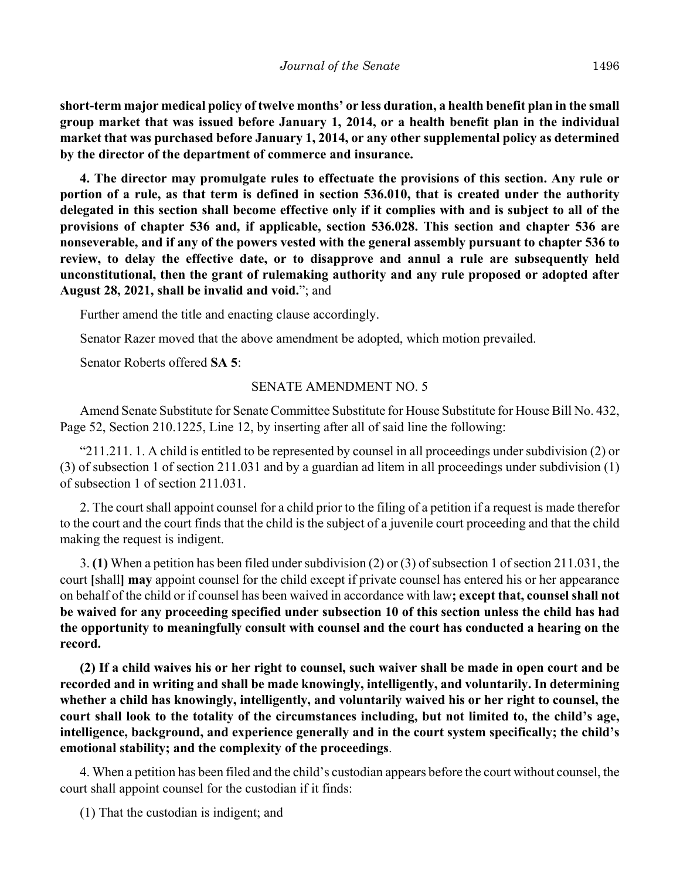**short-term major medical policy of twelve months' or less duration, a health benefit plan in the small group market that was issued before January 1, 2014, or a health benefit plan in the individual market that was purchased before January 1, 2014, or any other supplemental policy as determined by the director of the department of commerce and insurance.**

**4. The director may promulgate rules to effectuate the provisions of this section. Any rule or portion of a rule, as that term is defined in section 536.010, that is created under the authority delegated in this section shall become effective only if it complies with and is subject to all of the provisions of chapter 536 and, if applicable, section 536.028. This section and chapter 536 are nonseverable, and if any of the powers vested with the general assembly pursuant to chapter 536 to review, to delay the effective date, or to disapprove and annul a rule are subsequently held unconstitutional, then the grant of rulemaking authority and any rule proposed or adopted after August 28, 2021, shall be invalid and void.**"; and

Further amend the title and enacting clause accordingly.

Senator Razer moved that the above amendment be adopted, which motion prevailed.

Senator Roberts offered **SA 5**:

SENATE AMENDMENT NO. 5

Amend Senate Substitute for Senate Committee Substitute for House Substitute for House Bill No. 432, Page 52, Section 210.1225, Line 12, by inserting after all of said line the following:

"211.211. 1. A child is entitled to be represented by counsel in all proceedings under subdivision (2) or (3) of subsection 1 of section 211.031 and by a guardian ad litem in all proceedings under subdivision (1) of subsection 1 of section 211.031.

2. The court shall appoint counsel for a child prior to the filing of a petition if a request is made therefor to the court and the court finds that the child is the subject of a juvenile court proceeding and that the child making the request is indigent.

3. **(1)** When a petition has been filed under subdivision (2) or (3) of subsection 1 of section 211.031, the court **[**shall**]** **may** appoint counsel for the child except if private counsel has entered his or her appearance on behalf of the child or if counsel has been waived in accordance with law**; except that, counsel shall not be waived for any proceeding specified under subsection 10 of this section unless the child has had the opportunity to meaningfully consult with counsel and the court has conducted a hearing on the record.**

**(2) If a child waives his or her right to counsel, such waiver shall be made in open court and be recorded and in writing and shall be made knowingly, intelligently, and voluntarily. In determining whether a child has knowingly, intelligently, and voluntarily waived his or her right to counsel, the court shall look to the totality of the circumstances including, but not limited to, the child's age, intelligence, background, and experience generally and in the court system specifically; the child's emotional stability; and the complexity of the proceedings**.

4. When a petition has been filed and the child's custodian appears before the court without counsel, the court shall appoint counsel for the custodian if it finds:

(1) That the custodian is indigent; and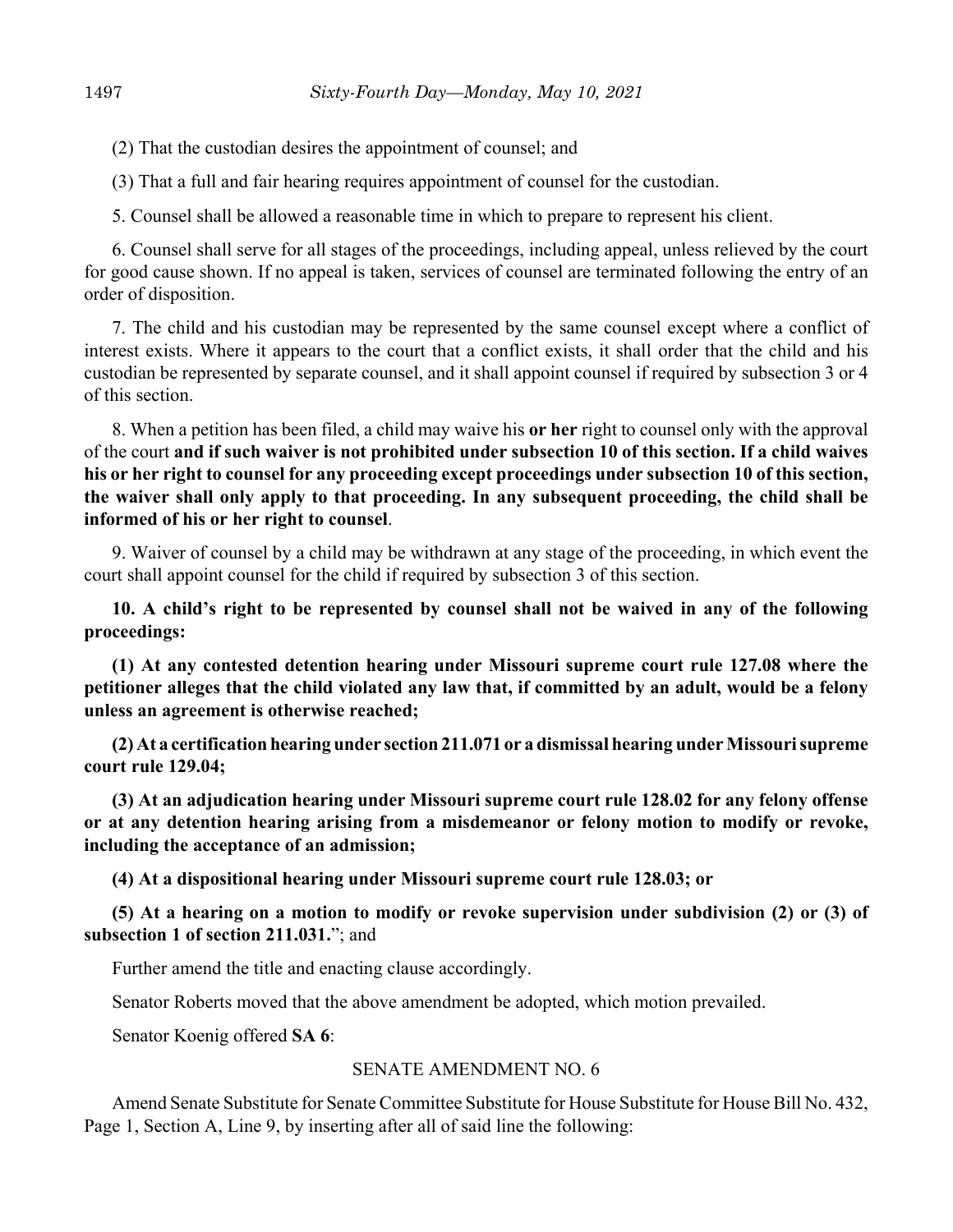(2) That the custodian desires the appointment of counsel; and

(3) That a full and fair hearing requires appointment of counsel for the custodian.

5. Counsel shall be allowed a reasonable time in which to prepare to represent his client.

6. Counsel shall serve for all stages of the proceedings, including appeal, unless relieved by the court for good cause shown. If no appeal is taken, services of counsel are terminated following the entry of an order of disposition.

7. The child and his custodian may be represented by the same counsel except where a conflict of interest exists. Where it appears to the court that a conflict exists, it shall order that the child and his custodian be represented by separate counsel, and it shall appoint counsel if required by subsection 3 or 4 of this section.

8. When a petition has been filed, a child may waive his **or her** right to counsel only with the approval of the court **and if such waiver is not prohibited under subsection 10 of this section. If a child waives his or her right to counsel for any proceeding except proceedings under subsection 10 of this section, the waiver shall only apply to that proceeding. In any subsequent proceeding, the child shall be informed of his or her right to counsel**.

9. Waiver of counsel by a child may be withdrawn at any stage of the proceeding, in which event the court shall appoint counsel for the child if required by subsection 3 of this section.

**10. A child's right to be represented by counsel shall not be waived in any of the following proceedings:**

**(1) At any contested detention hearing under Missouri supreme court rule 127.08 where the petitioner alleges that the child violated any law that, if committed by an adult, would be a felony unless an agreement is otherwise reached;**

**(2) At a certification hearing under section 211.071 or a dismissal hearing under Missouri supreme court rule 129.04;**

**(3) At an adjudication hearing under Missouri supreme court rule 128.02 for any felony offense or at any detention hearing arising from a misdemeanor or felony motion to modify or revoke, including the acceptance of an admission;**

**(4) At a dispositional hearing under Missouri supreme court rule 128.03; or**

**(5) At a hearing on a motion to modify or revoke supervision under subdivision (2) or (3) of subsection 1 of section 211.031.**"; and

Further amend the title and enacting clause accordingly.

Senator Roberts moved that the above amendment be adopted, which motion prevailed.

Senator Koenig offered **SA 6**:

SENATE AMENDMENT NO. 6

Amend Senate Substitute for Senate Committee Substitute for House Substitute for House Bill No. 432, Page 1, Section A, Line 9, by inserting after all of said line the following: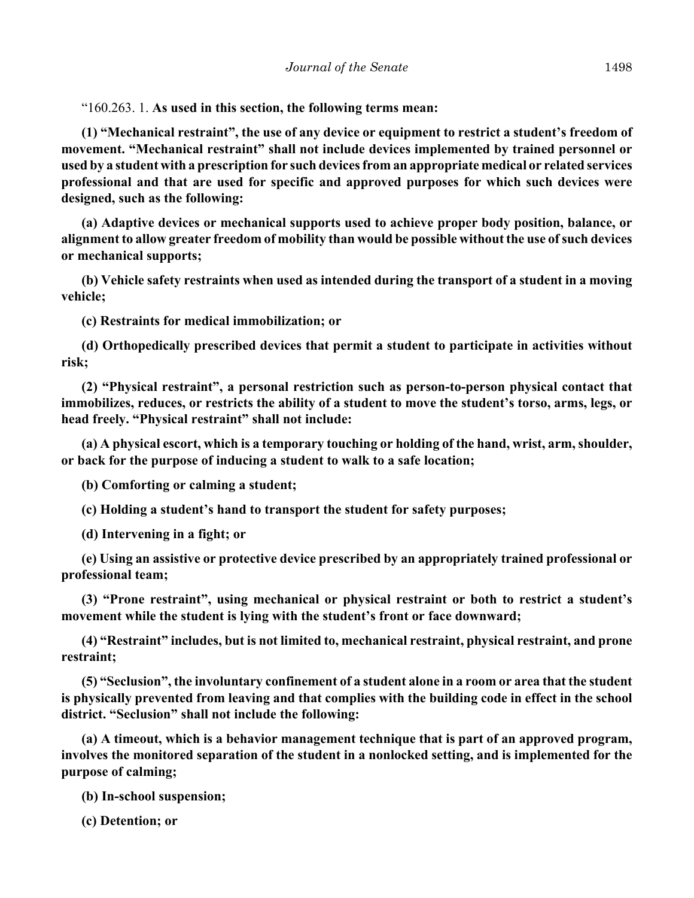"160.263. 1. **As used in this section, the following terms mean:**

**(1) "Mechanical restraint", the use of any device or equipment to restrict a student's freedom of movement. "Mechanical restraint" shall not include devices implemented by trained personnel or used by a student with a prescription for such devices from an appropriate medical or related services professional and that are used for specific and approved purposes for which such devices were designed, such as the following:**

**(a) Adaptive devices or mechanical supports used to achieve proper body position, balance, or alignment to allow greater freedom of mobility than would be possible without the use of such devices or mechanical supports;**

**(b) Vehicle safety restraints when used as intended during the transport of a student in a moving vehicle;**

**(c) Restraints for medical immobilization; or**

**(d) Orthopedically prescribed devices that permit a student to participate in activities without risk;**

**(2) "Physical restraint", a personal restriction such as person-to-person physical contact that immobilizes, reduces, or restricts the ability of a student to move the student's torso, arms, legs, or head freely. "Physical restraint" shall not include:**

**(a) A physical escort, which is a temporary touching or holding of the hand, wrist, arm, shoulder, or back for the purpose of inducing a student to walk to a safe location;**

**(b) Comforting or calming a student;**

**(c) Holding a student's hand to transport the student for safety purposes;**

**(d) Intervening in a fight; or**

**(e) Using an assistive or protective device prescribed by an appropriately trained professional or professional team;**

**(3) "Prone restraint", using mechanical or physical restraint or both to restrict a student's movement while the student is lying with the student's front or face downward;**

**(4) "Restraint" includes, but is not limited to, mechanical restraint, physical restraint, and prone restraint;**

**(5) "Seclusion", the involuntary confinement of a student alone in a room or area that the student is physically prevented from leaving and that complies with the building code in effect in the school district. "Seclusion" shall not include the following:**

**(a) A timeout, which is a behavior management technique that is part of an approved program, involves the monitored separation of the student in a nonlocked setting, and is implemented for the purpose of calming;**

**(b) In-school suspension;**

**(c) Detention; or**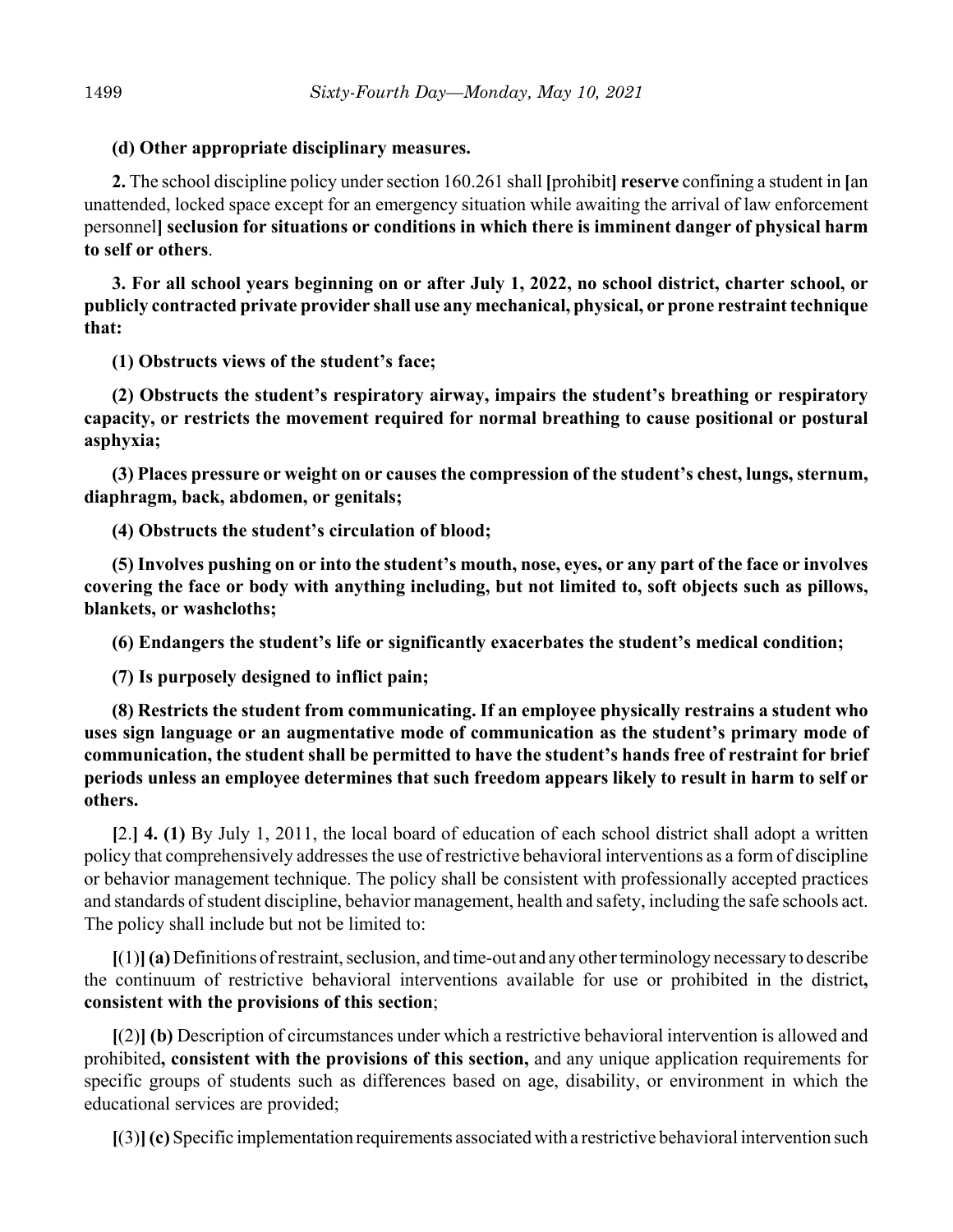**(d) Other appropriate disciplinary measures.**

**2.** The school discipline policy under section 160.261 shall **[**prohibit**] reserve** confining a student in **[**an unattended, locked space except for an emergency situation while awaiting the arrival of law enforcement personnel**] seclusion for situations or conditions in which there is imminent danger of physical harm to self or others**.

**3. For all school years beginning on or after July 1, 2022, no school district, charter school, or publicly contracted private provider shall use any mechanical, physical, or prone restraint technique that:**

**(1) Obstructs views of the student's face;**

**(2) Obstructs the student's respiratory airway, impairs the student's breathing or respiratory capacity, or restricts the movement required for normal breathing to cause positional or postural asphyxia;**

**(3) Places pressure or weight on or causes the compression of the student's chest, lungs, sternum, diaphragm, back, abdomen, or genitals;**

**(4) Obstructs the student's circulation of blood;**

**(5) Involves pushing on or into the student's mouth, nose, eyes, or any part of the face or involves covering the face or body with anything including, but not limited to, soft objects such as pillows, blankets, or washcloths;**

**(6) Endangers the student's life or significantly exacerbates the student's medical condition;**

**(7) Is purposely designed to inflict pain;**

**(8) Restricts the student from communicating. If an employee physically restrains a student who uses sign language or an augmentative mode of communication as the student's primary mode of communication, the student shall be permitted to have the student's hands free of restraint for brief periods unless an employee determines that such freedom appears likely to result in harm to self or others.**

**[**2.**] 4. (1)** By July 1, 2011, the local board of education of each school district shall adopt a written policy that comprehensively addresses the use of restrictive behavioral interventions as a form of discipline or behavior management technique. The policy shall be consistent with professionally accepted practices and standards of student discipline, behavior management, health and safety, including the safe schools act. The policy shall include but not be limited to:

**[**(1)**] (a)** Definitions of restraint, seclusion, and time-out and any other terminology necessary to describe the continuum of restrictive behavioral interventions available for use or prohibited in the district**, consistent with the provisions of this section**;

**[**(2)**] (b)** Description of circumstances under which a restrictive behavioral intervention is allowed and prohibited**, consistent with the provisions of this section,** and any unique application requirements for specific groups of students such as differences based on age, disability, or environment in which the educational services are provided;

**[**(3)**] (c)** Specific implementation requirements associated with a restrictive behavioral intervention such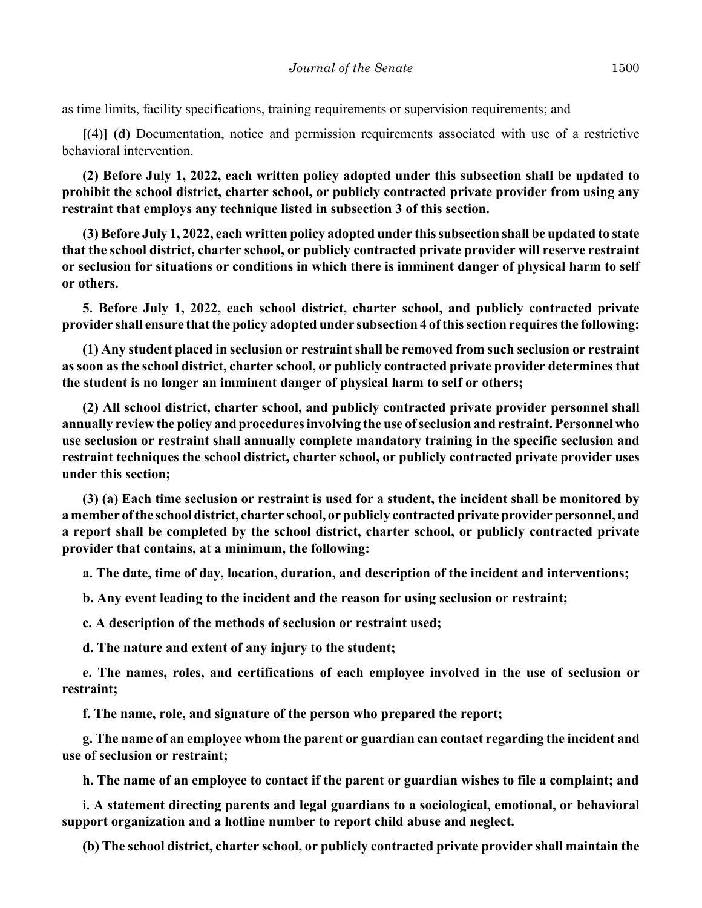as time limits, facility specifications, training requirements or supervision requirements; and

[(4)] **(d)** Documentation, notice and permission requirements associated with use of a restrictive behavioral intervention.

**(2) Before July 1, 2022, each written policy adopted under this subsection shall be updated to prohibit the school district, charter school, or publicly contracted private provider from using any restraint that employs any technique listed in subsection 3 of this section.**

**(3) Before July 1, 2022, each written policy adopted under this subsection shall be updated to state that the school district, charter school, or publicly contracted private provider will reserve restraint or seclusion for situations or conditions in which there is imminent danger of physical harm to self or others.**

**5. Before July 1, 2022, each school district, charter school, and publicly contracted private provider shall ensure that the policy adopted under subsection 4 of this section requires the following:**

**(1) Any student placed in seclusion or restraint shall be removed from such seclusion or restraint as soon as the school district, charter school, or publicly contracted private provider determines that the student is no longer an imminent danger of physical harm to self or others;**

**(2) All school district, charter school, and publicly contracted private provider personnel shall annually review the policy and procedures involving the use of seclusion and restraint. Personnel who use seclusion or restraint shall annually complete mandatory training in the specific seclusion and restraint techniques the school district, charter school, or publicly contracted private provider uses under this section;**

**(3) (a) Each time seclusion or restraint is used for a student, the incident shall be monitored by a member of the school district, charter school, or publicly contracted private provider personnel, and a report shall be completed by the school district, charter school, or publicly contracted private provider that contains, at a minimum, the following:**

**a. The date, time of day, location, duration, and description of the incident and interventions;**

**b. Any event leading to the incident and the reason for using seclusion or restraint;**

**c. A description of the methods of seclusion or restraint used;**

**d. The nature and extent of any injury to the student;**

**e. The names, roles, and certifications of each employee involved in the use of seclusion or restraint;**

**f. The name, role, and signature of the person who prepared the report;**

**g. The name of an employee whom the parent or guardian can contact regarding the incident and use of seclusion or restraint;**

**h. The name of an employee to contact if the parent or guardian wishes to file a complaint; and**

**i. A statement directing parents and legal guardians to a sociological, emotional, or behavioral support organization and a hotline number to report child abuse and neglect.**

**(b) The school district, charter school, or publicly contracted private provider shall maintain the**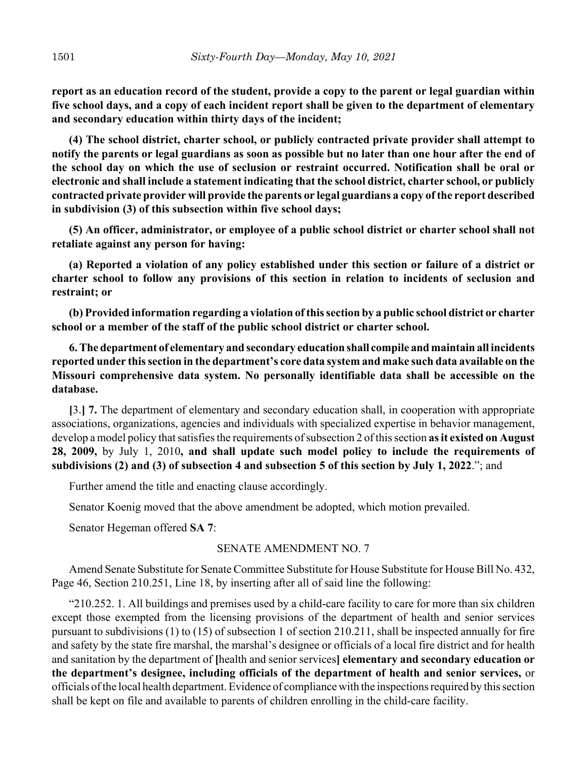**report as an education record of the student, provide a copy to the parent or legal guardian within five school days, and a copy of each incident report shall be given to the department of elementary and secondary education within thirty days of the incident;**

**(4) The school district, charter school, or publicly contracted private provider shall attempt to notify the parents or legal guardians as soon as possible but no later than one hour after the end of the school day on which the use of seclusion or restraint occurred. Notification shall be oral or electronic and shall include a statement indicating that the school district, charter school, or publicly contracted private provider will provide the parents or legal guardians a copy of the report described in subdivision (3) of this subsection within five school days;**

**(5) An officer, administrator, or employee of a public school district or charter school shall not retaliate against any person for having:**

**(a) Reported a violation of any policy established under this section or failure of a district or charter school to follow any provisions of this section in relation to incidents of seclusion and restraint; or**

**(b) Provided information regarding a violation of this section by a public school district or charter school or a member of the staff of the public school district or charter school.**

**6. The department of elementary and secondary education shall compile and maintain all incidents reported under this section in the department's core data system and make such data available on the Missouri comprehensive data system. No personally identifiable data shall be accessible on the database.**

**[**3.**] 7.** The department of elementary and secondary education shall, in cooperation with appropriate associations, organizations, agencies and individuals with specialized expertise in behavior management, develop a model policy that satisfies the requirements of subsection 2 of this section **as it existed on August 28, 2009,** by July 1, 2010**, and shall update such model policy to include the requirements of subdivisions (2) and (3) of subsection 4 and subsection 5 of this section by July 1, 2022**."; and

Further amend the title and enacting clause accordingly.

Senator Koenig moved that the above amendment be adopted, which motion prevailed.

Senator Hegeman offered **SA 7**:

SENATE AMENDMENT NO. 7

Amend Senate Substitute for Senate Committee Substitute for House Substitute for House Bill No. 432, Page 46, Section 210.251, Line 18, by inserting after all of said line the following:

"210.252. 1. All buildings and premises used by a child-care facility to care for more than six children except those exempted from the licensing provisions of the department of health and senior services pursuant to subdivisions (1) to (15) of subsection 1 of section 210.211, shall be inspected annually for fire and safety by the state fire marshal, the marshal's designee or officials of a local fire district and for health and sanitation by the department of **[**health and senior services**] elementary and secondary education or the department's designee, including officials of the department of health and senior services,** or officials of the local health department. Evidence of compliance with the inspections required by this section shall be kept on file and available to parents of children enrolling in the child-care facility.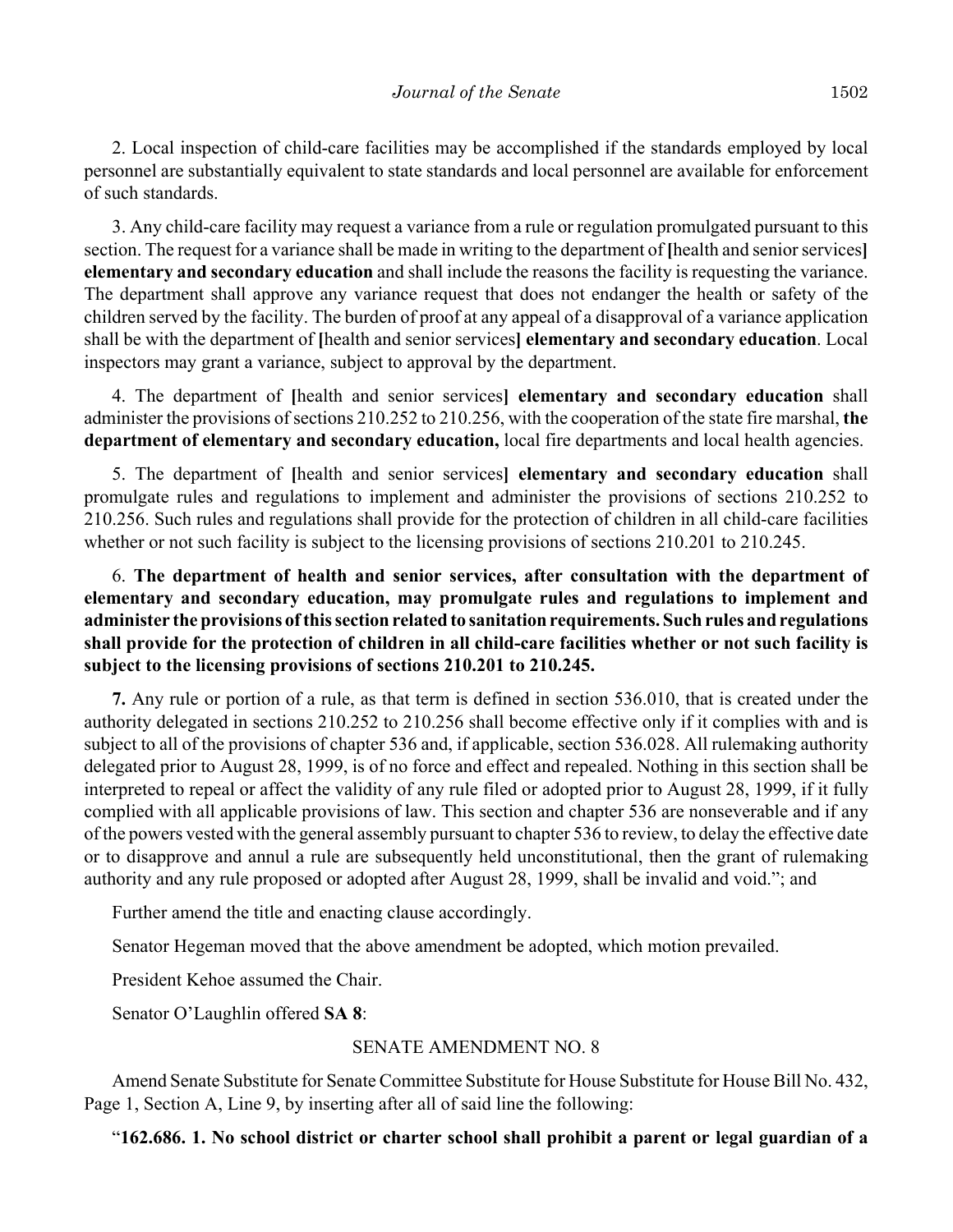2. Local inspection of child-care facilities may be accomplished if the standards employed by local personnel are substantially equivalent to state standards and local personnel are available for enforcement of such standards.

3. Any child-care facility may request a variance from a rule or regulation promulgated pursuant to this section. The request for a variance shall be made in writing to the department of **[**health and senior services**]** **elementary and secondary education** and shall include the reasons the facility is requesting the variance. The department shall approve any variance request that does not endanger the health or safety of the children served by the facility. The burden of proof at any appeal of a disapproval of a variance application shall be with the department of **[**health and senior services**]** **elementary and secondary education**. Local inspectors may grant a variance, subject to approval by the department.

4. The department of **[**health and senior services**]** **elementary and secondary education** shall administer the provisions of sections 210.252 to 210.256, with the cooperation of the state fire marshal, **the department of elementary and secondary education,** local fire departments and local health agencies.

5. The department of **[**health and senior services**]** **elementary and secondary education** shall promulgate rules and regulations to implement and administer the provisions of sections 210.252 to 210.256. Such rules and regulations shall provide for the protection of children in all child-care facilities whether or not such facility is subject to the licensing provisions of sections 210.201 to 210.245.

6. **The department of health and senior services, after consultation with the department of elementary and secondary education, may promulgate rules and regulations to implement and administer the provisions of this section related to sanitation requirements. Such rules and regulations shall provide for the protection of children in all child-care facilities whether or not such facility is subject to the licensing provisions of sections 210.201 to 210.245.**

**7.** Any rule or portion of a rule, as that term is defined in section 536.010, that is created under the authority delegated in sections 210.252 to 210.256 shall become effective only if it complies with and is subject to all of the provisions of chapter 536 and, if applicable, section 536.028. All rulemaking authority delegated prior to August 28, 1999, is of no force and effect and repealed. Nothing in this section shall be interpreted to repeal or affect the validity of any rule filed or adopted prior to August 28, 1999, if it fully complied with all applicable provisions of law. This section and chapter 536 are nonseverable and if any of the powers vested with the general assembly pursuant to chapter 536 to review, to delay the effective date or to disapprove and annul a rule are subsequently held unconstitutional, then the grant of rulemaking authority and any rule proposed or adopted after August 28, 1999, shall be invalid and void."; and

Further amend the title and enacting clause accordingly.

Senator Hegeman moved that the above amendment be adopted, which motion prevailed.

President Kehoe assumed the Chair.

Senator O'Laughlin offered **SA 8**:

SENATE AMENDMENT NO. 8

Amend Senate Substitute for Senate Committee Substitute for House Substitute for House Bill No. 432, Page 1, Section A, Line 9, by inserting after all of said line the following:

"**162.686. 1. No school district or charter school shall prohibit a parent or legal guardian of a**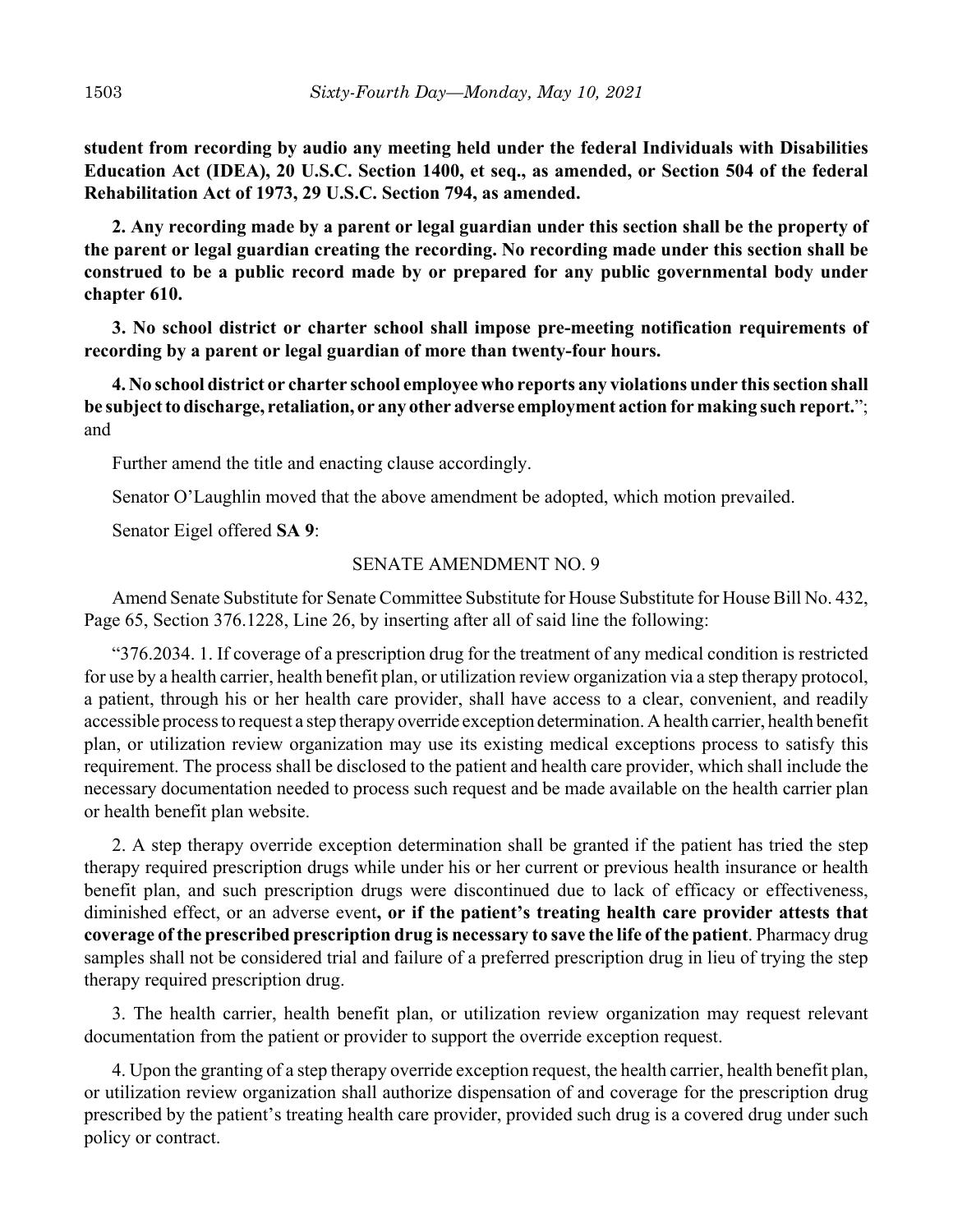**student from recording by audio any meeting held under the federal Individuals with Disabilities Education Act (IDEA), 20 U.S.C. Section 1400, et seq., as amended, or Section 504 of the federal Rehabilitation Act of 1973, 29 U.S.C. Section 794, as amended.**

**2. Any recording made by a parent or legal guardian under this section shall be the property of the parent or legal guardian creating the recording. No recording made under this section shall be construed to be a public record made by or prepared for any public governmental body under chapter 610.**

**3. No school district or charter school shall impose pre-meeting notification requirements of recording by a parent or legal guardian of more than twenty-four hours.**

**4. No school district or charter school employee who reports any violations under this section shall be subject to discharge, retaliation, or any other adverse employment action for making such report.**"; and

Further amend the title and enacting clause accordingly.

Senator O'Laughlin moved that the above amendment be adopted, which motion prevailed.

Senator Eigel offered **SA 9**:

SENATE AMENDMENT NO. 9

Amend Senate Substitute for Senate Committee Substitute for House Substitute for House Bill No. 432, Page 65, Section 376.1228, Line 26, by inserting after all of said line the following:

"376.2034. 1. If coverage of a prescription drug for the treatment of any medical condition is restricted for use by a health carrier, health benefit plan, or utilization review organization via a step therapy protocol, a patient, through his or her health care provider, shall have access to a clear, convenient, and readily accessible process to request a step therapy override exception determination. A health carrier, health benefit plan, or utilization review organization may use its existing medical exceptions process to satisfy this requirement. The process shall be disclosed to the patient and health care provider, which shall include the necessary documentation needed to process such request and be made available on the health carrier plan or health benefit plan website.

2. A step therapy override exception determination shall be granted if the patient has tried the step therapy required prescription drugs while under his or her current or previous health insurance or health benefit plan, and such prescription drugs were discontinued due to lack of efficacy or effectiveness, diminished effect, or an adverse event**, or if the patient's treating health care provider attests that coverage of the prescribed prescription drug is necessary to save the life of the patient**. Pharmacy drug samples shall not be considered trial and failure of a preferred prescription drug in lieu of trying the step therapy required prescription drug.

3. The health carrier, health benefit plan, or utilization review organization may request relevant documentation from the patient or provider to support the override exception request.

4. Upon the granting of a step therapy override exception request, the health carrier, health benefit plan, or utilization review organization shall authorize dispensation of and coverage for the prescription drug prescribed by the patient's treating health care provider, provided such drug is a covered drug under such policy or contract.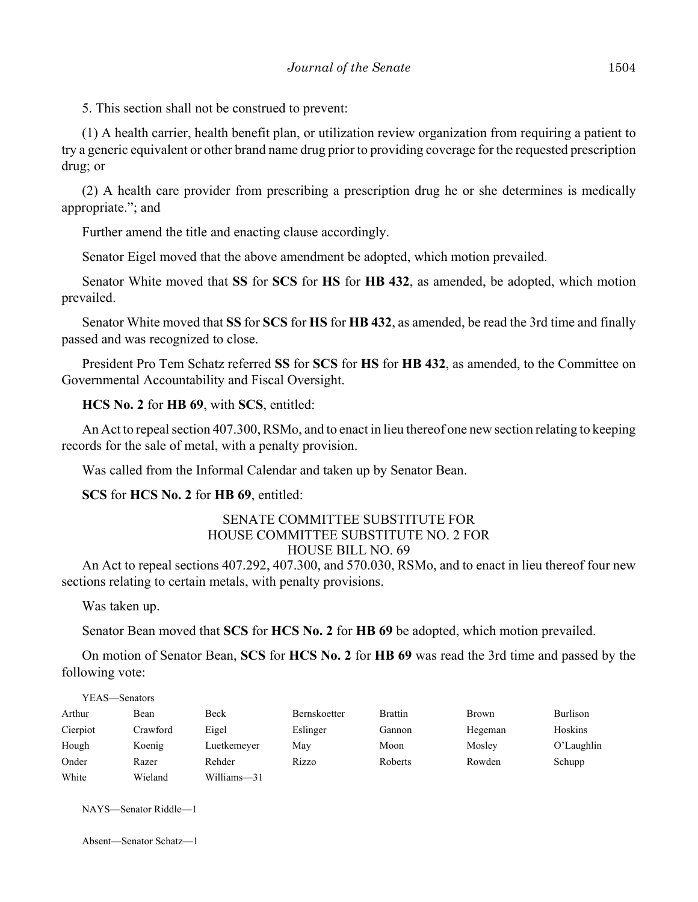5. This section shall not be construed to prevent:

(1) A health carrier, health benefit plan, or utilization review organization from requiring a patient to try a generic equivalent or other brand name drug prior to providing coverage for the requested prescription drug; or

(2) A health care provider from prescribing a prescription drug he or she determines is medically appropriate."; and

Further amend the title and enacting clause accordingly.

Senator Eigel moved that the above amendment be adopted, which motion prevailed.

Senator White moved that **SS** for **SCS** for **HS** for **HB 432**, as amended, be adopted, which motion prevailed.

Senator White moved that **SS** for **SCS** for **HS** for **HB 432**, as amended, be read the 3rd time and finally passed and was recognized to close.

President Pro Tem Schatz referred **SS** for **SCS** for **HS** for **HB 432**, as amended, to the Committee on Governmental Accountability and Fiscal Oversight.

**HCS No. 2** for **HB 69**, with **SCS**, entitled:

An Act to repeal section 407.300, RSMo, and to enact in lieu thereof one new section relating to keeping records for the sale of metal, with a penalty provision.

Was called from the Informal Calendar and taken up by Senator Bean.

**SCS** for **HCS No. 2** for **HB 69**, entitled:

SENATE COMMITTEE SUBSTITUTE FOR
HOUSE COMMITTEE SUBSTITUTE NO. 2 FOR
HOUSE BILL NO. 69

An Act to repeal sections 407.292, 407.300, and 570.030, RSMo, and to enact in lieu thereof four new sections relating to certain metals, with penalty provisions.

Was taken up.

Senator Bean moved that **SCS** for **HCS No. 2** for **HB 69** be adopted, which motion prevailed.

On motion of Senator Bean, **SCS** for **HCS No. 2** for **HB 69** was read the 3rd time and passed by the following vote:

YEAS—Senators

| | | | | | | |
|---|---|---|---|---|---|---|
| Arthur | Bean | Beck | Bernskoetter | Brattin | Brown | Burlison |
| Cierpiot | Crawford | Eigel | Eslinger | Gannon | Hegeman | Hoskins |
| Hough | Koenig | Luetkemeyer | May | Moon | Mosley | O'Laughlin |
| Onder | Razer | Rehder | Rizzo | Roberts | Rowden | Schupp |
| White | Wieland | Williams—31 | | | | |

NAYS—Senator Riddle—1

Absent—Senator Schatz—1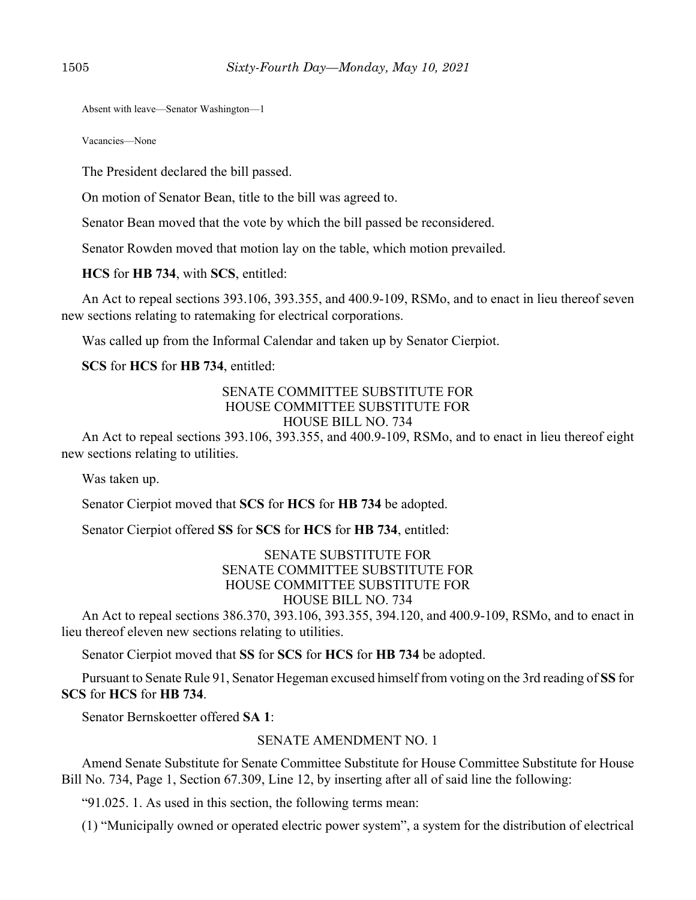Absent with leave—Senator Washington—1

Vacancies—None

The President declared the bill passed.

On motion of Senator Bean, title to the bill was agreed to.

Senator Bean moved that the vote by which the bill passed be reconsidered.

Senator Rowden moved that motion lay on the table, which motion prevailed.

**HCS** for **HB 734**, with **SCS**, entitled:

An Act to repeal sections 393.106, 393.355, and 400.9-109, RSMo, and to enact in lieu thereof seven new sections relating to ratemaking for electrical corporations.

Was called up from the Informal Calendar and taken up by Senator Cierpiot.

**SCS** for **HCS** for **HB 734**, entitled:

SENATE COMMITTEE SUBSTITUTE FOR
HOUSE COMMITTEE SUBSTITUTE FOR
HOUSE BILL NO. 734

An Act to repeal sections 393.106, 393.355, and 400.9-109, RSMo, and to enact in lieu thereof eight new sections relating to utilities.

Was taken up.

Senator Cierpiot moved that **SCS** for **HCS** for **HB 734** be adopted.

Senator Cierpiot offered **SS** for **SCS** for **HCS** for **HB 734**, entitled:

SENATE SUBSTITUTE FOR
SENATE COMMITTEE SUBSTITUTE FOR
HOUSE COMMITTEE SUBSTITUTE FOR
HOUSE BILL NO. 734

An Act to repeal sections 386.370, 393.106, 393.355, 394.120, and 400.9-109, RSMo, and to enact in lieu thereof eleven new sections relating to utilities.

Senator Cierpiot moved that **SS** for **SCS** for **HCS** for **HB 734** be adopted.

Pursuant to Senate Rule 91, Senator Hegeman excused himself from voting on the 3rd reading of **SS** for **SCS** for **HCS** for **HB 734**.

Senator Bernskoetter offered **SA 1**:

SENATE AMENDMENT NO. 1

Amend Senate Substitute for Senate Committee Substitute for House Committee Substitute for House Bill No. 734, Page 1, Section 67.309, Line 12, by inserting after all of said line the following:

"91.025. 1. As used in this section, the following terms mean:

(1) "Municipally owned or operated electric power system", a system for the distribution of electrical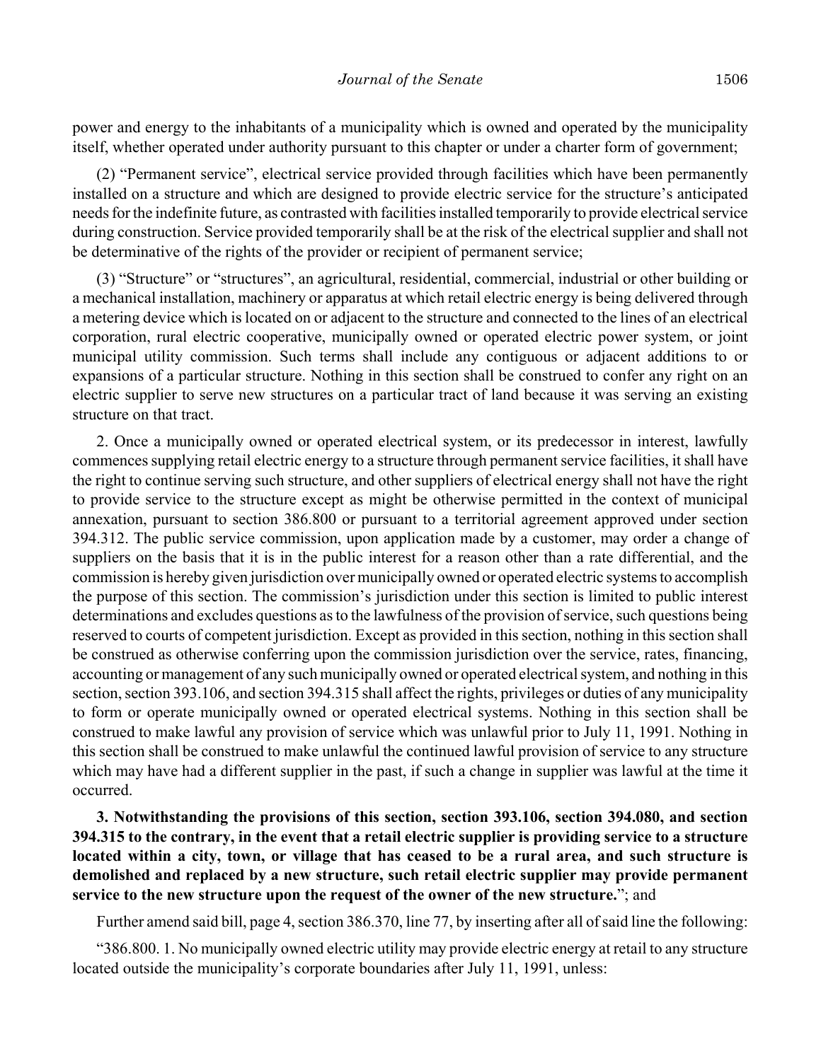power and energy to the inhabitants of a municipality which is owned and operated by the municipality itself, whether operated under authority pursuant to this chapter or under a charter form of government;

(2) "Permanent service", electrical service provided through facilities which have been permanently installed on a structure and which are designed to provide electric service for the structure's anticipated needs for the indefinite future, as contrasted with facilities installed temporarily to provide electrical service during construction. Service provided temporarily shall be at the risk of the electrical supplier and shall not be determinative of the rights of the provider or recipient of permanent service;

(3) "Structure" or "structures", an agricultural, residential, commercial, industrial or other building or a mechanical installation, machinery or apparatus at which retail electric energy is being delivered through a metering device which is located on or adjacent to the structure and connected to the lines of an electrical corporation, rural electric cooperative, municipally owned or operated electric power system, or joint municipal utility commission. Such terms shall include any contiguous or adjacent additions to or expansions of a particular structure. Nothing in this section shall be construed to confer any right on an electric supplier to serve new structures on a particular tract of land because it was serving an existing structure on that tract.

2. Once a municipally owned or operated electrical system, or its predecessor in interest, lawfully commences supplying retail electric energy to a structure through permanent service facilities, it shall have the right to continue serving such structure, and other suppliers of electrical energy shall not have the right to provide service to the structure except as might be otherwise permitted in the context of municipal annexation, pursuant to section 386.800 or pursuant to a territorial agreement approved under section 394.312. The public service commission, upon application made by a customer, may order a change of suppliers on the basis that it is in the public interest for a reason other than a rate differential, and the commission is hereby given jurisdiction over municipally owned or operated electric systems to accomplish the purpose of this section. The commission's jurisdiction under this section is limited to public interest determinations and excludes questions as to the lawfulness of the provision of service, such questions being reserved to courts of competent jurisdiction. Except as provided in this section, nothing in this section shall be construed as otherwise conferring upon the commission jurisdiction over the service, rates, financing, accounting or management of any such municipally owned or operated electrical system, and nothing in this section, section 393.106, and section 394.315 shall affect the rights, privileges or duties of any municipality to form or operate municipally owned or operated electrical systems. Nothing in this section shall be construed to make lawful any provision of service which was unlawful prior to July 11, 1991. Nothing in this section shall be construed to make unlawful the continued lawful provision of service to any structure which may have had a different supplier in the past, if such a change in supplier was lawful at the time it occurred.

**3. Notwithstanding the provisions of this section, section 393.106, section 394.080, and section 394.315 to the contrary, in the event that a retail electric supplier is providing service to a structure located within a city, town, or village that has ceased to be a rural area, and such structure is demolished and replaced by a new structure, such retail electric supplier may provide permanent service to the new structure upon the request of the owner of the new structure.**"; and

Further amend said bill, page 4, section 386.370, line 77, by inserting after all of said line the following:

"386.800. 1. No municipally owned electric utility may provide electric energy at retail to any structure located outside the municipality's corporate boundaries after July 11, 1991, unless: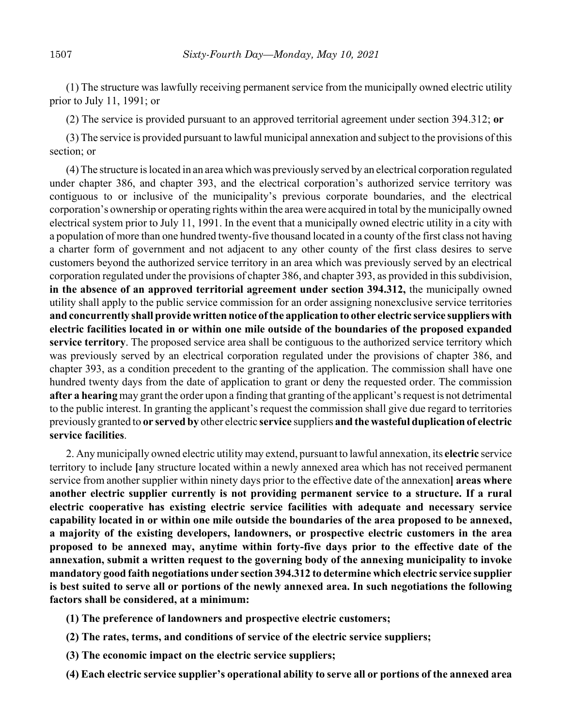(1) The structure was lawfully receiving permanent service from the municipally owned electric utility prior to July 11, 1991; or

(2) The service is provided pursuant to an approved territorial agreement under section 394.312; **or**

(3) The service is provided pursuant to lawful municipal annexation and subject to the provisions of this section; or

(4) The structure is located in an area which was previously served by an electrical corporation regulated under chapter 386, and chapter 393, and the electrical corporation's authorized service territory was contiguous to or inclusive of the municipality's previous corporate boundaries, and the electrical corporation's ownership or operating rights within the area were acquired in total by the municipally owned electrical system prior to July 11, 1991. In the event that a municipally owned electric utility in a city with a population of more than one hundred twenty-five thousand located in a county of the first class not having a charter form of government and not adjacent to any other county of the first class desires to serve customers beyond the authorized service territory in an area which was previously served by an electrical corporation regulated under the provisions of chapter 386, and chapter 393, as provided in this subdivision, **in the absence of an approved territorial agreement under section 394.312,** the municipally owned utility shall apply to the public service commission for an order assigning nonexclusive service territories **and concurrently shall provide written notice of the application to other electric service suppliers with electric facilities located in or within one mile outside of the boundaries of the proposed expanded service territory**. The proposed service area shall be contiguous to the authorized service territory which was previously served by an electrical corporation regulated under the provisions of chapter 386, and chapter 393, as a condition precedent to the granting of the application. The commission shall have one hundred twenty days from the date of application to grant or deny the requested order. The commission **after a hearing** may grant the order upon a finding that granting of the applicant's request is not detrimental to the public interest. In granting the applicant's request the commission shall give due regard to territories previously granted to **or served by** other electric **service** suppliers **and the wasteful duplication of electric service facilities**.

2. Any municipally owned electric utility may extend, pursuant to lawful annexation, its **electric** service territory to include **[**any structure located within a newly annexed area which has not received permanent service from another supplier within ninety days prior to the effective date of the annexation**] areas where another electric supplier currently is not providing permanent service to a structure. If a rural electric cooperative has existing electric service facilities with adequate and necessary service capability located in or within one mile outside the boundaries of the area proposed to be annexed, a majority of the existing developers, landowners, or prospective electric customers in the area proposed to be annexed may, anytime within forty-five days prior to the effective date of the annexation, submit a written request to the governing body of the annexing municipality to invoke mandatory good faith negotiations under section 394.312 to determine which electric service supplier is best suited to serve all or portions of the newly annexed area. In such negotiations the following factors shall be considered, at a minimum:**

**(1) The preference of landowners and prospective electric customers;**

**(2) The rates, terms, and conditions of service of the electric service suppliers;**

**(3) The economic impact on the electric service suppliers;**

**(4) Each electric service supplier's operational ability to serve all or portions of the annexed area**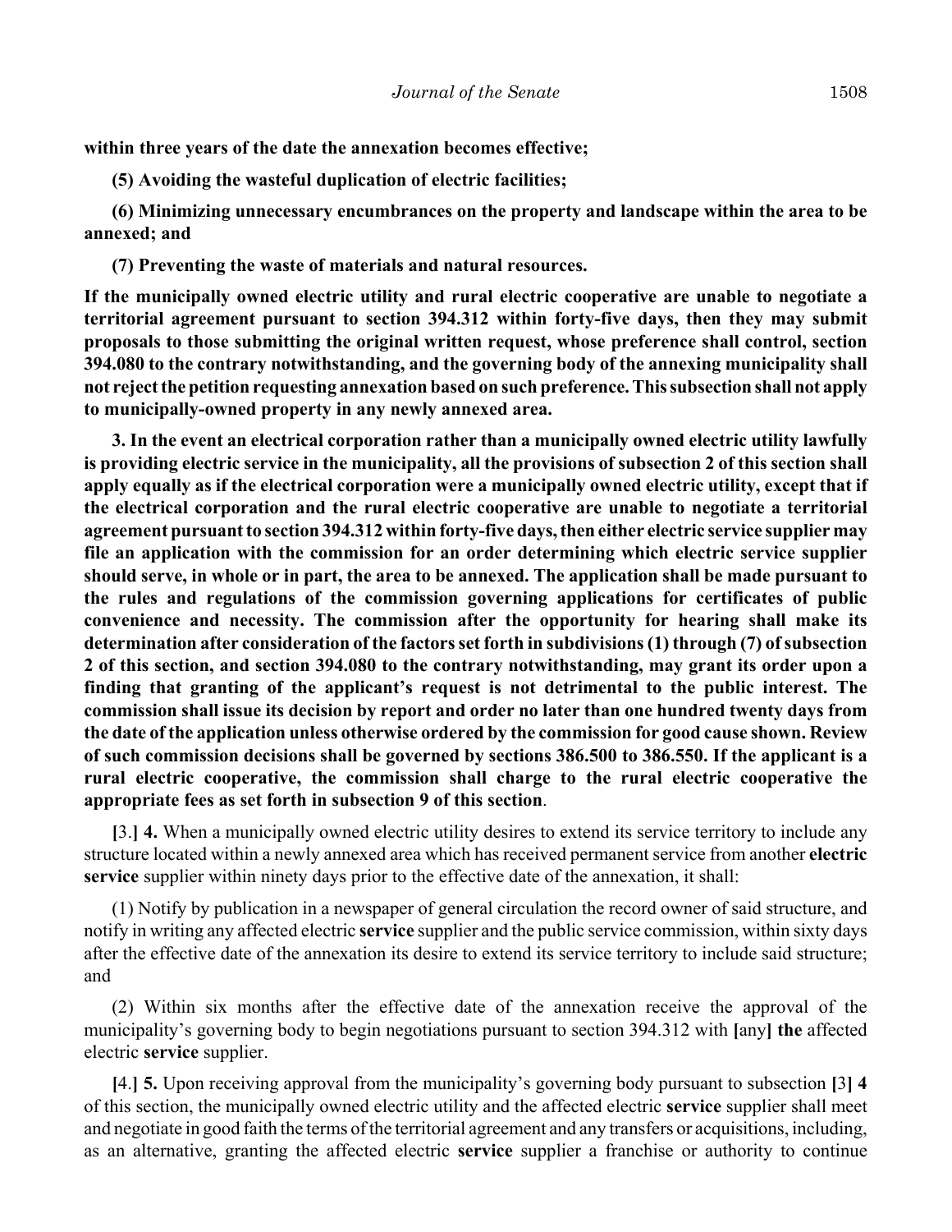**within three years of the date the annexation becomes effective;**

**(5) Avoiding the wasteful duplication of electric facilities;**

**(6) Minimizing unnecessary encumbrances on the property and landscape within the area to be annexed; and**

**(7) Preventing the waste of materials and natural resources.**

**If the municipally owned electric utility and rural electric cooperative are unable to negotiate a territorial agreement pursuant to section 394.312 within forty-five days, then they may submit proposals to those submitting the original written request, whose preference shall control, section 394.080 to the contrary notwithstanding, and the governing body of the annexing municipality shall not reject the petition requesting annexation based on such preference. This subsection shall not apply to municipally-owned property in any newly annexed area.**

**3. In the event an electrical corporation rather than a municipally owned electric utility lawfully is providing electric service in the municipality, all the provisions of subsection 2 of this section shall apply equally as if the electrical corporation were a municipally owned electric utility, except that if the electrical corporation and the rural electric cooperative are unable to negotiate a territorial agreement pursuant to section 394.312 within forty-five days, then either electric service supplier may file an application with the commission for an order determining which electric service supplier should serve, in whole or in part, the area to be annexed. The application shall be made pursuant to the rules and regulations of the commission governing applications for certificates of public convenience and necessity. The commission after the opportunity for hearing shall make its determination after consideration of the factors set forth in subdivisions (1) through (7) of subsection 2 of this section, and section 394.080 to the contrary notwithstanding, may grant its order upon a finding that granting of the applicant's request is not detrimental to the public interest. The commission shall issue its decision by report and order no later than one hundred twenty days from the date of the application unless otherwise ordered by the commission for good cause shown. Review of such commission decisions shall be governed by sections 386.500 to 386.550. If the applicant is a rural electric cooperative, the commission shall charge to the rural electric cooperative the appropriate fees as set forth in subsection 9 of this section**.

**[**3.**] 4.** When a municipally owned electric utility desires to extend its service territory to include any structure located within a newly annexed area which has received permanent service from another **electric service** supplier within ninety days prior to the effective date of the annexation, it shall:

(1) Notify by publication in a newspaper of general circulation the record owner of said structure, and notify in writing any affected electric **service** supplier and the public service commission, within sixty days after the effective date of the annexation its desire to extend its service territory to include said structure; and

(2) Within six months after the effective date of the annexation receive the approval of the municipality's governing body to begin negotiations pursuant to section 394.312 with **[**any**] the** affected electric **service** supplier.

**[**4.**] 5.** Upon receiving approval from the municipality's governing body pursuant to subsection **[**3**] 4** of this section, the municipally owned electric utility and the affected electric **service** supplier shall meet and negotiate in good faith the terms of the territorial agreement and any transfers or acquisitions, including, as an alternative, granting the affected electric **service** supplier a franchise or authority to continue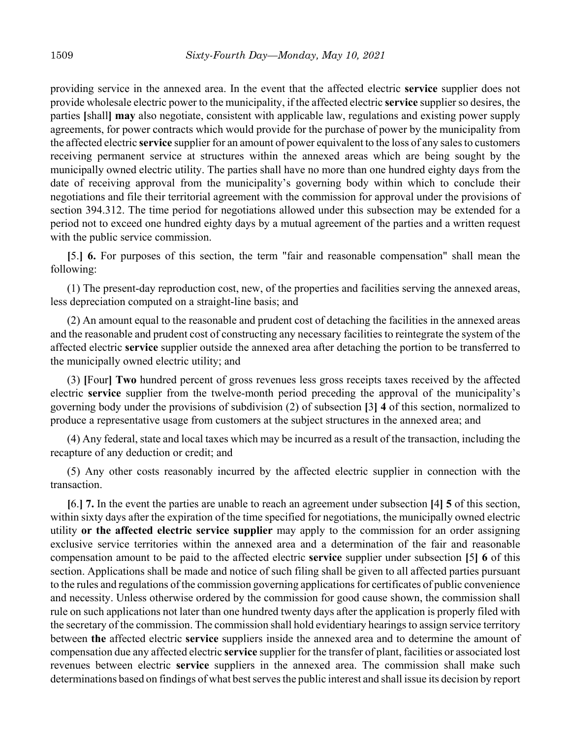providing service in the annexed area. In the event that the affected electric **service** supplier does not provide wholesale electric power to the municipality, if the affected electric **service** supplier so desires, the parties **[**shall**]** **may** also negotiate, consistent with applicable law, regulations and existing power supply agreements, for power contracts which would provide for the purchase of power by the municipality from the affected electric **service** supplier for an amount of power equivalent to the loss of any sales to customers receiving permanent service at structures within the annexed areas which are being sought by the municipally owned electric utility. The parties shall have no more than one hundred eighty days from the date of receiving approval from the municipality's governing body within which to conclude their negotiations and file their territorial agreement with the commission for approval under the provisions of section 394.312. The time period for negotiations allowed under this subsection may be extended for a period not to exceed one hundred eighty days by a mutual agreement of the parties and a written request with the public service commission.

**[**5.**]** **6.** For purposes of this section, the term "fair and reasonable compensation" shall mean the following:

(1) The present-day reproduction cost, new, of the properties and facilities serving the annexed areas, less depreciation computed on a straight-line basis; and

(2) An amount equal to the reasonable and prudent cost of detaching the facilities in the annexed areas and the reasonable and prudent cost of constructing any necessary facilities to reintegrate the system of the affected electric **service** supplier outside the annexed area after detaching the portion to be transferred to the municipally owned electric utility; and

(3) **[**Four**]** **Two** hundred percent of gross revenues less gross receipts taxes received by the affected electric **service** supplier from the twelve-month period preceding the approval of the municipality's governing body under the provisions of subdivision (2) of subsection **[**3**]** **4** of this section, normalized to produce a representative usage from customers at the subject structures in the annexed area; and

(4) Any federal, state and local taxes which may be incurred as a result of the transaction, including the recapture of any deduction or credit; and

(5) Any other costs reasonably incurred by the affected electric supplier in connection with the transaction.

**[**6.**]** **7.** In the event the parties are unable to reach an agreement under subsection **[**4**]** **5** of this section, within sixty days after the expiration of the time specified for negotiations, the municipally owned electric utility **or the affected electric service supplier** may apply to the commission for an order assigning exclusive service territories within the annexed area and a determination of the fair and reasonable compensation amount to be paid to the affected electric **service** supplier under subsection **[**5**]** **6** of this section. Applications shall be made and notice of such filing shall be given to all affected parties pursuant to the rules and regulations of the commission governing applications for certificates of public convenience and necessity. Unless otherwise ordered by the commission for good cause shown, the commission shall rule on such applications not later than one hundred twenty days after the application is properly filed with the secretary of the commission. The commission shall hold evidentiary hearings to assign service territory between **the** affected electric **service** suppliers inside the annexed area and to determine the amount of compensation due any affected electric **service** supplier for the transfer of plant, facilities or associated lost revenues between electric **service** suppliers in the annexed area. The commission shall make such determinations based on findings of what best serves the public interest and shall issue its decision by report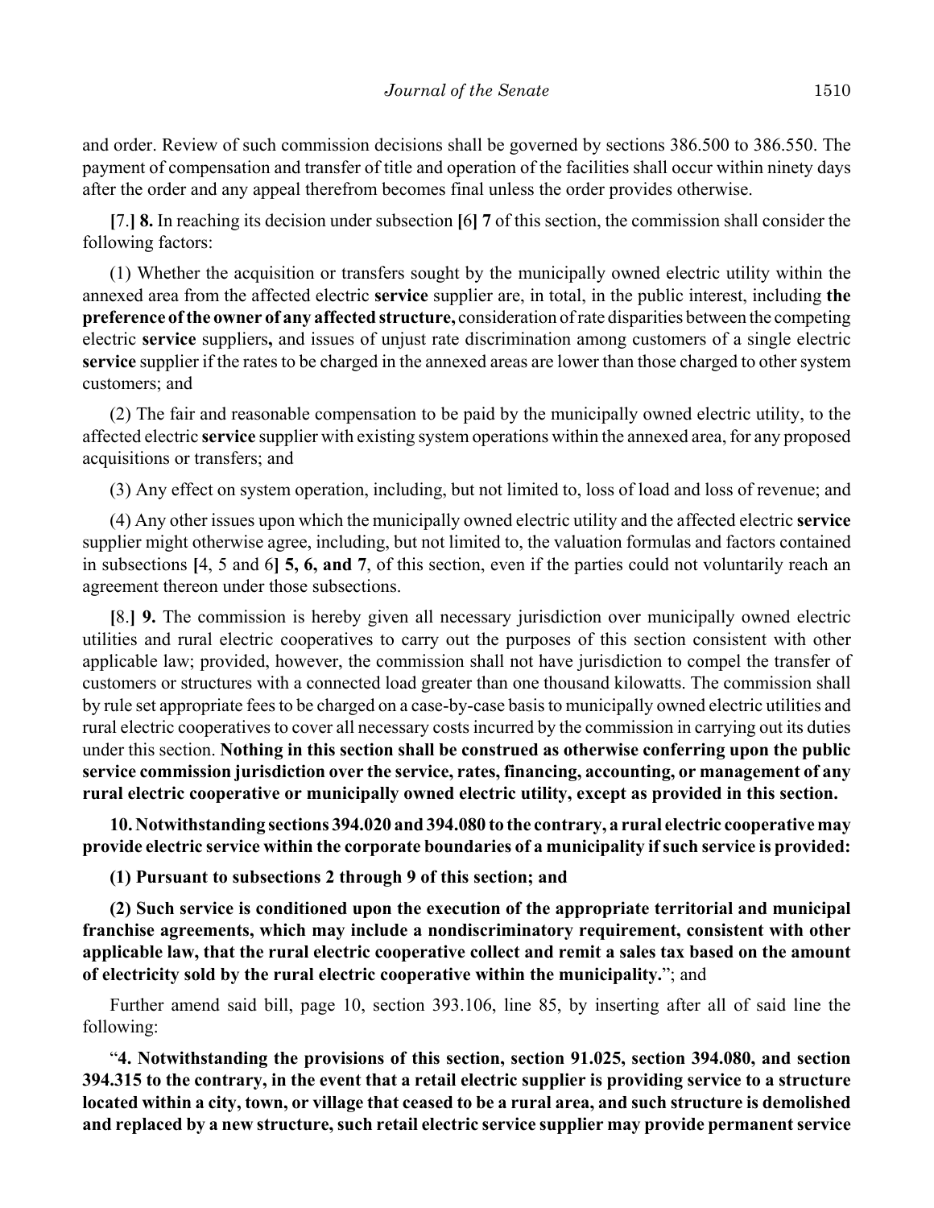and order. Review of such commission decisions shall be governed by sections 386.500 to 386.550. The payment of compensation and transfer of title and operation of the facilities shall occur within ninety days after the order and any appeal therefrom becomes final unless the order provides otherwise.

[7.] **8.** In reaching its decision under subsection [6] **7** of this section, the commission shall consider the following factors:

(1) Whether the acquisition or transfers sought by the municipally owned electric utility within the annexed area from the affected electric **service** supplier are, in total, in the public interest, including **the preference of the owner of any affected structure,** consideration of rate disparities between the competing electric **service** suppliers**,** and issues of unjust rate discrimination among customers of a single electric **service** supplier if the rates to be charged in the annexed areas are lower than those charged to other system customers; and

(2) The fair and reasonable compensation to be paid by the municipally owned electric utility, to the affected electric **service** supplier with existing system operations within the annexed area, for any proposed acquisitions or transfers; and

(3) Any effect on system operation, including, but not limited to, loss of load and loss of revenue; and

(4) Any other issues upon which the municipally owned electric utility and the affected electric **service** supplier might otherwise agree, including, but not limited to, the valuation formulas and factors contained in subsections [4, 5 and 6] **5, 6, and 7**, of this section, even if the parties could not voluntarily reach an agreement thereon under those subsections.

[8.] **9.** The commission is hereby given all necessary jurisdiction over municipally owned electric utilities and rural electric cooperatives to carry out the purposes of this section consistent with other applicable law; provided, however, the commission shall not have jurisdiction to compel the transfer of customers or structures with a connected load greater than one thousand kilowatts. The commission shall by rule set appropriate fees to be charged on a case-by-case basis to municipally owned electric utilities and rural electric cooperatives to cover all necessary costs incurred by the commission in carrying out its duties under this section. **Nothing in this section shall be construed as otherwise conferring upon the public service commission jurisdiction over the service, rates, financing, accounting, or management of any rural electric cooperative or municipally owned electric utility, except as provided in this section.**

**10. Notwithstanding sections 394.020 and 394.080 to the contrary, a rural electric cooperative may provide electric service within the corporate boundaries of a municipality if such service is provided:**

**(1) Pursuant to subsections 2 through 9 of this section; and**

**(2) Such service is conditioned upon the execution of the appropriate territorial and municipal franchise agreements, which may include a nondiscriminatory requirement, consistent with other applicable law, that the rural electric cooperative collect and remit a sales tax based on the amount of electricity sold by the rural electric cooperative within the municipality.**"; and

Further amend said bill, page 10, section 393.106, line 85, by inserting after all of said line the following:

"**4. Notwithstanding the provisions of this section, section 91.025, section 394.080, and section 394.315 to the contrary, in the event that a retail electric supplier is providing service to a structure located within a city, town, or village that ceased to be a rural area, and such structure is demolished and replaced by a new structure, such retail electric service supplier may provide permanent service**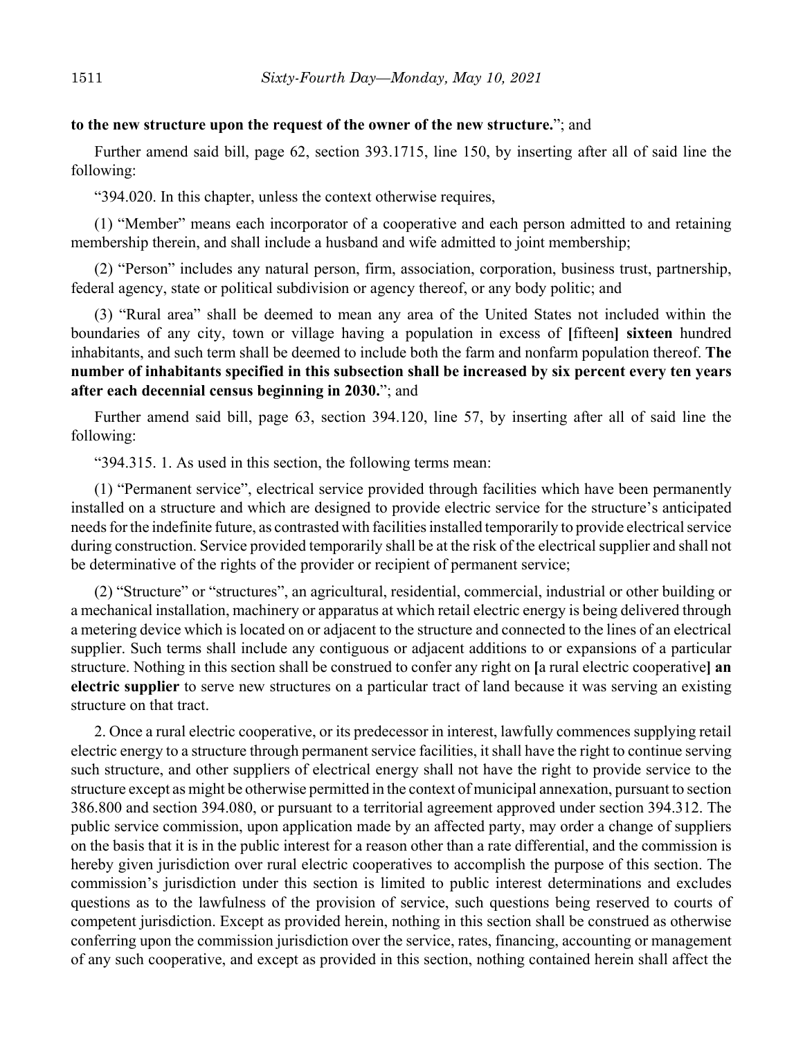**to the new structure upon the request of the owner of the new structure.**"; and

Further amend said bill, page 62, section 393.1715, line 150, by inserting after all of said line the following:

"394.020. In this chapter, unless the context otherwise requires,

(1) "Member" means each incorporator of a cooperative and each person admitted to and retaining membership therein, and shall include a husband and wife admitted to joint membership;

(2) "Person" includes any natural person, firm, association, corporation, business trust, partnership, federal agency, state or political subdivision or agency thereof, or any body politic; and

(3) "Rural area" shall be deemed to mean any area of the United States not included within the boundaries of any city, town or village having a population in excess of **[**fifteen**]** **sixteen** hundred inhabitants, and such term shall be deemed to include both the farm and nonfarm population thereof. **The number of inhabitants specified in this subsection shall be increased by six percent every ten years after each decennial census beginning in 2030.**"; and

Further amend said bill, page 63, section 394.120, line 57, by inserting after all of said line the following:

"394.315. 1. As used in this section, the following terms mean:

(1) "Permanent service", electrical service provided through facilities which have been permanently installed on a structure and which are designed to provide electric service for the structure's anticipated needs for the indefinite future, as contrasted with facilities installed temporarily to provide electrical service during construction. Service provided temporarily shall be at the risk of the electrical supplier and shall not be determinative of the rights of the provider or recipient of permanent service;

(2) "Structure" or "structures", an agricultural, residential, commercial, industrial or other building or a mechanical installation, machinery or apparatus at which retail electric energy is being delivered through a metering device which is located on or adjacent to the structure and connected to the lines of an electrical supplier. Such terms shall include any contiguous or adjacent additions to or expansions of a particular structure. Nothing in this section shall be construed to confer any right on **[**a rural electric cooperative**]** **an electric supplier** to serve new structures on a particular tract of land because it was serving an existing structure on that tract.

2. Once a rural electric cooperative, or its predecessor in interest, lawfully commences supplying retail electric energy to a structure through permanent service facilities, it shall have the right to continue serving such structure, and other suppliers of electrical energy shall not have the right to provide service to the structure except as might be otherwise permitted in the context of municipal annexation, pursuant to section 386.800 and section 394.080, or pursuant to a territorial agreement approved under section 394.312. The public service commission, upon application made by an affected party, may order a change of suppliers on the basis that it is in the public interest for a reason other than a rate differential, and the commission is hereby given jurisdiction over rural electric cooperatives to accomplish the purpose of this section. The commission's jurisdiction under this section is limited to public interest determinations and excludes questions as to the lawfulness of the provision of service, such questions being reserved to courts of competent jurisdiction. Except as provided herein, nothing in this section shall be construed as otherwise conferring upon the commission jurisdiction over the service, rates, financing, accounting or management of any such cooperative, and except as provided in this section, nothing contained herein shall affect the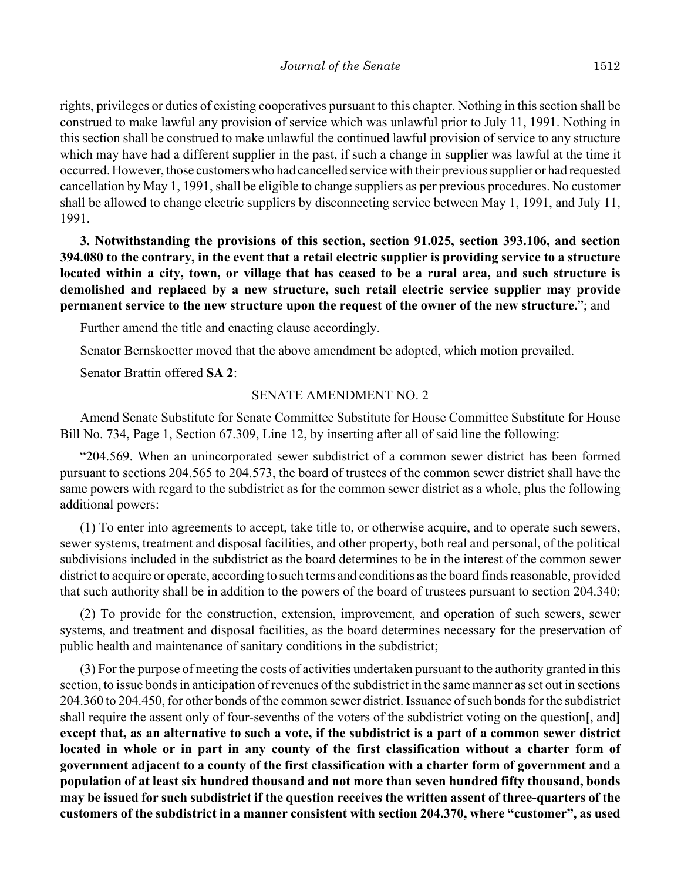rights, privileges or duties of existing cooperatives pursuant to this chapter. Nothing in this section shall be construed to make lawful any provision of service which was unlawful prior to July 11, 1991. Nothing in this section shall be construed to make unlawful the continued lawful provision of service to any structure which may have had a different supplier in the past, if such a change in supplier was lawful at the time it occurred. However, those customers who had cancelled service with their previous supplier or had requested cancellation by May 1, 1991, shall be eligible to change suppliers as per previous procedures. No customer shall be allowed to change electric suppliers by disconnecting service between May 1, 1991, and July 11, 1991.

**3. Notwithstanding the provisions of this section, section 91.025, section 393.106, and section 394.080 to the contrary, in the event that a retail electric supplier is providing service to a structure located within a city, town, or village that has ceased to be a rural area, and such structure is demolished and replaced by a new structure, such retail electric service supplier may provide permanent service to the new structure upon the request of the owner of the new structure.**"; and

Further amend the title and enacting clause accordingly.

Senator Bernskoetter moved that the above amendment be adopted, which motion prevailed.

Senator Brattin offered **SA 2**:

SENATE AMENDMENT NO. 2

Amend Senate Substitute for Senate Committee Substitute for House Committee Substitute for House Bill No. 734, Page 1, Section 67.309, Line 12, by inserting after all of said line the following:

"204.569. When an unincorporated sewer subdistrict of a common sewer district has been formed pursuant to sections 204.565 to 204.573, the board of trustees of the common sewer district shall have the same powers with regard to the subdistrict as for the common sewer district as a whole, plus the following additional powers:

(1) To enter into agreements to accept, take title to, or otherwise acquire, and to operate such sewers, sewer systems, treatment and disposal facilities, and other property, both real and personal, of the political subdivisions included in the subdistrict as the board determines to be in the interest of the common sewer district to acquire or operate, according to such terms and conditions as the board finds reasonable, provided that such authority shall be in addition to the powers of the board of trustees pursuant to section 204.340;

(2) To provide for the construction, extension, improvement, and operation of such sewers, sewer systems, and treatment and disposal facilities, as the board determines necessary for the preservation of public health and maintenance of sanitary conditions in the subdistrict;

(3) For the purpose of meeting the costs of activities undertaken pursuant to the authority granted in this section, to issue bonds in anticipation of revenues of the subdistrict in the same manner as set out in sections 204.360 to 204.450, for other bonds of the common sewer district. Issuance of such bonds for the subdistrict shall require the assent only of four-sevenths of the voters of the subdistrict voting on the question**[**, and**]** **except that, as an alternative to such a vote, if the subdistrict is a part of a common sewer district located in whole or in part in any county of the first classification without a charter form of government adjacent to a county of the first classification with a charter form of government and a population of at least six hundred thousand and not more than seven hundred fifty thousand, bonds may be issued for such subdistrict if the question receives the written assent of three-quarters of the customers of the subdistrict in a manner consistent with section 204.370, where "customer", as used**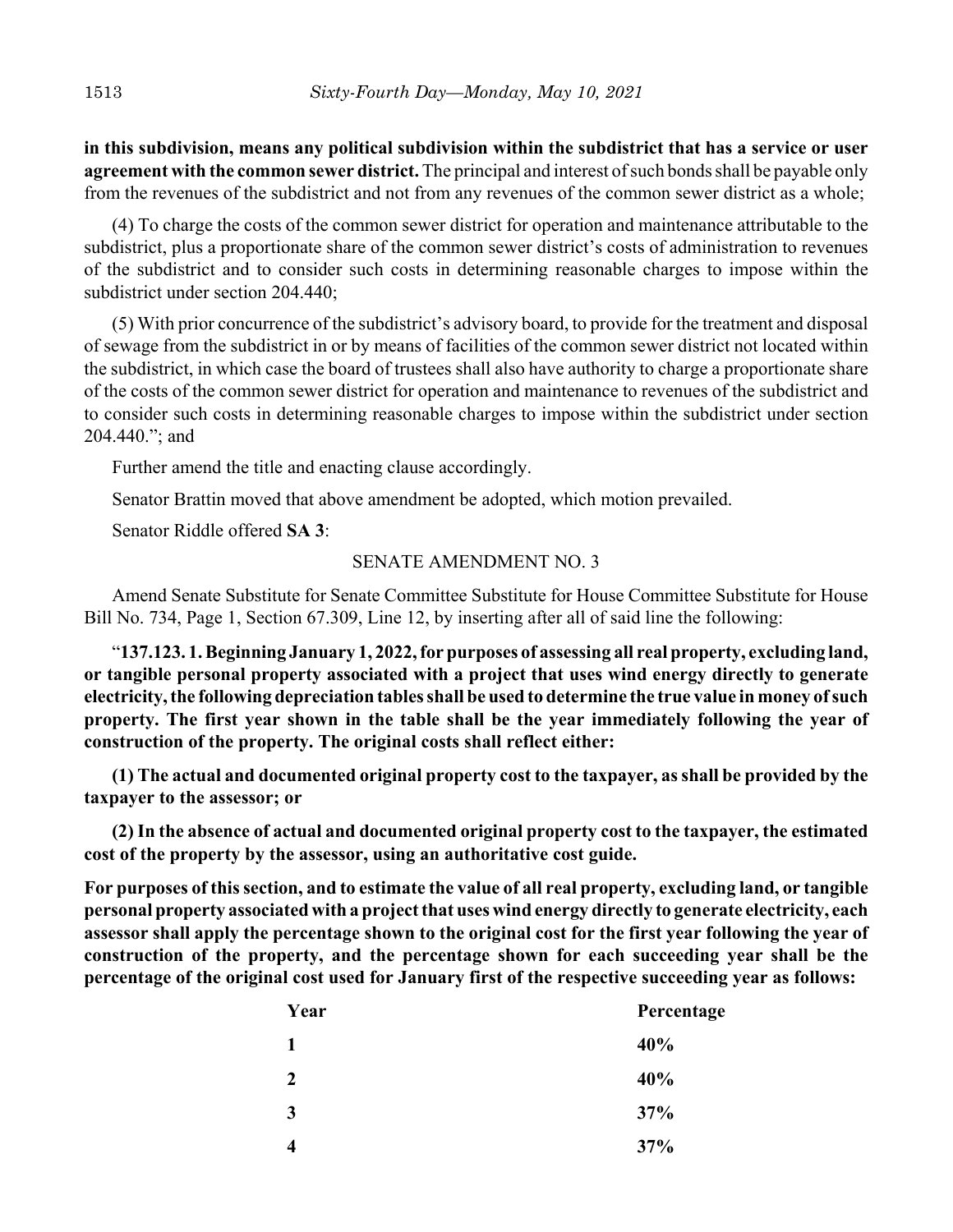**in this subdivision, means any political subdivision within the subdistrict that has a service or user agreement with the common sewer district.** The principal and interest of such bonds shall be payable only from the revenues of the subdistrict and not from any revenues of the common sewer district as a whole;

(4) To charge the costs of the common sewer district for operation and maintenance attributable to the subdistrict, plus a proportionate share of the common sewer district's costs of administration to revenues of the subdistrict and to consider such costs in determining reasonable charges to impose within the subdistrict under section 204.440;

(5) With prior concurrence of the subdistrict's advisory board, to provide for the treatment and disposal of sewage from the subdistrict in or by means of facilities of the common sewer district not located within the subdistrict, in which case the board of trustees shall also have authority to charge a proportionate share of the costs of the common sewer district for operation and maintenance to revenues of the subdistrict and to consider such costs in determining reasonable charges to impose within the subdistrict under section 204.440."; and

Further amend the title and enacting clause accordingly.

Senator Brattin moved that above amendment be adopted, which motion prevailed.

Senator Riddle offered **SA 3**:

SENATE AMENDMENT NO. 3

Amend Senate Substitute for Senate Committee Substitute for House Committee Substitute for House Bill No. 734, Page 1, Section 67.309, Line 12, by inserting after all of said line the following:

"**137.123. 1. Beginning January 1, 2022, for purposes of assessing all real property, excluding land, or tangible personal property associated with a project that uses wind energy directly to generate electricity, the following depreciation tables shall be used to determine the true value in money of such property. The first year shown in the table shall be the year immediately following the year of construction of the property. The original costs shall reflect either:**

**(1) The actual and documented original property cost to the taxpayer, as shall be provided by the taxpayer to the assessor; or**

**(2) In the absence of actual and documented original property cost to the taxpayer, the estimated cost of the property by the assessor, using an authoritative cost guide.**

**For purposes of this section, and to estimate the value of all real property, excluding land, or tangible personal property associated with a project that uses wind energy directly to generate electricity, each assessor shall apply the percentage shown to the original cost for the first year following the year of construction of the property, and the percentage shown for each succeeding year shall be the percentage of the original cost used for January first of the respective succeeding year as follows:**

| **Year** | **Percentage** |
|---|---|
| **1** | **40%** |
| **2** | **40%** |
| **3** | **37%** |
| **4** | **37%** |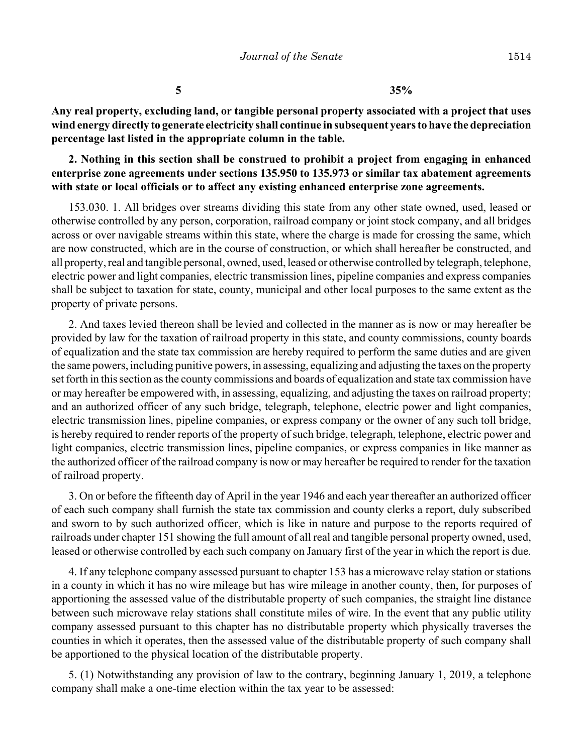| | |
|---|---|
| **5** | **35%** |

**Any real property, excluding land, or tangible personal property associated with a project that uses wind energy directly to generate electricity shall continue in subsequent years to have the depreciation percentage last listed in the appropriate column in the table.**

**2. Nothing in this section shall be construed to prohibit a project from engaging in enhanced enterprise zone agreements under sections 135.950 to 135.973 or similar tax abatement agreements with state or local officials or to affect any existing enhanced enterprise zone agreements.**

153.030. 1. All bridges over streams dividing this state from any other state owned, used, leased or otherwise controlled by any person, corporation, railroad company or joint stock company, and all bridges across or over navigable streams within this state, where the charge is made for crossing the same, which are now constructed, which are in the course of construction, or which shall hereafter be constructed, and all property, real and tangible personal, owned, used, leased or otherwise controlled by telegraph, telephone, electric power and light companies, electric transmission lines, pipeline companies and express companies shall be subject to taxation for state, county, municipal and other local purposes to the same extent as the property of private persons.

2. And taxes levied thereon shall be levied and collected in the manner as is now or may hereafter be provided by law for the taxation of railroad property in this state, and county commissions, county boards of equalization and the state tax commission are hereby required to perform the same duties and are given the same powers, including punitive powers, in assessing, equalizing and adjusting the taxes on the property set forth in this section as the county commissions and boards of equalization and state tax commission have or may hereafter be empowered with, in assessing, equalizing, and adjusting the taxes on railroad property; and an authorized officer of any such bridge, telegraph, telephone, electric power and light companies, electric transmission lines, pipeline companies, or express company or the owner of any such toll bridge, is hereby required to render reports of the property of such bridge, telegraph, telephone, electric power and light companies, electric transmission lines, pipeline companies, or express companies in like manner as the authorized officer of the railroad company is now or may hereafter be required to render for the taxation of railroad property.

3. On or before the fifteenth day of April in the year 1946 and each year thereafter an authorized officer of each such company shall furnish the state tax commission and county clerks a report, duly subscribed and sworn to by such authorized officer, which is like in nature and purpose to the reports required of railroads under chapter 151 showing the full amount of all real and tangible personal property owned, used, leased or otherwise controlled by each such company on January first of the year in which the report is due.

4. If any telephone company assessed pursuant to chapter 153 has a microwave relay station or stations in a county in which it has no wire mileage but has wire mileage in another county, then, for purposes of apportioning the assessed value of the distributable property of such companies, the straight line distance between such microwave relay stations shall constitute miles of wire. In the event that any public utility company assessed pursuant to this chapter has no distributable property which physically traverses the counties in which it operates, then the assessed value of the distributable property of such company shall be apportioned to the physical location of the distributable property.

5. (1) Notwithstanding any provision of law to the contrary, beginning January 1, 2019, a telephone company shall make a one-time election within the tax year to be assessed: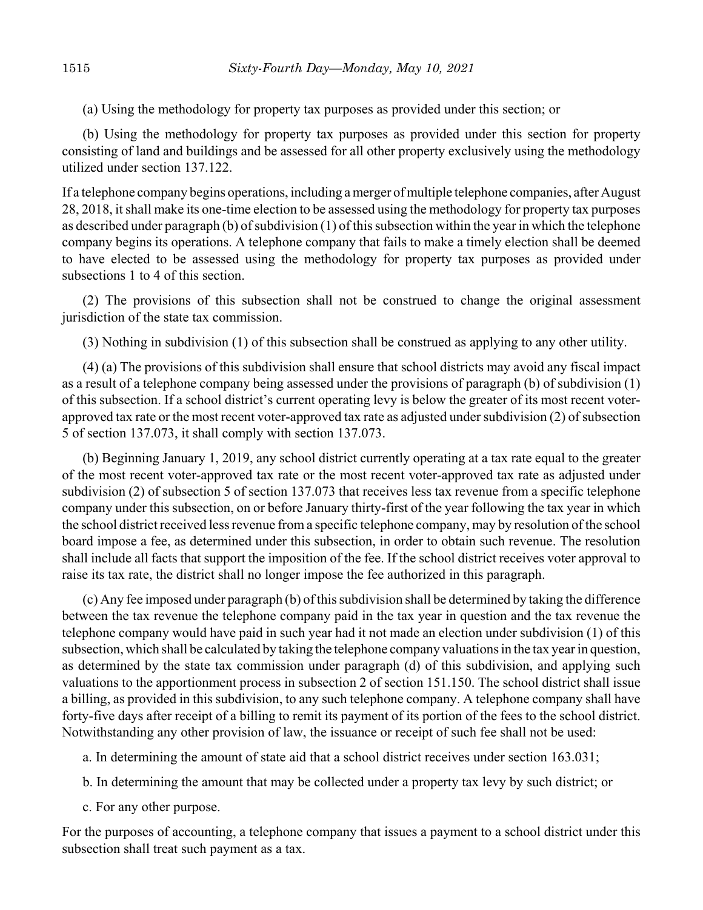(a) Using the methodology for property tax purposes as provided under this section; or

(b) Using the methodology for property tax purposes as provided under this section for property consisting of land and buildings and be assessed for all other property exclusively using the methodology utilized under section 137.122.

If a telephone company begins operations, including a merger of multiple telephone companies, after August 28, 2018, it shall make its one-time election to be assessed using the methodology for property tax purposes as described under paragraph (b) of subdivision (1) of this subsection within the year in which the telephone company begins its operations. A telephone company that fails to make a timely election shall be deemed to have elected to be assessed using the methodology for property tax purposes as provided under subsections 1 to 4 of this section.

(2) The provisions of this subsection shall not be construed to change the original assessment jurisdiction of the state tax commission.

(3) Nothing in subdivision (1) of this subsection shall be construed as applying to any other utility.

(4) (a) The provisions of this subdivision shall ensure that school districts may avoid any fiscal impact as a result of a telephone company being assessed under the provisions of paragraph (b) of subdivision (1) of this subsection. If a school district's current operating levy is below the greater of its most recent voter-approved tax rate or the most recent voter-approved tax rate as adjusted under subdivision (2) of subsection 5 of section 137.073, it shall comply with section 137.073.

(b) Beginning January 1, 2019, any school district currently operating at a tax rate equal to the greater of the most recent voter-approved tax rate or the most recent voter-approved tax rate as adjusted under subdivision (2) of subsection 5 of section 137.073 that receives less tax revenue from a specific telephone company under this subsection, on or before January thirty-first of the year following the tax year in which the school district received less revenue from a specific telephone company, may by resolution of the school board impose a fee, as determined under this subsection, in order to obtain such revenue. The resolution shall include all facts that support the imposition of the fee. If the school district receives voter approval to raise its tax rate, the district shall no longer impose the fee authorized in this paragraph.

(c) Any fee imposed under paragraph (b) of this subdivision shall be determined by taking the difference between the tax revenue the telephone company paid in the tax year in question and the tax revenue the telephone company would have paid in such year had it not made an election under subdivision (1) of this subsection, which shall be calculated by taking the telephone company valuations in the tax year in question, as determined by the state tax commission under paragraph (d) of this subdivision, and applying such valuations to the apportionment process in subsection 2 of section 151.150. The school district shall issue a billing, as provided in this subdivision, to any such telephone company. A telephone company shall have forty-five days after receipt of a billing to remit its payment of its portion of the fees to the school district. Notwithstanding any other provision of law, the issuance or receipt of such fee shall not be used:

a. In determining the amount of state aid that a school district receives under section 163.031;

b. In determining the amount that may be collected under a property tax levy by such district; or

c. For any other purpose.

For the purposes of accounting, a telephone company that issues a payment to a school district under this subsection shall treat such payment as a tax.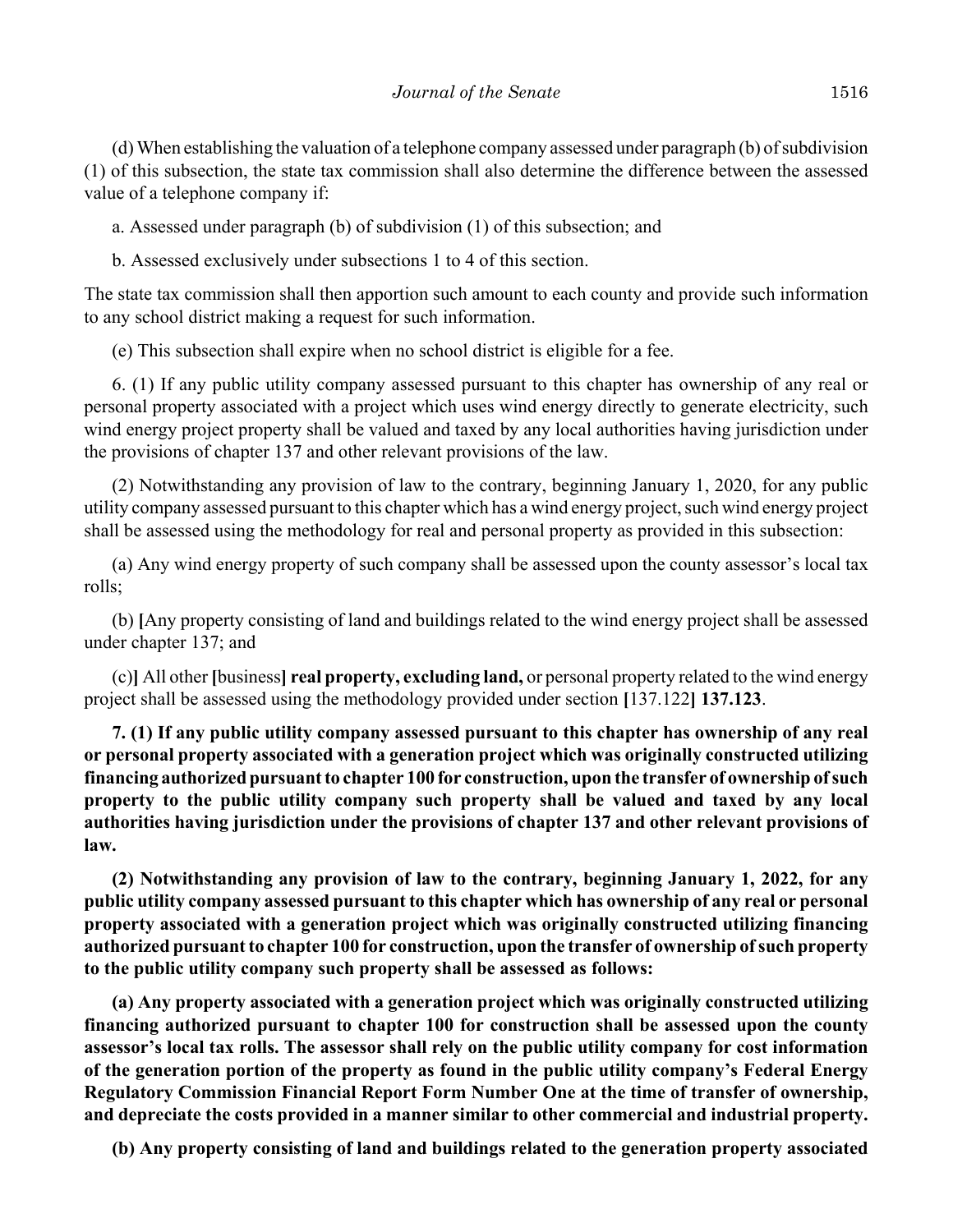(d) When establishing the valuation of a telephone company assessed under paragraph (b) of subdivision (1) of this subsection, the state tax commission shall also determine the difference between the assessed value of a telephone company if:

a. Assessed under paragraph (b) of subdivision (1) of this subsection; and

b. Assessed exclusively under subsections 1 to 4 of this section.

The state tax commission shall then apportion such amount to each county and provide such information to any school district making a request for such information.

(e) This subsection shall expire when no school district is eligible for a fee.

6. (1) If any public utility company assessed pursuant to this chapter has ownership of any real or personal property associated with a project which uses wind energy directly to generate electricity, such wind energy project property shall be valued and taxed by any local authorities having jurisdiction under the provisions of chapter 137 and other relevant provisions of the law.

(2) Notwithstanding any provision of law to the contrary, beginning January 1, 2020, for any public utility company assessed pursuant to this chapter which has a wind energy project, such wind energy project shall be assessed using the methodology for real and personal property as provided in this subsection:

(a) Any wind energy property of such company shall be assessed upon the county assessor's local tax rolls;

(b) **[**Any property consisting of land and buildings related to the wind energy project shall be assessed under chapter 137; and

(c)**]** All other **[**business**]** **real property, excluding land,** or personal property related to the wind energy project shall be assessed using the methodology provided under section **[**137.122**]** **137.123**.

**7. (1) If any public utility company assessed pursuant to this chapter has ownership of any real or personal property associated with a generation project which was originally constructed utilizing financing authorized pursuant to chapter 100 for construction, upon the transfer of ownership of such property to the public utility company such property shall be valued and taxed by any local authorities having jurisdiction under the provisions of chapter 137 and other relevant provisions of law.**

**(2) Notwithstanding any provision of law to the contrary, beginning January 1, 2022, for any public utility company assessed pursuant to this chapter which has ownership of any real or personal property associated with a generation project which was originally constructed utilizing financing authorized pursuant to chapter 100 for construction, upon the transfer of ownership of such property to the public utility company such property shall be assessed as follows:**

**(a) Any property associated with a generation project which was originally constructed utilizing financing authorized pursuant to chapter 100 for construction shall be assessed upon the county assessor's local tax rolls. The assessor shall rely on the public utility company for cost information of the generation portion of the property as found in the public utility company's Federal Energy Regulatory Commission Financial Report Form Number One at the time of transfer of ownership, and depreciate the costs provided in a manner similar to other commercial and industrial property.**

**(b) Any property consisting of land and buildings related to the generation property associated**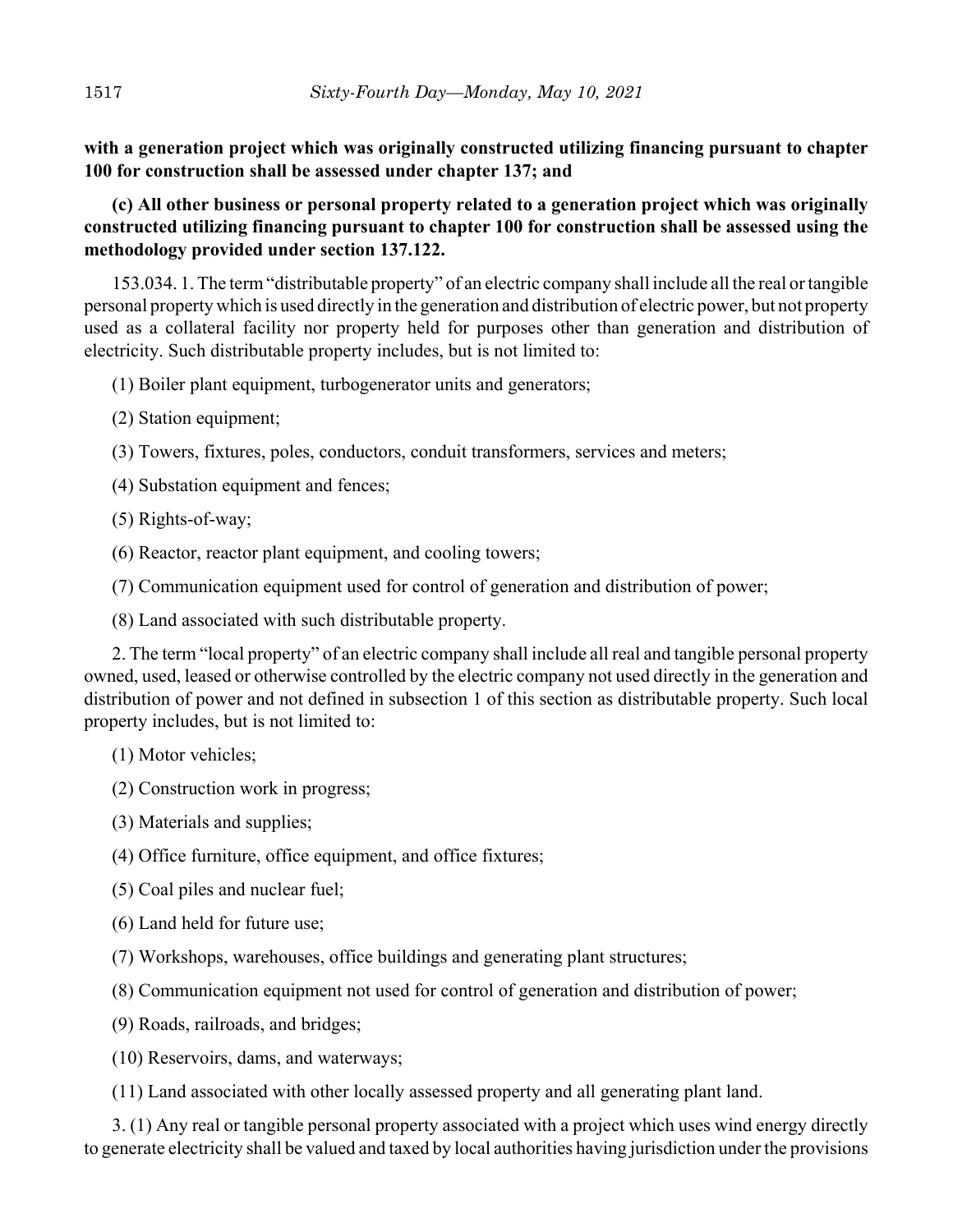**with a generation project which was originally constructed utilizing financing pursuant to chapter 100 for construction shall be assessed under chapter 137; and**

**(c) All other business or personal property related to a generation project which was originally constructed utilizing financing pursuant to chapter 100 for construction shall be assessed using the methodology provided under section 137.122.**

153.034. 1. The term "distributable property" of an electric company shall include all the real or tangible personal property which is used directly in the generation and distribution of electric power, but not property used as a collateral facility nor property held for purposes other than generation and distribution of electricity. Such distributable property includes, but is not limited to:

(1) Boiler plant equipment, turbogenerator units and generators;

(2) Station equipment;

(3) Towers, fixtures, poles, conductors, conduit transformers, services and meters;

(4) Substation equipment and fences;

(5) Rights-of-way;

(6) Reactor, reactor plant equipment, and cooling towers;

(7) Communication equipment used for control of generation and distribution of power;

(8) Land associated with such distributable property.

2. The term "local property" of an electric company shall include all real and tangible personal property owned, used, leased or otherwise controlled by the electric company not used directly in the generation and distribution of power and not defined in subsection 1 of this section as distributable property. Such local property includes, but is not limited to:

(1) Motor vehicles;

(2) Construction work in progress;

(3) Materials and supplies;

(4) Office furniture, office equipment, and office fixtures;

(5) Coal piles and nuclear fuel;

(6) Land held for future use;

(7) Workshops, warehouses, office buildings and generating plant structures;

(8) Communication equipment not used for control of generation and distribution of power;

(9) Roads, railroads, and bridges;

(10) Reservoirs, dams, and waterways;

(11) Land associated with other locally assessed property and all generating plant land.

3. (1) Any real or tangible personal property associated with a project which uses wind energy directly to generate electricity shall be valued and taxed by local authorities having jurisdiction under the provisions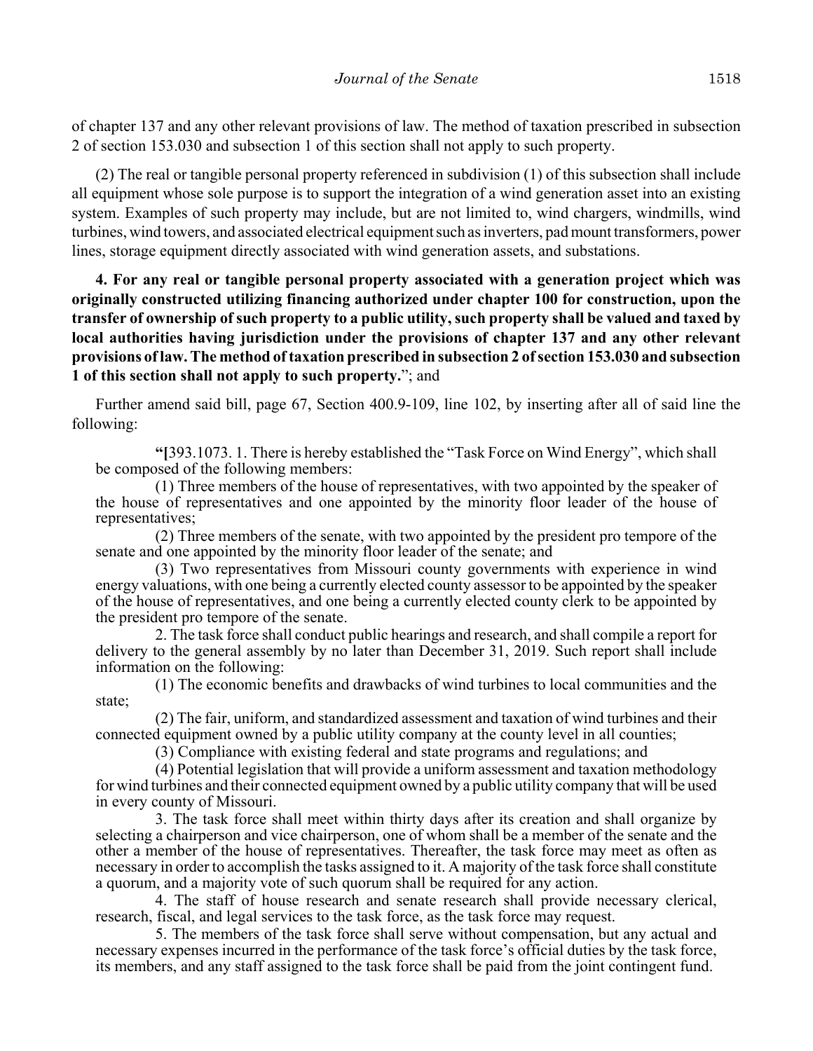of chapter 137 and any other relevant provisions of law. The method of taxation prescribed in subsection 2 of section 153.030 and subsection 1 of this section shall not apply to such property.

(2) The real or tangible personal property referenced in subdivision (1) of this subsection shall include all equipment whose sole purpose is to support the integration of a wind generation asset into an existing system. Examples of such property may include, but are not limited to, wind chargers, windmills, wind turbines, wind towers, and associated electrical equipment such as inverters, pad mount transformers, power lines, storage equipment directly associated with wind generation assets, and substations.

**4. For any real or tangible personal property associated with a generation project which was originally constructed utilizing financing authorized under chapter 100 for construction, upon the transfer of ownership of such property to a public utility, such property shall be valued and taxed by local authorities having jurisdiction under the provisions of chapter 137 and any other relevant provisions of law. The method of taxation prescribed in subsection 2 of section 153.030 and subsection 1 of this section shall not apply to such property.**"; and

Further amend said bill, page 67, Section 400.9-109, line 102, by inserting after all of said line the following:

"[393.1073. 1. There is hereby established the "Task Force on Wind Energy", which shall be composed of the following members:

(1) Three members of the house of representatives, with two appointed by the speaker of the house of representatives and one appointed by the minority floor leader of the house of representatives;

(2) Three members of the senate, with two appointed by the president pro tempore of the senate and one appointed by the minority floor leader of the senate; and

(3) Two representatives from Missouri county governments with experience in wind energy valuations, with one being a currently elected county assessor to be appointed by the speaker of the house of representatives, and one being a currently elected county clerk to be appointed by the president pro tempore of the senate.

2. The task force shall conduct public hearings and research, and shall compile a report for delivery to the general assembly by no later than December 31, 2019. Such report shall include information on the following:

(1) The economic benefits and drawbacks of wind turbines to local communities and the state;

(2) The fair, uniform, and standardized assessment and taxation of wind turbines and their connected equipment owned by a public utility company at the county level in all counties;

(3) Compliance with existing federal and state programs and regulations; and

(4) Potential legislation that will provide a uniform assessment and taxation methodology for wind turbines and their connected equipment owned by a public utility company that will be used in every county of Missouri.

3. The task force shall meet within thirty days after its creation and shall organize by selecting a chairperson and vice chairperson, one of whom shall be a member of the senate and the other a member of the house of representatives. Thereafter, the task force may meet as often as necessary in order to accomplish the tasks assigned to it. A majority of the task force shall constitute a quorum, and a majority vote of such quorum shall be required for any action.

4. The staff of house research and senate research shall provide necessary clerical, research, fiscal, and legal services to the task force, as the task force may request.

5. The members of the task force shall serve without compensation, but any actual and necessary expenses incurred in the performance of the task force's official duties by the task force, its members, and any staff assigned to the task force shall be paid from the joint contingent fund.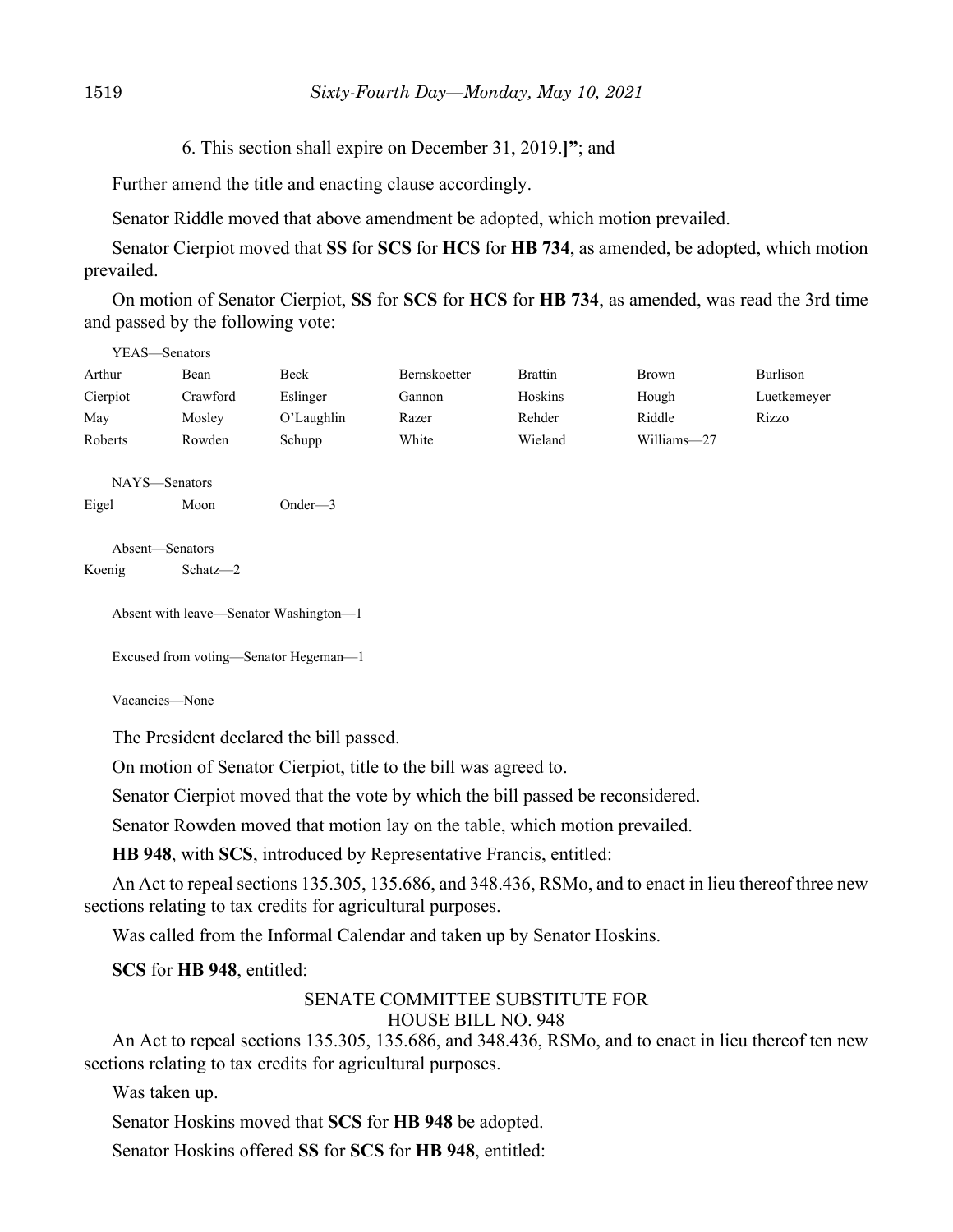6. This section shall expire on December 31, 2019.**]**"; and

Further amend the title and enacting clause accordingly.

Senator Riddle moved that above amendment be adopted, which motion prevailed.

Senator Cierpiot moved that **SS** for **SCS** for **HCS** for **HB 734**, as amended, be adopted, which motion prevailed.

On motion of Senator Cierpiot, **SS** for **SCS** for **HCS** for **HB 734**, as amended, was read the 3rd time and passed by the following vote:

YEAS—Senators

| | | | | | | |
|---|---|---|---|---|---|---|
| Arthur | Bean | Beck | Bernskoetter | Brattin | Brown | Burlison |
| Cierpiot | Crawford | Eslinger | Gannon | Hoskins | Hough | Luetkemeyer |
| May | Mosley | O'Laughlin | Razer | Rehder | Riddle | Rizzo |
| Roberts | Rowden | Schupp | White | Wieland | Williams—27 | |

NAYS—Senators

| | | |
|---|---|---|
| Eigel | Moon | Onder—3 |

Absent—Senators

| | |
|---|---|
| Koenig | Schatz—2 |

Absent with leave—Senator Washington—1

Excused from voting—Senator Hegeman—1

Vacancies—None

The President declared the bill passed.

On motion of Senator Cierpiot, title to the bill was agreed to.

Senator Cierpiot moved that the vote by which the bill passed be reconsidered.

Senator Rowden moved that motion lay on the table, which motion prevailed.

**HB 948**, with **SCS**, introduced by Representative Francis, entitled:

An Act to repeal sections 135.305, 135.686, and 348.436, RSMo, and to enact in lieu thereof three new sections relating to tax credits for agricultural purposes.

Was called from the Informal Calendar and taken up by Senator Hoskins.

**SCS** for **HB 948**, entitled:

SENATE COMMITTEE SUBSTITUTE FOR
HOUSE BILL NO. 948

An Act to repeal sections 135.305, 135.686, and 348.436, RSMo, and to enact in lieu thereof ten new sections relating to tax credits for agricultural purposes.

Was taken up.

Senator Hoskins moved that **SCS** for **HB 948** be adopted.

Senator Hoskins offered **SS** for **SCS** for **HB 948**, entitled: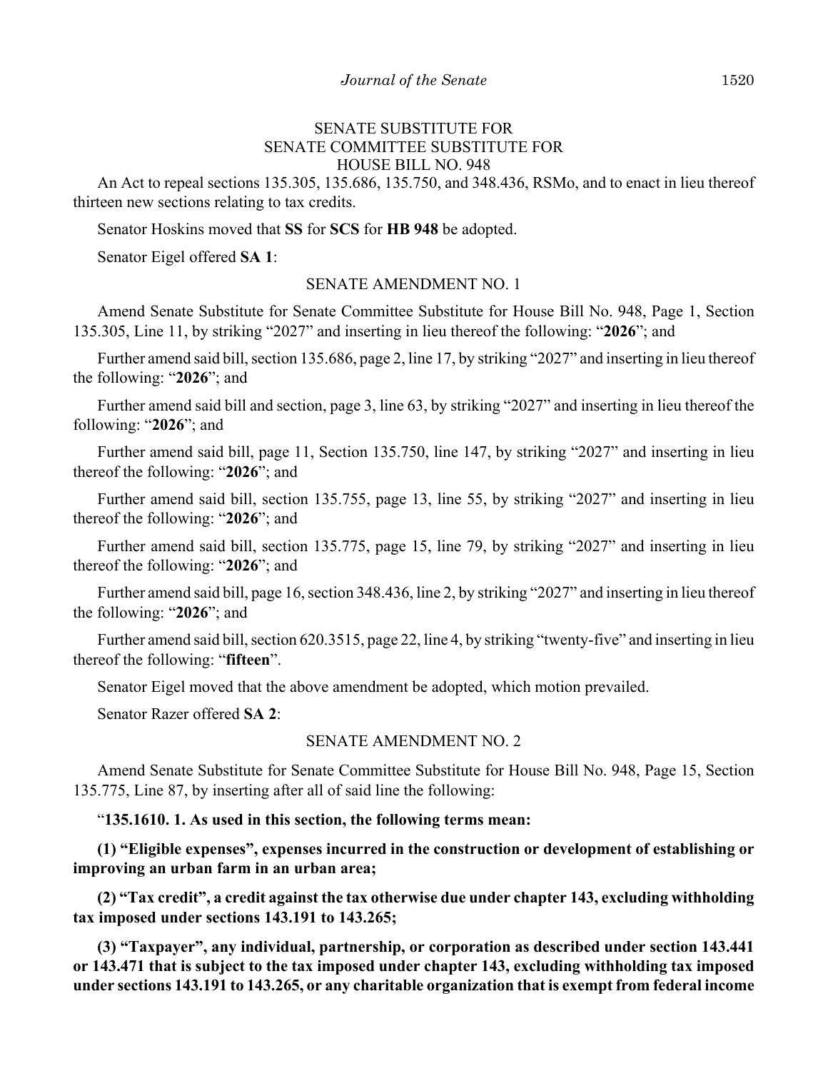SENATE SUBSTITUTE FOR
SENATE COMMITTEE SUBSTITUTE FOR
HOUSE BILL NO. 948

An Act to repeal sections 135.305, 135.686, 135.750, and 348.436, RSMo, and to enact in lieu thereof thirteen new sections relating to tax credits.

Senator Hoskins moved that **SS** for **SCS** for **HB 948** be adopted.

Senator Eigel offered **SA 1**:

SENATE AMENDMENT NO. 1

Amend Senate Substitute for Senate Committee Substitute for House Bill No. 948, Page 1, Section 135.305, Line 11, by striking "2027" and inserting in lieu thereof the following: "**2026**"; and

Further amend said bill, section 135.686, page 2, line 17, by striking "2027" and inserting in lieu thereof the following: "**2026**"; and

Further amend said bill and section, page 3, line 63, by striking "2027" and inserting in lieu thereof the following: "**2026**"; and

Further amend said bill, page 11, Section 135.750, line 147, by striking "2027" and inserting in lieu thereof the following: "**2026**"; and

Further amend said bill, section 135.755, page 13, line 55, by striking "2027" and inserting in lieu thereof the following: "**2026**"; and

Further amend said bill, section 135.775, page 15, line 79, by striking "2027" and inserting in lieu thereof the following: "**2026**"; and

Further amend said bill, page 16, section 348.436, line 2, by striking "2027" and inserting in lieu thereof the following: "**2026**"; and

Further amend said bill, section 620.3515, page 22, line 4, by striking "twenty-five" and inserting in lieu thereof the following: "**fifteen**".

Senator Eigel moved that the above amendment be adopted, which motion prevailed.

Senator Razer offered **SA 2**:

SENATE AMENDMENT NO. 2

Amend Senate Substitute for Senate Committee Substitute for House Bill No. 948, Page 15, Section 135.775, Line 87, by inserting after all of said line the following:

"**135.1610. 1. As used in this section, the following terms mean:**

**(1) "Eligible expenses", expenses incurred in the construction or development of establishing or improving an urban farm in an urban area;**

**(2) "Tax credit", a credit against the tax otherwise due under chapter 143, excluding withholding tax imposed under sections 143.191 to 143.265;**

**(3) "Taxpayer", any individual, partnership, or corporation as described under section 143.441 or 143.471 that is subject to the tax imposed under chapter 143, excluding withholding tax imposed under sections 143.191 to 143.265, or any charitable organization that is exempt from federal income**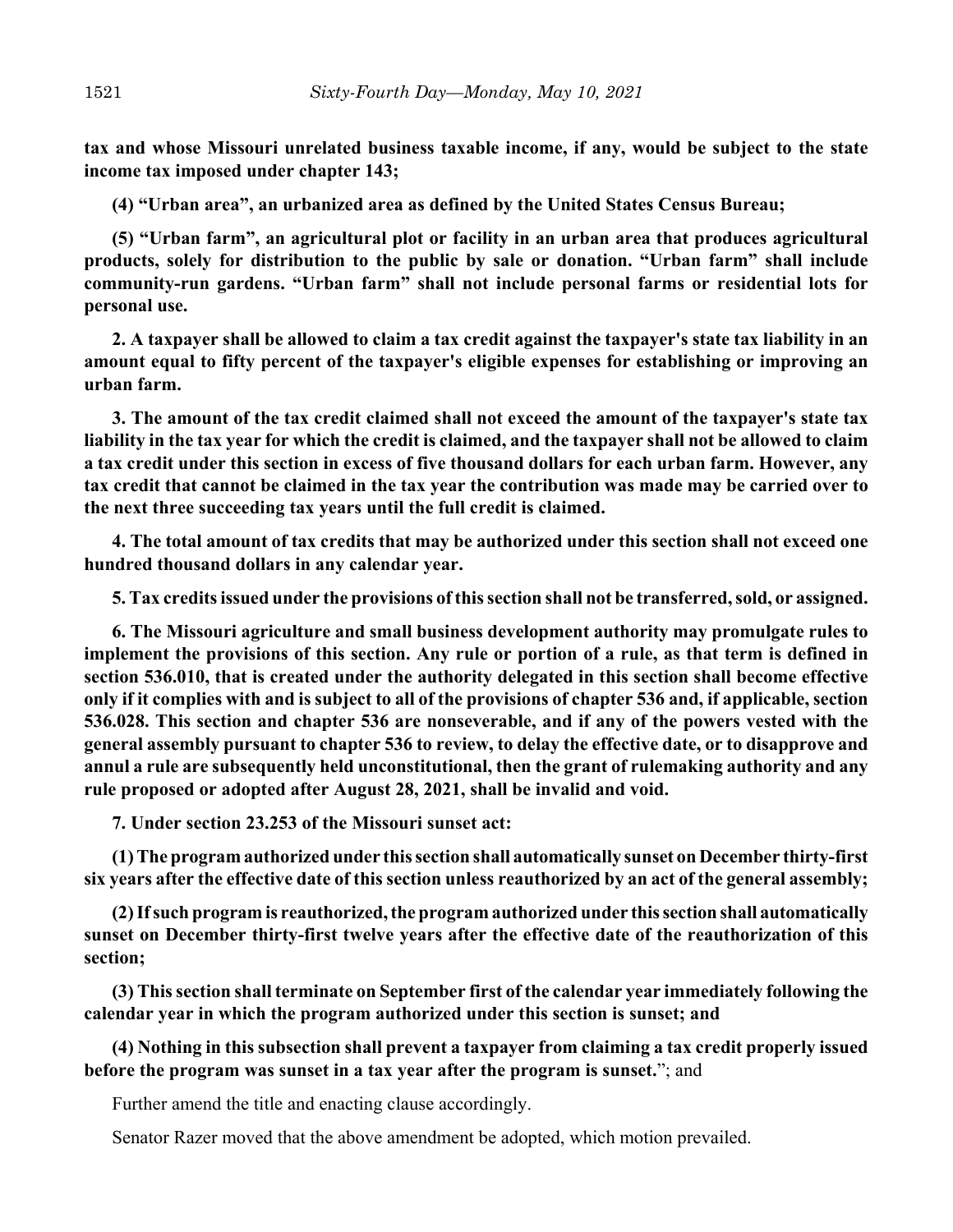**tax and whose Missouri unrelated business taxable income, if any, would be subject to the state income tax imposed under chapter 143;**

**(4) "Urban area", an urbanized area as defined by the United States Census Bureau;**

**(5) "Urban farm", an agricultural plot or facility in an urban area that produces agricultural products, solely for distribution to the public by sale or donation. "Urban farm" shall include community-run gardens. "Urban farm" shall not include personal farms or residential lots for personal use.**

**2. A taxpayer shall be allowed to claim a tax credit against the taxpayer's state tax liability in an amount equal to fifty percent of the taxpayer's eligible expenses for establishing or improving an urban farm.**

**3. The amount of the tax credit claimed shall not exceed the amount of the taxpayer's state tax liability in the tax year for which the credit is claimed, and the taxpayer shall not be allowed to claim a tax credit under this section in excess of five thousand dollars for each urban farm. However, any tax credit that cannot be claimed in the tax year the contribution was made may be carried over to the next three succeeding tax years until the full credit is claimed.**

**4. The total amount of tax credits that may be authorized under this section shall not exceed one hundred thousand dollars in any calendar year.**

**5. Tax credits issued under the provisions of this section shall not be transferred, sold, or assigned.**

**6. The Missouri agriculture and small business development authority may promulgate rules to implement the provisions of this section. Any rule or portion of a rule, as that term is defined in section 536.010, that is created under the authority delegated in this section shall become effective only if it complies with and is subject to all of the provisions of chapter 536 and, if applicable, section 536.028. This section and chapter 536 are nonseverable, and if any of the powers vested with the general assembly pursuant to chapter 536 to review, to delay the effective date, or to disapprove and annul a rule are subsequently held unconstitutional, then the grant of rulemaking authority and any rule proposed or adopted after August 28, 2021, shall be invalid and void.**

**7. Under section 23.253 of the Missouri sunset act:**

**(1) The program authorized under this section shall automatically sunset on December thirty-first six years after the effective date of this section unless reauthorized by an act of the general assembly;**

**(2) If such program is reauthorized, the program authorized under this section shall automatically sunset on December thirty-first twelve years after the effective date of the reauthorization of this section;**

**(3) This section shall terminate on September first of the calendar year immediately following the calendar year in which the program authorized under this section is sunset; and**

**(4) Nothing in this subsection shall prevent a taxpayer from claiming a tax credit properly issued before the program was sunset in a tax year after the program is sunset.**"; and

Further amend the title and enacting clause accordingly.

Senator Razer moved that the above amendment be adopted, which motion prevailed.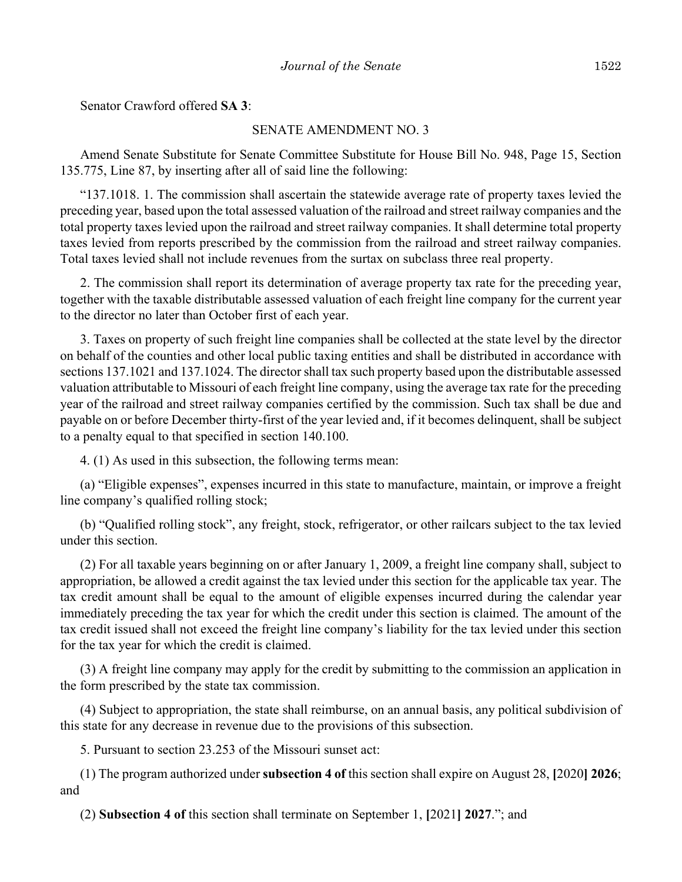Senator Crawford offered **SA 3**:

SENATE AMENDMENT NO. 3

Amend Senate Substitute for Senate Committee Substitute for House Bill No. 948, Page 15, Section 135.775, Line 87, by inserting after all of said line the following:

"137.1018. 1. The commission shall ascertain the statewide average rate of property taxes levied the preceding year, based upon the total assessed valuation of the railroad and street railway companies and the total property taxes levied upon the railroad and street railway companies. It shall determine total property taxes levied from reports prescribed by the commission from the railroad and street railway companies. Total taxes levied shall not include revenues from the surtax on subclass three real property.

2. The commission shall report its determination of average property tax rate for the preceding year, together with the taxable distributable assessed valuation of each freight line company for the current year to the director no later than October first of each year.

3. Taxes on property of such freight line companies shall be collected at the state level by the director on behalf of the counties and other local public taxing entities and shall be distributed in accordance with sections 137.1021 and 137.1024. The director shall tax such property based upon the distributable assessed valuation attributable to Missouri of each freight line company, using the average tax rate for the preceding year of the railroad and street railway companies certified by the commission. Such tax shall be due and payable on or before December thirty-first of the year levied and, if it becomes delinquent, shall be subject to a penalty equal to that specified in section 140.100.

4. (1) As used in this subsection, the following terms mean:

(a) "Eligible expenses", expenses incurred in this state to manufacture, maintain, or improve a freight line company's qualified rolling stock;

(b) "Qualified rolling stock", any freight, stock, refrigerator, or other railcars subject to the tax levied under this section.

(2) For all taxable years beginning on or after January 1, 2009, a freight line company shall, subject to appropriation, be allowed a credit against the tax levied under this section for the applicable tax year. The tax credit amount shall be equal to the amount of eligible expenses incurred during the calendar year immediately preceding the tax year for which the credit under this section is claimed. The amount of the tax credit issued shall not exceed the freight line company's liability for the tax levied under this section for the tax year for which the credit is claimed.

(3) A freight line company may apply for the credit by submitting to the commission an application in the form prescribed by the state tax commission.

(4) Subject to appropriation, the state shall reimburse, on an annual basis, any political subdivision of this state for any decrease in revenue due to the provisions of this subsection.

5. Pursuant to section 23.253 of the Missouri sunset act:

(1) The program authorized under **subsection 4 of** this section shall expire on August 28, **[**2020**] 2026**; and

(2) **Subsection 4 of** this section shall terminate on September 1, **[**2021**] 2027**."; and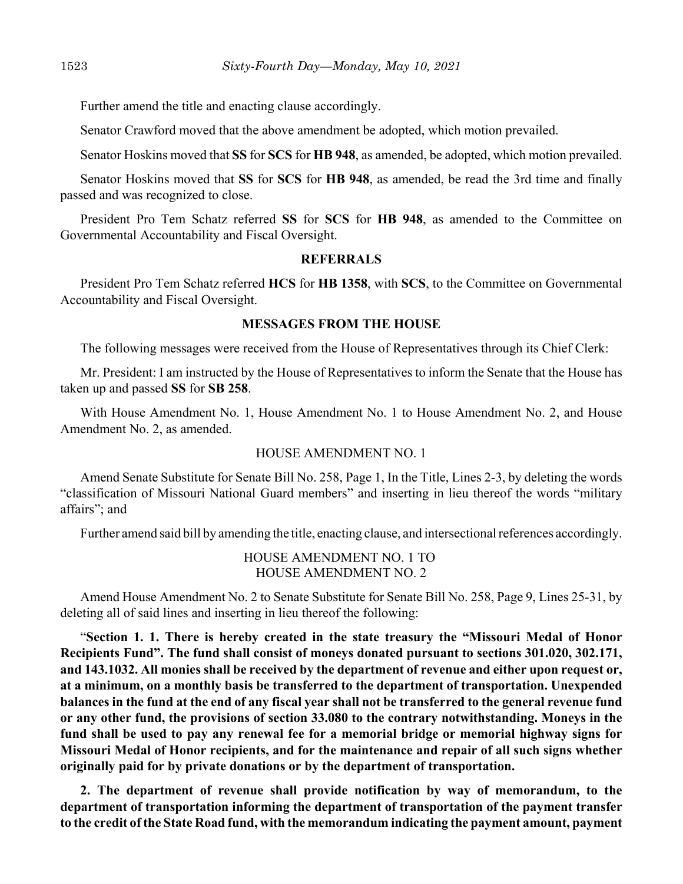Further amend the title and enacting clause accordingly.

Senator Crawford moved that the above amendment be adopted, which motion prevailed.

Senator Hoskins moved that **SS** for **SCS** for **HB 948**, as amended, be adopted, which motion prevailed.

Senator Hoskins moved that **SS** for **SCS** for **HB 948**, as amended, be read the 3rd time and finally passed and was recognized to close.

President Pro Tem Schatz referred **SS** for **SCS** for **HB 948**, as amended to the Committee on Governmental Accountability and Fiscal Oversight.

## REFERRALS

President Pro Tem Schatz referred **HCS** for **HB 1358**, with **SCS**, to the Committee on Governmental Accountability and Fiscal Oversight.

## MESSAGES FROM THE HOUSE

The following messages were received from the House of Representatives through its Chief Clerk:

Mr. President: I am instructed by the House of Representatives to inform the Senate that the House has taken up and passed **SS** for **SB 258**.

With House Amendment No. 1, House Amendment No. 1 to House Amendment No. 2, and House Amendment No. 2, as amended.

HOUSE AMENDMENT NO. 1

Amend Senate Substitute for Senate Bill No. 258, Page 1, In the Title, Lines 2-3, by deleting the words "classification of Missouri National Guard members" and inserting in lieu thereof the words "military affairs"; and

Further amend said bill by amending the title, enacting clause, and intersectional references accordingly.

HOUSE AMENDMENT NO. 1 TO
HOUSE AMENDMENT NO. 2

Amend House Amendment No. 2 to Senate Substitute for Senate Bill No. 258, Page 9, Lines 25-31, by deleting all of said lines and inserting in lieu thereof the following:

"**Section 1. 1. There is hereby created in the state treasury the "Missouri Medal of Honor Recipients Fund". The fund shall consist of moneys donated pursuant to sections 301.020, 302.171, and 143.1032. All monies shall be received by the department of revenue and either upon request or, at a minimum, on a monthly basis be transferred to the department of transportation. Unexpended balances in the fund at the end of any fiscal year shall not be transferred to the general revenue fund or any other fund, the provisions of section 33.080 to the contrary notwithstanding. Moneys in the fund shall be used to pay any renewal fee for a memorial bridge or memorial highway signs for Missouri Medal of Honor recipients, and for the maintenance and repair of all such signs whether originally paid for by private donations or by the department of transportation.**

**2. The department of revenue shall provide notification by way of memorandum, to the department of transportation informing the department of transportation of the payment transfer to the credit of the State Road fund, with the memorandum indicating the payment amount, payment**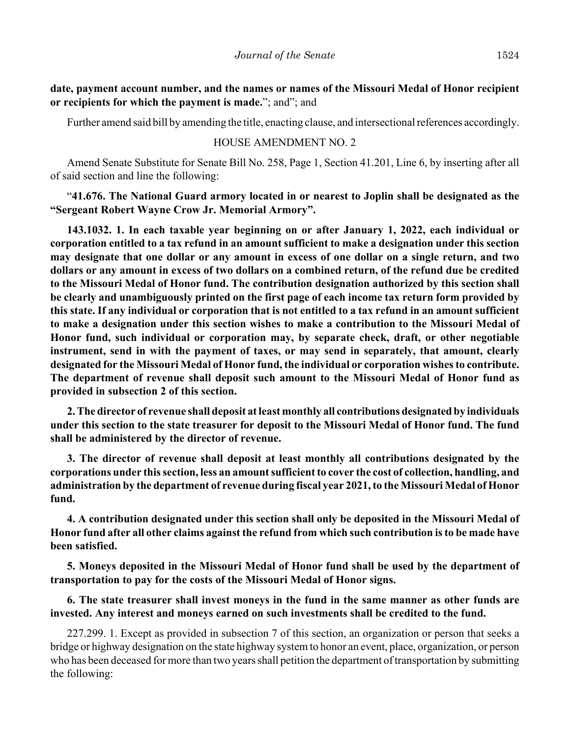**date, payment account number, and the names or names of the Missouri Medal of Honor recipient or recipients for which the payment is made.**"; and"; and

Further amend said bill by amending the title, enacting clause, and intersectional references accordingly.

HOUSE AMENDMENT NO. 2

Amend Senate Substitute for Senate Bill No. 258, Page 1, Section 41.201, Line 6, by inserting after all of said section and line the following:

"**41.676. The National Guard armory located in or nearest to Joplin shall be designated as the "Sergeant Robert Wayne Crow Jr. Memorial Armory".**

**143.1032. 1. In each taxable year beginning on or after January 1, 2022, each individual or corporation entitled to a tax refund in an amount sufficient to make a designation under this section may designate that one dollar or any amount in excess of one dollar on a single return, and two dollars or any amount in excess of two dollars on a combined return, of the refund due be credited to the Missouri Medal of Honor fund. The contribution designation authorized by this section shall be clearly and unambiguously printed on the first page of each income tax return form provided by this state. If any individual or corporation that is not entitled to a tax refund in an amount sufficient to make a designation under this section wishes to make a contribution to the Missouri Medal of Honor fund, such individual or corporation may, by separate check, draft, or other negotiable instrument, send in with the payment of taxes, or may send in separately, that amount, clearly designated for the Missouri Medal of Honor fund, the individual or corporation wishes to contribute. The department of revenue shall deposit such amount to the Missouri Medal of Honor fund as provided in subsection 2 of this section.**

**2. The director of revenue shall deposit at least monthly all contributions designated by individuals under this section to the state treasurer for deposit to the Missouri Medal of Honor fund. The fund shall be administered by the director of revenue.**

**3. The director of revenue shall deposit at least monthly all contributions designated by the corporations under this section, less an amount sufficient to cover the cost of collection, handling, and administration by the department of revenue during fiscal year 2021, to the Missouri Medal of Honor fund.**

**4. A contribution designated under this section shall only be deposited in the Missouri Medal of Honor fund after all other claims against the refund from which such contribution is to be made have been satisfied.**

**5. Moneys deposited in the Missouri Medal of Honor fund shall be used by the department of transportation to pay for the costs of the Missouri Medal of Honor signs.**

**6. The state treasurer shall invest moneys in the fund in the same manner as other funds are invested. Any interest and moneys earned on such investments shall be credited to the fund.**

227.299. 1. Except as provided in subsection 7 of this section, an organization or person that seeks a bridge or highway designation on the state highway system to honor an event, place, organization, or person who has been deceased for more than two years shall petition the department of transportation by submitting the following: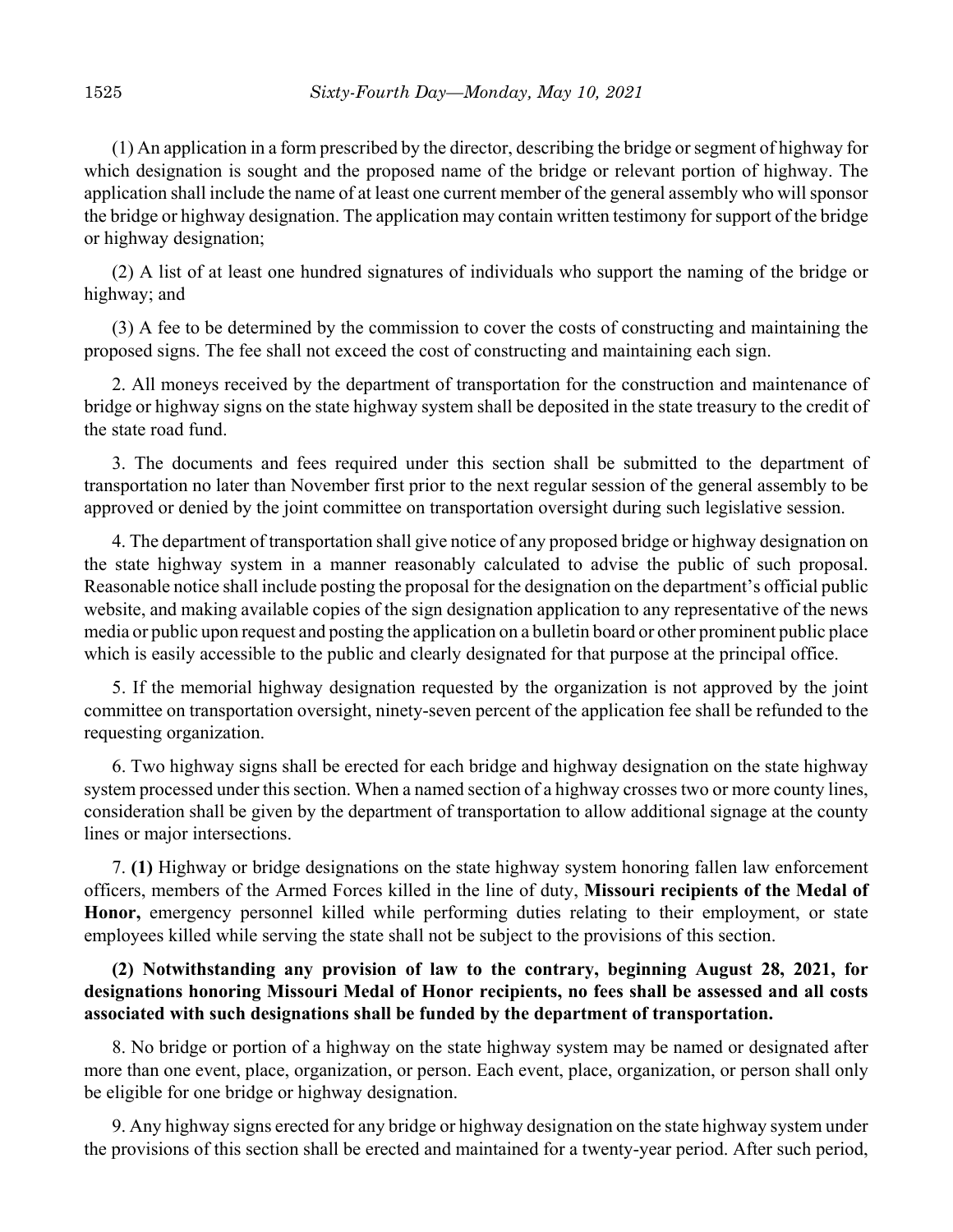(1) An application in a form prescribed by the director, describing the bridge or segment of highway for which designation is sought and the proposed name of the bridge or relevant portion of highway. The application shall include the name of at least one current member of the general assembly who will sponsor the bridge or highway designation. The application may contain written testimony for support of the bridge or highway designation;

(2) A list of at least one hundred signatures of individuals who support the naming of the bridge or highway; and

(3) A fee to be determined by the commission to cover the costs of constructing and maintaining the proposed signs. The fee shall not exceed the cost of constructing and maintaining each sign.

2. All moneys received by the department of transportation for the construction and maintenance of bridge or highway signs on the state highway system shall be deposited in the state treasury to the credit of the state road fund.

3. The documents and fees required under this section shall be submitted to the department of transportation no later than November first prior to the next regular session of the general assembly to be approved or denied by the joint committee on transportation oversight during such legislative session.

4. The department of transportation shall give notice of any proposed bridge or highway designation on the state highway system in a manner reasonably calculated to advise the public of such proposal. Reasonable notice shall include posting the proposal for the designation on the department's official public website, and making available copies of the sign designation application to any representative of the news media or public upon request and posting the application on a bulletin board or other prominent public place which is easily accessible to the public and clearly designated for that purpose at the principal office.

5. If the memorial highway designation requested by the organization is not approved by the joint committee on transportation oversight, ninety-seven percent of the application fee shall be refunded to the requesting organization.

6. Two highway signs shall be erected for each bridge and highway designation on the state highway system processed under this section. When a named section of a highway crosses two or more county lines, consideration shall be given by the department of transportation to allow additional signage at the county lines or major intersections.

7. **(1)** Highway or bridge designations on the state highway system honoring fallen law enforcement officers, members of the Armed Forces killed in the line of duty, **Missouri recipients of the Medal of Honor,** emergency personnel killed while performing duties relating to their employment, or state employees killed while serving the state shall not be subject to the provisions of this section.

**(2) Notwithstanding any provision of law to the contrary, beginning August 28, 2021, for designations honoring Missouri Medal of Honor recipients, no fees shall be assessed and all costs associated with such designations shall be funded by the department of transportation.**

8. No bridge or portion of a highway on the state highway system may be named or designated after more than one event, place, organization, or person. Each event, place, organization, or person shall only be eligible for one bridge or highway designation.

9. Any highway signs erected for any bridge or highway designation on the state highway system under the provisions of this section shall be erected and maintained for a twenty-year period. After such period,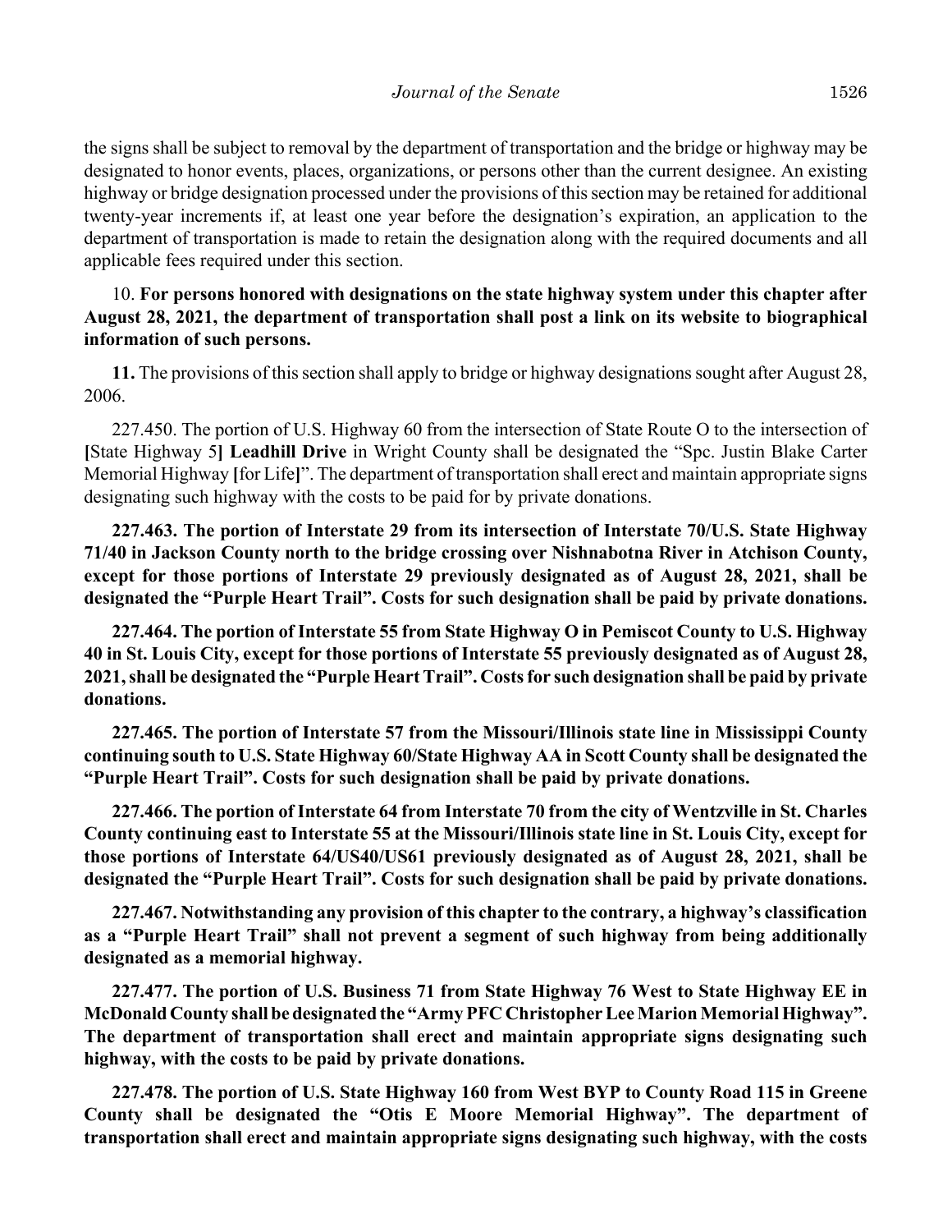the signs shall be subject to removal by the department of transportation and the bridge or highway may be designated to honor events, places, organizations, or persons other than the current designee. An existing highway or bridge designation processed under the provisions of this section may be retained for additional twenty-year increments if, at least one year before the designation's expiration, an application to the department of transportation is made to retain the designation along with the required documents and all applicable fees required under this section.

10. **For persons honored with designations on the state highway system under this chapter after August 28, 2021, the department of transportation shall post a link on its website to biographical information of such persons.**

**11.** The provisions of this section shall apply to bridge or highway designations sought after August 28, 2006.

227.450. The portion of U.S. Highway 60 from the intersection of State Route O to the intersection of **[**State Highway 5**]** **Leadhill Drive** in Wright County shall be designated the "Spc. Justin Blake Carter Memorial Highway **[**for Life**]**". The department of transportation shall erect and maintain appropriate signs designating such highway with the costs to be paid for by private donations.

**227.463. The portion of Interstate 29 from its intersection of Interstate 70/U.S. State Highway 71/40 in Jackson County north to the bridge crossing over Nishnabotna River in Atchison County, except for those portions of Interstate 29 previously designated as of August 28, 2021, shall be designated the "Purple Heart Trail". Costs for such designation shall be paid by private donations.**

**227.464. The portion of Interstate 55 from State Highway O in Pemiscot County to U.S. Highway 40 in St. Louis City, except for those portions of Interstate 55 previously designated as of August 28, 2021, shall be designated the "Purple Heart Trail". Costs for such designation shall be paid by private donations.**

**227.465. The portion of Interstate 57 from the Missouri/Illinois state line in Mississippi County continuing south to U.S. State Highway 60/State Highway AA in Scott County shall be designated the "Purple Heart Trail". Costs for such designation shall be paid by private donations.**

**227.466. The portion of Interstate 64 from Interstate 70 from the city of Wentzville in St. Charles County continuing east to Interstate 55 at the Missouri/Illinois state line in St. Louis City, except for those portions of Interstate 64/US40/US61 previously designated as of August 28, 2021, shall be designated the "Purple Heart Trail". Costs for such designation shall be paid by private donations.**

**227.467. Notwithstanding any provision of this chapter to the contrary, a highway's classification as a "Purple Heart Trail" shall not prevent a segment of such highway from being additionally designated as a memorial highway.**

**227.477. The portion of U.S. Business 71 from State Highway 76 West to State Highway EE in McDonald County shall be designated the "Army PFC Christopher Lee Marion Memorial Highway". The department of transportation shall erect and maintain appropriate signs designating such highway, with the costs to be paid by private donations.**

**227.478. The portion of U.S. State Highway 160 from West BYP to County Road 115 in Greene County shall be designated the "Otis E Moore Memorial Highway". The department of transportation shall erect and maintain appropriate signs designating such highway, with the costs**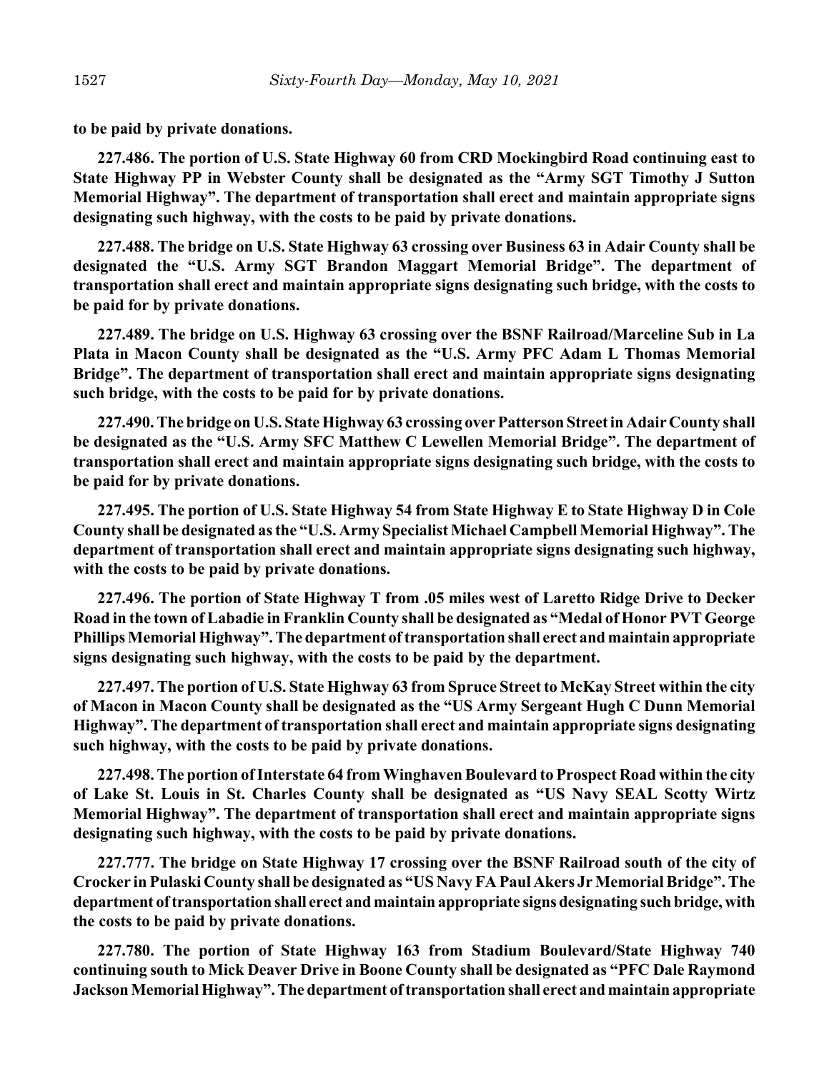**to be paid by private donations.**

**227.486. The portion of U.S. State Highway 60 from CRD Mockingbird Road continuing east to State Highway PP in Webster County shall be designated as the "Army SGT Timothy J Sutton Memorial Highway". The department of transportation shall erect and maintain appropriate signs designating such highway, with the costs to be paid by private donations.**

**227.488. The bridge on U.S. State Highway 63 crossing over Business 63 in Adair County shall be designated the "U.S. Army SGT Brandon Maggart Memorial Bridge". The department of transportation shall erect and maintain appropriate signs designating such bridge, with the costs to be paid for by private donations.**

**227.489. The bridge on U.S. Highway 63 crossing over the BSNF Railroad/Marceline Sub in La Plata in Macon County shall be designated as the "U.S. Army PFC Adam L Thomas Memorial Bridge". The department of transportation shall erect and maintain appropriate signs designating such bridge, with the costs to be paid for by private donations.**

**227.490. The bridge on U.S. State Highway 63 crossing over Patterson Street in Adair County shall be designated as the "U.S. Army SFC Matthew C Lewellen Memorial Bridge". The department of transportation shall erect and maintain appropriate signs designating such bridge, with the costs to be paid for by private donations.**

**227.495. The portion of U.S. State Highway 54 from State Highway E to State Highway D in Cole County shall be designated as the "U.S. Army Specialist Michael Campbell Memorial Highway". The department of transportation shall erect and maintain appropriate signs designating such highway, with the costs to be paid by private donations.**

**227.496. The portion of State Highway T from .05 miles west of Laretto Ridge Drive to Decker Road in the town of Labadie in Franklin County shall be designated as "Medal of Honor PVT George Phillips Memorial Highway". The department of transportation shall erect and maintain appropriate signs designating such highway, with the costs to be paid by the department.**

**227.497. The portion of U.S. State Highway 63 from Spruce Street to McKay Street within the city of Macon in Macon County shall be designated as the "US Army Sergeant Hugh C Dunn Memorial Highway". The department of transportation shall erect and maintain appropriate signs designating such highway, with the costs to be paid by private donations.**

**227.498. The portion of Interstate 64 from Winghaven Boulevard to Prospect Road within the city of Lake St. Louis in St. Charles County shall be designated as "US Navy SEAL Scotty Wirtz Memorial Highway". The department of transportation shall erect and maintain appropriate signs designating such highway, with the costs to be paid by private donations.**

**227.777. The bridge on State Highway 17 crossing over the BSNF Railroad south of the city of Crocker in Pulaski County shall be designated as "US Navy FA Paul Akers Jr Memorial Bridge". The department of transportation shall erect and maintain appropriate signs designating such bridge, with the costs to be paid by private donations.**

**227.780. The portion of State Highway 163 from Stadium Boulevard/State Highway 740 continuing south to Mick Deaver Drive in Boone County shall be designated as "PFC Dale Raymond Jackson Memorial Highway". The department of transportation shall erect and maintain appropriate**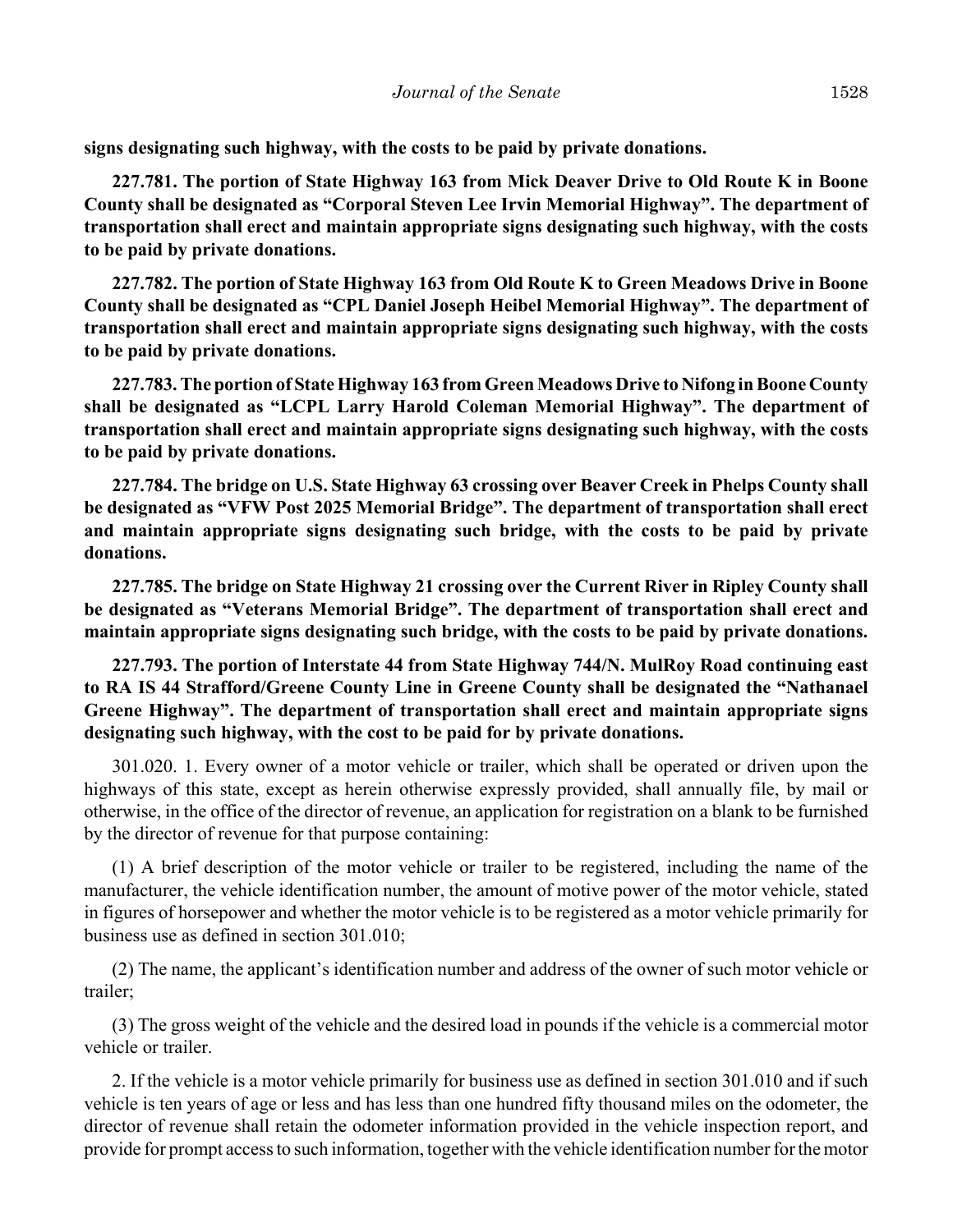**signs designating such highway, with the costs to be paid by private donations.**

**227.781. The portion of State Highway 163 from Mick Deaver Drive to Old Route K in Boone County shall be designated as "Corporal Steven Lee Irvin Memorial Highway". The department of transportation shall erect and maintain appropriate signs designating such highway, with the costs to be paid by private donations.**

**227.782. The portion of State Highway 163 from Old Route K to Green Meadows Drive in Boone County shall be designated as "CPL Daniel Joseph Heibel Memorial Highway". The department of transportation shall erect and maintain appropriate signs designating such highway, with the costs to be paid by private donations.**

**227.783. The portion of State Highway 163 from Green Meadows Drive to Nifong in Boone County shall be designated as "LCPL Larry Harold Coleman Memorial Highway". The department of transportation shall erect and maintain appropriate signs designating such highway, with the costs to be paid by private donations.**

**227.784. The bridge on U.S. State Highway 63 crossing over Beaver Creek in Phelps County shall be designated as "VFW Post 2025 Memorial Bridge". The department of transportation shall erect and maintain appropriate signs designating such bridge, with the costs to be paid by private donations.**

**227.785. The bridge on State Highway 21 crossing over the Current River in Ripley County shall be designated as "Veterans Memorial Bridge". The department of transportation shall erect and maintain appropriate signs designating such bridge, with the costs to be paid by private donations.**

**227.793. The portion of Interstate 44 from State Highway 744/N. MulRoy Road continuing east to RA IS 44 Strafford/Greene County Line in Greene County shall be designated the "Nathanael Greene Highway". The department of transportation shall erect and maintain appropriate signs designating such highway, with the cost to be paid for by private donations.**

301.020. 1. Every owner of a motor vehicle or trailer, which shall be operated or driven upon the highways of this state, except as herein otherwise expressly provided, shall annually file, by mail or otherwise, in the office of the director of revenue, an application for registration on a blank to be furnished by the director of revenue for that purpose containing:

(1) A brief description of the motor vehicle or trailer to be registered, including the name of the manufacturer, the vehicle identification number, the amount of motive power of the motor vehicle, stated in figures of horsepower and whether the motor vehicle is to be registered as a motor vehicle primarily for business use as defined in section 301.010;

(2) The name, the applicant's identification number and address of the owner of such motor vehicle or trailer;

(3) The gross weight of the vehicle and the desired load in pounds if the vehicle is a commercial motor vehicle or trailer.

2. If the vehicle is a motor vehicle primarily for business use as defined in section 301.010 and if such vehicle is ten years of age or less and has less than one hundred fifty thousand miles on the odometer, the director of revenue shall retain the odometer information provided in the vehicle inspection report, and provide for prompt access to such information, together with the vehicle identification number for the motor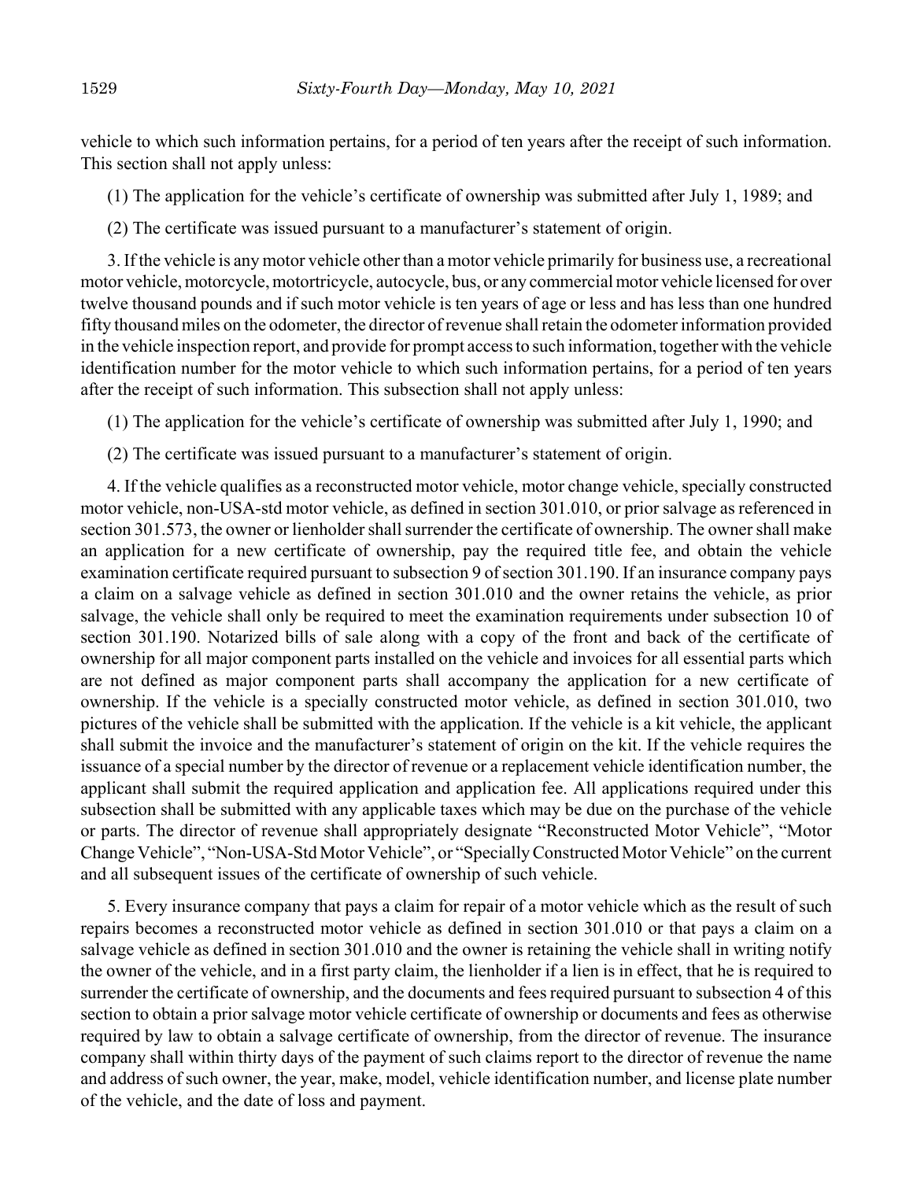vehicle to which such information pertains, for a period of ten years after the receipt of such information. This section shall not apply unless:

(1) The application for the vehicle's certificate of ownership was submitted after July 1, 1989; and

(2) The certificate was issued pursuant to a manufacturer's statement of origin.

3. If the vehicle is any motor vehicle other than a motor vehicle primarily for business use, a recreational motor vehicle, motorcycle, motortricycle, autocycle, bus, or any commercial motor vehicle licensed for over twelve thousand pounds and if such motor vehicle is ten years of age or less and has less than one hundred fifty thousand miles on the odometer, the director of revenue shall retain the odometer information provided in the vehicle inspection report, and provide for prompt access to such information, together with the vehicle identification number for the motor vehicle to which such information pertains, for a period of ten years after the receipt of such information. This subsection shall not apply unless:

(1) The application for the vehicle's certificate of ownership was submitted after July 1, 1990; and

(2) The certificate was issued pursuant to a manufacturer's statement of origin.

4. If the vehicle qualifies as a reconstructed motor vehicle, motor change vehicle, specially constructed motor vehicle, non-USA-std motor vehicle, as defined in section 301.010, or prior salvage as referenced in section 301.573, the owner or lienholder shall surrender the certificate of ownership. The owner shall make an application for a new certificate of ownership, pay the required title fee, and obtain the vehicle examination certificate required pursuant to subsection 9 of section 301.190. If an insurance company pays a claim on a salvage vehicle as defined in section 301.010 and the owner retains the vehicle, as prior salvage, the vehicle shall only be required to meet the examination requirements under subsection 10 of section 301.190. Notarized bills of sale along with a copy of the front and back of the certificate of ownership for all major component parts installed on the vehicle and invoices for all essential parts which are not defined as major component parts shall accompany the application for a new certificate of ownership. If the vehicle is a specially constructed motor vehicle, as defined in section 301.010, two pictures of the vehicle shall be submitted with the application. If the vehicle is a kit vehicle, the applicant shall submit the invoice and the manufacturer's statement of origin on the kit. If the vehicle requires the issuance of a special number by the director of revenue or a replacement vehicle identification number, the applicant shall submit the required application and application fee. All applications required under this subsection shall be submitted with any applicable taxes which may be due on the purchase of the vehicle or parts. The director of revenue shall appropriately designate "Reconstructed Motor Vehicle", "Motor Change Vehicle", "Non-USA-Std Motor Vehicle", or "Specially Constructed Motor Vehicle" on the current and all subsequent issues of the certificate of ownership of such vehicle.

5. Every insurance company that pays a claim for repair of a motor vehicle which as the result of such repairs becomes a reconstructed motor vehicle as defined in section 301.010 or that pays a claim on a salvage vehicle as defined in section 301.010 and the owner is retaining the vehicle shall in writing notify the owner of the vehicle, and in a first party claim, the lienholder if a lien is in effect, that he is required to surrender the certificate of ownership, and the documents and fees required pursuant to subsection 4 of this section to obtain a prior salvage motor vehicle certificate of ownership or documents and fees as otherwise required by law to obtain a salvage certificate of ownership, from the director of revenue. The insurance company shall within thirty days of the payment of such claims report to the director of revenue the name and address of such owner, the year, make, model, vehicle identification number, and license plate number of the vehicle, and the date of loss and payment.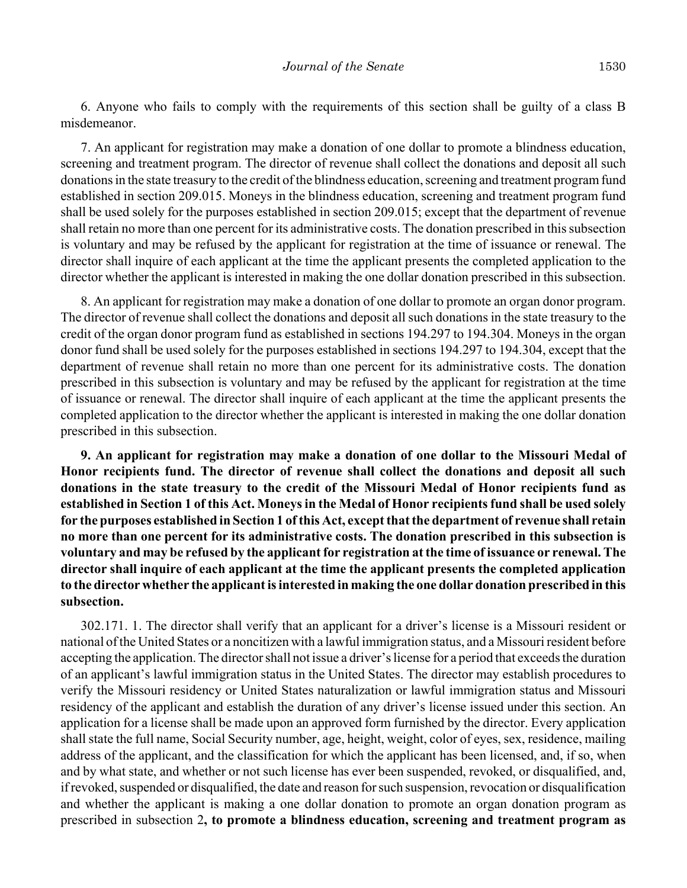6. Anyone who fails to comply with the requirements of this section shall be guilty of a class B misdemeanor.

7. An applicant for registration may make a donation of one dollar to promote a blindness education, screening and treatment program. The director of revenue shall collect the donations and deposit all such donations in the state treasury to the credit of the blindness education, screening and treatment program fund established in section 209.015. Moneys in the blindness education, screening and treatment program fund shall be used solely for the purposes established in section 209.015; except that the department of revenue shall retain no more than one percent for its administrative costs. The donation prescribed in this subsection is voluntary and may be refused by the applicant for registration at the time of issuance or renewal. The director shall inquire of each applicant at the time the applicant presents the completed application to the director whether the applicant is interested in making the one dollar donation prescribed in this subsection.

8. An applicant for registration may make a donation of one dollar to promote an organ donor program. The director of revenue shall collect the donations and deposit all such donations in the state treasury to the credit of the organ donor program fund as established in sections 194.297 to 194.304. Moneys in the organ donor fund shall be used solely for the purposes established in sections 194.297 to 194.304, except that the department of revenue shall retain no more than one percent for its administrative costs. The donation prescribed in this subsection is voluntary and may be refused by the applicant for registration at the time of issuance or renewal. The director shall inquire of each applicant at the time the applicant presents the completed application to the director whether the applicant is interested in making the one dollar donation prescribed in this subsection.

**9. An applicant for registration may make a donation of one dollar to the Missouri Medal of Honor recipients fund. The director of revenue shall collect the donations and deposit all such donations in the state treasury to the credit of the Missouri Medal of Honor recipients fund as established in Section 1 of this Act. Moneys in the Medal of Honor recipients fund shall be used solely for the purposes established in Section 1 of this Act, except that the department of revenue shall retain no more than one percent for its administrative costs. The donation prescribed in this subsection is voluntary and may be refused by the applicant for registration at the time of issuance or renewal. The director shall inquire of each applicant at the time the applicant presents the completed application to the director whether the applicant is interested in making the one dollar donation prescribed in this subsection.**

302.171. 1. The director shall verify that an applicant for a driver's license is a Missouri resident or national of the United States or a noncitizen with a lawful immigration status, and a Missouri resident before accepting the application. The director shall not issue a driver's license for a period that exceeds the duration of an applicant's lawful immigration status in the United States. The director may establish procedures to verify the Missouri residency or United States naturalization or lawful immigration status and Missouri residency of the applicant and establish the duration of any driver's license issued under this section. An application for a license shall be made upon an approved form furnished by the director. Every application shall state the full name, Social Security number, age, height, weight, color of eyes, sex, residence, mailing address of the applicant, and the classification for which the applicant has been licensed, and, if so, when and by what state, and whether or not such license has ever been suspended, revoked, or disqualified, and, if revoked, suspended or disqualified, the date and reason for such suspension, revocation or disqualification and whether the applicant is making a one dollar donation to promote an organ donation program as prescribed in subsection 2**, to promote a blindness education, screening and treatment program as**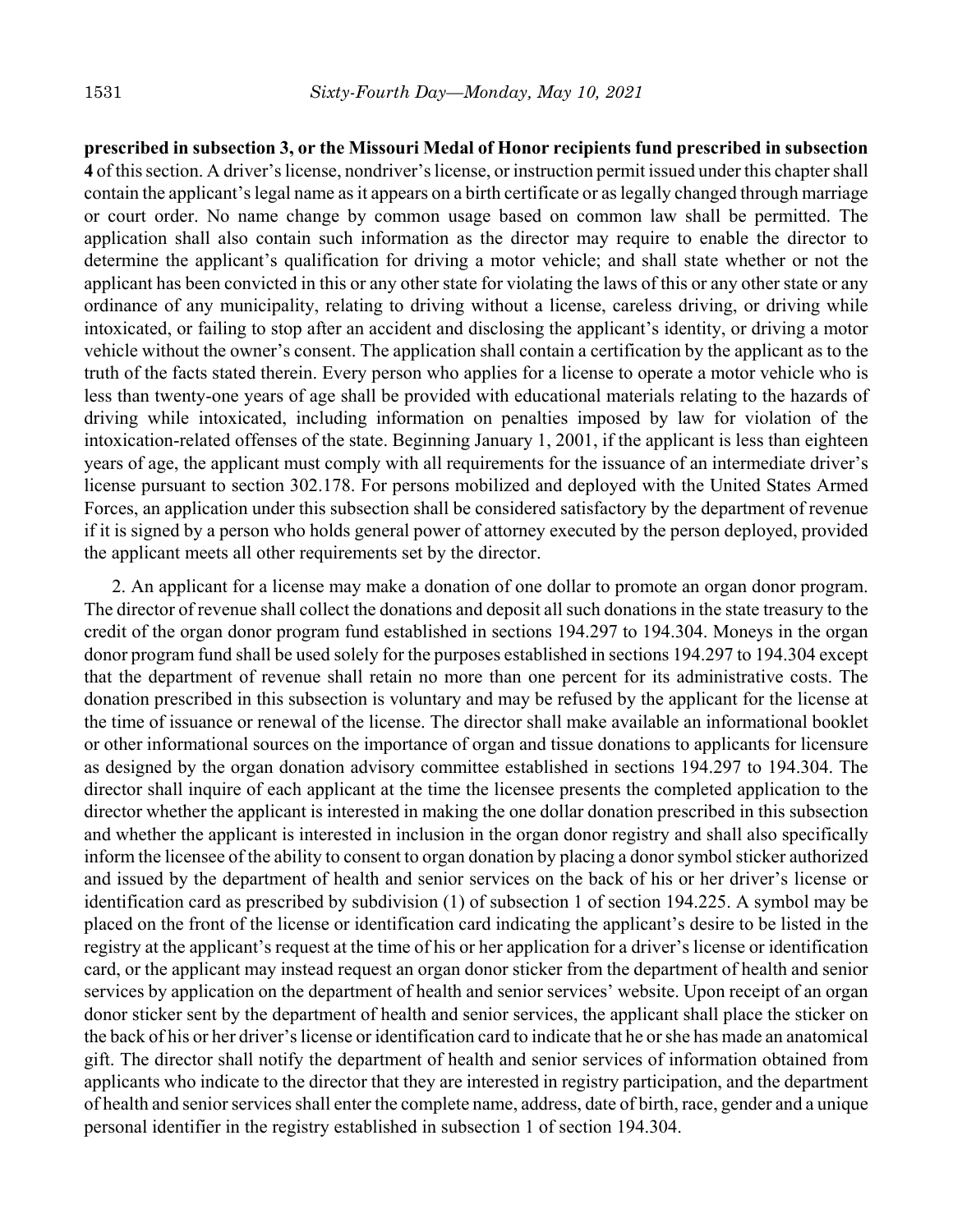**prescribed in subsection 3, or the Missouri Medal of Honor recipients fund prescribed in subsection 4** of this section. A driver's license, nondriver's license, or instruction permit issued under this chapter shall contain the applicant's legal name as it appears on a birth certificate or as legally changed through marriage or court order. No name change by common usage based on common law shall be permitted. The application shall also contain such information as the director may require to enable the director to determine the applicant's qualification for driving a motor vehicle; and shall state whether or not the applicant has been convicted in this or any other state for violating the laws of this or any other state or any ordinance of any municipality, relating to driving without a license, careless driving, or driving while intoxicated, or failing to stop after an accident and disclosing the applicant's identity, or driving a motor vehicle without the owner's consent. The application shall contain a certification by the applicant as to the truth of the facts stated therein. Every person who applies for a license to operate a motor vehicle who is less than twenty-one years of age shall be provided with educational materials relating to the hazards of driving while intoxicated, including information on penalties imposed by law for violation of the intoxication-related offenses of the state. Beginning January 1, 2001, if the applicant is less than eighteen years of age, the applicant must comply with all requirements for the issuance of an intermediate driver's license pursuant to section 302.178. For persons mobilized and deployed with the United States Armed Forces, an application under this subsection shall be considered satisfactory by the department of revenue if it is signed by a person who holds general power of attorney executed by the person deployed, provided the applicant meets all other requirements set by the director.

2. An applicant for a license may make a donation of one dollar to promote an organ donor program. The director of revenue shall collect the donations and deposit all such donations in the state treasury to the credit of the organ donor program fund established in sections 194.297 to 194.304. Moneys in the organ donor program fund shall be used solely for the purposes established in sections 194.297 to 194.304 except that the department of revenue shall retain no more than one percent for its administrative costs. The donation prescribed in this subsection is voluntary and may be refused by the applicant for the license at the time of issuance or renewal of the license. The director shall make available an informational booklet or other informational sources on the importance of organ and tissue donations to applicants for licensure as designed by the organ donation advisory committee established in sections 194.297 to 194.304. The director shall inquire of each applicant at the time the licensee presents the completed application to the director whether the applicant is interested in making the one dollar donation prescribed in this subsection and whether the applicant is interested in inclusion in the organ donor registry and shall also specifically inform the licensee of the ability to consent to organ donation by placing a donor symbol sticker authorized and issued by the department of health and senior services on the back of his or her driver's license or identification card as prescribed by subdivision (1) of subsection 1 of section 194.225. A symbol may be placed on the front of the license or identification card indicating the applicant's desire to be listed in the registry at the applicant's request at the time of his or her application for a driver's license or identification card, or the applicant may instead request an organ donor sticker from the department of health and senior services by application on the department of health and senior services' website. Upon receipt of an organ donor sticker sent by the department of health and senior services, the applicant shall place the sticker on the back of his or her driver's license or identification card to indicate that he or she has made an anatomical gift. The director shall notify the department of health and senior services of information obtained from applicants who indicate to the director that they are interested in registry participation, and the department of health and senior services shall enter the complete name, address, date of birth, race, gender and a unique personal identifier in the registry established in subsection 1 of section 194.304.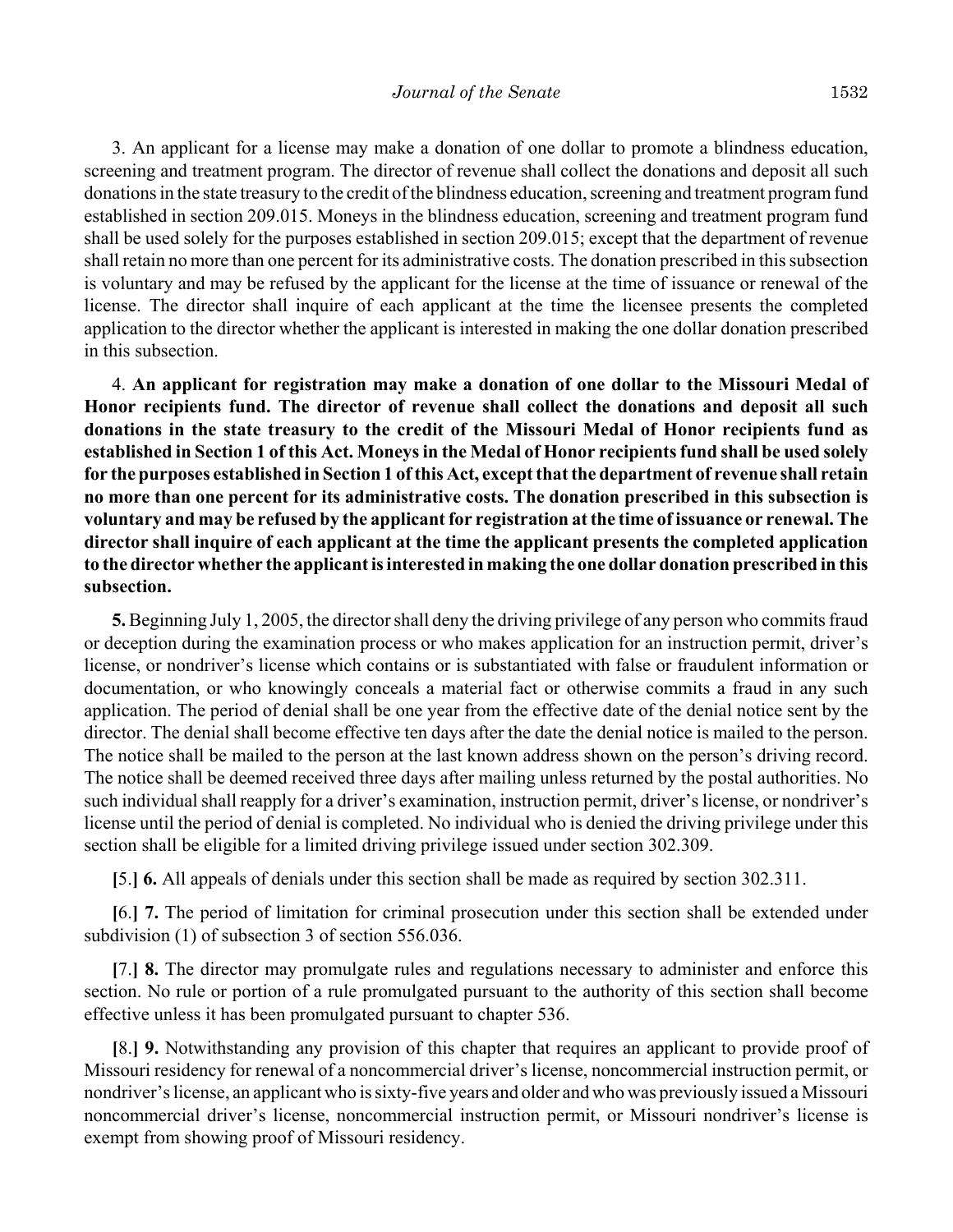3. An applicant for a license may make a donation of one dollar to promote a blindness education, screening and treatment program. The director of revenue shall collect the donations and deposit all such donations in the state treasury to the credit of the blindness education, screening and treatment program fund established in section 209.015. Moneys in the blindness education, screening and treatment program fund shall be used solely for the purposes established in section 209.015; except that the department of revenue shall retain no more than one percent for its administrative costs. The donation prescribed in this subsection is voluntary and may be refused by the applicant for the license at the time of issuance or renewal of the license. The director shall inquire of each applicant at the time the licensee presents the completed application to the director whether the applicant is interested in making the one dollar donation prescribed in this subsection.

4. **An applicant for registration may make a donation of one dollar to the Missouri Medal of Honor recipients fund. The director of revenue shall collect the donations and deposit all such donations in the state treasury to the credit of the Missouri Medal of Honor recipients fund as established in Section 1 of this Act. Moneys in the Medal of Honor recipients fund shall be used solely for the purposes established in Section 1 of this Act, except that the department of revenue shall retain no more than one percent for its administrative costs. The donation prescribed in this subsection is voluntary and may be refused by the applicant for registration at the time of issuance or renewal. The director shall inquire of each applicant at the time the applicant presents the completed application to the director whether the applicant is interested in making the one dollar donation prescribed in this subsection.**

**5.** Beginning July 1, 2005, the director shall deny the driving privilege of any person who commits fraud or deception during the examination process or who makes application for an instruction permit, driver's license, or nondriver's license which contains or is substantiated with false or fraudulent information or documentation, or who knowingly conceals a material fact or otherwise commits a fraud in any such application. The period of denial shall be one year from the effective date of the denial notice sent by the director. The denial shall become effective ten days after the date the denial notice is mailed to the person. The notice shall be mailed to the person at the last known address shown on the person's driving record. The notice shall be deemed received three days after mailing unless returned by the postal authorities. No such individual shall reapply for a driver's examination, instruction permit, driver's license, or nondriver's license until the period of denial is completed. No individual who is denied the driving privilege under this section shall be eligible for a limited driving privilege issued under section 302.309.

**[**5.**]** **6.** All appeals of denials under this section shall be made as required by section 302.311.

**[**6.**]** **7.** The period of limitation for criminal prosecution under this section shall be extended under subdivision (1) of subsection 3 of section 556.036.

**[**7.**]** **8.** The director may promulgate rules and regulations necessary to administer and enforce this section. No rule or portion of a rule promulgated pursuant to the authority of this section shall become effective unless it has been promulgated pursuant to chapter 536.

**[**8.**]** **9.** Notwithstanding any provision of this chapter that requires an applicant to provide proof of Missouri residency for renewal of a noncommercial driver's license, noncommercial instruction permit, or nondriver's license, an applicant who is sixty-five years and older and who was previously issued a Missouri noncommercial driver's license, noncommercial instruction permit, or Missouri nondriver's license is exempt from showing proof of Missouri residency.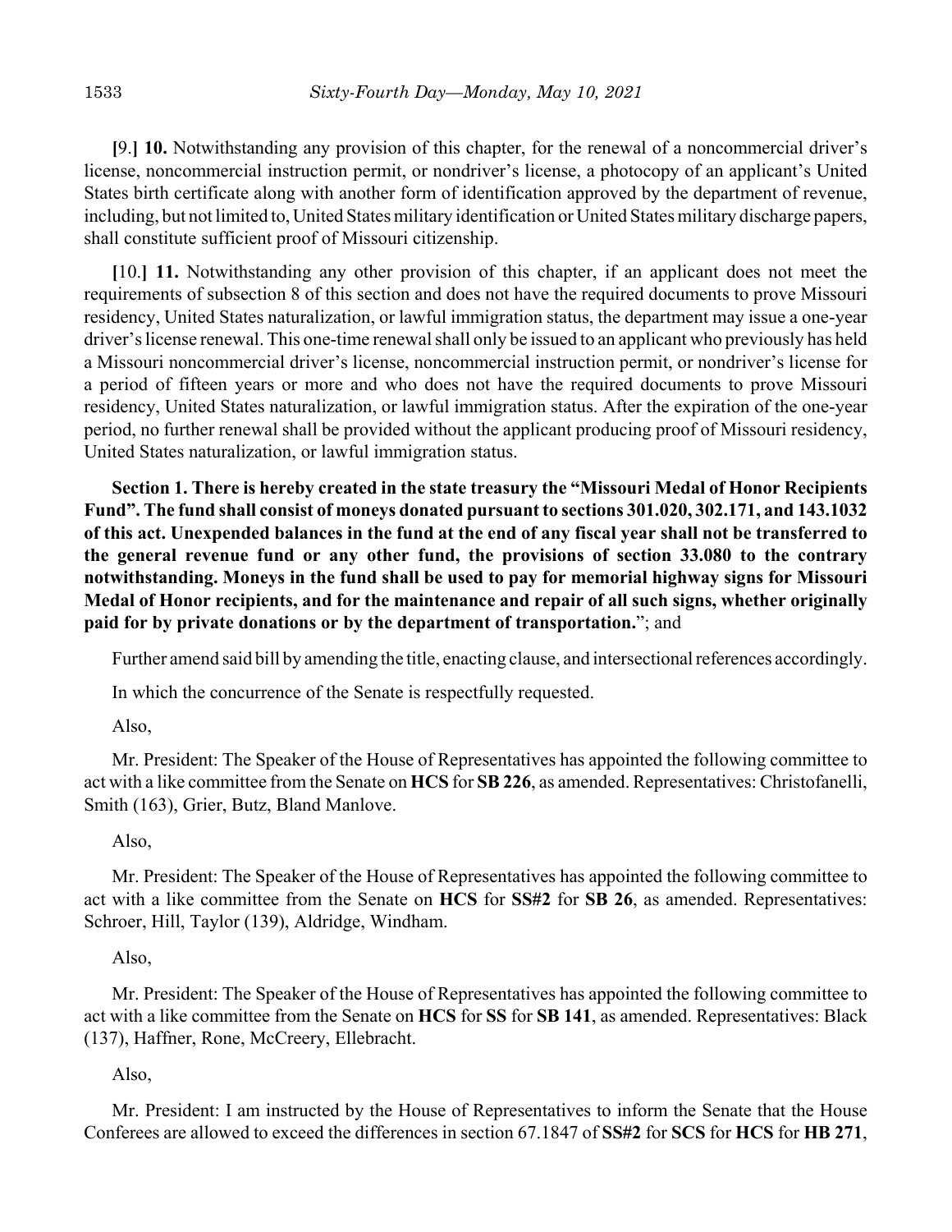**[**9.**]** **10.** Notwithstanding any provision of this chapter, for the renewal of a noncommercial driver's license, noncommercial instruction permit, or nondriver's license, a photocopy of an applicant's United States birth certificate along with another form of identification approved by the department of revenue, including, but not limited to, United States military identification or United States military discharge papers, shall constitute sufficient proof of Missouri citizenship.

**[**10.**]** **11.** Notwithstanding any other provision of this chapter, if an applicant does not meet the requirements of subsection 8 of this section and does not have the required documents to prove Missouri residency, United States naturalization, or lawful immigration status, the department may issue a one-year driver's license renewal. This one-time renewal shall only be issued to an applicant who previously has held a Missouri noncommercial driver's license, noncommercial instruction permit, or nondriver's license for a period of fifteen years or more and who does not have the required documents to prove Missouri residency, United States naturalization, or lawful immigration status. After the expiration of the one-year period, no further renewal shall be provided without the applicant producing proof of Missouri residency, United States naturalization, or lawful immigration status.

**Section 1. There is hereby created in the state treasury the "Missouri Medal of Honor Recipients Fund". The fund shall consist of moneys donated pursuant to sections 301.020, 302.171, and 143.1032 of this act. Unexpended balances in the fund at the end of any fiscal year shall not be transferred to the general revenue fund or any other fund, the provisions of section 33.080 to the contrary notwithstanding. Moneys in the fund shall be used to pay for memorial highway signs for Missouri Medal of Honor recipients, and for the maintenance and repair of all such signs, whether originally paid for by private donations or by the department of transportation.**"; and

Further amend said bill by amending the title, enacting clause, and intersectional references accordingly.

In which the concurrence of the Senate is respectfully requested.

Also,

Mr. President: The Speaker of the House of Representatives has appointed the following committee to act with a like committee from the Senate on **HCS** for **SB 226**, as amended. Representatives: Christofanelli, Smith (163), Grier, Butz, Bland Manlove.

Also,

Mr. President: The Speaker of the House of Representatives has appointed the following committee to act with a like committee from the Senate on **HCS** for **SS#2** for **SB 26**, as amended. Representatives: Schroer, Hill, Taylor (139), Aldridge, Windham.

Also,

Mr. President: The Speaker of the House of Representatives has appointed the following committee to act with a like committee from the Senate on **HCS** for **SS** for **SB 141**, as amended. Representatives: Black (137), Haffner, Rone, McCreery, Ellebracht.

Also,

Mr. President: I am instructed by the House of Representatives to inform the Senate that the House Conferees are allowed to exceed the differences in section 67.1847 of **SS#2** for **SCS** for **HCS** for **HB 271**,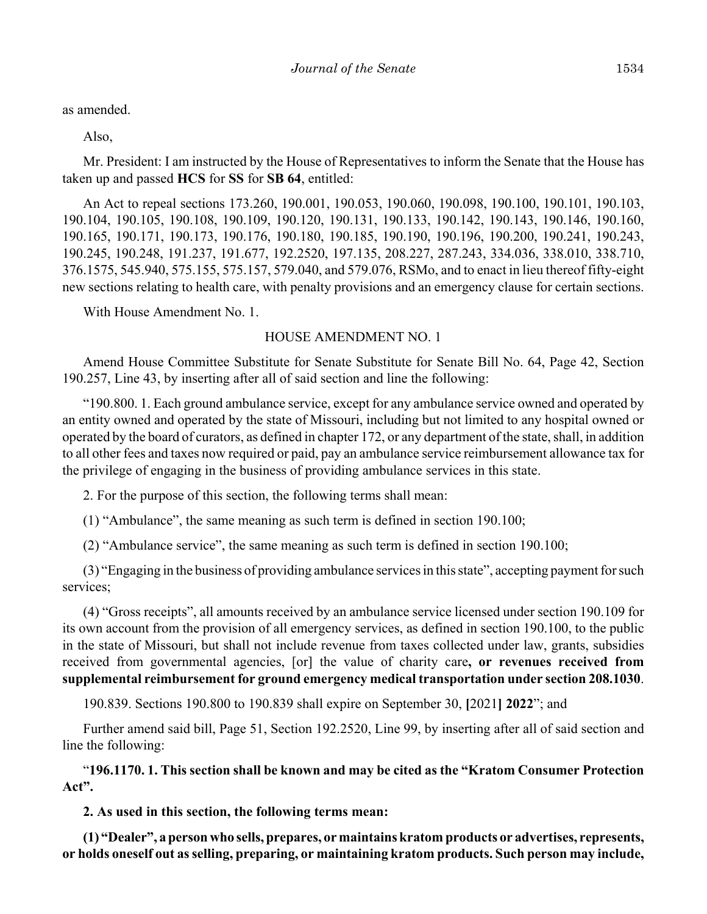as amended.

Also,

Mr. President: I am instructed by the House of Representatives to inform the Senate that the House has taken up and passed **HCS** for **SS** for **SB 64**, entitled:

An Act to repeal sections 173.260, 190.001, 190.053, 190.060, 190.098, 190.100, 190.101, 190.103, 190.104, 190.105, 190.108, 190.109, 190.120, 190.131, 190.133, 190.142, 190.143, 190.146, 190.160, 190.165, 190.171, 190.173, 190.176, 190.180, 190.185, 190.190, 190.196, 190.200, 190.241, 190.243, 190.245, 190.248, 191.237, 191.677, 192.2520, 197.135, 208.227, 287.243, 334.036, 338.010, 338.710, 376.1575, 545.940, 575.155, 575.157, 579.040, and 579.076, RSMo, and to enact in lieu thereof fifty-eight new sections relating to health care, with penalty provisions and an emergency clause for certain sections.

With House Amendment No. 1.

HOUSE AMENDMENT NO. 1

Amend House Committee Substitute for Senate Substitute for Senate Bill No. 64, Page 42, Section 190.257, Line 43, by inserting after all of said section and line the following:

"190.800. 1. Each ground ambulance service, except for any ambulance service owned and operated by an entity owned and operated by the state of Missouri, including but not limited to any hospital owned or operated by the board of curators, as defined in chapter 172, or any department of the state, shall, in addition to all other fees and taxes now required or paid, pay an ambulance service reimbursement allowance tax for the privilege of engaging in the business of providing ambulance services in this state.

2. For the purpose of this section, the following terms shall mean:

(1) "Ambulance", the same meaning as such term is defined in section 190.100;

(2) "Ambulance service", the same meaning as such term is defined in section 190.100;

(3) "Engaging in the business of providing ambulance services in this state", accepting payment for such services;

(4) "Gross receipts", all amounts received by an ambulance service licensed under section 190.109 for its own account from the provision of all emergency services, as defined in section 190.100, to the public in the state of Missouri, but shall not include revenue from taxes collected under law, grants, subsidies received from governmental agencies, [or] the value of charity care**, or revenues received from supplemental reimbursement for ground emergency medical transportation under section 208.1030**.

190.839. Sections 190.800 to 190.839 shall expire on September 30, **[**2021**] 2022**"; and

Further amend said bill, Page 51, Section 192.2520, Line 99, by inserting after all of said section and line the following:

"**196.1170. 1. This section shall be known and may be cited as the "Kratom Consumer Protection Act".**

**2. As used in this section, the following terms mean:**

**(1) "Dealer", a person who sells, prepares, or maintains kratom products or advertises, represents, or holds oneself out as selling, preparing, or maintaining kratom products. Such person may include,**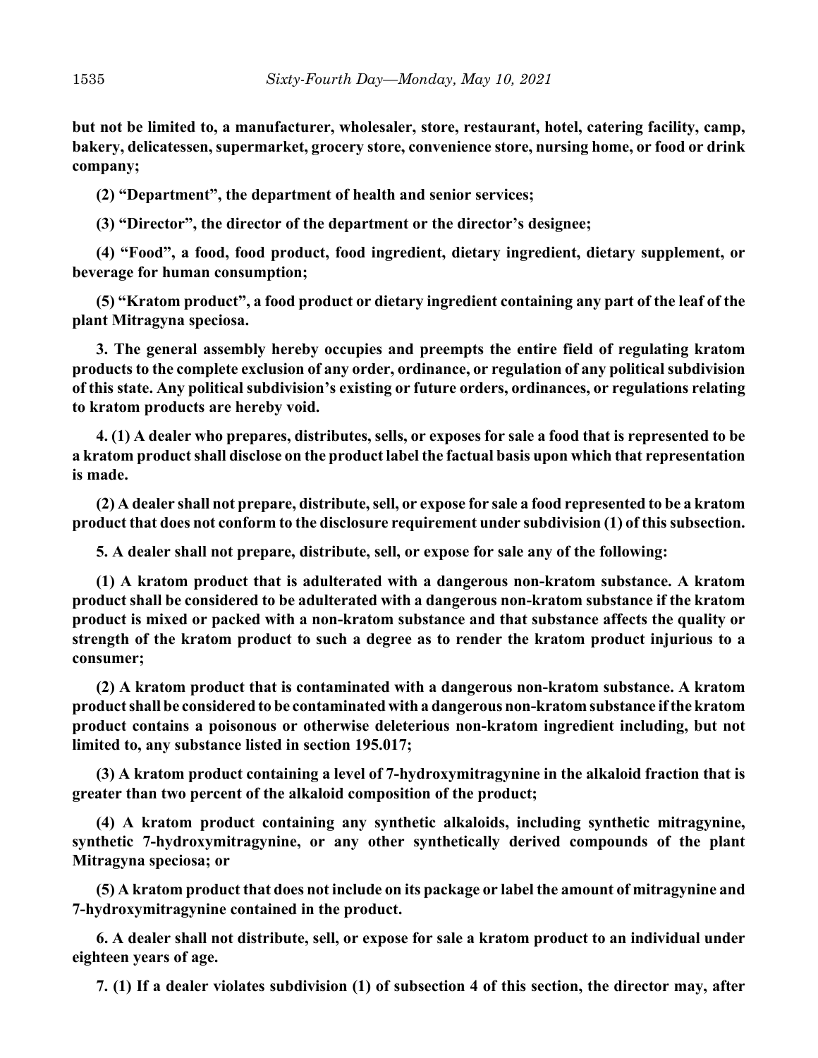**but not be limited to, a manufacturer, wholesaler, store, restaurant, hotel, catering facility, camp, bakery, delicatessen, supermarket, grocery store, convenience store, nursing home, or food or drink company;**

**(2) "Department", the department of health and senior services;**

**(3) "Director", the director of the department or the director's designee;**

**(4) "Food", a food, food product, food ingredient, dietary ingredient, dietary supplement, or beverage for human consumption;**

**(5) "Kratom product", a food product or dietary ingredient containing any part of the leaf of the plant Mitragyna speciosa.**

**3. The general assembly hereby occupies and preempts the entire field of regulating kratom products to the complete exclusion of any order, ordinance, or regulation of any political subdivision of this state. Any political subdivision's existing or future orders, ordinances, or regulations relating to kratom products are hereby void.**

**4. (1) A dealer who prepares, distributes, sells, or exposes for sale a food that is represented to be a kratom product shall disclose on the product label the factual basis upon which that representation is made.**

**(2) A dealer shall not prepare, distribute, sell, or expose for sale a food represented to be a kratom product that does not conform to the disclosure requirement under subdivision (1) of this subsection.**

**5. A dealer shall not prepare, distribute, sell, or expose for sale any of the following:**

**(1) A kratom product that is adulterated with a dangerous non-kratom substance. A kratom product shall be considered to be adulterated with a dangerous non-kratom substance if the kratom product is mixed or packed with a non-kratom substance and that substance affects the quality or strength of the kratom product to such a degree as to render the kratom product injurious to a consumer;**

**(2) A kratom product that is contaminated with a dangerous non-kratom substance. A kratom product shall be considered to be contaminated with a dangerous non-kratom substance if the kratom product contains a poisonous or otherwise deleterious non-kratom ingredient including, but not limited to, any substance listed in section 195.017;**

**(3) A kratom product containing a level of 7-hydroxymitragynine in the alkaloid fraction that is greater than two percent of the alkaloid composition of the product;**

**(4) A kratom product containing any synthetic alkaloids, including synthetic mitragynine, synthetic 7-hydroxymitragynine, or any other synthetically derived compounds of the plant Mitragyna speciosa; or**

**(5) A kratom product that does not include on its package or label the amount of mitragynine and 7-hydroxymitragynine contained in the product.**

**6. A dealer shall not distribute, sell, or expose for sale a kratom product to an individual under eighteen years of age.**

**7. (1) If a dealer violates subdivision (1) of subsection 4 of this section, the director may, after**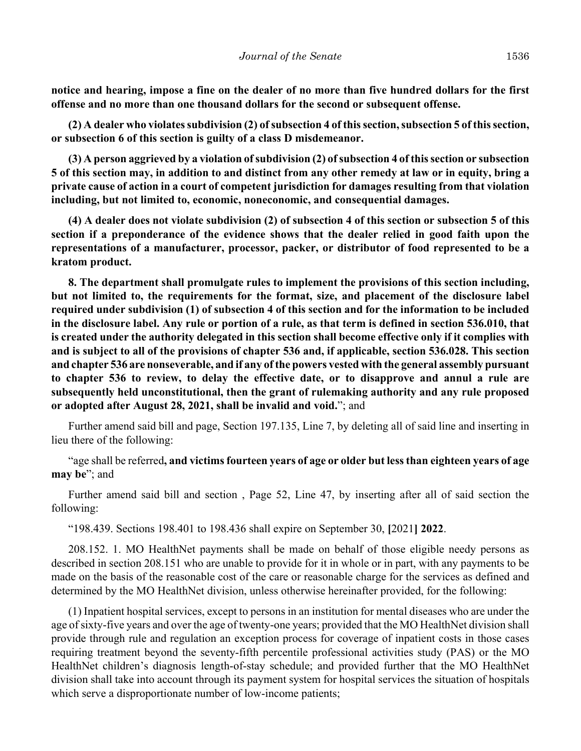**notice and hearing, impose a fine on the dealer of no more than five hundred dollars for the first offense and no more than one thousand dollars for the second or subsequent offense.**

**(2) A dealer who violates subdivision (2) of subsection 4 of this section, subsection 5 of this section, or subsection 6 of this section is guilty of a class D misdemeanor.**

**(3) A person aggrieved by a violation of subdivision (2) of subsection 4 of this section or subsection 5 of this section may, in addition to and distinct from any other remedy at law or in equity, bring a private cause of action in a court of competent jurisdiction for damages resulting from that violation including, but not limited to, economic, noneconomic, and consequential damages.**

**(4) A dealer does not violate subdivision (2) of subsection 4 of this section or subsection 5 of this section if a preponderance of the evidence shows that the dealer relied in good faith upon the representations of a manufacturer, processor, packer, or distributor of food represented to be a kratom product.**

**8. The department shall promulgate rules to implement the provisions of this section including, but not limited to, the requirements for the format, size, and placement of the disclosure label required under subdivision (1) of subsection 4 of this section and for the information to be included in the disclosure label. Any rule or portion of a rule, as that term is defined in section 536.010, that is created under the authority delegated in this section shall become effective only if it complies with and is subject to all of the provisions of chapter 536 and, if applicable, section 536.028. This section and chapter 536 are nonseverable, and if any of the powers vested with the general assembly pursuant to chapter 536 to review, to delay the effective date, or to disapprove and annul a rule are subsequently held unconstitutional, then the grant of rulemaking authority and any rule proposed or adopted after August 28, 2021, shall be invalid and void.**"; and

Further amend said bill and page, Section 197.135, Line 7, by deleting all of said line and inserting in lieu there of the following:

"age shall be referred**, and victims fourteen years of age or older but less than eighteen years of age may be**"; and

Further amend said bill and section , Page 52, Line 47, by inserting after all of said section the following:

"198.439. Sections 198.401 to 198.436 shall expire on September 30, **[**2021**] 2022**.

208.152. 1. MO HealthNet payments shall be made on behalf of those eligible needy persons as described in section 208.151 who are unable to provide for it in whole or in part, with any payments to be made on the basis of the reasonable cost of the care or reasonable charge for the services as defined and determined by the MO HealthNet division, unless otherwise hereinafter provided, for the following:

(1) Inpatient hospital services, except to persons in an institution for mental diseases who are under the age of sixty-five years and over the age of twenty-one years; provided that the MO HealthNet division shall provide through rule and regulation an exception process for coverage of inpatient costs in those cases requiring treatment beyond the seventy-fifth percentile professional activities study (PAS) or the MO HealthNet children's diagnosis length-of-stay schedule; and provided further that the MO HealthNet division shall take into account through its payment system for hospital services the situation of hospitals which serve a disproportionate number of low-income patients;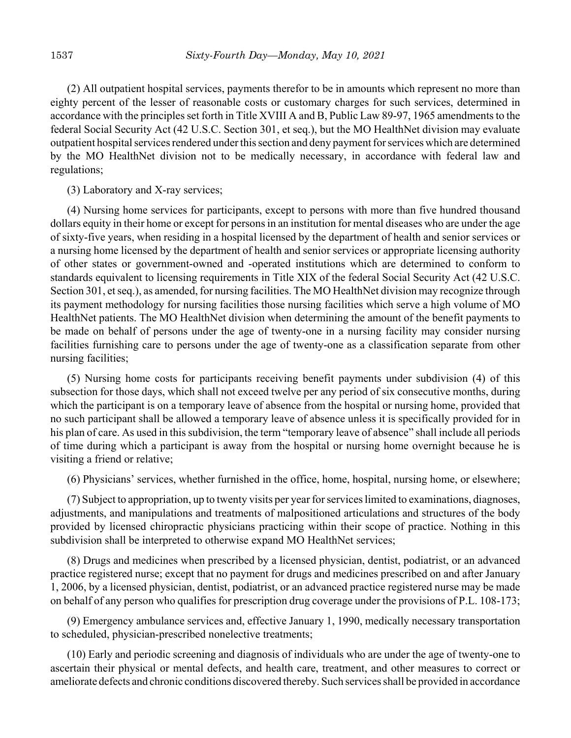(2) All outpatient hospital services, payments therefor to be in amounts which represent no more than eighty percent of the lesser of reasonable costs or customary charges for such services, determined in accordance with the principles set forth in Title XVIII A and B, Public Law 89-97, 1965 amendments to the federal Social Security Act (42 U.S.C. Section 301, et seq.), but the MO HealthNet division may evaluate outpatient hospital services rendered under this section and deny payment for services which are determined by the MO HealthNet division not to be medically necessary, in accordance with federal law and regulations;

(3) Laboratory and X-ray services;

(4) Nursing home services for participants, except to persons with more than five hundred thousand dollars equity in their home or except for persons in an institution for mental diseases who are under the age of sixty-five years, when residing in a hospital licensed by the department of health and senior services or a nursing home licensed by the department of health and senior services or appropriate licensing authority of other states or government-owned and -operated institutions which are determined to conform to standards equivalent to licensing requirements in Title XIX of the federal Social Security Act (42 U.S.C. Section 301, et seq.), as amended, for nursing facilities. The MO HealthNet division may recognize through its payment methodology for nursing facilities those nursing facilities which serve a high volume of MO HealthNet patients. The MO HealthNet division when determining the amount of the benefit payments to be made on behalf of persons under the age of twenty-one in a nursing facility may consider nursing facilities furnishing care to persons under the age of twenty-one as a classification separate from other nursing facilities;

(5) Nursing home costs for participants receiving benefit payments under subdivision (4) of this subsection for those days, which shall not exceed twelve per any period of six consecutive months, during which the participant is on a temporary leave of absence from the hospital or nursing home, provided that no such participant shall be allowed a temporary leave of absence unless it is specifically provided for in his plan of care. As used in this subdivision, the term "temporary leave of absence" shall include all periods of time during which a participant is away from the hospital or nursing home overnight because he is visiting a friend or relative;

(6) Physicians' services, whether furnished in the office, home, hospital, nursing home, or elsewhere;

(7) Subject to appropriation, up to twenty visits per year for services limited to examinations, diagnoses, adjustments, and manipulations and treatments of malpositioned articulations and structures of the body provided by licensed chiropractic physicians practicing within their scope of practice. Nothing in this subdivision shall be interpreted to otherwise expand MO HealthNet services;

(8) Drugs and medicines when prescribed by a licensed physician, dentist, podiatrist, or an advanced practice registered nurse; except that no payment for drugs and medicines prescribed on and after January 1, 2006, by a licensed physician, dentist, podiatrist, or an advanced practice registered nurse may be made on behalf of any person who qualifies for prescription drug coverage under the provisions of P.L. 108-173;

(9) Emergency ambulance services and, effective January 1, 1990, medically necessary transportation to scheduled, physician-prescribed nonelective treatments;

(10) Early and periodic screening and diagnosis of individuals who are under the age of twenty-one to ascertain their physical or mental defects, and health care, treatment, and other measures to correct or ameliorate defects and chronic conditions discovered thereby. Such services shall be provided in accordance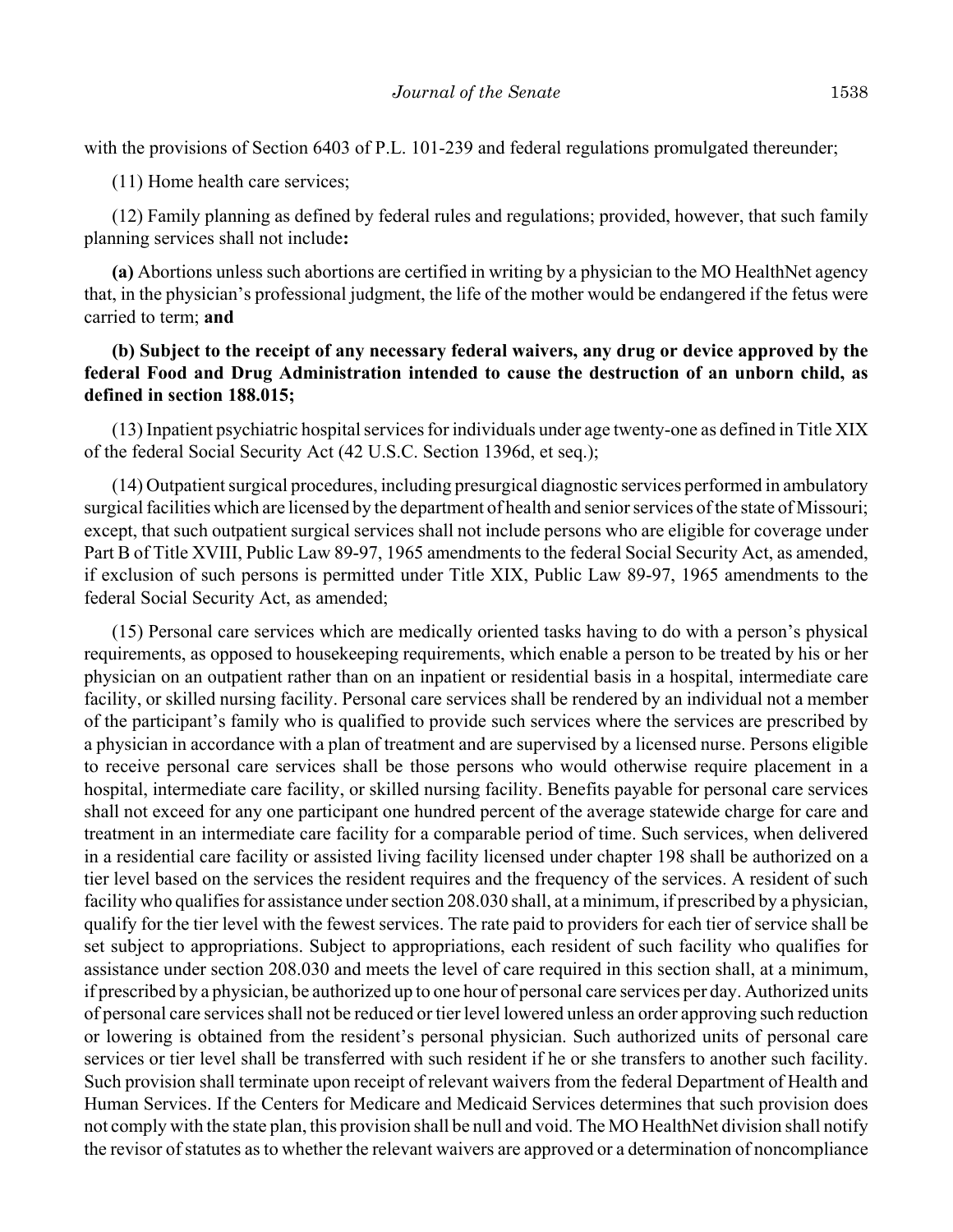with the provisions of Section 6403 of P.L. 101-239 and federal regulations promulgated thereunder;

(11) Home health care services;

(12) Family planning as defined by federal rules and regulations; provided, however, that such family planning services shall not include**:**

**(a)** Abortions unless such abortions are certified in writing by a physician to the MO HealthNet agency that, in the physician's professional judgment, the life of the mother would be endangered if the fetus were carried to term; **and**

**(b) Subject to the receipt of any necessary federal waivers, any drug or device approved by the federal Food and Drug Administration intended to cause the destruction of an unborn child, as defined in section 188.015;**

(13) Inpatient psychiatric hospital services for individuals under age twenty-one as defined in Title XIX of the federal Social Security Act (42 U.S.C. Section 1396d, et seq.);

(14) Outpatient surgical procedures, including presurgical diagnostic services performed in ambulatory surgical facilities which are licensed by the department of health and senior services of the state of Missouri; except, that such outpatient surgical services shall not include persons who are eligible for coverage under Part B of Title XVIII, Public Law 89-97, 1965 amendments to the federal Social Security Act, as amended, if exclusion of such persons is permitted under Title XIX, Public Law 89-97, 1965 amendments to the federal Social Security Act, as amended;

(15) Personal care services which are medically oriented tasks having to do with a person's physical requirements, as opposed to housekeeping requirements, which enable a person to be treated by his or her physician on an outpatient rather than on an inpatient or residential basis in a hospital, intermediate care facility, or skilled nursing facility. Personal care services shall be rendered by an individual not a member of the participant's family who is qualified to provide such services where the services are prescribed by a physician in accordance with a plan of treatment and are supervised by a licensed nurse. Persons eligible to receive personal care services shall be those persons who would otherwise require placement in a hospital, intermediate care facility, or skilled nursing facility. Benefits payable for personal care services shall not exceed for any one participant one hundred percent of the average statewide charge for care and treatment in an intermediate care facility for a comparable period of time. Such services, when delivered in a residential care facility or assisted living facility licensed under chapter 198 shall be authorized on a tier level based on the services the resident requires and the frequency of the services. A resident of such facility who qualifies for assistance under section 208.030 shall, at a minimum, if prescribed by a physician, qualify for the tier level with the fewest services. The rate paid to providers for each tier of service shall be set subject to appropriations. Subject to appropriations, each resident of such facility who qualifies for assistance under section 208.030 and meets the level of care required in this section shall, at a minimum, if prescribed by a physician, be authorized up to one hour of personal care services per day. Authorized units of personal care services shall not be reduced or tier level lowered unless an order approving such reduction or lowering is obtained from the resident's personal physician. Such authorized units of personal care services or tier level shall be transferred with such resident if he or she transfers to another such facility. Such provision shall terminate upon receipt of relevant waivers from the federal Department of Health and Human Services. If the Centers for Medicare and Medicaid Services determines that such provision does not comply with the state plan, this provision shall be null and void. The MO HealthNet division shall notify the revisor of statutes as to whether the relevant waivers are approved or a determination of noncompliance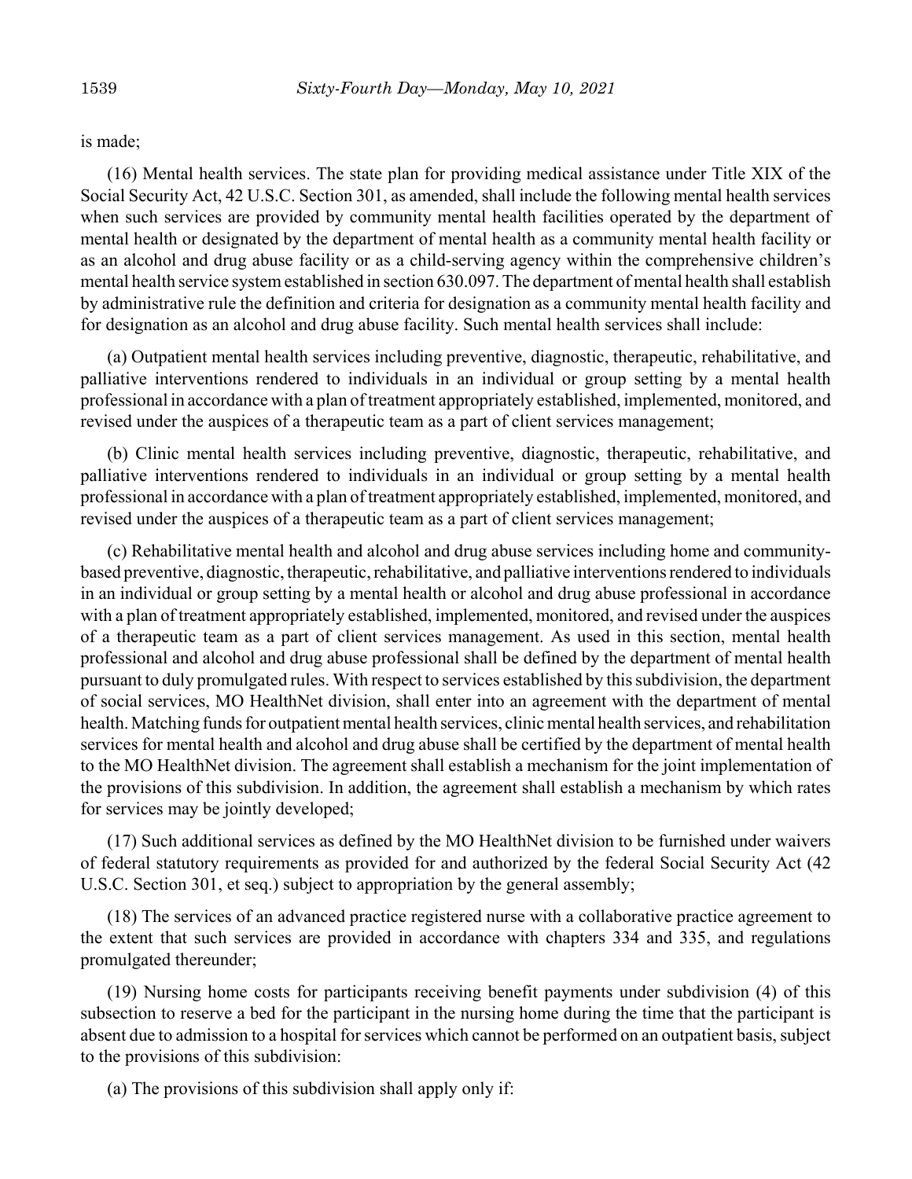is made;

(16) Mental health services. The state plan for providing medical assistance under Title XIX of the Social Security Act, 42 U.S.C. Section 301, as amended, shall include the following mental health services when such services are provided by community mental health facilities operated by the department of mental health or designated by the department of mental health as a community mental health facility or as an alcohol and drug abuse facility or as a child-serving agency within the comprehensive children's mental health service system established in section 630.097. The department of mental health shall establish by administrative rule the definition and criteria for designation as a community mental health facility and for designation as an alcohol and drug abuse facility. Such mental health services shall include:

(a) Outpatient mental health services including preventive, diagnostic, therapeutic, rehabilitative, and palliative interventions rendered to individuals in an individual or group setting by a mental health professional in accordance with a plan of treatment appropriately established, implemented, monitored, and revised under the auspices of a therapeutic team as a part of client services management;

(b) Clinic mental health services including preventive, diagnostic, therapeutic, rehabilitative, and palliative interventions rendered to individuals in an individual or group setting by a mental health professional in accordance with a plan of treatment appropriately established, implemented, monitored, and revised under the auspices of a therapeutic team as a part of client services management;

(c) Rehabilitative mental health and alcohol and drug abuse services including home and community-based preventive, diagnostic, therapeutic, rehabilitative, and palliative interventions rendered to individuals in an individual or group setting by a mental health or alcohol and drug abuse professional in accordance with a plan of treatment appropriately established, implemented, monitored, and revised under the auspices of a therapeutic team as a part of client services management. As used in this section, mental health professional and alcohol and drug abuse professional shall be defined by the department of mental health pursuant to duly promulgated rules. With respect to services established by this subdivision, the department of social services, MO HealthNet division, shall enter into an agreement with the department of mental health. Matching funds for outpatient mental health services, clinic mental health services, and rehabilitation services for mental health and alcohol and drug abuse shall be certified by the department of mental health to the MO HealthNet division. The agreement shall establish a mechanism for the joint implementation of the provisions of this subdivision. In addition, the agreement shall establish a mechanism by which rates for services may be jointly developed;

(17) Such additional services as defined by the MO HealthNet division to be furnished under waivers of federal statutory requirements as provided for and authorized by the federal Social Security Act (42 U.S.C. Section 301, et seq.) subject to appropriation by the general assembly;

(18) The services of an advanced practice registered nurse with a collaborative practice agreement to the extent that such services are provided in accordance with chapters 334 and 335, and regulations promulgated thereunder;

(19) Nursing home costs for participants receiving benefit payments under subdivision (4) of this subsection to reserve a bed for the participant in the nursing home during the time that the participant is absent due to admission to a hospital for services which cannot be performed on an outpatient basis, subject to the provisions of this subdivision:

(a) The provisions of this subdivision shall apply only if: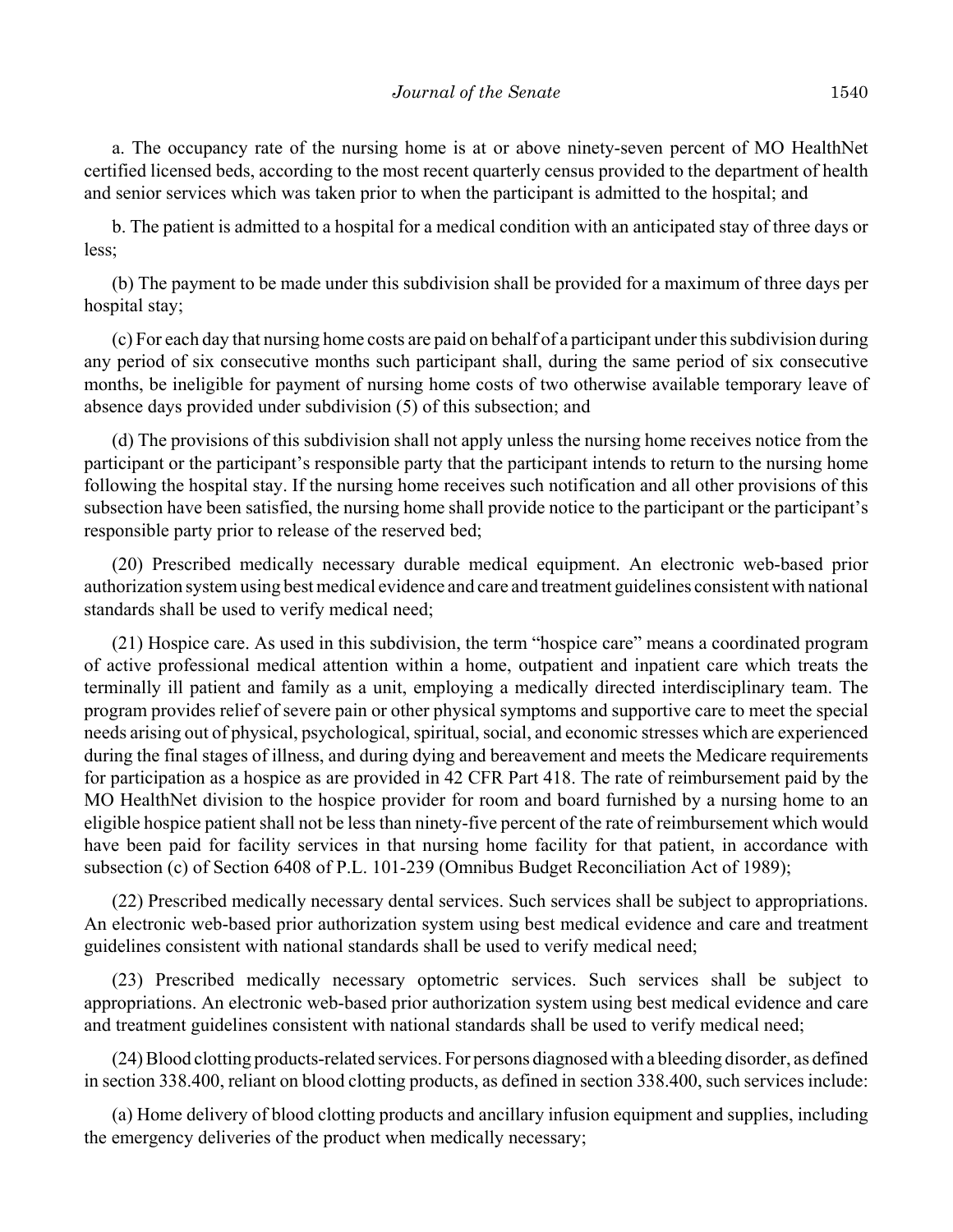a. The occupancy rate of the nursing home is at or above ninety-seven percent of MO HealthNet certified licensed beds, according to the most recent quarterly census provided to the department of health and senior services which was taken prior to when the participant is admitted to the hospital; and

b. The patient is admitted to a hospital for a medical condition with an anticipated stay of three days or less;

(b) The payment to be made under this subdivision shall be provided for a maximum of three days per hospital stay;

(c) For each day that nursing home costs are paid on behalf of a participant under this subdivision during any period of six consecutive months such participant shall, during the same period of six consecutive months, be ineligible for payment of nursing home costs of two otherwise available temporary leave of absence days provided under subdivision (5) of this subsection; and

(d) The provisions of this subdivision shall not apply unless the nursing home receives notice from the participant or the participant's responsible party that the participant intends to return to the nursing home following the hospital stay. If the nursing home receives such notification and all other provisions of this subsection have been satisfied, the nursing home shall provide notice to the participant or the participant's responsible party prior to release of the reserved bed;

(20) Prescribed medically necessary durable medical equipment. An electronic web-based prior authorization system using best medical evidence and care and treatment guidelines consistent with national standards shall be used to verify medical need;

(21) Hospice care. As used in this subdivision, the term "hospice care" means a coordinated program of active professional medical attention within a home, outpatient and inpatient care which treats the terminally ill patient and family as a unit, employing a medically directed interdisciplinary team. The program provides relief of severe pain or other physical symptoms and supportive care to meet the special needs arising out of physical, psychological, spiritual, social, and economic stresses which are experienced during the final stages of illness, and during dying and bereavement and meets the Medicare requirements for participation as a hospice as are provided in 42 CFR Part 418. The rate of reimbursement paid by the MO HealthNet division to the hospice provider for room and board furnished by a nursing home to an eligible hospice patient shall not be less than ninety-five percent of the rate of reimbursement which would have been paid for facility services in that nursing home facility for that patient, in accordance with subsection (c) of Section 6408 of P.L. 101-239 (Omnibus Budget Reconciliation Act of 1989);

(22) Prescribed medically necessary dental services. Such services shall be subject to appropriations. An electronic web-based prior authorization system using best medical evidence and care and treatment guidelines consistent with national standards shall be used to verify medical need;

(23) Prescribed medically necessary optometric services. Such services shall be subject to appropriations. An electronic web-based prior authorization system using best medical evidence and care and treatment guidelines consistent with national standards shall be used to verify medical need;

(24) Blood clotting products-related services. For persons diagnosed with a bleeding disorder, as defined in section 338.400, reliant on blood clotting products, as defined in section 338.400, such services include:

(a) Home delivery of blood clotting products and ancillary infusion equipment and supplies, including the emergency deliveries of the product when medically necessary;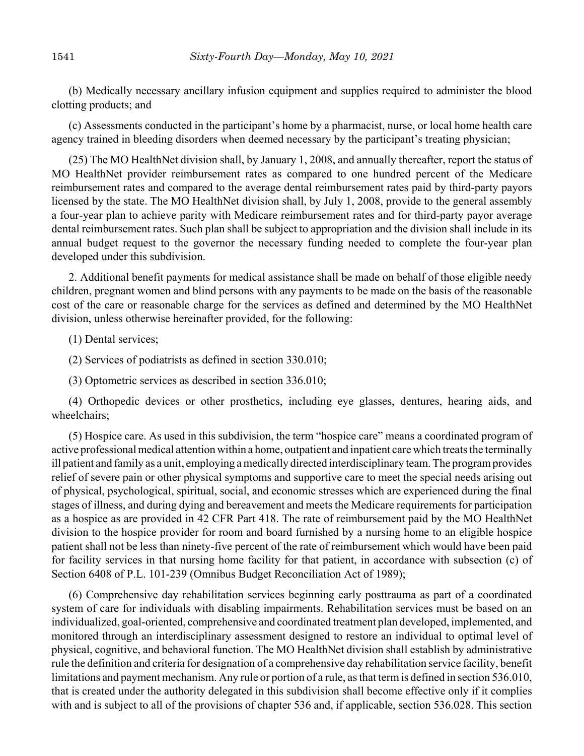(b) Medically necessary ancillary infusion equipment and supplies required to administer the blood clotting products; and

(c) Assessments conducted in the participant's home by a pharmacist, nurse, or local home health care agency trained in bleeding disorders when deemed necessary by the participant's treating physician;

(25) The MO HealthNet division shall, by January 1, 2008, and annually thereafter, report the status of MO HealthNet provider reimbursement rates as compared to one hundred percent of the Medicare reimbursement rates and compared to the average dental reimbursement rates paid by third-party payors licensed by the state. The MO HealthNet division shall, by July 1, 2008, provide to the general assembly a four-year plan to achieve parity with Medicare reimbursement rates and for third-party payor average dental reimbursement rates. Such plan shall be subject to appropriation and the division shall include in its annual budget request to the governor the necessary funding needed to complete the four-year plan developed under this subdivision.

2. Additional benefit payments for medical assistance shall be made on behalf of those eligible needy children, pregnant women and blind persons with any payments to be made on the basis of the reasonable cost of the care or reasonable charge for the services as defined and determined by the MO HealthNet division, unless otherwise hereinafter provided, for the following:

(1) Dental services;

(2) Services of podiatrists as defined in section 330.010;

(3) Optometric services as described in section 336.010;

(4) Orthopedic devices or other prosthetics, including eye glasses, dentures, hearing aids, and wheelchairs;

(5) Hospice care. As used in this subdivision, the term "hospice care" means a coordinated program of active professional medical attention within a home, outpatient and inpatient care which treats the terminally ill patient and family as a unit, employing a medically directed interdisciplinary team. The program provides relief of severe pain or other physical symptoms and supportive care to meet the special needs arising out of physical, psychological, spiritual, social, and economic stresses which are experienced during the final stages of illness, and during dying and bereavement and meets the Medicare requirements for participation as a hospice as are provided in 42 CFR Part 418. The rate of reimbursement paid by the MO HealthNet division to the hospice provider for room and board furnished by a nursing home to an eligible hospice patient shall not be less than ninety-five percent of the rate of reimbursement which would have been paid for facility services in that nursing home facility for that patient, in accordance with subsection (c) of Section 6408 of P.L. 101-239 (Omnibus Budget Reconciliation Act of 1989);

(6) Comprehensive day rehabilitation services beginning early posttrauma as part of a coordinated system of care for individuals with disabling impairments. Rehabilitation services must be based on an individualized, goal-oriented, comprehensive and coordinated treatment plan developed, implemented, and monitored through an interdisciplinary assessment designed to restore an individual to optimal level of physical, cognitive, and behavioral function. The MO HealthNet division shall establish by administrative rule the definition and criteria for designation of a comprehensive day rehabilitation service facility, benefit limitations and payment mechanism. Any rule or portion of a rule, as that term is defined in section 536.010, that is created under the authority delegated in this subdivision shall become effective only if it complies with and is subject to all of the provisions of chapter 536 and, if applicable, section 536.028. This section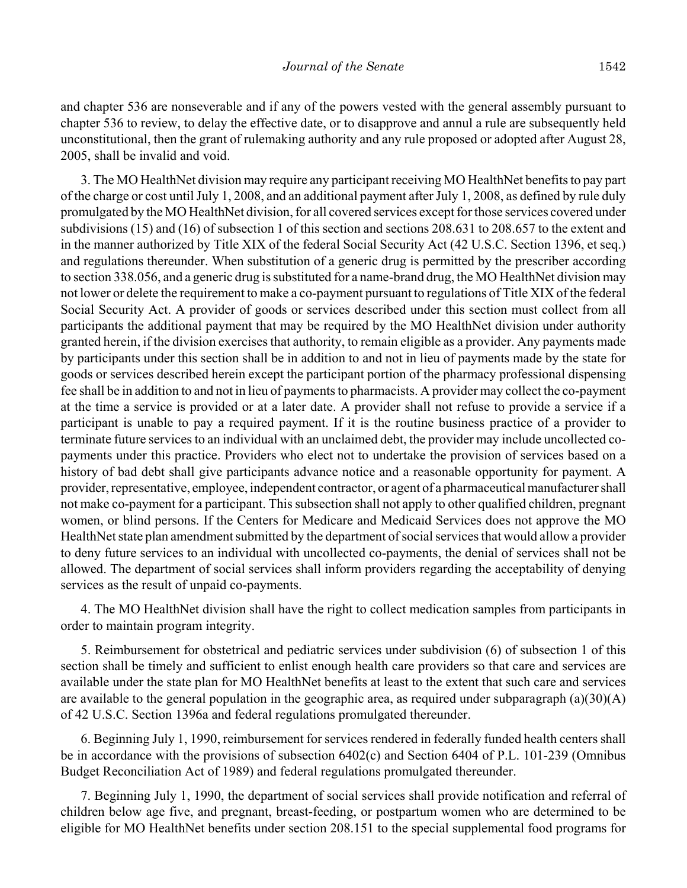and chapter 536 are nonseverable and if any of the powers vested with the general assembly pursuant to chapter 536 to review, to delay the effective date, or to disapprove and annul a rule are subsequently held unconstitutional, then the grant of rulemaking authority and any rule proposed or adopted after August 28, 2005, shall be invalid and void.

3. The MO HealthNet division may require any participant receiving MO HealthNet benefits to pay part of the charge or cost until July 1, 2008, and an additional payment after July 1, 2008, as defined by rule duly promulgated by the MO HealthNet division, for all covered services except for those services covered under subdivisions (15) and (16) of subsection 1 of this section and sections 208.631 to 208.657 to the extent and in the manner authorized by Title XIX of the federal Social Security Act (42 U.S.C. Section 1396, et seq.) and regulations thereunder. When substitution of a generic drug is permitted by the prescriber according to section 338.056, and a generic drug is substituted for a name-brand drug, the MO HealthNet division may not lower or delete the requirement to make a co-payment pursuant to regulations of Title XIX of the federal Social Security Act. A provider of goods or services described under this section must collect from all participants the additional payment that may be required by the MO HealthNet division under authority granted herein, if the division exercises that authority, to remain eligible as a provider. Any payments made by participants under this section shall be in addition to and not in lieu of payments made by the state for goods or services described herein except the participant portion of the pharmacy professional dispensing fee shall be in addition to and not in lieu of payments to pharmacists. A provider may collect the co-payment at the time a service is provided or at a later date. A provider shall not refuse to provide a service if a participant is unable to pay a required payment. If it is the routine business practice of a provider to terminate future services to an individual with an unclaimed debt, the provider may include uncollected co-payments under this practice. Providers who elect not to undertake the provision of services based on a history of bad debt shall give participants advance notice and a reasonable opportunity for payment. A provider, representative, employee, independent contractor, or agent of a pharmaceutical manufacturer shall not make co-payment for a participant. This subsection shall not apply to other qualified children, pregnant women, or blind persons. If the Centers for Medicare and Medicaid Services does not approve the MO HealthNet state plan amendment submitted by the department of social services that would allow a provider to deny future services to an individual with uncollected co-payments, the denial of services shall not be allowed. The department of social services shall inform providers regarding the acceptability of denying services as the result of unpaid co-payments.

4. The MO HealthNet division shall have the right to collect medication samples from participants in order to maintain program integrity.

5. Reimbursement for obstetrical and pediatric services under subdivision (6) of subsection 1 of this section shall be timely and sufficient to enlist enough health care providers so that care and services are available under the state plan for MO HealthNet benefits at least to the extent that such care and services are available to the general population in the geographic area, as required under subparagraph (a)(30)(A) of 42 U.S.C. Section 1396a and federal regulations promulgated thereunder.

6. Beginning July 1, 1990, reimbursement for services rendered in federally funded health centers shall be in accordance with the provisions of subsection 6402(c) and Section 6404 of P.L. 101-239 (Omnibus Budget Reconciliation Act of 1989) and federal regulations promulgated thereunder.

7. Beginning July 1, 1990, the department of social services shall provide notification and referral of children below age five, and pregnant, breast-feeding, or postpartum women who are determined to be eligible for MO HealthNet benefits under section 208.151 to the special supplemental food programs for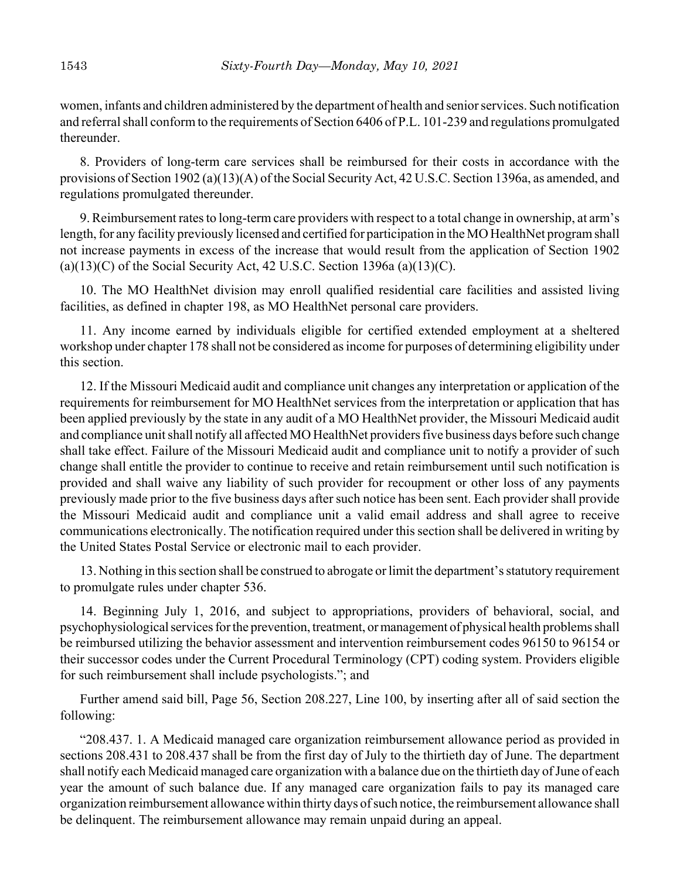women, infants and children administered by the department of health and senior services. Such notification and referral shall conform to the requirements of Section 6406 of P.L. 101-239 and regulations promulgated thereunder.

8. Providers of long-term care services shall be reimbursed for their costs in accordance with the provisions of Section 1902 (a)(13)(A) of the Social Security Act, 42 U.S.C. Section 1396a, as amended, and regulations promulgated thereunder.

9. Reimbursement rates to long-term care providers with respect to a total change in ownership, at arm's length, for any facility previously licensed and certified for participation in the MO HealthNet program shall not increase payments in excess of the increase that would result from the application of Section 1902 (a)(13)(C) of the Social Security Act, 42 U.S.C. Section 1396a (a)(13)(C).

10. The MO HealthNet division may enroll qualified residential care facilities and assisted living facilities, as defined in chapter 198, as MO HealthNet personal care providers.

11. Any income earned by individuals eligible for certified extended employment at a sheltered workshop under chapter 178 shall not be considered as income for purposes of determining eligibility under this section.

12. If the Missouri Medicaid audit and compliance unit changes any interpretation or application of the requirements for reimbursement for MO HealthNet services from the interpretation or application that has been applied previously by the state in any audit of a MO HealthNet provider, the Missouri Medicaid audit and compliance unit shall notify all affected MO HealthNet providers five business days before such change shall take effect. Failure of the Missouri Medicaid audit and compliance unit to notify a provider of such change shall entitle the provider to continue to receive and retain reimbursement until such notification is provided and shall waive any liability of such provider for recoupment or other loss of any payments previously made prior to the five business days after such notice has been sent. Each provider shall provide the Missouri Medicaid audit and compliance unit a valid email address and shall agree to receive communications electronically. The notification required under this section shall be delivered in writing by the United States Postal Service or electronic mail to each provider.

13. Nothing in this section shall be construed to abrogate or limit the department's statutory requirement to promulgate rules under chapter 536.

14. Beginning July 1, 2016, and subject to appropriations, providers of behavioral, social, and psychophysiological services for the prevention, treatment, or management of physical health problems shall be reimbursed utilizing the behavior assessment and intervention reimbursement codes 96150 to 96154 or their successor codes under the Current Procedural Terminology (CPT) coding system. Providers eligible for such reimbursement shall include psychologists."; and

Further amend said bill, Page 56, Section 208.227, Line 100, by inserting after all of said section the following:

"208.437. 1. A Medicaid managed care organization reimbursement allowance period as provided in sections 208.431 to 208.437 shall be from the first day of July to the thirtieth day of June. The department shall notify each Medicaid managed care organization with a balance due on the thirtieth day of June of each year the amount of such balance due. If any managed care organization fails to pay its managed care organization reimbursement allowance within thirty days of such notice, the reimbursement allowance shall be delinquent. The reimbursement allowance may remain unpaid during an appeal.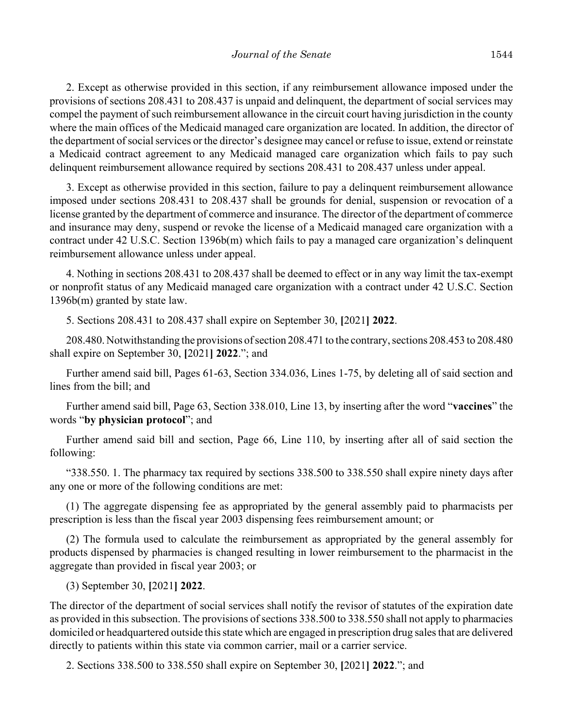2. Except as otherwise provided in this section, if any reimbursement allowance imposed under the provisions of sections 208.431 to 208.437 is unpaid and delinquent, the department of social services may compel the payment of such reimbursement allowance in the circuit court having jurisdiction in the county where the main offices of the Medicaid managed care organization are located. In addition, the director of the department of social services or the director's designee may cancel or refuse to issue, extend or reinstate a Medicaid contract agreement to any Medicaid managed care organization which fails to pay such delinquent reimbursement allowance required by sections 208.431 to 208.437 unless under appeal.

3. Except as otherwise provided in this section, failure to pay a delinquent reimbursement allowance imposed under sections 208.431 to 208.437 shall be grounds for denial, suspension or revocation of a license granted by the department of commerce and insurance. The director of the department of commerce and insurance may deny, suspend or revoke the license of a Medicaid managed care organization with a contract under 42 U.S.C. Section 1396b(m) which fails to pay a managed care organization's delinquent reimbursement allowance unless under appeal.

4. Nothing in sections 208.431 to 208.437 shall be deemed to effect or in any way limit the tax-exempt or nonprofit status of any Medicaid managed care organization with a contract under 42 U.S.C. Section 1396b(m) granted by state law.

5. Sections 208.431 to 208.437 shall expire on September 30, **[**2021**]** **2022**.

208.480. Notwithstanding the provisions of section 208.471 to the contrary, sections 208.453 to 208.480 shall expire on September 30, **[**2021**]** **2022**."; and

Further amend said bill, Pages 61-63, Section 334.036, Lines 1-75, by deleting all of said section and lines from the bill; and

Further amend said bill, Page 63, Section 338.010, Line 13, by inserting after the word "**vaccines**" the words "**by physician protocol**"; and

Further amend said bill and section, Page 66, Line 110, by inserting after all of said section the following:

"338.550. 1. The pharmacy tax required by sections 338.500 to 338.550 shall expire ninety days after any one or more of the following conditions are met:

(1) The aggregate dispensing fee as appropriated by the general assembly paid to pharmacists per prescription is less than the fiscal year 2003 dispensing fees reimbursement amount; or

(2) The formula used to calculate the reimbursement as appropriated by the general assembly for products dispensed by pharmacies is changed resulting in lower reimbursement to the pharmacist in the aggregate than provided in fiscal year 2003; or

(3) September 30, **[**2021**]** **2022**.

The director of the department of social services shall notify the revisor of statutes of the expiration date as provided in this subsection. The provisions of sections 338.500 to 338.550 shall not apply to pharmacies domiciled or headquartered outside this state which are engaged in prescription drug sales that are delivered directly to patients within this state via common carrier, mail or a carrier service.

2. Sections 338.500 to 338.550 shall expire on September 30, **[**2021**]** **2022**."; and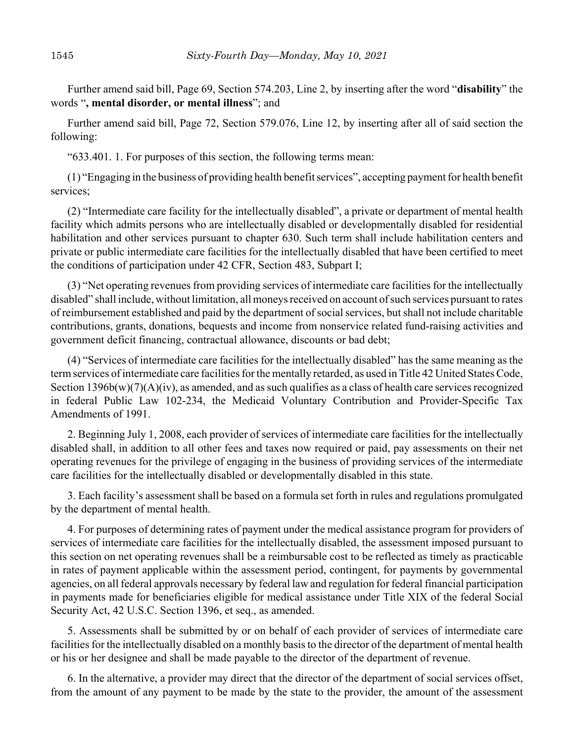Further amend said bill, Page 69, Section 574.203, Line 2, by inserting after the word "**disability**" the words "**, mental disorder, or mental illness**"; and

Further amend said bill, Page 72, Section 579.076, Line 12, by inserting after all of said section the following:

"633.401. 1. For purposes of this section, the following terms mean:

(1) "Engaging in the business of providing health benefit services", accepting payment for health benefit services;

(2) "Intermediate care facility for the intellectually disabled", a private or department of mental health facility which admits persons who are intellectually disabled or developmentally disabled for residential habilitation and other services pursuant to chapter 630. Such term shall include habilitation centers and private or public intermediate care facilities for the intellectually disabled that have been certified to meet the conditions of participation under 42 CFR, Section 483, Subpart I;

(3) "Net operating revenues from providing services of intermediate care facilities for the intellectually disabled" shall include, without limitation, all moneys received on account of such services pursuant to rates of reimbursement established and paid by the department of social services, but shall not include charitable contributions, grants, donations, bequests and income from nonservice related fund-raising activities and government deficit financing, contractual allowance, discounts or bad debt;

(4) "Services of intermediate care facilities for the intellectually disabled" has the same meaning as the term services of intermediate care facilities for the mentally retarded, as used in Title 42 United States Code, Section 1396b(w)(7)(A)(iv), as amended, and as such qualifies as a class of health care services recognized in federal Public Law 102-234, the Medicaid Voluntary Contribution and Provider-Specific Tax Amendments of 1991.

2. Beginning July 1, 2008, each provider of services of intermediate care facilities for the intellectually disabled shall, in addition to all other fees and taxes now required or paid, pay assessments on their net operating revenues for the privilege of engaging in the business of providing services of the intermediate care facilities for the intellectually disabled or developmentally disabled in this state.

3. Each facility's assessment shall be based on a formula set forth in rules and regulations promulgated by the department of mental health.

4. For purposes of determining rates of payment under the medical assistance program for providers of services of intermediate care facilities for the intellectually disabled, the assessment imposed pursuant to this section on net operating revenues shall be a reimbursable cost to be reflected as timely as practicable in rates of payment applicable within the assessment period, contingent, for payments by governmental agencies, on all federal approvals necessary by federal law and regulation for federal financial participation in payments made for beneficiaries eligible for medical assistance under Title XIX of the federal Social Security Act, 42 U.S.C. Section 1396, et seq., as amended.

5. Assessments shall be submitted by or on behalf of each provider of services of intermediate care facilities for the intellectually disabled on a monthly basis to the director of the department of mental health or his or her designee and shall be made payable to the director of the department of revenue.

6. In the alternative, a provider may direct that the director of the department of social services offset, from the amount of any payment to be made by the state to the provider, the amount of the assessment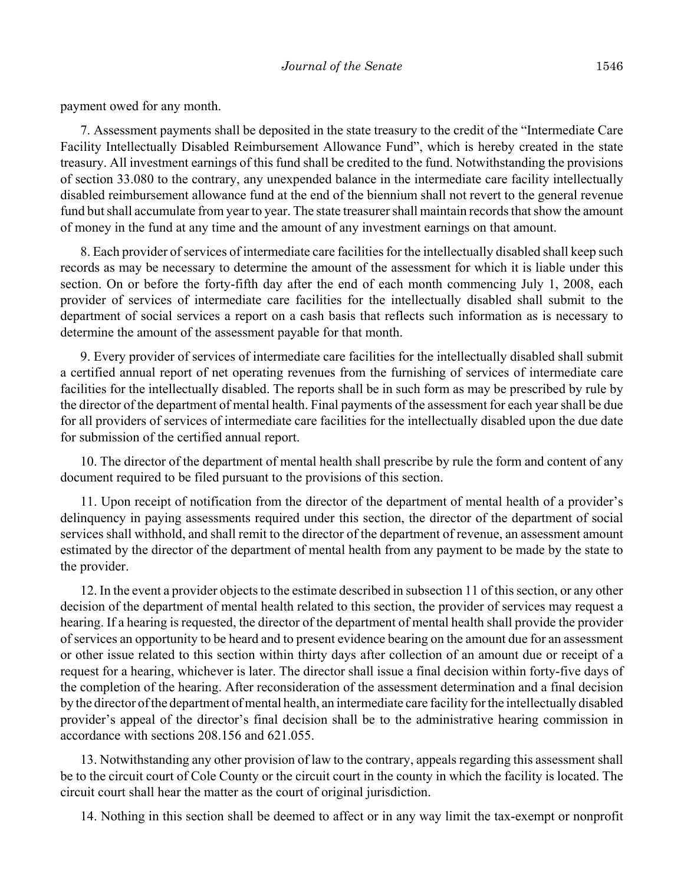payment owed for any month.

7. Assessment payments shall be deposited in the state treasury to the credit of the "Intermediate Care Facility Intellectually Disabled Reimbursement Allowance Fund", which is hereby created in the state treasury. All investment earnings of this fund shall be credited to the fund. Notwithstanding the provisions of section 33.080 to the contrary, any unexpended balance in the intermediate care facility intellectually disabled reimbursement allowance fund at the end of the biennium shall not revert to the general revenue fund but shall accumulate from year to year. The state treasurer shall maintain records that show the amount of money in the fund at any time and the amount of any investment earnings on that amount.

8. Each provider of services of intermediate care facilities for the intellectually disabled shall keep such records as may be necessary to determine the amount of the assessment for which it is liable under this section. On or before the forty-fifth day after the end of each month commencing July 1, 2008, each provider of services of intermediate care facilities for the intellectually disabled shall submit to the department of social services a report on a cash basis that reflects such information as is necessary to determine the amount of the assessment payable for that month.

9. Every provider of services of intermediate care facilities for the intellectually disabled shall submit a certified annual report of net operating revenues from the furnishing of services of intermediate care facilities for the intellectually disabled. The reports shall be in such form as may be prescribed by rule by the director of the department of mental health. Final payments of the assessment for each year shall be due for all providers of services of intermediate care facilities for the intellectually disabled upon the due date for submission of the certified annual report.

10. The director of the department of mental health shall prescribe by rule the form and content of any document required to be filed pursuant to the provisions of this section.

11. Upon receipt of notification from the director of the department of mental health of a provider's delinquency in paying assessments required under this section, the director of the department of social services shall withhold, and shall remit to the director of the department of revenue, an assessment amount estimated by the director of the department of mental health from any payment to be made by the state to the provider.

12. In the event a provider objects to the estimate described in subsection 11 of this section, or any other decision of the department of mental health related to this section, the provider of services may request a hearing. If a hearing is requested, the director of the department of mental health shall provide the provider of services an opportunity to be heard and to present evidence bearing on the amount due for an assessment or other issue related to this section within thirty days after collection of an amount due or receipt of a request for a hearing, whichever is later. The director shall issue a final decision within forty-five days of the completion of the hearing. After reconsideration of the assessment determination and a final decision by the director of the department of mental health, an intermediate care facility for the intellectually disabled provider's appeal of the director's final decision shall be to the administrative hearing commission in accordance with sections 208.156 and 621.055.

13. Notwithstanding any other provision of law to the contrary, appeals regarding this assessment shall be to the circuit court of Cole County or the circuit court in the county in which the facility is located. The circuit court shall hear the matter as the court of original jurisdiction.

14. Nothing in this section shall be deemed to affect or in any way limit the tax-exempt or nonprofit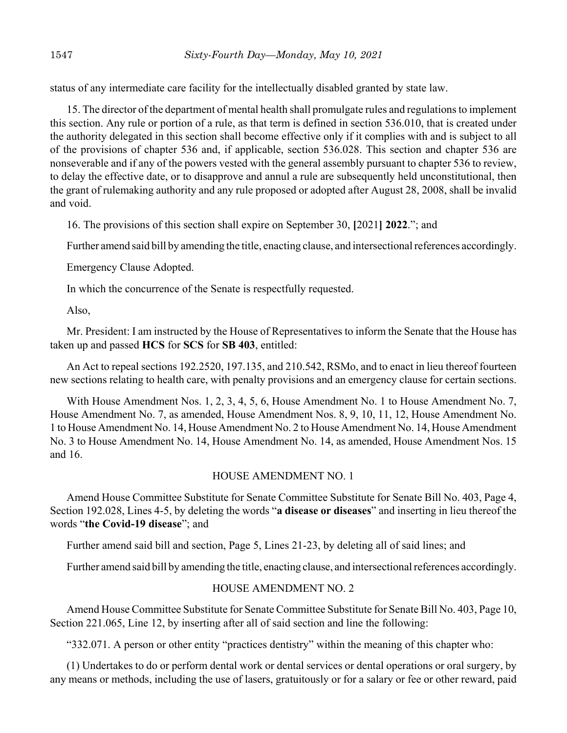status of any intermediate care facility for the intellectually disabled granted by state law.

15. The director of the department of mental health shall promulgate rules and regulations to implement this section. Any rule or portion of a rule, as that term is defined in section 536.010, that is created under the authority delegated in this section shall become effective only if it complies with and is subject to all of the provisions of chapter 536 and, if applicable, section 536.028. This section and chapter 536 are nonseverable and if any of the powers vested with the general assembly pursuant to chapter 536 to review, to delay the effective date, or to disapprove and annul a rule are subsequently held unconstitutional, then the grant of rulemaking authority and any rule proposed or adopted after August 28, 2008, shall be invalid and void.

16. The provisions of this section shall expire on September 30, **[**2021**] 2022**."; and

Further amend said bill by amending the title, enacting clause, and intersectional references accordingly.

Emergency Clause Adopted.

In which the concurrence of the Senate is respectfully requested.

Also,

Mr. President: I am instructed by the House of Representatives to inform the Senate that the House has taken up and passed **HCS** for **SCS** for **SB 403**, entitled:

An Act to repeal sections 192.2520, 197.135, and 210.542, RSMo, and to enact in lieu thereof fourteen new sections relating to health care, with penalty provisions and an emergency clause for certain sections.

With House Amendment Nos. 1, 2, 3, 4, 5, 6, House Amendment No. 1 to House Amendment No. 7, House Amendment No. 7, as amended, House Amendment Nos. 8, 9, 10, 11, 12, House Amendment No. 1 to House Amendment No. 14, House Amendment No. 2 to House Amendment No. 14, House Amendment No. 3 to House Amendment No. 14, House Amendment No. 14, as amended, House Amendment Nos. 15 and 16.

HOUSE AMENDMENT NO. 1

Amend House Committee Substitute for Senate Committee Substitute for Senate Bill No. 403, Page 4, Section 192.028, Lines 4-5, by deleting the words "**a disease or diseases**" and inserting in lieu thereof the words "**the Covid-19 disease**"; and

Further amend said bill and section, Page 5, Lines 21-23, by deleting all of said lines; and

Further amend said bill by amending the title, enacting clause, and intersectional references accordingly.

HOUSE AMENDMENT NO. 2

Amend House Committee Substitute for Senate Committee Substitute for Senate Bill No. 403, Page 10, Section 221.065, Line 12, by inserting after all of said section and line the following:

"332.071. A person or other entity "practices dentistry" within the meaning of this chapter who:

(1) Undertakes to do or perform dental work or dental services or dental operations or oral surgery, by any means or methods, including the use of lasers, gratuitously or for a salary or fee or other reward, paid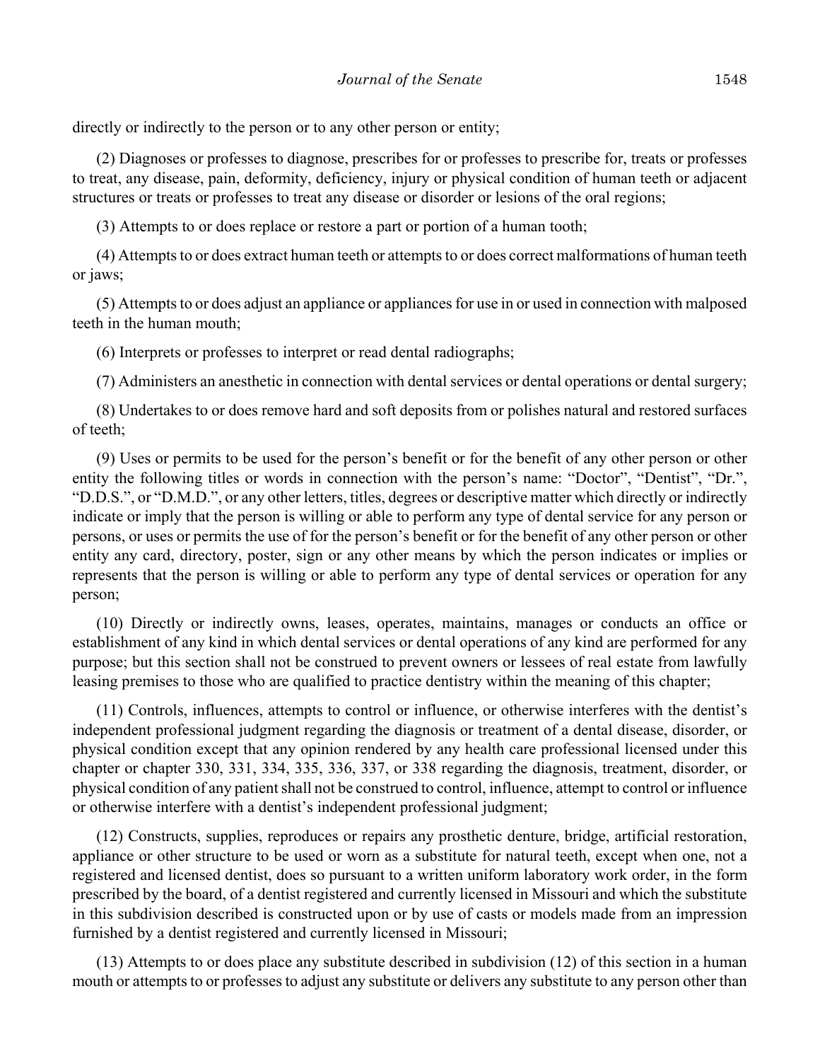directly or indirectly to the person or to any other person or entity;

(2) Diagnoses or professes to diagnose, prescribes for or professes to prescribe for, treats or professes to treat, any disease, pain, deformity, deficiency, injury or physical condition of human teeth or adjacent structures or treats or professes to treat any disease or disorder or lesions of the oral regions;

(3) Attempts to or does replace or restore a part or portion of a human tooth;

(4) Attempts to or does extract human teeth or attempts to or does correct malformations of human teeth or jaws;

(5) Attempts to or does adjust an appliance or appliances for use in or used in connection with malposed teeth in the human mouth;

(6) Interprets or professes to interpret or read dental radiographs;

(7) Administers an anesthetic in connection with dental services or dental operations or dental surgery;

(8) Undertakes to or does remove hard and soft deposits from or polishes natural and restored surfaces of teeth;

(9) Uses or permits to be used for the person's benefit or for the benefit of any other person or other entity the following titles or words in connection with the person's name: "Doctor", "Dentist", "Dr.", "D.D.S.", or "D.M.D.", or any other letters, titles, degrees or descriptive matter which directly or indirectly indicate or imply that the person is willing or able to perform any type of dental service for any person or persons, or uses or permits the use of for the person's benefit or for the benefit of any other person or other entity any card, directory, poster, sign or any other means by which the person indicates or implies or represents that the person is willing or able to perform any type of dental services or operation for any person;

(10) Directly or indirectly owns, leases, operates, maintains, manages or conducts an office or establishment of any kind in which dental services or dental operations of any kind are performed for any purpose; but this section shall not be construed to prevent owners or lessees of real estate from lawfully leasing premises to those who are qualified to practice dentistry within the meaning of this chapter;

(11) Controls, influences, attempts to control or influence, or otherwise interferes with the dentist's independent professional judgment regarding the diagnosis or treatment of a dental disease, disorder, or physical condition except that any opinion rendered by any health care professional licensed under this chapter or chapter 330, 331, 334, 335, 336, 337, or 338 regarding the diagnosis, treatment, disorder, or physical condition of any patient shall not be construed to control, influence, attempt to control or influence or otherwise interfere with a dentist's independent professional judgment;

(12) Constructs, supplies, reproduces or repairs any prosthetic denture, bridge, artificial restoration, appliance or other structure to be used or worn as a substitute for natural teeth, except when one, not a registered and licensed dentist, does so pursuant to a written uniform laboratory work order, in the form prescribed by the board, of a dentist registered and currently licensed in Missouri and which the substitute in this subdivision described is constructed upon or by use of casts or models made from an impression furnished by a dentist registered and currently licensed in Missouri;

(13) Attempts to or does place any substitute described in subdivision (12) of this section in a human mouth or attempts to or professes to adjust any substitute or delivers any substitute to any person other than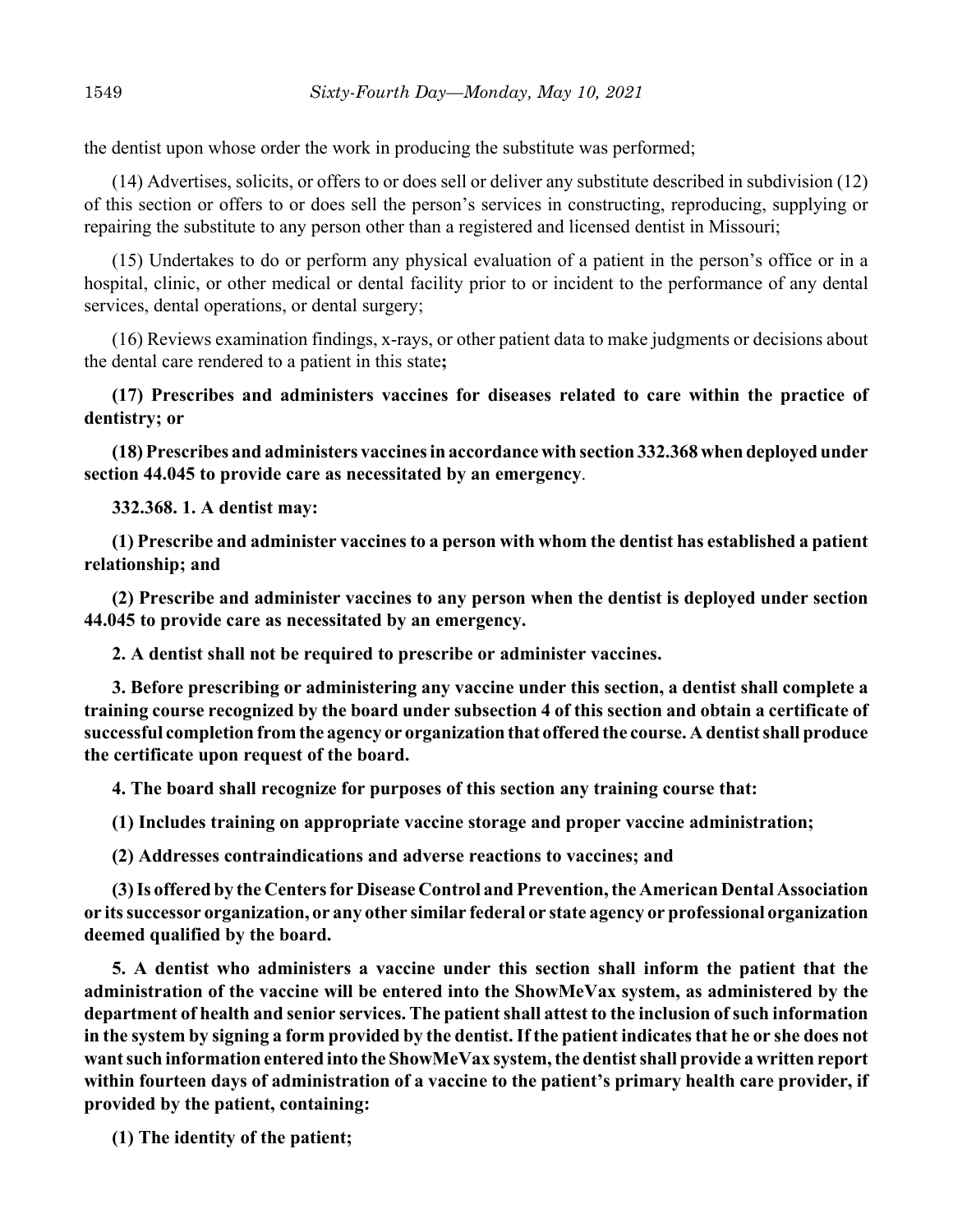the dentist upon whose order the work in producing the substitute was performed;

(14) Advertises, solicits, or offers to or does sell or deliver any substitute described in subdivision (12) of this section or offers to or does sell the person's services in constructing, reproducing, supplying or repairing the substitute to any person other than a registered and licensed dentist in Missouri;

(15) Undertakes to do or perform any physical evaluation of a patient in the person's office or in a hospital, clinic, or other medical or dental facility prior to or incident to the performance of any dental services, dental operations, or dental surgery;

(16) Reviews examination findings, x-rays, or other patient data to make judgments or decisions about the dental care rendered to a patient in this state**;**

**(17) Prescribes and administers vaccines for diseases related to care within the practice of dentistry; or**

**(18) Prescribes and administers vaccines in accordance with section 332.368 when deployed under section 44.045 to provide care as necessitated by an emergency**.

**332.368. 1. A dentist may:**

**(1) Prescribe and administer vaccines to a person with whom the dentist has established a patient relationship; and**

**(2) Prescribe and administer vaccines to any person when the dentist is deployed under section 44.045 to provide care as necessitated by an emergency.**

**2. A dentist shall not be required to prescribe or administer vaccines.**

**3. Before prescribing or administering any vaccine under this section, a dentist shall complete a training course recognized by the board under subsection 4 of this section and obtain a certificate of successful completion from the agency or organization that offered the course. A dentist shall produce the certificate upon request of the board.**

**4. The board shall recognize for purposes of this section any training course that:**

**(1) Includes training on appropriate vaccine storage and proper vaccine administration;**

**(2) Addresses contraindications and adverse reactions to vaccines; and**

**(3) Is offered by the Centers for Disease Control and Prevention, the American Dental Association or its successor organization, or any other similar federal or state agency or professional organization deemed qualified by the board.**

**5. A dentist who administers a vaccine under this section shall inform the patient that the administration of the vaccine will be entered into the ShowMeVax system, as administered by the department of health and senior services. The patient shall attest to the inclusion of such information in the system by signing a form provided by the dentist. If the patient indicates that he or she does not want such information entered into the ShowMeVax system, the dentist shall provide a written report within fourteen days of administration of a vaccine to the patient's primary health care provider, if provided by the patient, containing:**

**(1) The identity of the patient;**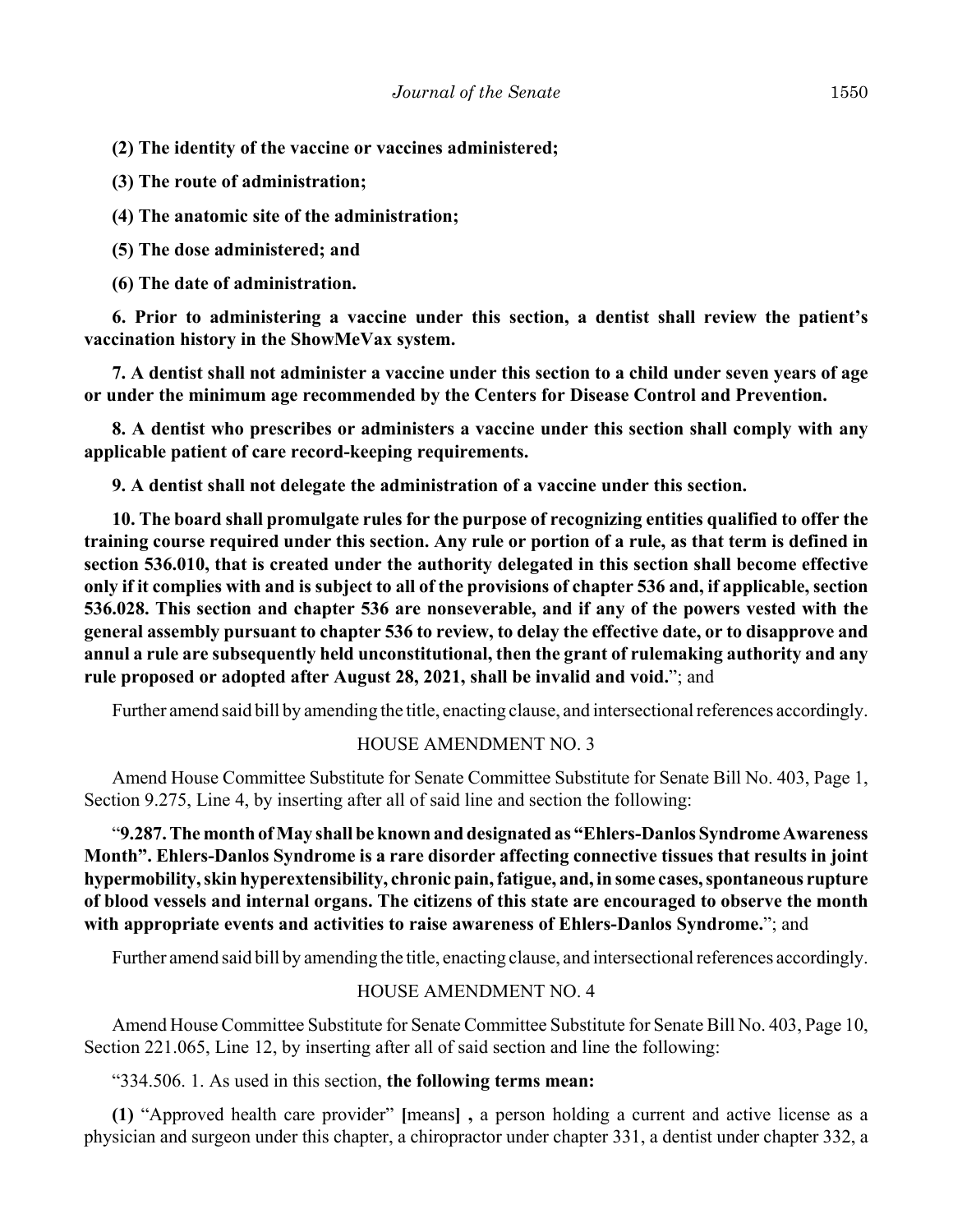**(2) The identity of the vaccine or vaccines administered;**

**(3) The route of administration;**

**(4) The anatomic site of the administration;**

**(5) The dose administered; and**

**(6) The date of administration.**

**6. Prior to administering a vaccine under this section, a dentist shall review the patient's vaccination history in the ShowMeVax system.**

**7. A dentist shall not administer a vaccine under this section to a child under seven years of age or under the minimum age recommended by the Centers for Disease Control and Prevention.**

**8. A dentist who prescribes or administers a vaccine under this section shall comply with any applicable patient of care record-keeping requirements.**

**9. A dentist shall not delegate the administration of a vaccine under this section.**

**10. The board shall promulgate rules for the purpose of recognizing entities qualified to offer the training course required under this section. Any rule or portion of a rule, as that term is defined in section 536.010, that is created under the authority delegated in this section shall become effective only if it complies with and is subject to all of the provisions of chapter 536 and, if applicable, section 536.028. This section and chapter 536 are nonseverable, and if any of the powers vested with the general assembly pursuant to chapter 536 to review, to delay the effective date, or to disapprove and annul a rule are subsequently held unconstitutional, then the grant of rulemaking authority and any rule proposed or adopted after August 28, 2021, shall be invalid and void.**"; and

Further amend said bill by amending the title, enacting clause, and intersectional references accordingly.

HOUSE AMENDMENT NO. 3

Amend House Committee Substitute for Senate Committee Substitute for Senate Bill No. 403, Page 1, Section 9.275, Line 4, by inserting after all of said line and section the following:

"**9.287. The month of May shall be known and designated as "Ehlers-Danlos Syndrome Awareness Month". Ehlers-Danlos Syndrome is a rare disorder affecting connective tissues that results in joint hypermobility, skin hyperextensibility, chronic pain, fatigue, and, in some cases, spontaneous rupture of blood vessels and internal organs. The citizens of this state are encouraged to observe the month with appropriate events and activities to raise awareness of Ehlers-Danlos Syndrome.**"; and

Further amend said bill by amending the title, enacting clause, and intersectional references accordingly.

HOUSE AMENDMENT NO. 4

Amend House Committee Substitute for Senate Committee Substitute for Senate Bill No. 403, Page 10, Section 221.065, Line 12, by inserting after all of said section and line the following:

"334.506. 1. As used in this section, **the following terms mean:**

**(1)** "Approved health care provider" **[**means**] ,** a person holding a current and active license as a physician and surgeon under this chapter, a chiropractor under chapter 331, a dentist under chapter 332, a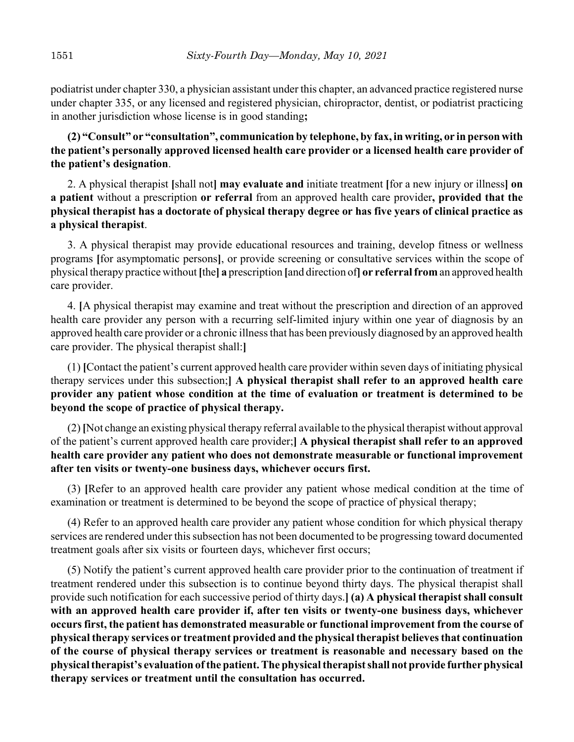podiatrist under chapter 330, a physician assistant under this chapter, an advanced practice registered nurse under chapter 335, or any licensed and registered physician, chiropractor, dentist, or podiatrist practicing in another jurisdiction whose license is in good standing**;**

**(2) "Consult" or "consultation", communication by telephone, by fax, in writing, or in person with the patient's personally approved licensed health care provider or a licensed health care provider of the patient's designation**.

2. A physical therapist **[**shall not**] may evaluate and** initiate treatment **[**for a new injury or illness**] on a patient** without a prescription **or referral** from an approved health care provider**, provided that the physical therapist has a doctorate of physical therapy degree or has five years of clinical practice as a physical therapist**.

3. A physical therapist may provide educational resources and training, develop fitness or wellness programs **[**for asymptomatic persons**]**, or provide screening or consultative services within the scope of physical therapy practice without **[**the**] a** prescription **[**and direction of**] or referral from** an approved health care provider.

4. **[**A physical therapist may examine and treat without the prescription and direction of an approved health care provider any person with a recurring self-limited injury within one year of diagnosis by an approved health care provider or a chronic illness that has been previously diagnosed by an approved health care provider. The physical therapist shall:**]**

(1) **[**Contact the patient's current approved health care provider within seven days of initiating physical therapy services under this subsection;**] A physical therapist shall refer to an approved health care provider any patient whose condition at the time of evaluation or treatment is determined to be beyond the scope of practice of physical therapy.**

(2) **[**Not change an existing physical therapy referral available to the physical therapist without approval of the patient's current approved health care provider;**] A physical therapist shall refer to an approved health care provider any patient who does not demonstrate measurable or functional improvement after ten visits or twenty-one business days, whichever occurs first.**

(3) **[**Refer to an approved health care provider any patient whose medical condition at the time of examination or treatment is determined to be beyond the scope of practice of physical therapy;

(4) Refer to an approved health care provider any patient whose condition for which physical therapy services are rendered under this subsection has not been documented to be progressing toward documented treatment goals after six visits or fourteen days, whichever first occurs;

(5) Notify the patient's current approved health care provider prior to the continuation of treatment if treatment rendered under this subsection is to continue beyond thirty days. The physical therapist shall provide such notification for each successive period of thirty days.**] (a) A physical therapist shall consult with an approved health care provider if, after ten visits or twenty-one business days, whichever occurs first, the patient has demonstrated measurable or functional improvement from the course of physical therapy services or treatment provided and the physical therapist believes that continuation of the course of physical therapy services or treatment is reasonable and necessary based on the physical therapist's evaluation of the patient. The physical therapist shall not provide further physical therapy services or treatment until the consultation has occurred.**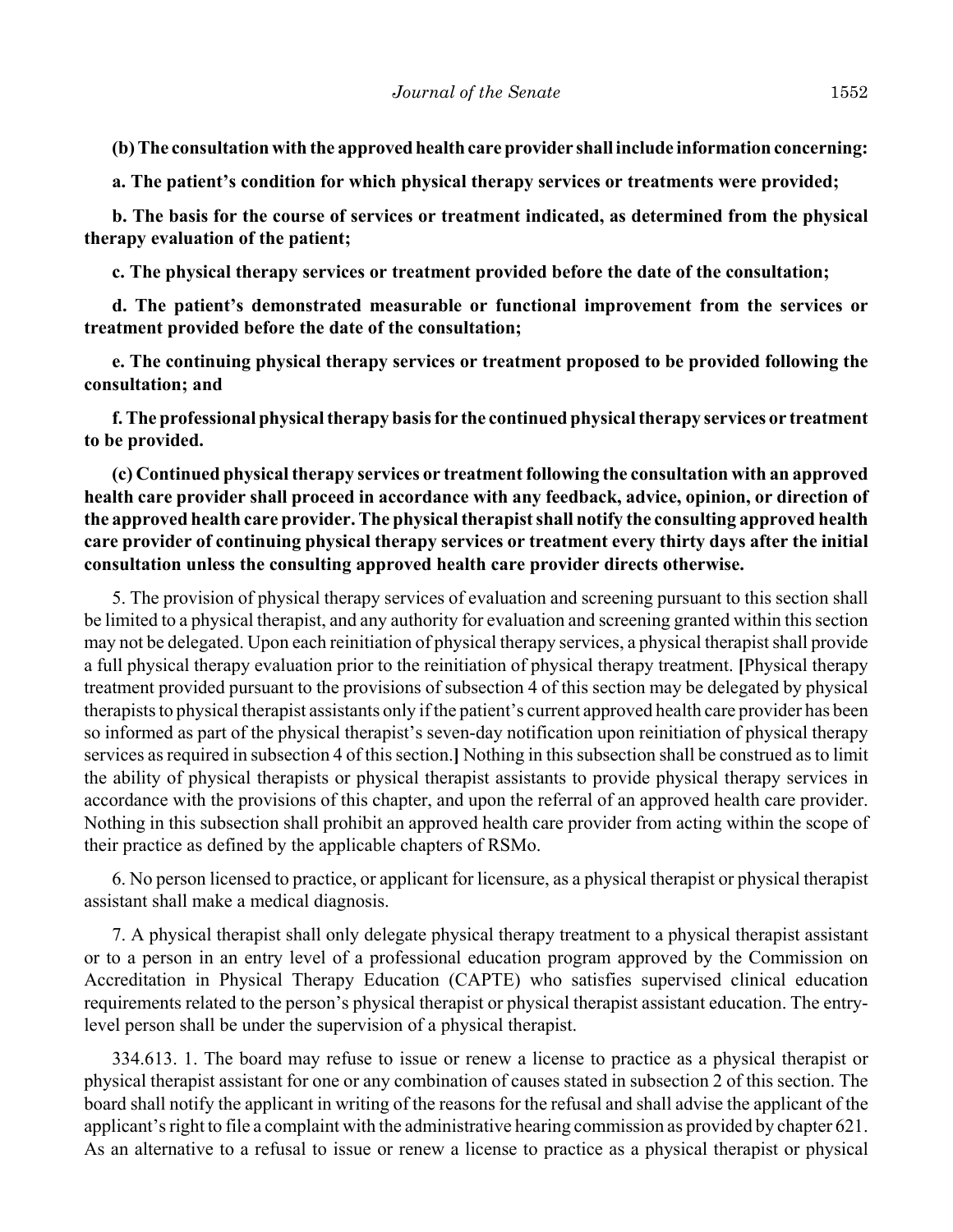**(b) The consultation with the approved health care provider shall include information concerning:**

**a. The patient's condition for which physical therapy services or treatments were provided;**

**b. The basis for the course of services or treatment indicated, as determined from the physical therapy evaluation of the patient;**

**c. The physical therapy services or treatment provided before the date of the consultation;**

**d. The patient's demonstrated measurable or functional improvement from the services or treatment provided before the date of the consultation;**

**e. The continuing physical therapy services or treatment proposed to be provided following the consultation; and**

**f. The professional physical therapy basis for the continued physical therapy services or treatment to be provided.**

**(c) Continued physical therapy services or treatment following the consultation with an approved health care provider shall proceed in accordance with any feedback, advice, opinion, or direction of the approved health care provider. The physical therapist shall notify the consulting approved health care provider of continuing physical therapy services or treatment every thirty days after the initial consultation unless the consulting approved health care provider directs otherwise.**

5. The provision of physical therapy services of evaluation and screening pursuant to this section shall be limited to a physical therapist, and any authority for evaluation and screening granted within this section may not be delegated. Upon each reinitiation of physical therapy services, a physical therapist shall provide a full physical therapy evaluation prior to the reinitiation of physical therapy treatment. **[**Physical therapy treatment provided pursuant to the provisions of subsection 4 of this section may be delegated by physical therapists to physical therapist assistants only if the patient's current approved health care provider has been so informed as part of the physical therapist's seven-day notification upon reinitiation of physical therapy services as required in subsection 4 of this section.**]** Nothing in this subsection shall be construed as to limit the ability of physical therapists or physical therapist assistants to provide physical therapy services in accordance with the provisions of this chapter, and upon the referral of an approved health care provider. Nothing in this subsection shall prohibit an approved health care provider from acting within the scope of their practice as defined by the applicable chapters of RSMo.

6. No person licensed to practice, or applicant for licensure, as a physical therapist or physical therapist assistant shall make a medical diagnosis.

7. A physical therapist shall only delegate physical therapy treatment to a physical therapist assistant or to a person in an entry level of a professional education program approved by the Commission on Accreditation in Physical Therapy Education (CAPTE) who satisfies supervised clinical education requirements related to the person's physical therapist or physical therapist assistant education. The entry-level person shall be under the supervision of a physical therapist.

334.613. 1. The board may refuse to issue or renew a license to practice as a physical therapist or physical therapist assistant for one or any combination of causes stated in subsection 2 of this section. The board shall notify the applicant in writing of the reasons for the refusal and shall advise the applicant of the applicant's right to file a complaint with the administrative hearing commission as provided by chapter 621. As an alternative to a refusal to issue or renew a license to practice as a physical therapist or physical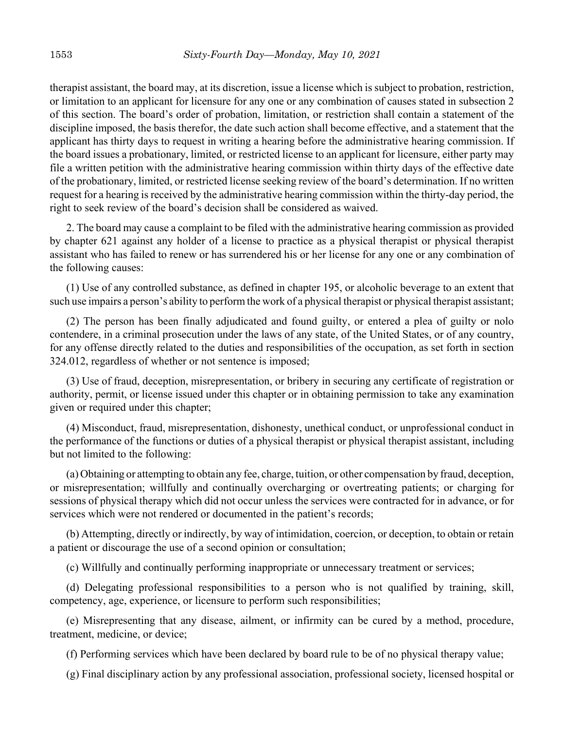therapist assistant, the board may, at its discretion, issue a license which is subject to probation, restriction, or limitation to an applicant for licensure for any one or any combination of causes stated in subsection 2 of this section. The board's order of probation, limitation, or restriction shall contain a statement of the discipline imposed, the basis therefor, the date such action shall become effective, and a statement that the applicant has thirty days to request in writing a hearing before the administrative hearing commission. If the board issues a probationary, limited, or restricted license to an applicant for licensure, either party may file a written petition with the administrative hearing commission within thirty days of the effective date of the probationary, limited, or restricted license seeking review of the board's determination. If no written request for a hearing is received by the administrative hearing commission within the thirty-day period, the right to seek review of the board's decision shall be considered as waived.

2. The board may cause a complaint to be filed with the administrative hearing commission as provided by chapter 621 against any holder of a license to practice as a physical therapist or physical therapist assistant who has failed to renew or has surrendered his or her license for any one or any combination of the following causes:

(1) Use of any controlled substance, as defined in chapter 195, or alcoholic beverage to an extent that such use impairs a person's ability to perform the work of a physical therapist or physical therapist assistant;

(2) The person has been finally adjudicated and found guilty, or entered a plea of guilty or nolo contendere, in a criminal prosecution under the laws of any state, of the United States, or of any country, for any offense directly related to the duties and responsibilities of the occupation, as set forth in section 324.012, regardless of whether or not sentence is imposed;

(3) Use of fraud, deception, misrepresentation, or bribery in securing any certificate of registration or authority, permit, or license issued under this chapter or in obtaining permission to take any examination given or required under this chapter;

(4) Misconduct, fraud, misrepresentation, dishonesty, unethical conduct, or unprofessional conduct in the performance of the functions or duties of a physical therapist or physical therapist assistant, including but not limited to the following:

(a) Obtaining or attempting to obtain any fee, charge, tuition, or other compensation by fraud, deception, or misrepresentation; willfully and continually overcharging or overtreating patients; or charging for sessions of physical therapy which did not occur unless the services were contracted for in advance, or for services which were not rendered or documented in the patient's records;

(b) Attempting, directly or indirectly, by way of intimidation, coercion, or deception, to obtain or retain a patient or discourage the use of a second opinion or consultation;

(c) Willfully and continually performing inappropriate or unnecessary treatment or services;

(d) Delegating professional responsibilities to a person who is not qualified by training, skill, competency, age, experience, or licensure to perform such responsibilities;

(e) Misrepresenting that any disease, ailment, or infirmity can be cured by a method, procedure, treatment, medicine, or device;

(f) Performing services which have been declared by board rule to be of no physical therapy value;

(g) Final disciplinary action by any professional association, professional society, licensed hospital or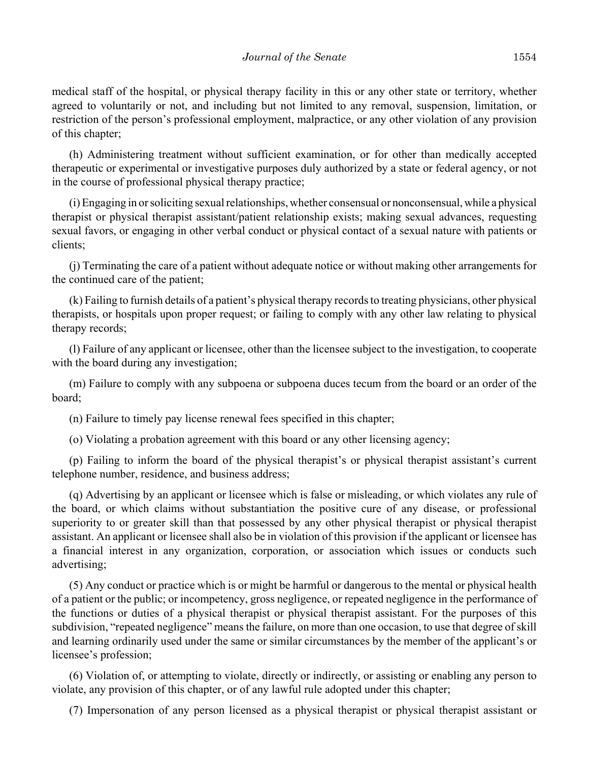medical staff of the hospital, or physical therapy facility in this or any other state or territory, whether agreed to voluntarily or not, and including but not limited to any removal, suspension, limitation, or restriction of the person's professional employment, malpractice, or any other violation of any provision of this chapter;

(h) Administering treatment without sufficient examination, or for other than medically accepted therapeutic or experimental or investigative purposes duly authorized by a state or federal agency, or not in the course of professional physical therapy practice;

(i) Engaging in or soliciting sexual relationships, whether consensual or nonconsensual, while a physical therapist or physical therapist assistant/patient relationship exists; making sexual advances, requesting sexual favors, or engaging in other verbal conduct or physical contact of a sexual nature with patients or clients;

(j) Terminating the care of a patient without adequate notice or without making other arrangements for the continued care of the patient;

(k) Failing to furnish details of a patient's physical therapy records to treating physicians, other physical therapists, or hospitals upon proper request; or failing to comply with any other law relating to physical therapy records;

(l) Failure of any applicant or licensee, other than the licensee subject to the investigation, to cooperate with the board during any investigation;

(m) Failure to comply with any subpoena or subpoena duces tecum from the board or an order of the board;

(n) Failure to timely pay license renewal fees specified in this chapter;

(o) Violating a probation agreement with this board or any other licensing agency;

(p) Failing to inform the board of the physical therapist's or physical therapist assistant's current telephone number, residence, and business address;

(q) Advertising by an applicant or licensee which is false or misleading, or which violates any rule of the board, or which claims without substantiation the positive cure of any disease, or professional superiority to or greater skill than that possessed by any other physical therapist or physical therapist assistant. An applicant or licensee shall also be in violation of this provision if the applicant or licensee has a financial interest in any organization, corporation, or association which issues or conducts such advertising;

(5) Any conduct or practice which is or might be harmful or dangerous to the mental or physical health of a patient or the public; or incompetency, gross negligence, or repeated negligence in the performance of the functions or duties of a physical therapist or physical therapist assistant. For the purposes of this subdivision, "repeated negligence" means the failure, on more than one occasion, to use that degree of skill and learning ordinarily used under the same or similar circumstances by the member of the applicant's or licensee's profession;

(6) Violation of, or attempting to violate, directly or indirectly, or assisting or enabling any person to violate, any provision of this chapter, or of any lawful rule adopted under this chapter;

(7) Impersonation of any person licensed as a physical therapist or physical therapist assistant or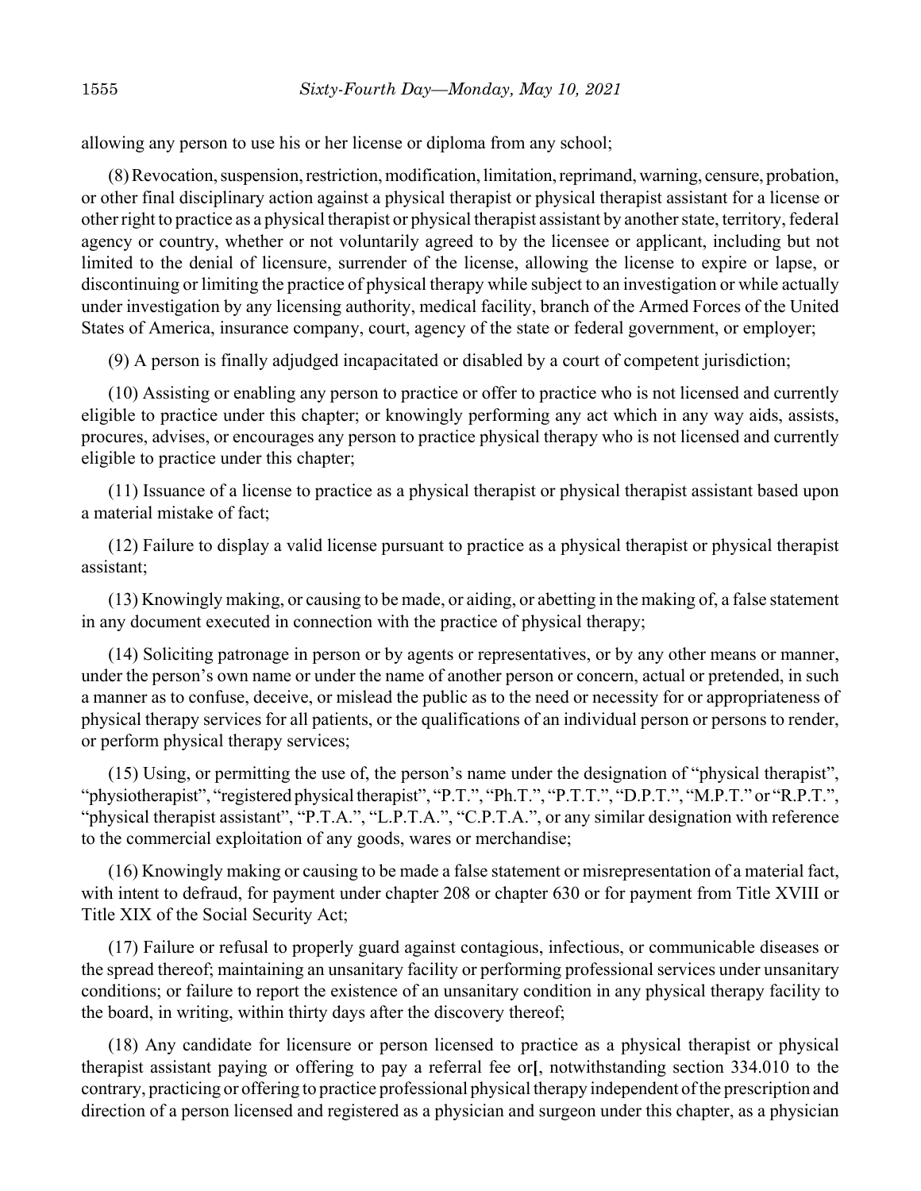allowing any person to use his or her license or diploma from any school;

(8) Revocation, suspension, restriction, modification, limitation, reprimand, warning, censure, probation, or other final disciplinary action against a physical therapist or physical therapist assistant for a license or other right to practice as a physical therapist or physical therapist assistant by another state, territory, federal agency or country, whether or not voluntarily agreed to by the licensee or applicant, including but not limited to the denial of licensure, surrender of the license, allowing the license to expire or lapse, or discontinuing or limiting the practice of physical therapy while subject to an investigation or while actually under investigation by any licensing authority, medical facility, branch of the Armed Forces of the United States of America, insurance company, court, agency of the state or federal government, or employer;

(9) A person is finally adjudged incapacitated or disabled by a court of competent jurisdiction;

(10) Assisting or enabling any person to practice or offer to practice who is not licensed and currently eligible to practice under this chapter; or knowingly performing any act which in any way aids, assists, procures, advises, or encourages any person to practice physical therapy who is not licensed and currently eligible to practice under this chapter;

(11) Issuance of a license to practice as a physical therapist or physical therapist assistant based upon a material mistake of fact;

(12) Failure to display a valid license pursuant to practice as a physical therapist or physical therapist assistant;

(13) Knowingly making, or causing to be made, or aiding, or abetting in the making of, a false statement in any document executed in connection with the practice of physical therapy;

(14) Soliciting patronage in person or by agents or representatives, or by any other means or manner, under the person's own name or under the name of another person or concern, actual or pretended, in such a manner as to confuse, deceive, or mislead the public as to the need or necessity for or appropriateness of physical therapy services for all patients, or the qualifications of an individual person or persons to render, or perform physical therapy services;

(15) Using, or permitting the use of, the person's name under the designation of "physical therapist", "physiotherapist", "registered physical therapist", "P.T.", "Ph.T.", "P.T.T.", "D.P.T.", "M.P.T." or "R.P.T.", "physical therapist assistant", "P.T.A.", "L.P.T.A.", "C.P.T.A.", or any similar designation with reference to the commercial exploitation of any goods, wares or merchandise;

(16) Knowingly making or causing to be made a false statement or misrepresentation of a material fact, with intent to defraud, for payment under chapter 208 or chapter 630 or for payment from Title XVIII or Title XIX of the Social Security Act;

(17) Failure or refusal to properly guard against contagious, infectious, or communicable diseases or the spread thereof; maintaining an unsanitary facility or performing professional services under unsanitary conditions; or failure to report the existence of an unsanitary condition in any physical therapy facility to the board, in writing, within thirty days after the discovery thereof;

(18) Any candidate for licensure or person licensed to practice as a physical therapist or physical therapist assistant paying or offering to pay a referral fee or**[**, notwithstanding section 334.010 to the contrary, practicing or offering to practice professional physical therapy independent of the prescription and direction of a person licensed and registered as a physician and surgeon under this chapter, as a physician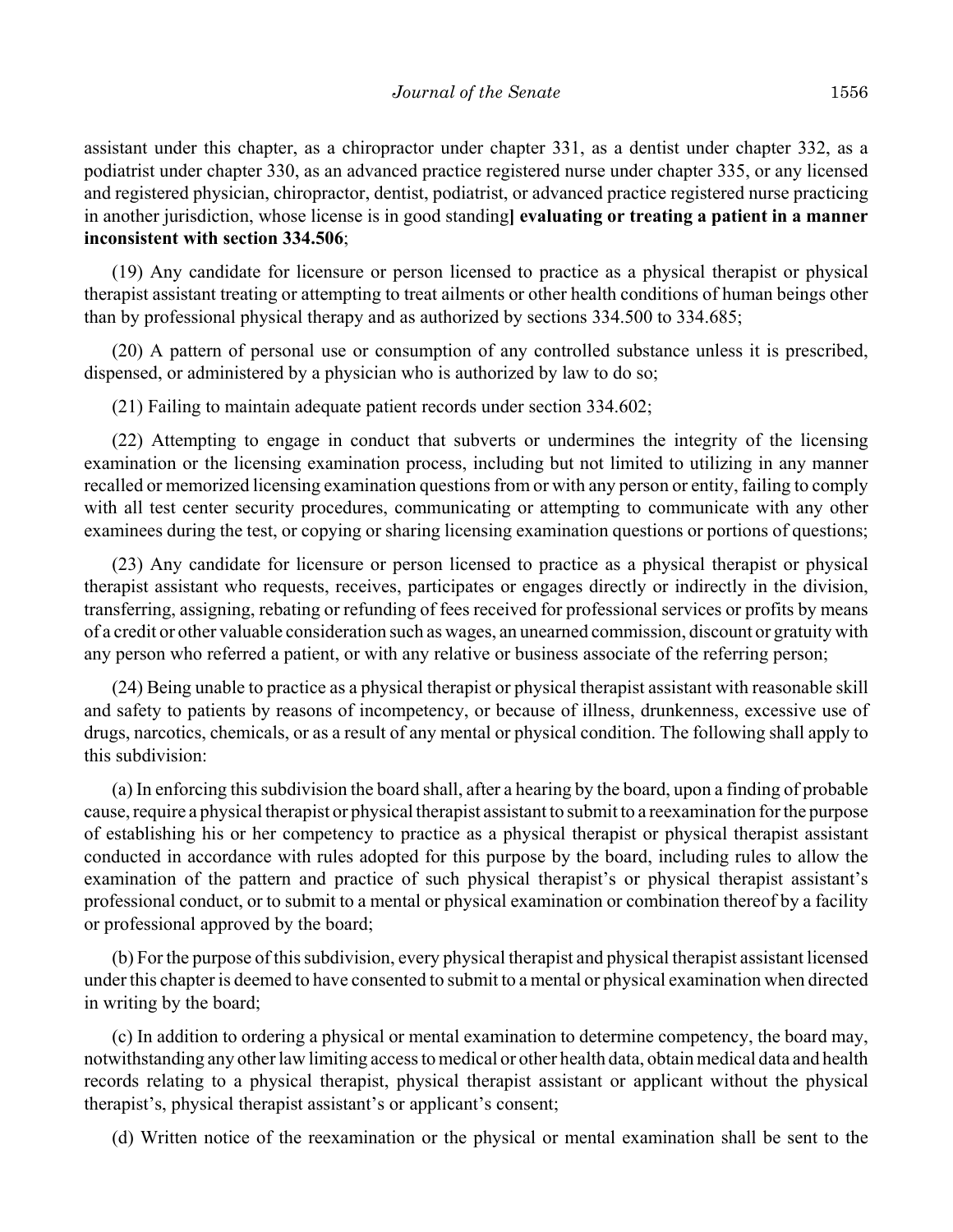assistant under this chapter, as a chiropractor under chapter 331, as a dentist under chapter 332, as a podiatrist under chapter 330, as an advanced practice registered nurse under chapter 335, or any licensed and registered physician, chiropractor, dentist, podiatrist, or advanced practice registered nurse practicing in another jurisdiction, whose license is in good standing**] evaluating or treating a patient in a manner inconsistent with section 334.506**;

(19) Any candidate for licensure or person licensed to practice as a physical therapist or physical therapist assistant treating or attempting to treat ailments or other health conditions of human beings other than by professional physical therapy and as authorized by sections 334.500 to 334.685;

(20) A pattern of personal use or consumption of any controlled substance unless it is prescribed, dispensed, or administered by a physician who is authorized by law to do so;

(21) Failing to maintain adequate patient records under section 334.602;

(22) Attempting to engage in conduct that subverts or undermines the integrity of the licensing examination or the licensing examination process, including but not limited to utilizing in any manner recalled or memorized licensing examination questions from or with any person or entity, failing to comply with all test center security procedures, communicating or attempting to communicate with any other examinees during the test, or copying or sharing licensing examination questions or portions of questions;

(23) Any candidate for licensure or person licensed to practice as a physical therapist or physical therapist assistant who requests, receives, participates or engages directly or indirectly in the division, transferring, assigning, rebating or refunding of fees received for professional services or profits by means of a credit or other valuable consideration such as wages, an unearned commission, discount or gratuity with any person who referred a patient, or with any relative or business associate of the referring person;

(24) Being unable to practice as a physical therapist or physical therapist assistant with reasonable skill and safety to patients by reasons of incompetency, or because of illness, drunkenness, excessive use of drugs, narcotics, chemicals, or as a result of any mental or physical condition. The following shall apply to this subdivision:

(a) In enforcing this subdivision the board shall, after a hearing by the board, upon a finding of probable cause, require a physical therapist or physical therapist assistant to submit to a reexamination for the purpose of establishing his or her competency to practice as a physical therapist or physical therapist assistant conducted in accordance with rules adopted for this purpose by the board, including rules to allow the examination of the pattern and practice of such physical therapist's or physical therapist assistant's professional conduct, or to submit to a mental or physical examination or combination thereof by a facility or professional approved by the board;

(b) For the purpose of this subdivision, every physical therapist and physical therapist assistant licensed under this chapter is deemed to have consented to submit to a mental or physical examination when directed in writing by the board;

(c) In addition to ordering a physical or mental examination to determine competency, the board may, notwithstanding any other law limiting access to medical or other health data, obtain medical data and health records relating to a physical therapist, physical therapist assistant or applicant without the physical therapist's, physical therapist assistant's or applicant's consent;

(d) Written notice of the reexamination or the physical or mental examination shall be sent to the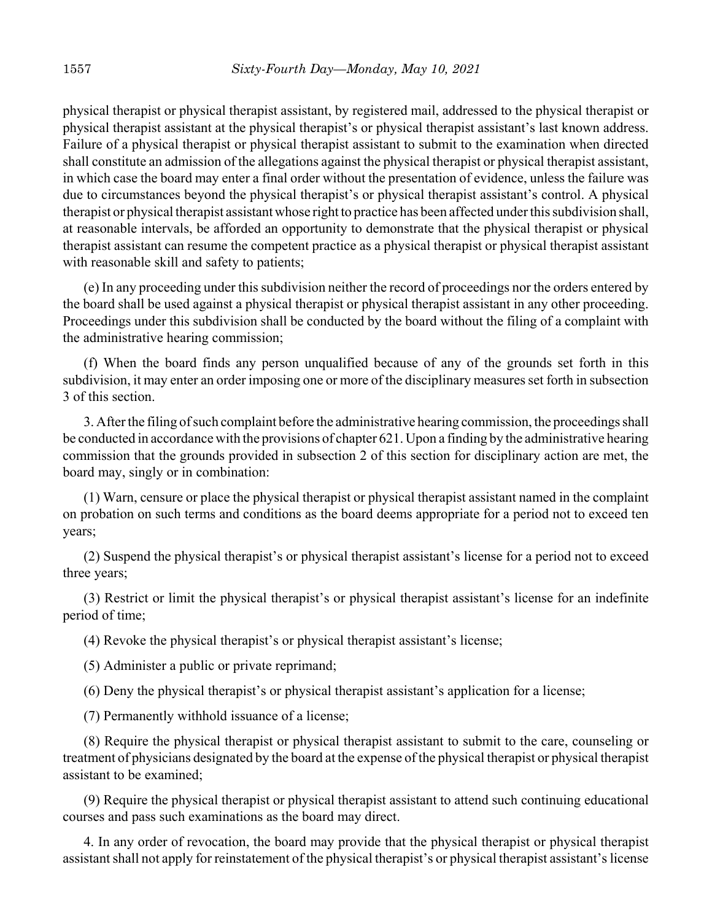physical therapist or physical therapist assistant, by registered mail, addressed to the physical therapist or physical therapist assistant at the physical therapist's or physical therapist assistant's last known address. Failure of a physical therapist or physical therapist assistant to submit to the examination when directed shall constitute an admission of the allegations against the physical therapist or physical therapist assistant, in which case the board may enter a final order without the presentation of evidence, unless the failure was due to circumstances beyond the physical therapist's or physical therapist assistant's control. A physical therapist or physical therapist assistant whose right to practice has been affected under this subdivision shall, at reasonable intervals, be afforded an opportunity to demonstrate that the physical therapist or physical therapist assistant can resume the competent practice as a physical therapist or physical therapist assistant with reasonable skill and safety to patients;

(e) In any proceeding under this subdivision neither the record of proceedings nor the orders entered by the board shall be used against a physical therapist or physical therapist assistant in any other proceeding. Proceedings under this subdivision shall be conducted by the board without the filing of a complaint with the administrative hearing commission;

(f) When the board finds any person unqualified because of any of the grounds set forth in this subdivision, it may enter an order imposing one or more of the disciplinary measures set forth in subsection 3 of this section.

3. After the filing of such complaint before the administrative hearing commission, the proceedings shall be conducted in accordance with the provisions of chapter 621. Upon a finding by the administrative hearing commission that the grounds provided in subsection 2 of this section for disciplinary action are met, the board may, singly or in combination:

(1) Warn, censure or place the physical therapist or physical therapist assistant named in the complaint on probation on such terms and conditions as the board deems appropriate for a period not to exceed ten years;

(2) Suspend the physical therapist's or physical therapist assistant's license for a period not to exceed three years;

(3) Restrict or limit the physical therapist's or physical therapist assistant's license for an indefinite period of time;

(4) Revoke the physical therapist's or physical therapist assistant's license;

(5) Administer a public or private reprimand;

(6) Deny the physical therapist's or physical therapist assistant's application for a license;

(7) Permanently withhold issuance of a license;

(8) Require the physical therapist or physical therapist assistant to submit to the care, counseling or treatment of physicians designated by the board at the expense of the physical therapist or physical therapist assistant to be examined;

(9) Require the physical therapist or physical therapist assistant to attend such continuing educational courses and pass such examinations as the board may direct.

4. In any order of revocation, the board may provide that the physical therapist or physical therapist assistant shall not apply for reinstatement of the physical therapist's or physical therapist assistant's license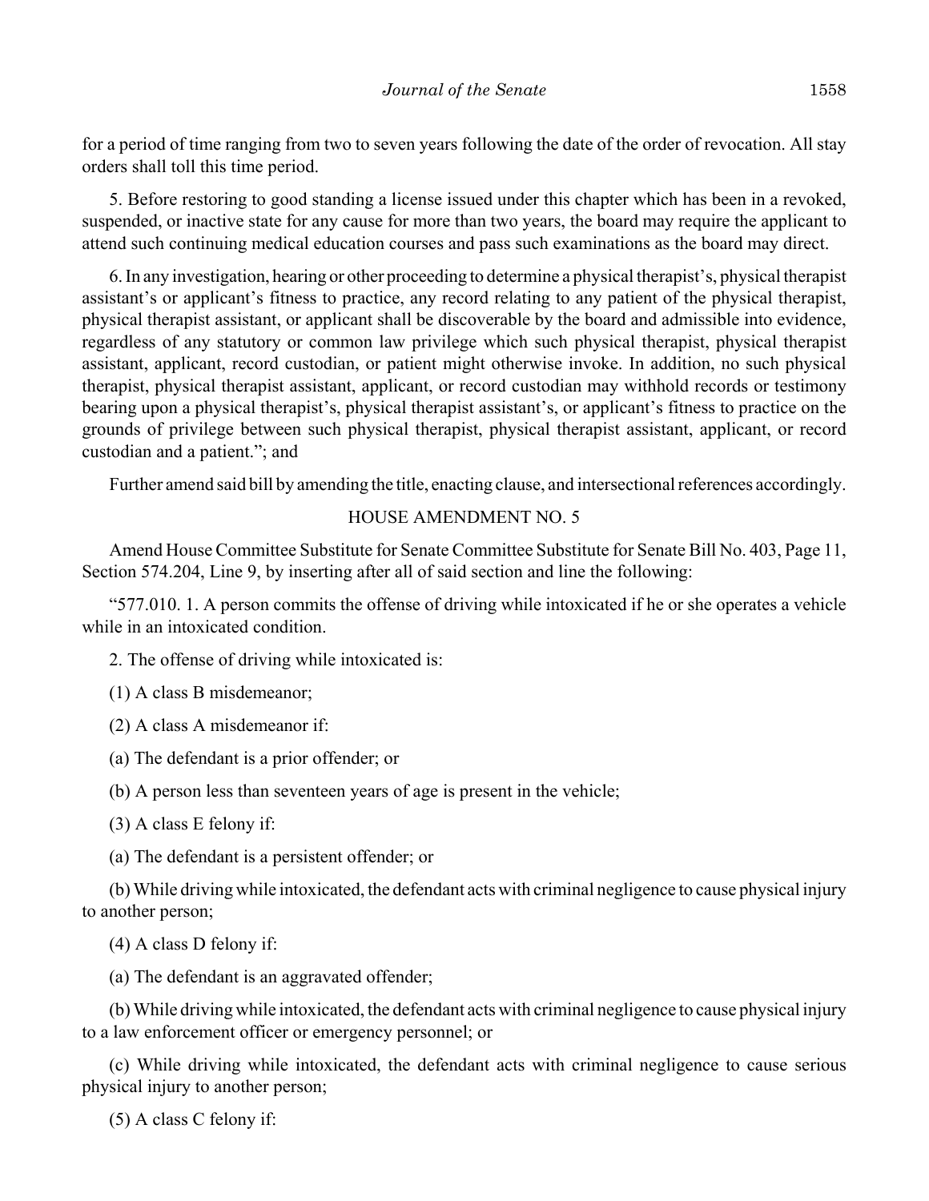for a period of time ranging from two to seven years following the date of the order of revocation. All stay orders shall toll this time period.

5. Before restoring to good standing a license issued under this chapter which has been in a revoked, suspended, or inactive state for any cause for more than two years, the board may require the applicant to attend such continuing medical education courses and pass such examinations as the board may direct.

6. In any investigation, hearing or other proceeding to determine a physical therapist's, physical therapist assistant's or applicant's fitness to practice, any record relating to any patient of the physical therapist, physical therapist assistant, or applicant shall be discoverable by the board and admissible into evidence, regardless of any statutory or common law privilege which such physical therapist, physical therapist assistant, applicant, record custodian, or patient might otherwise invoke. In addition, no such physical therapist, physical therapist assistant, applicant, or record custodian may withhold records or testimony bearing upon a physical therapist's, physical therapist assistant's, or applicant's fitness to practice on the grounds of privilege between such physical therapist, physical therapist assistant, applicant, or record custodian and a patient."; and

Further amend said bill by amending the title, enacting clause, and intersectional references accordingly.

HOUSE AMENDMENT NO. 5

Amend House Committee Substitute for Senate Committee Substitute for Senate Bill No. 403, Page 11, Section 574.204, Line 9, by inserting after all of said section and line the following:

"577.010. 1. A person commits the offense of driving while intoxicated if he or she operates a vehicle while in an intoxicated condition.

2. The offense of driving while intoxicated is:

(1) A class B misdemeanor;

(2) A class A misdemeanor if:

(a) The defendant is a prior offender; or

(b) A person less than seventeen years of age is present in the vehicle;

(3) A class E felony if:

(a) The defendant is a persistent offender; or

(b) While driving while intoxicated, the defendant acts with criminal negligence to cause physical injury to another person;

(4) A class D felony if:

(a) The defendant is an aggravated offender;

(b) While driving while intoxicated, the defendant acts with criminal negligence to cause physical injury to a law enforcement officer or emergency personnel; or

(c) While driving while intoxicated, the defendant acts with criminal negligence to cause serious physical injury to another person;

(5) A class C felony if: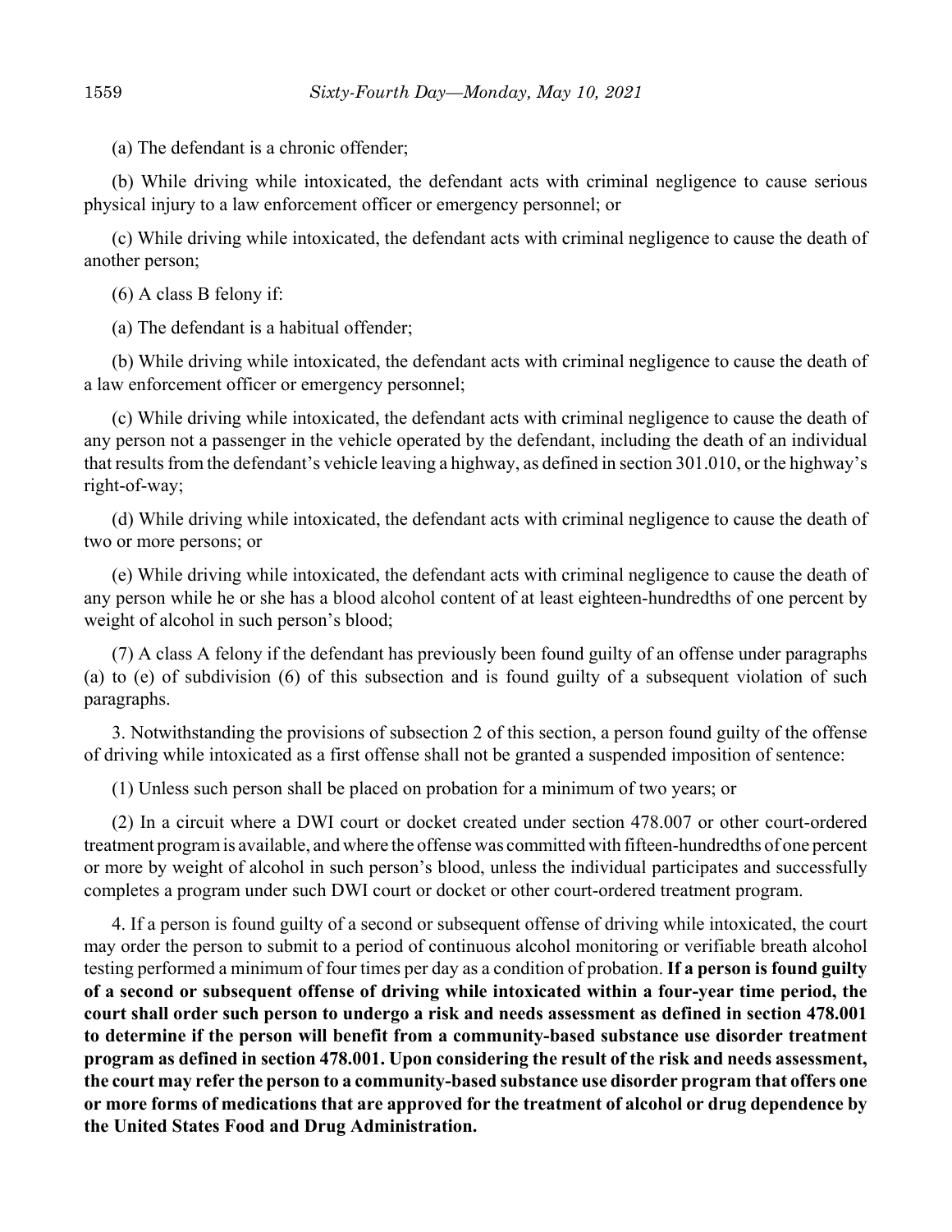(a) The defendant is a chronic offender;

(b) While driving while intoxicated, the defendant acts with criminal negligence to cause serious physical injury to a law enforcement officer or emergency personnel; or

(c) While driving while intoxicated, the defendant acts with criminal negligence to cause the death of another person;

(6) A class B felony if:

(a) The defendant is a habitual offender;

(b) While driving while intoxicated, the defendant acts with criminal negligence to cause the death of a law enforcement officer or emergency personnel;

(c) While driving while intoxicated, the defendant acts with criminal negligence to cause the death of any person not a passenger in the vehicle operated by the defendant, including the death of an individual that results from the defendant's vehicle leaving a highway, as defined in section 301.010, or the highway's right-of-way;

(d) While driving while intoxicated, the defendant acts with criminal negligence to cause the death of two or more persons; or

(e) While driving while intoxicated, the defendant acts with criminal negligence to cause the death of any person while he or she has a blood alcohol content of at least eighteen-hundredths of one percent by weight of alcohol in such person's blood;

(7) A class A felony if the defendant has previously been found guilty of an offense under paragraphs (a) to (e) of subdivision (6) of this subsection and is found guilty of a subsequent violation of such paragraphs.

3. Notwithstanding the provisions of subsection 2 of this section, a person found guilty of the offense of driving while intoxicated as a first offense shall not be granted a suspended imposition of sentence:

(1) Unless such person shall be placed on probation for a minimum of two years; or

(2) In a circuit where a DWI court or docket created under section 478.007 or other court-ordered treatment program is available, and where the offense was committed with fifteen-hundredths of one percent or more by weight of alcohol in such person's blood, unless the individual participates and successfully completes a program under such DWI court or docket or other court-ordered treatment program.

4. If a person is found guilty of a second or subsequent offense of driving while intoxicated, the court may order the person to submit to a period of continuous alcohol monitoring or verifiable breath alcohol testing performed a minimum of four times per day as a condition of probation. **If a person is found guilty of a second or subsequent offense of driving while intoxicated within a four-year time period, the court shall order such person to undergo a risk and needs assessment as defined in section 478.001 to determine if the person will benefit from a community-based substance use disorder treatment program as defined in section 478.001. Upon considering the result of the risk and needs assessment, the court may refer the person to a community-based substance use disorder program that offers one or more forms of medications that are approved for the treatment of alcohol or drug dependence by the United States Food and Drug Administration.**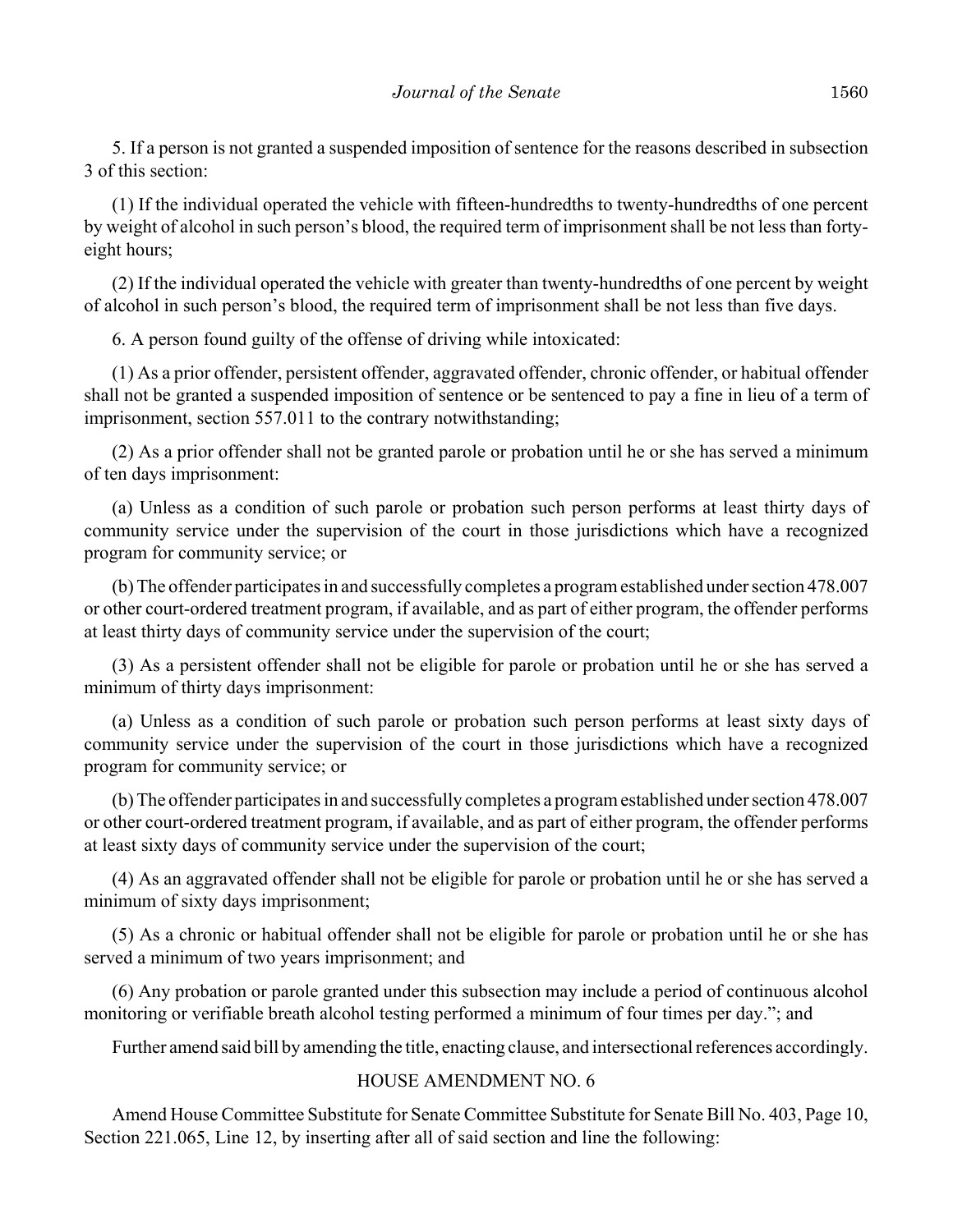5. If a person is not granted a suspended imposition of sentence for the reasons described in subsection 3 of this section:

(1) If the individual operated the vehicle with fifteen-hundredths to twenty-hundredths of one percent by weight of alcohol in such person's blood, the required term of imprisonment shall be not less than forty-eight hours;

(2) If the individual operated the vehicle with greater than twenty-hundredths of one percent by weight of alcohol in such person's blood, the required term of imprisonment shall be not less than five days.

6. A person found guilty of the offense of driving while intoxicated:

(1) As a prior offender, persistent offender, aggravated offender, chronic offender, or habitual offender shall not be granted a suspended imposition of sentence or be sentenced to pay a fine in lieu of a term of imprisonment, section 557.011 to the contrary notwithstanding;

(2) As a prior offender shall not be granted parole or probation until he or she has served a minimum of ten days imprisonment:

(a) Unless as a condition of such parole or probation such person performs at least thirty days of community service under the supervision of the court in those jurisdictions which have a recognized program for community service; or

(b) The offender participates in and successfully completes a program established under section 478.007 or other court-ordered treatment program, if available, and as part of either program, the offender performs at least thirty days of community service under the supervision of the court;

(3) As a persistent offender shall not be eligible for parole or probation until he or she has served a minimum of thirty days imprisonment:

(a) Unless as a condition of such parole or probation such person performs at least sixty days of community service under the supervision of the court in those jurisdictions which have a recognized program for community service; or

(b) The offender participates in and successfully completes a program established under section 478.007 or other court-ordered treatment program, if available, and as part of either program, the offender performs at least sixty days of community service under the supervision of the court;

(4) As an aggravated offender shall not be eligible for parole or probation until he or she has served a minimum of sixty days imprisonment;

(5) As a chronic or habitual offender shall not be eligible for parole or probation until he or she has served a minimum of two years imprisonment; and

(6) Any probation or parole granted under this subsection may include a period of continuous alcohol monitoring or verifiable breath alcohol testing performed a minimum of four times per day."; and

Further amend said bill by amending the title, enacting clause, and intersectional references accordingly.

HOUSE AMENDMENT NO. 6

Amend House Committee Substitute for Senate Committee Substitute for Senate Bill No. 403, Page 10, Section 221.065, Line 12, by inserting after all of said section and line the following: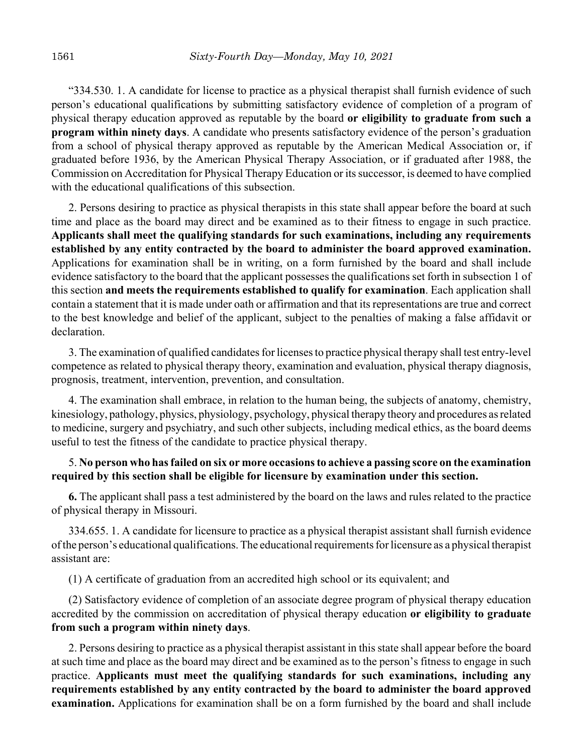"334.530. 1. A candidate for license to practice as a physical therapist shall furnish evidence of such person's educational qualifications by submitting satisfactory evidence of completion of a program of physical therapy education approved as reputable by the board **or eligibility to graduate from such a program within ninety days**. A candidate who presents satisfactory evidence of the person's graduation from a school of physical therapy approved as reputable by the American Medical Association or, if graduated before 1936, by the American Physical Therapy Association, or if graduated after 1988, the Commission on Accreditation for Physical Therapy Education or its successor, is deemed to have complied with the educational qualifications of this subsection.

2. Persons desiring to practice as physical therapists in this state shall appear before the board at such time and place as the board may direct and be examined as to their fitness to engage in such practice. **Applicants shall meet the qualifying standards for such examinations, including any requirements established by any entity contracted by the board to administer the board approved examination.** Applications for examination shall be in writing, on a form furnished by the board and shall include evidence satisfactory to the board that the applicant possesses the qualifications set forth in subsection 1 of this section **and meets the requirements established to qualify for examination**. Each application shall contain a statement that it is made under oath or affirmation and that its representations are true and correct to the best knowledge and belief of the applicant, subject to the penalties of making a false affidavit or declaration.

3. The examination of qualified candidates for licenses to practice physical therapy shall test entry-level competence as related to physical therapy theory, examination and evaluation, physical therapy diagnosis, prognosis, treatment, intervention, prevention, and consultation.

4. The examination shall embrace, in relation to the human being, the subjects of anatomy, chemistry, kinesiology, pathology, physics, physiology, psychology, physical therapy theory and procedures as related to medicine, surgery and psychiatry, and such other subjects, including medical ethics, as the board deems useful to test the fitness of the candidate to practice physical therapy.

5. **No person who has failed on six or more occasions to achieve a passing score on the examination required by this section shall be eligible for licensure by examination under this section.**

**6.** The applicant shall pass a test administered by the board on the laws and rules related to the practice of physical therapy in Missouri.

334.655. 1. A candidate for licensure to practice as a physical therapist assistant shall furnish evidence of the person's educational qualifications. The educational requirements for licensure as a physical therapist assistant are:

(1) A certificate of graduation from an accredited high school or its equivalent; and

(2) Satisfactory evidence of completion of an associate degree program of physical therapy education accredited by the commission on accreditation of physical therapy education **or eligibility to graduate from such a program within ninety days**.

2. Persons desiring to practice as a physical therapist assistant in this state shall appear before the board at such time and place as the board may direct and be examined as to the person's fitness to engage in such practice. **Applicants must meet the qualifying standards for such examinations, including any requirements established by any entity contracted by the board to administer the board approved examination.** Applications for examination shall be on a form furnished by the board and shall include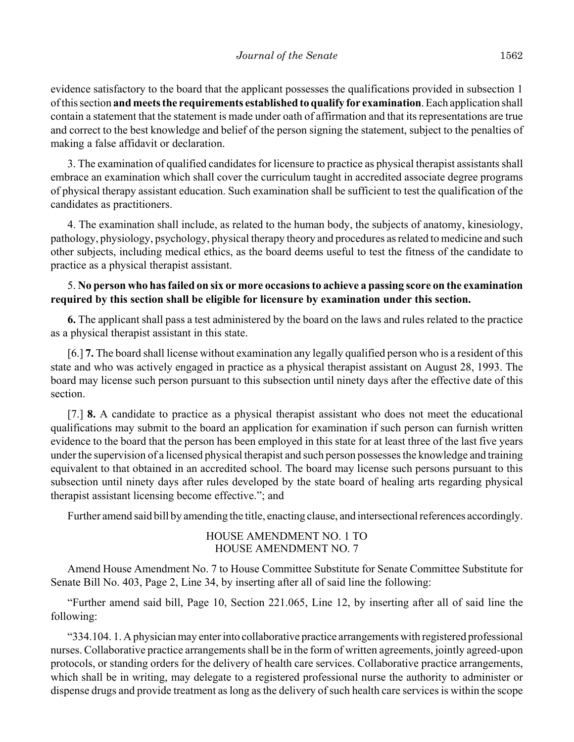evidence satisfactory to the board that the applicant possesses the qualifications provided in subsection 1 of this section **and meets the requirements established to qualify for examination**. Each application shall contain a statement that the statement is made under oath of affirmation and that its representations are true and correct to the best knowledge and belief of the person signing the statement, subject to the penalties of making a false affidavit or declaration.

3. The examination of qualified candidates for licensure to practice as physical therapist assistants shall embrace an examination which shall cover the curriculum taught in accredited associate degree programs of physical therapy assistant education. Such examination shall be sufficient to test the qualification of the candidates as practitioners.

4. The examination shall include, as related to the human body, the subjects of anatomy, kinesiology, pathology, physiology, psychology, physical therapy theory and procedures as related to medicine and such other subjects, including medical ethics, as the board deems useful to test the fitness of the candidate to practice as a physical therapist assistant.

5. **No person who has failed on six or more occasions to achieve a passing score on the examination required by this section shall be eligible for licensure by examination under this section.**

**6.** The applicant shall pass a test administered by the board on the laws and rules related to the practice as a physical therapist assistant in this state.

[6.] **7.** The board shall license without examination any legally qualified person who is a resident of this state and who was actively engaged in practice as a physical therapist assistant on August 28, 1993. The board may license such person pursuant to this subsection until ninety days after the effective date of this section.

[7.] **8.** A candidate to practice as a physical therapist assistant who does not meet the educational qualifications may submit to the board an application for examination if such person can furnish written evidence to the board that the person has been employed in this state for at least three of the last five years under the supervision of a licensed physical therapist and such person possesses the knowledge and training equivalent to that obtained in an accredited school. The board may license such persons pursuant to this subsection until ninety days after rules developed by the state board of healing arts regarding physical therapist assistant licensing become effective."; and

Further amend said bill by amending the title, enacting clause, and intersectional references accordingly.

HOUSE AMENDMENT NO. 1 TO
HOUSE AMENDMENT NO. 7

Amend House Amendment No. 7 to House Committee Substitute for Senate Committee Substitute for Senate Bill No. 403, Page 2, Line 34, by inserting after all of said line the following:

"Further amend said bill, Page 10, Section 221.065, Line 12, by inserting after all of said line the following:

"334.104. 1. A physician may enter into collaborative practice arrangements with registered professional nurses. Collaborative practice arrangements shall be in the form of written agreements, jointly agreed-upon protocols, or standing orders for the delivery of health care services. Collaborative practice arrangements, which shall be in writing, may delegate to a registered professional nurse the authority to administer or dispense drugs and provide treatment as long as the delivery of such health care services is within the scope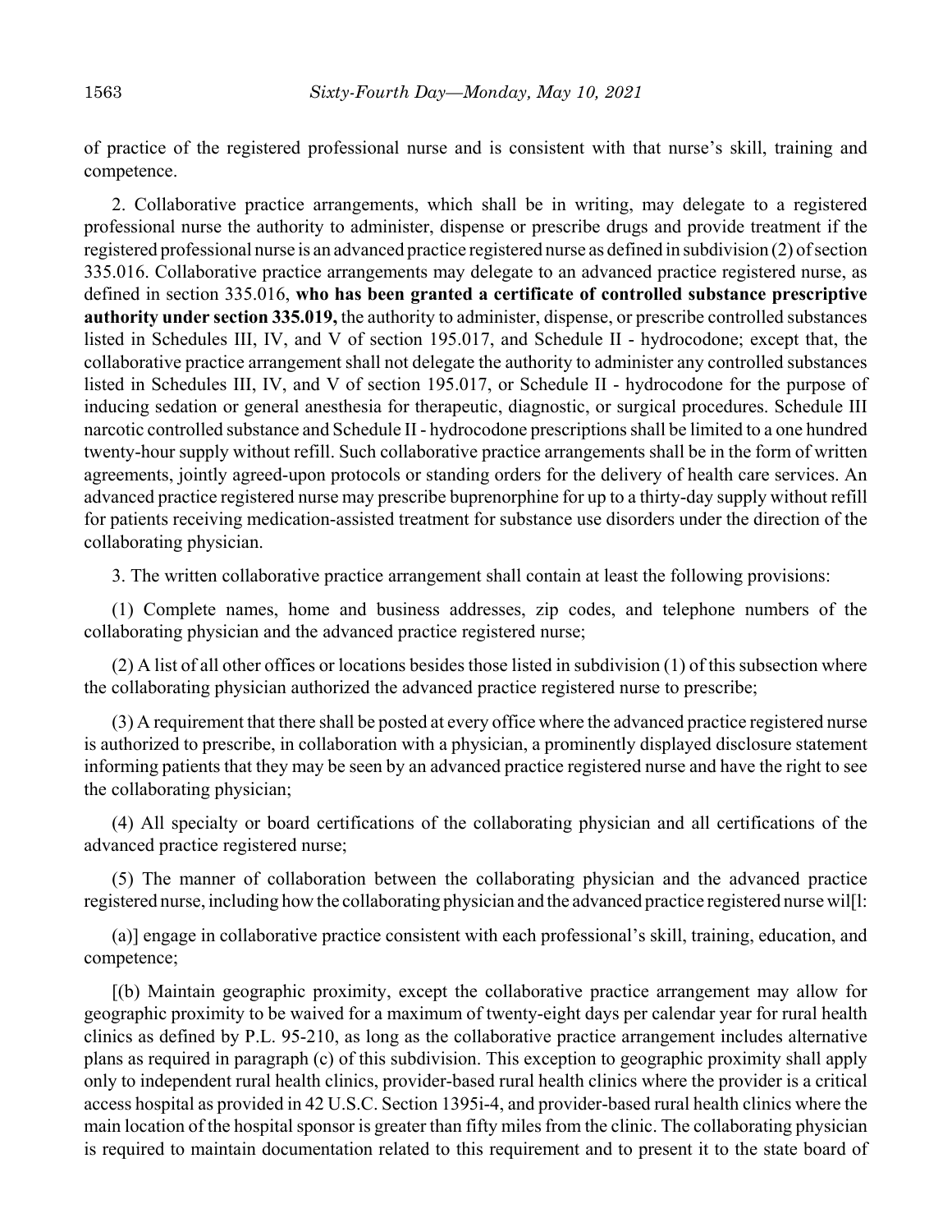of practice of the registered professional nurse and is consistent with that nurse's skill, training and competence.

2. Collaborative practice arrangements, which shall be in writing, may delegate to a registered professional nurse the authority to administer, dispense or prescribe drugs and provide treatment if the registered professional nurse is an advanced practice registered nurse as defined in subdivision (2) of section 335.016. Collaborative practice arrangements may delegate to an advanced practice registered nurse, as defined in section 335.016, **who has been granted a certificate of controlled substance prescriptive authority under section 335.019,** the authority to administer, dispense, or prescribe controlled substances listed in Schedules III, IV, and V of section 195.017, and Schedule II - hydrocodone; except that, the collaborative practice arrangement shall not delegate the authority to administer any controlled substances listed in Schedules III, IV, and V of section 195.017, or Schedule II - hydrocodone for the purpose of inducing sedation or general anesthesia for therapeutic, diagnostic, or surgical procedures. Schedule III narcotic controlled substance and Schedule II - hydrocodone prescriptions shall be limited to a one hundred twenty-hour supply without refill. Such collaborative practice arrangements shall be in the form of written agreements, jointly agreed-upon protocols or standing orders for the delivery of health care services. An advanced practice registered nurse may prescribe buprenorphine for up to a thirty-day supply without refill for patients receiving medication-assisted treatment for substance use disorders under the direction of the collaborating physician.

3. The written collaborative practice arrangement shall contain at least the following provisions:

(1) Complete names, home and business addresses, zip codes, and telephone numbers of the collaborating physician and the advanced practice registered nurse;

(2) A list of all other offices or locations besides those listed in subdivision (1) of this subsection where the collaborating physician authorized the advanced practice registered nurse to prescribe;

(3) A requirement that there shall be posted at every office where the advanced practice registered nurse is authorized to prescribe, in collaboration with a physician, a prominently displayed disclosure statement informing patients that they may be seen by an advanced practice registered nurse and have the right to see the collaborating physician;

(4) All specialty or board certifications of the collaborating physician and all certifications of the advanced practice registered nurse;

(5) The manner of collaboration between the collaborating physician and the advanced practice registered nurse, including how the collaborating physician and the advanced practice registered nurse wil[l:

(a)] engage in collaborative practice consistent with each professional's skill, training, education, and competence;

[(b) Maintain geographic proximity, except the collaborative practice arrangement may allow for geographic proximity to be waived for a maximum of twenty-eight days per calendar year for rural health clinics as defined by P.L. 95-210, as long as the collaborative practice arrangement includes alternative plans as required in paragraph (c) of this subdivision. This exception to geographic proximity shall apply only to independent rural health clinics, provider-based rural health clinics where the provider is a critical access hospital as provided in 42 U.S.C. Section 1395i-4, and provider-based rural health clinics where the main location of the hospital sponsor is greater than fifty miles from the clinic. The collaborating physician is required to maintain documentation related to this requirement and to present it to the state board of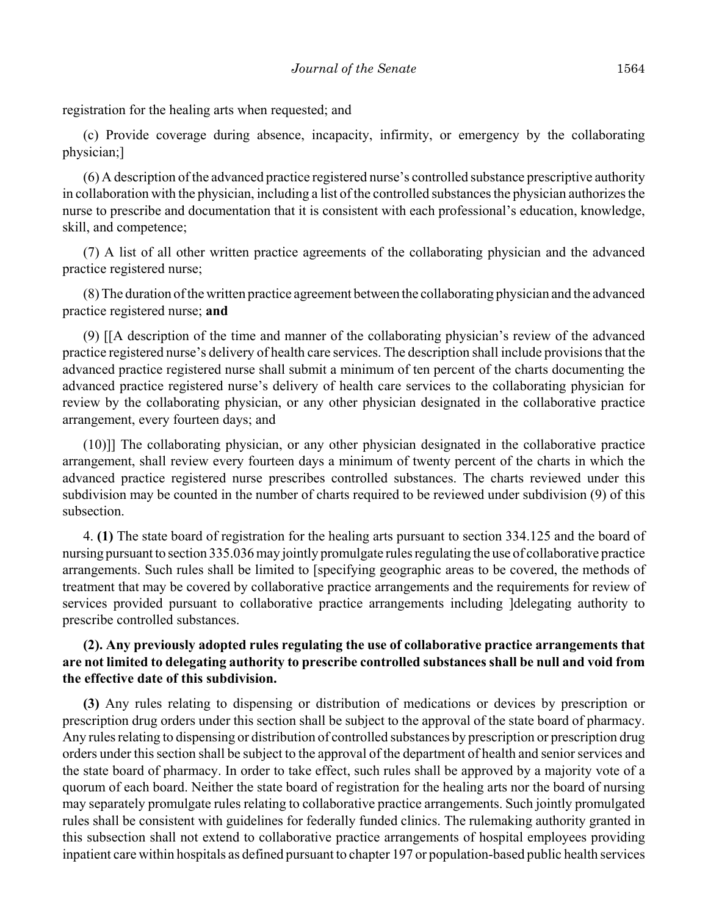registration for the healing arts when requested; and

(c) Provide coverage during absence, incapacity, infirmity, or emergency by the collaborating physician;]

(6) A description of the advanced practice registered nurse's controlled substance prescriptive authority in collaboration with the physician, including a list of the controlled substances the physician authorizes the nurse to prescribe and documentation that it is consistent with each professional's education, knowledge, skill, and competence;

(7) A list of all other written practice agreements of the collaborating physician and the advanced practice registered nurse;

(8) The duration of the written practice agreement between the collaborating physician and the advanced practice registered nurse; **and**

(9) [[A description of the time and manner of the collaborating physician's review of the advanced practice registered nurse's delivery of health care services. The description shall include provisions that the advanced practice registered nurse shall submit a minimum of ten percent of the charts documenting the advanced practice registered nurse's delivery of health care services to the collaborating physician for review by the collaborating physician, or any other physician designated in the collaborative practice arrangement, every fourteen days; and

(10)]] The collaborating physician, or any other physician designated in the collaborative practice arrangement, shall review every fourteen days a minimum of twenty percent of the charts in which the advanced practice registered nurse prescribes controlled substances. The charts reviewed under this subdivision may be counted in the number of charts required to be reviewed under subdivision (9) of this subsection.

4. **(1)** The state board of registration for the healing arts pursuant to section 334.125 and the board of nursing pursuant to section 335.036 may jointly promulgate rules regulating the use of collaborative practice arrangements. Such rules shall be limited to [specifying geographic areas to be covered, the methods of treatment that may be covered by collaborative practice arrangements and the requirements for review of services provided pursuant to collaborative practice arrangements including ]delegating authority to prescribe controlled substances.

**(2). Any previously adopted rules regulating the use of collaborative practice arrangements that are not limited to delegating authority to prescribe controlled substances shall be null and void from the effective date of this subdivision.**

**(3)** Any rules relating to dispensing or distribution of medications or devices by prescription or prescription drug orders under this section shall be subject to the approval of the state board of pharmacy. Any rules relating to dispensing or distribution of controlled substances by prescription or prescription drug orders under this section shall be subject to the approval of the department of health and senior services and the state board of pharmacy. In order to take effect, such rules shall be approved by a majority vote of a quorum of each board. Neither the state board of registration for the healing arts nor the board of nursing may separately promulgate rules relating to collaborative practice arrangements. Such jointly promulgated rules shall be consistent with guidelines for federally funded clinics. The rulemaking authority granted in this subsection shall not extend to collaborative practice arrangements of hospital employees providing inpatient care within hospitals as defined pursuant to chapter 197 or population-based public health services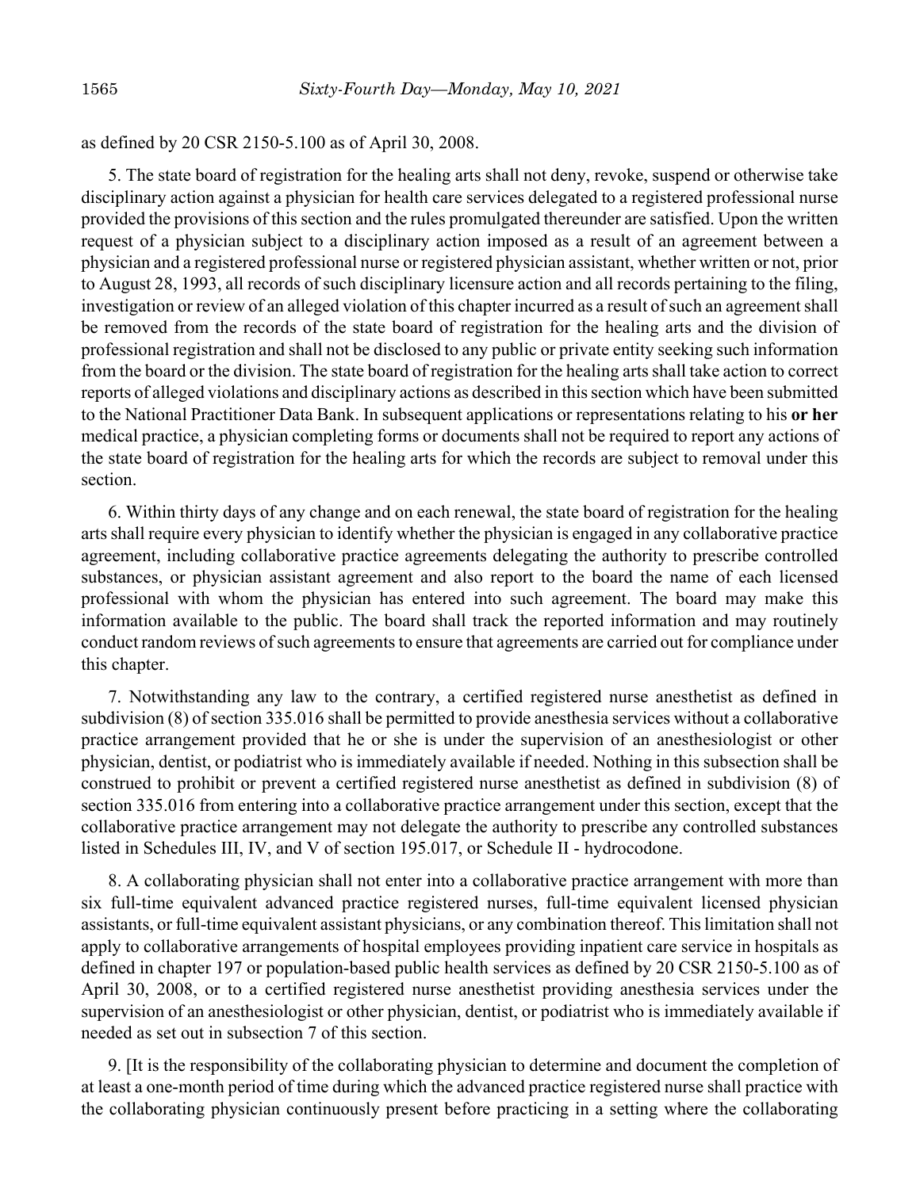as defined by 20 CSR 2150-5.100 as of April 30, 2008.

5. The state board of registration for the healing arts shall not deny, revoke, suspend or otherwise take disciplinary action against a physician for health care services delegated to a registered professional nurse provided the provisions of this section and the rules promulgated thereunder are satisfied. Upon the written request of a physician subject to a disciplinary action imposed as a result of an agreement between a physician and a registered professional nurse or registered physician assistant, whether written or not, prior to August 28, 1993, all records of such disciplinary licensure action and all records pertaining to the filing, investigation or review of an alleged violation of this chapter incurred as a result of such an agreement shall be removed from the records of the state board of registration for the healing arts and the division of professional registration and shall not be disclosed to any public or private entity seeking such information from the board or the division. The state board of registration for the healing arts shall take action to correct reports of alleged violations and disciplinary actions as described in this section which have been submitted to the National Practitioner Data Bank. In subsequent applications or representations relating to his **or her** medical practice, a physician completing forms or documents shall not be required to report any actions of the state board of registration for the healing arts for which the records are subject to removal under this section.

6. Within thirty days of any change and on each renewal, the state board of registration for the healing arts shall require every physician to identify whether the physician is engaged in any collaborative practice agreement, including collaborative practice agreements delegating the authority to prescribe controlled substances, or physician assistant agreement and also report to the board the name of each licensed professional with whom the physician has entered into such agreement. The board may make this information available to the public. The board shall track the reported information and may routinely conduct random reviews of such agreements to ensure that agreements are carried out for compliance under this chapter.

7. Notwithstanding any law to the contrary, a certified registered nurse anesthetist as defined in subdivision (8) of section 335.016 shall be permitted to provide anesthesia services without a collaborative practice arrangement provided that he or she is under the supervision of an anesthesiologist or other physician, dentist, or podiatrist who is immediately available if needed. Nothing in this subsection shall be construed to prohibit or prevent a certified registered nurse anesthetist as defined in subdivision (8) of section 335.016 from entering into a collaborative practice arrangement under this section, except that the collaborative practice arrangement may not delegate the authority to prescribe any controlled substances listed in Schedules III, IV, and V of section 195.017, or Schedule II - hydrocodone.

8. A collaborating physician shall not enter into a collaborative practice arrangement with more than six full-time equivalent advanced practice registered nurses, full-time equivalent licensed physician assistants, or full-time equivalent assistant physicians, or any combination thereof. This limitation shall not apply to collaborative arrangements of hospital employees providing inpatient care service in hospitals as defined in chapter 197 or population-based public health services as defined by 20 CSR 2150-5.100 as of April 30, 2008, or to a certified registered nurse anesthetist providing anesthesia services under the supervision of an anesthesiologist or other physician, dentist, or podiatrist who is immediately available if needed as set out in subsection 7 of this section.

9. [It is the responsibility of the collaborating physician to determine and document the completion of at least a one-month period of time during which the advanced practice registered nurse shall practice with the collaborating physician continuously present before practicing in a setting where the collaborating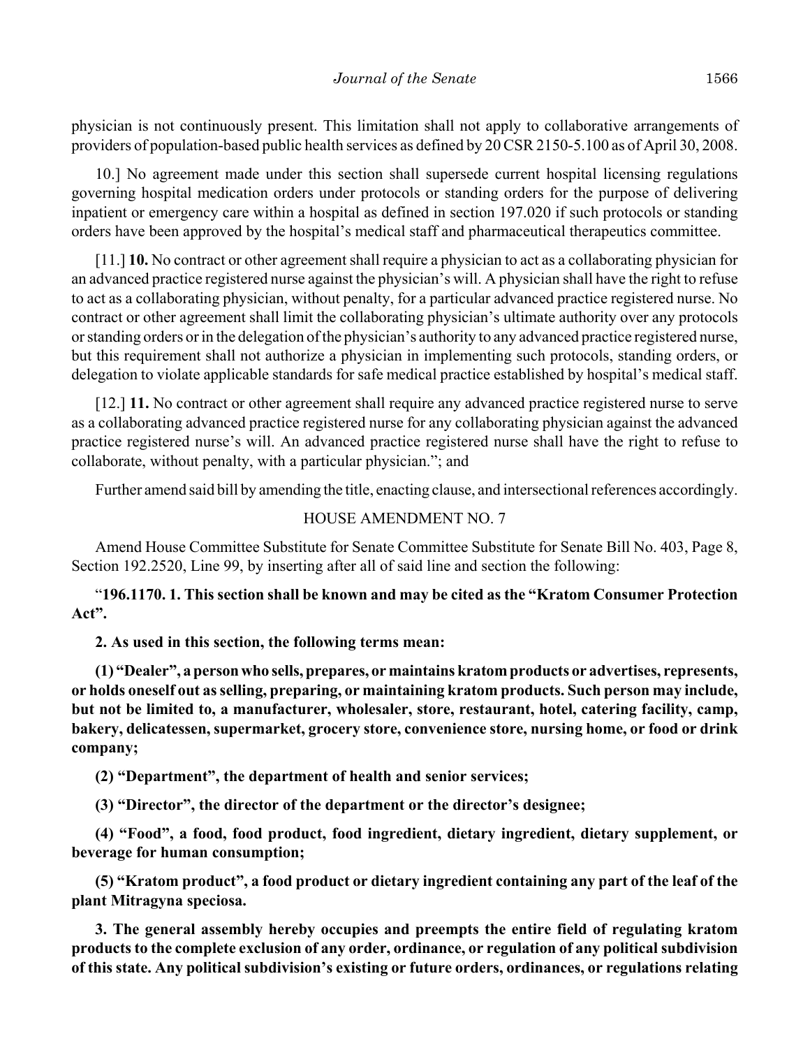physician is not continuously present. This limitation shall not apply to collaborative arrangements of providers of population-based public health services as defined by 20 CSR 2150-5.100 as of April 30, 2008.

10.] No agreement made under this section shall supersede current hospital licensing regulations governing hospital medication orders under protocols or standing orders for the purpose of delivering inpatient or emergency care within a hospital as defined in section 197.020 if such protocols or standing orders have been approved by the hospital's medical staff and pharmaceutical therapeutics committee.

[11.] **10.** No contract or other agreement shall require a physician to act as a collaborating physician for an advanced practice registered nurse against the physician's will. A physician shall have the right to refuse to act as a collaborating physician, without penalty, for a particular advanced practice registered nurse. No contract or other agreement shall limit the collaborating physician's ultimate authority over any protocols or standing orders or in the delegation of the physician's authority to any advanced practice registered nurse, but this requirement shall not authorize a physician in implementing such protocols, standing orders, or delegation to violate applicable standards for safe medical practice established by hospital's medical staff.

[12.] **11.** No contract or other agreement shall require any advanced practice registered nurse to serve as a collaborating advanced practice registered nurse for any collaborating physician against the advanced practice registered nurse's will. An advanced practice registered nurse shall have the right to refuse to collaborate, without penalty, with a particular physician."; and

Further amend said bill by amending the title, enacting clause, and intersectional references accordingly.

HOUSE AMENDMENT NO. 7

Amend House Committee Substitute for Senate Committee Substitute for Senate Bill No. 403, Page 8, Section 192.2520, Line 99, by inserting after all of said line and section the following:

"**196.1170. 1. This section shall be known and may be cited as the "Kratom Consumer Protection Act".**

**2. As used in this section, the following terms mean:**

**(1) "Dealer", a person who sells, prepares, or maintains kratom products or advertises, represents, or holds oneself out as selling, preparing, or maintaining kratom products. Such person may include, but not be limited to, a manufacturer, wholesaler, store, restaurant, hotel, catering facility, camp, bakery, delicatessen, supermarket, grocery store, convenience store, nursing home, or food or drink company;**

**(2) "Department", the department of health and senior services;**

**(3) "Director", the director of the department or the director's designee;**

**(4) "Food", a food, food product, food ingredient, dietary ingredient, dietary supplement, or beverage for human consumption;**

**(5) "Kratom product", a food product or dietary ingredient containing any part of the leaf of the plant Mitragyna speciosa.**

**3. The general assembly hereby occupies and preempts the entire field of regulating kratom products to the complete exclusion of any order, ordinance, or regulation of any political subdivision of this state. Any political subdivision's existing or future orders, ordinances, or regulations relating**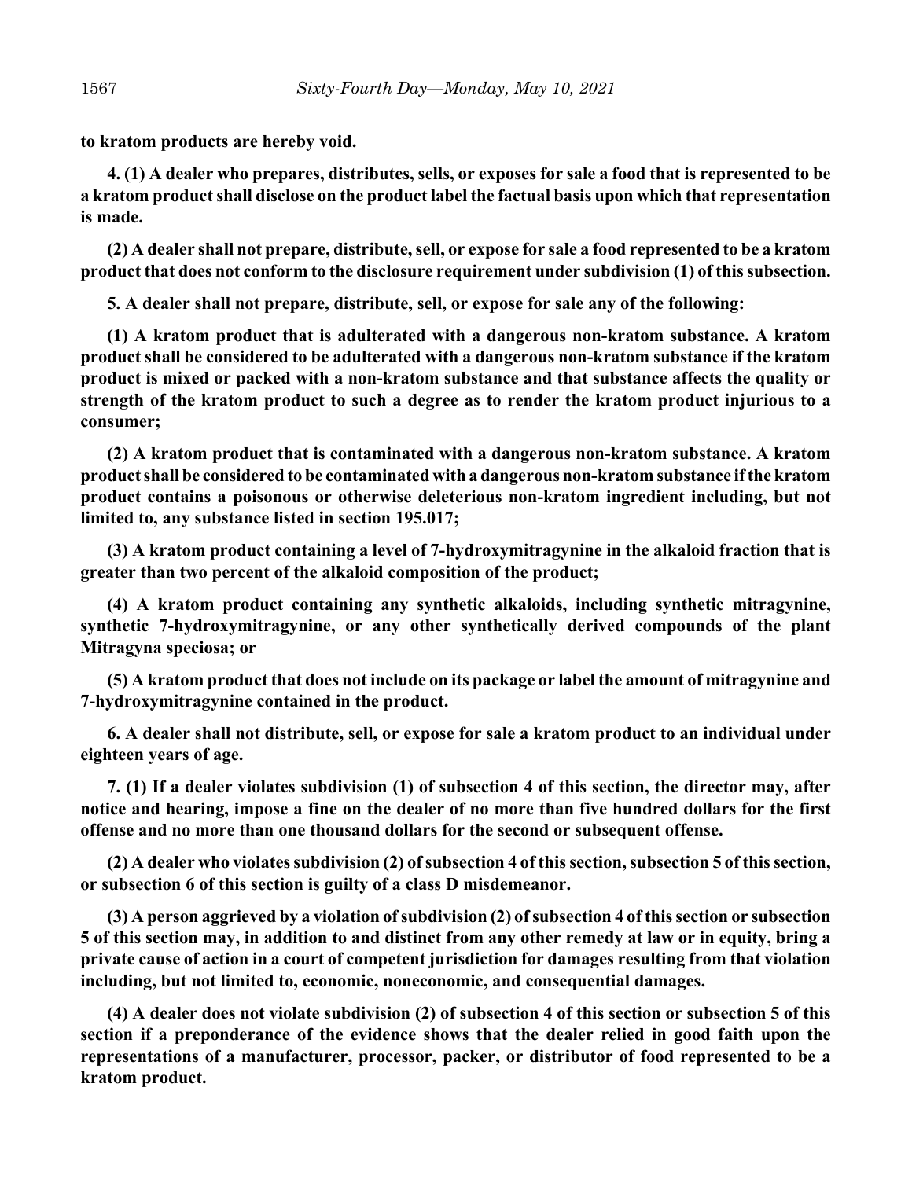**to kratom products are hereby void.**

**4. (1) A dealer who prepares, distributes, sells, or exposes for sale a food that is represented to be a kratom product shall disclose on the product label the factual basis upon which that representation is made.**

**(2) A dealer shall not prepare, distribute, sell, or expose for sale a food represented to be a kratom product that does not conform to the disclosure requirement under subdivision (1) of this subsection.**

**5. A dealer shall not prepare, distribute, sell, or expose for sale any of the following:**

**(1) A kratom product that is adulterated with a dangerous non-kratom substance. A kratom product shall be considered to be adulterated with a dangerous non-kratom substance if the kratom product is mixed or packed with a non-kratom substance and that substance affects the quality or strength of the kratom product to such a degree as to render the kratom product injurious to a consumer;**

**(2) A kratom product that is contaminated with a dangerous non-kratom substance. A kratom product shall be considered to be contaminated with a dangerous non-kratom substance if the kratom product contains a poisonous or otherwise deleterious non-kratom ingredient including, but not limited to, any substance listed in section 195.017;**

**(3) A kratom product containing a level of 7-hydroxymitragynine in the alkaloid fraction that is greater than two percent of the alkaloid composition of the product;**

**(4) A kratom product containing any synthetic alkaloids, including synthetic mitragynine, synthetic 7-hydroxymitragynine, or any other synthetically derived compounds of the plant Mitragyna speciosa; or**

**(5) A kratom product that does not include on its package or label the amount of mitragynine and 7-hydroxymitragynine contained in the product.**

**6. A dealer shall not distribute, sell, or expose for sale a kratom product to an individual under eighteen years of age.**

**7. (1) If a dealer violates subdivision (1) of subsection 4 of this section, the director may, after notice and hearing, impose a fine on the dealer of no more than five hundred dollars for the first offense and no more than one thousand dollars for the second or subsequent offense.**

**(2) A dealer who violates subdivision (2) of subsection 4 of this section, subsection 5 of this section, or subsection 6 of this section is guilty of a class D misdemeanor.**

**(3) A person aggrieved by a violation of subdivision (2) of subsection 4 of this section or subsection 5 of this section may, in addition to and distinct from any other remedy at law or in equity, bring a private cause of action in a court of competent jurisdiction for damages resulting from that violation including, but not limited to, economic, noneconomic, and consequential damages.**

**(4) A dealer does not violate subdivision (2) of subsection 4 of this section or subsection 5 of this section if a preponderance of the evidence shows that the dealer relied in good faith upon the representations of a manufacturer, processor, packer, or distributor of food represented to be a kratom product.**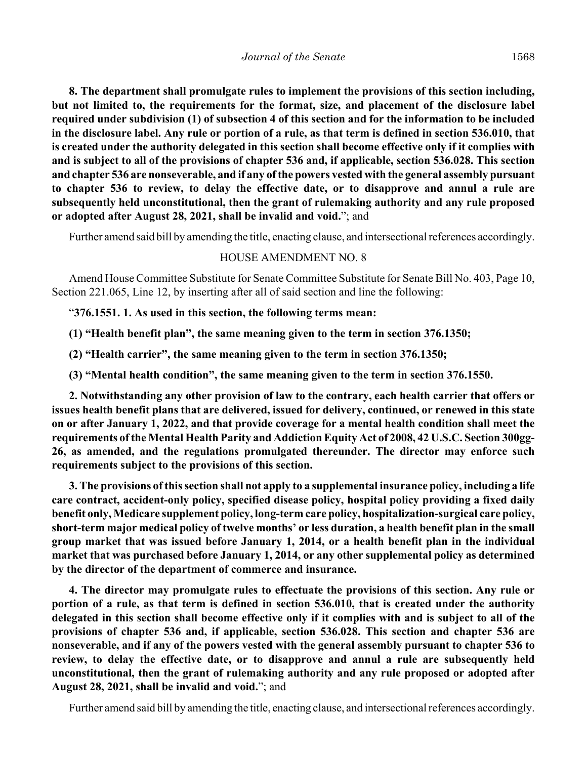**8. The department shall promulgate rules to implement the provisions of this section including, but not limited to, the requirements for the format, size, and placement of the disclosure label required under subdivision (1) of subsection 4 of this section and for the information to be included in the disclosure label. Any rule or portion of a rule, as that term is defined in section 536.010, that is created under the authority delegated in this section shall become effective only if it complies with and is subject to all of the provisions of chapter 536 and, if applicable, section 536.028. This section and chapter 536 are nonseverable, and if any of the powers vested with the general assembly pursuant to chapter 536 to review, to delay the effective date, or to disapprove and annul a rule are subsequently held unconstitutional, then the grant of rulemaking authority and any rule proposed or adopted after August 28, 2021, shall be invalid and void.**"; and

Further amend said bill by amending the title, enacting clause, and intersectional references accordingly.

HOUSE AMENDMENT NO. 8

Amend House Committee Substitute for Senate Committee Substitute for Senate Bill No. 403, Page 10, Section 221.065, Line 12, by inserting after all of said section and line the following:

"**376.1551. 1. As used in this section, the following terms mean:**

**(1) "Health benefit plan", the same meaning given to the term in section 376.1350;**

**(2) "Health carrier", the same meaning given to the term in section 376.1350;**

**(3) "Mental health condition", the same meaning given to the term in section 376.1550.**

**2. Notwithstanding any other provision of law to the contrary, each health carrier that offers or issues health benefit plans that are delivered, issued for delivery, continued, or renewed in this state on or after January 1, 2022, and that provide coverage for a mental health condition shall meet the requirements of the Mental Health Parity and Addiction Equity Act of 2008, 42 U.S.C. Section 300gg-26, as amended, and the regulations promulgated thereunder. The director may enforce such requirements subject to the provisions of this section.**

**3. The provisions of this section shall not apply to a supplemental insurance policy, including a life care contract, accident-only policy, specified disease policy, hospital policy providing a fixed daily benefit only, Medicare supplement policy, long-term care policy, hospitalization-surgical care policy, short-term major medical policy of twelve months' or less duration, a health benefit plan in the small group market that was issued before January 1, 2014, or a health benefit plan in the individual market that was purchased before January 1, 2014, or any other supplemental policy as determined by the director of the department of commerce and insurance.**

**4. The director may promulgate rules to effectuate the provisions of this section. Any rule or portion of a rule, as that term is defined in section 536.010, that is created under the authority delegated in this section shall become effective only if it complies with and is subject to all of the provisions of chapter 536 and, if applicable, section 536.028. This section and chapter 536 are nonseverable, and if any of the powers vested with the general assembly pursuant to chapter 536 to review, to delay the effective date, or to disapprove and annul a rule are subsequently held unconstitutional, then the grant of rulemaking authority and any rule proposed or adopted after August 28, 2021, shall be invalid and void.**"; and

Further amend said bill by amending the title, enacting clause, and intersectional references accordingly.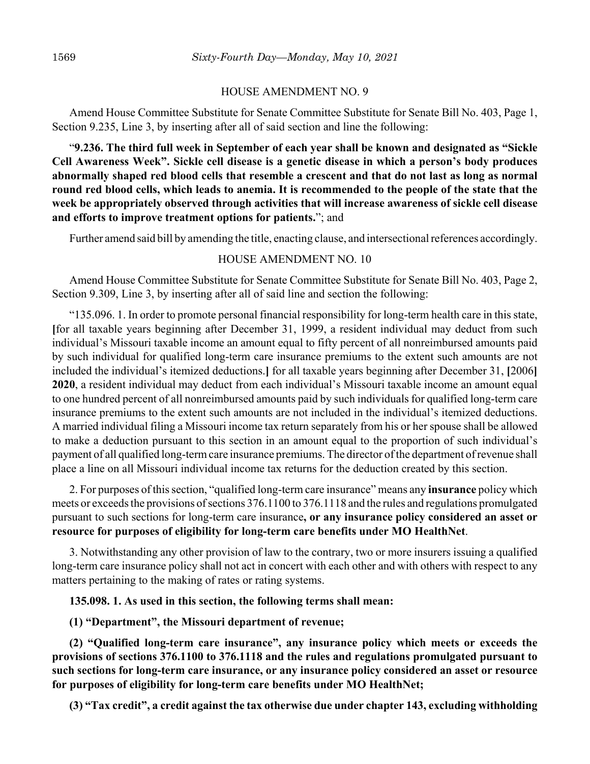HOUSE AMENDMENT NO. 9

Amend House Committee Substitute for Senate Committee Substitute for Senate Bill No. 403, Page 1, Section 9.235, Line 3, by inserting after all of said section and line the following:

"**9.236. The third full week in September of each year shall be known and designated as "Sickle Cell Awareness Week". Sickle cell disease is a genetic disease in which a person's body produces abnormally shaped red blood cells that resemble a crescent and that do not last as long as normal round red blood cells, which leads to anemia. It is recommended to the people of the state that the week be appropriately observed through activities that will increase awareness of sickle cell disease and efforts to improve treatment options for patients.**"; and

Further amend said bill by amending the title, enacting clause, and intersectional references accordingly.

HOUSE AMENDMENT NO. 10

Amend House Committee Substitute for Senate Committee Substitute for Senate Bill No. 403, Page 2, Section 9.309, Line 3, by inserting after all of said line and section the following:

"135.096. 1. In order to promote personal financial responsibility for long-term health care in this state, **[**for all taxable years beginning after December 31, 1999, a resident individual may deduct from such individual's Missouri taxable income an amount equal to fifty percent of all nonreimbursed amounts paid by such individual for qualified long-term care insurance premiums to the extent such amounts are not included the individual's itemized deductions.**]** for all taxable years beginning after December 31, **[**2006**]** **2020**, a resident individual may deduct from each individual's Missouri taxable income an amount equal to one hundred percent of all nonreimbursed amounts paid by such individuals for qualified long-term care insurance premiums to the extent such amounts are not included in the individual's itemized deductions. A married individual filing a Missouri income tax return separately from his or her spouse shall be allowed to make a deduction pursuant to this section in an amount equal to the proportion of such individual's payment of all qualified long-term care insurance premiums. The director of the department of revenue shall place a line on all Missouri individual income tax returns for the deduction created by this section.

2. For purposes of this section, "qualified long-term care insurance" means any **insurance** policy which meets or exceeds the provisions of sections 376.1100 to 376.1118 and the rules and regulations promulgated pursuant to such sections for long-term care insurance**, or any insurance policy considered an asset or resource for purposes of eligibility for long-term care benefits under MO HealthNet**.

3. Notwithstanding any other provision of law to the contrary, two or more insurers issuing a qualified long-term care insurance policy shall not act in concert with each other and with others with respect to any matters pertaining to the making of rates or rating systems.

**135.098. 1. As used in this section, the following terms shall mean:**

**(1) "Department", the Missouri department of revenue;**

**(2) "Qualified long-term care insurance", any insurance policy which meets or exceeds the provisions of sections 376.1100 to 376.1118 and the rules and regulations promulgated pursuant to such sections for long-term care insurance, or any insurance policy considered an asset or resource for purposes of eligibility for long-term care benefits under MO HealthNet;**

**(3) "Tax credit", a credit against the tax otherwise due under chapter 143, excluding withholding**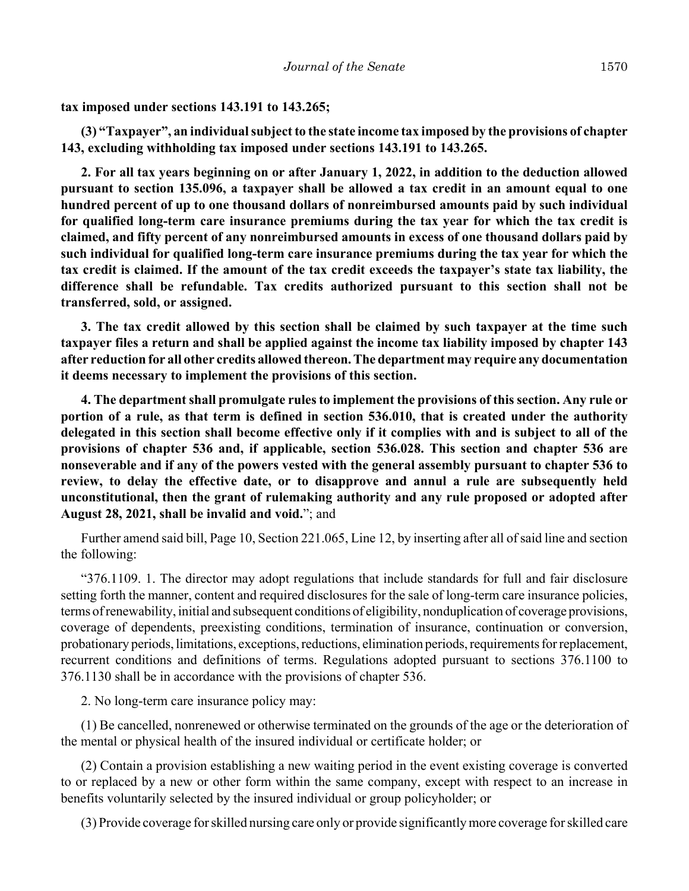**tax imposed under sections 143.191 to 143.265;**

**(3) "Taxpayer", an individual subject to the state income tax imposed by the provisions of chapter 143, excluding withholding tax imposed under sections 143.191 to 143.265.**

**2. For all tax years beginning on or after January 1, 2022, in addition to the deduction allowed pursuant to section 135.096, a taxpayer shall be allowed a tax credit in an amount equal to one hundred percent of up to one thousand dollars of nonreimbursed amounts paid by such individual for qualified long-term care insurance premiums during the tax year for which the tax credit is claimed, and fifty percent of any nonreimbursed amounts in excess of one thousand dollars paid by such individual for qualified long-term care insurance premiums during the tax year for which the tax credit is claimed. If the amount of the tax credit exceeds the taxpayer's state tax liability, the difference shall be refundable. Tax credits authorized pursuant to this section shall not be transferred, sold, or assigned.**

**3. The tax credit allowed by this section shall be claimed by such taxpayer at the time such taxpayer files a return and shall be applied against the income tax liability imposed by chapter 143 after reduction for all other credits allowed thereon. The department may require any documentation it deems necessary to implement the provisions of this section.**

**4. The department shall promulgate rules to implement the provisions of this section. Any rule or portion of a rule, as that term is defined in section 536.010, that is created under the authority delegated in this section shall become effective only if it complies with and is subject to all of the provisions of chapter 536 and, if applicable, section 536.028. This section and chapter 536 are nonseverable and if any of the powers vested with the general assembly pursuant to chapter 536 to review, to delay the effective date, or to disapprove and annul a rule are subsequently held unconstitutional, then the grant of rulemaking authority and any rule proposed or adopted after August 28, 2021, shall be invalid and void.**"; and

Further amend said bill, Page 10, Section 221.065, Line 12, by inserting after all of said line and section the following:

"376.1109. 1. The director may adopt regulations that include standards for full and fair disclosure setting forth the manner, content and required disclosures for the sale of long-term care insurance policies, terms of renewability, initial and subsequent conditions of eligibility, nonduplication of coverage provisions, coverage of dependents, preexisting conditions, termination of insurance, continuation or conversion, probationary periods, limitations, exceptions, reductions, elimination periods, requirements for replacement, recurrent conditions and definitions of terms. Regulations adopted pursuant to sections 376.1100 to 376.1130 shall be in accordance with the provisions of chapter 536.

2. No long-term care insurance policy may:

(1) Be cancelled, nonrenewed or otherwise terminated on the grounds of the age or the deterioration of the mental or physical health of the insured individual or certificate holder; or

(2) Contain a provision establishing a new waiting period in the event existing coverage is converted to or replaced by a new or other form within the same company, except with respect to an increase in benefits voluntarily selected by the insured individual or group policyholder; or

(3) Provide coverage for skilled nursing care only or provide significantly more coverage for skilled care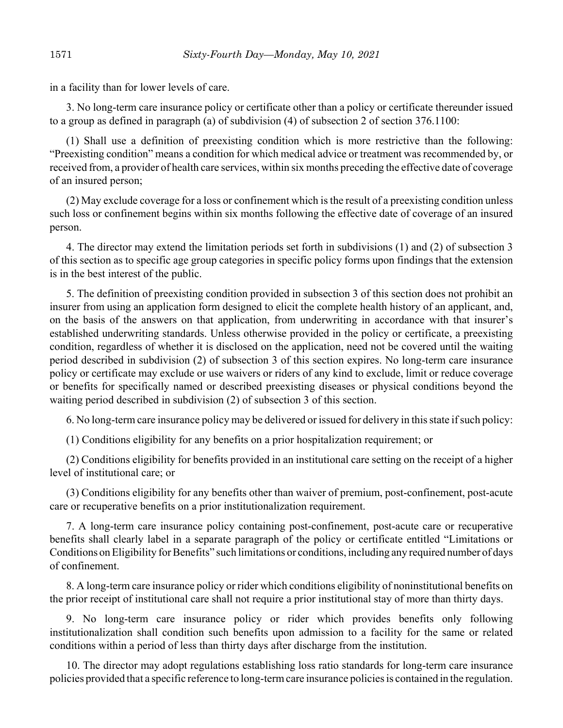in a facility than for lower levels of care.

3. No long-term care insurance policy or certificate other than a policy or certificate thereunder issued to a group as defined in paragraph (a) of subdivision (4) of subsection 2 of section 376.1100:

(1) Shall use a definition of preexisting condition which is more restrictive than the following: "Preexisting condition" means a condition for which medical advice or treatment was recommended by, or received from, a provider of health care services, within six months preceding the effective date of coverage of an insured person;

(2) May exclude coverage for a loss or confinement which is the result of a preexisting condition unless such loss or confinement begins within six months following the effective date of coverage of an insured person.

4. The director may extend the limitation periods set forth in subdivisions (1) and (2) of subsection 3 of this section as to specific age group categories in specific policy forms upon findings that the extension is in the best interest of the public.

5. The definition of preexisting condition provided in subsection 3 of this section does not prohibit an insurer from using an application form designed to elicit the complete health history of an applicant, and, on the basis of the answers on that application, from underwriting in accordance with that insurer's established underwriting standards. Unless otherwise provided in the policy or certificate, a preexisting condition, regardless of whether it is disclosed on the application, need not be covered until the waiting period described in subdivision (2) of subsection 3 of this section expires. No long-term care insurance policy or certificate may exclude or use waivers or riders of any kind to exclude, limit or reduce coverage or benefits for specifically named or described preexisting diseases or physical conditions beyond the waiting period described in subdivision (2) of subsection 3 of this section.

6. No long-term care insurance policy may be delivered or issued for delivery in this state if such policy:

(1) Conditions eligibility for any benefits on a prior hospitalization requirement; or

(2) Conditions eligibility for benefits provided in an institutional care setting on the receipt of a higher level of institutional care; or

(3) Conditions eligibility for any benefits other than waiver of premium, post-confinement, post-acute care or recuperative benefits on a prior institutionalization requirement.

7. A long-term care insurance policy containing post-confinement, post-acute care or recuperative benefits shall clearly label in a separate paragraph of the policy or certificate entitled "Limitations or Conditions on Eligibility for Benefits" such limitations or conditions, including any required number of days of confinement.

8. A long-term care insurance policy or rider which conditions eligibility of noninstitutional benefits on the prior receipt of institutional care shall not require a prior institutional stay of more than thirty days.

9. No long-term care insurance policy or rider which provides benefits only following institutionalization shall condition such benefits upon admission to a facility for the same or related conditions within a period of less than thirty days after discharge from the institution.

10. The director may adopt regulations establishing loss ratio standards for long-term care insurance policies provided that a specific reference to long-term care insurance policies is contained in the regulation.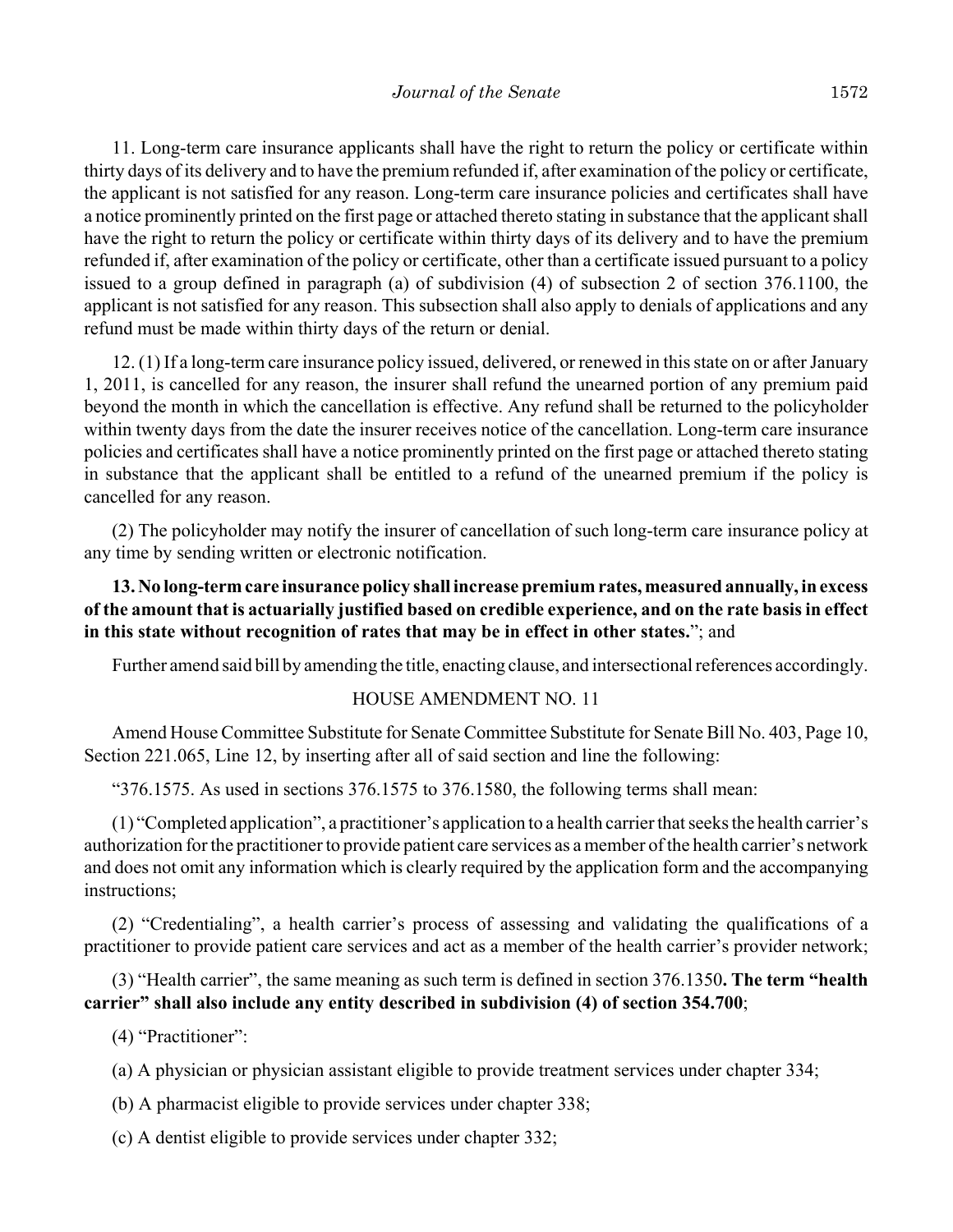11. Long-term care insurance applicants shall have the right to return the policy or certificate within thirty days of its delivery and to have the premium refunded if, after examination of the policy or certificate, the applicant is not satisfied for any reason. Long-term care insurance policies and certificates shall have a notice prominently printed on the first page or attached thereto stating in substance that the applicant shall have the right to return the policy or certificate within thirty days of its delivery and to have the premium refunded if, after examination of the policy or certificate, other than a certificate issued pursuant to a policy issued to a group defined in paragraph (a) of subdivision (4) of subsection 2 of section 376.1100, the applicant is not satisfied for any reason. This subsection shall also apply to denials of applications and any refund must be made within thirty days of the return or denial.

12. (1) If a long-term care insurance policy issued, delivered, or renewed in this state on or after January 1, 2011, is cancelled for any reason, the insurer shall refund the unearned portion of any premium paid beyond the month in which the cancellation is effective. Any refund shall be returned to the policyholder within twenty days from the date the insurer receives notice of the cancellation. Long-term care insurance policies and certificates shall have a notice prominently printed on the first page or attached thereto stating in substance that the applicant shall be entitled to a refund of the unearned premium if the policy is cancelled for any reason.

(2) The policyholder may notify the insurer of cancellation of such long-term care insurance policy at any time by sending written or electronic notification.

**13. No long-term care insurance policy shall increase premium rates, measured annually, in excess of the amount that is actuarially justified based on credible experience, and on the rate basis in effect in this state without recognition of rates that may be in effect in other states.**"; and

Further amend said bill by amending the title, enacting clause, and intersectional references accordingly.

HOUSE AMENDMENT NO. 11

Amend House Committee Substitute for Senate Committee Substitute for Senate Bill No. 403, Page 10, Section 221.065, Line 12, by inserting after all of said section and line the following:

"376.1575. As used in sections 376.1575 to 376.1580, the following terms shall mean:

(1) "Completed application", a practitioner's application to a health carrier that seeks the health carrier's authorization for the practitioner to provide patient care services as a member of the health carrier's network and does not omit any information which is clearly required by the application form and the accompanying instructions;

(2) "Credentialing", a health carrier's process of assessing and validating the qualifications of a practitioner to provide patient care services and act as a member of the health carrier's provider network;

(3) "Health carrier", the same meaning as such term is defined in section 376.1350**. The term "health carrier" shall also include any entity described in subdivision (4) of section 354.700**;

(4) "Practitioner":

(a) A physician or physician assistant eligible to provide treatment services under chapter 334;

(b) A pharmacist eligible to provide services under chapter 338;

(c) A dentist eligible to provide services under chapter 332;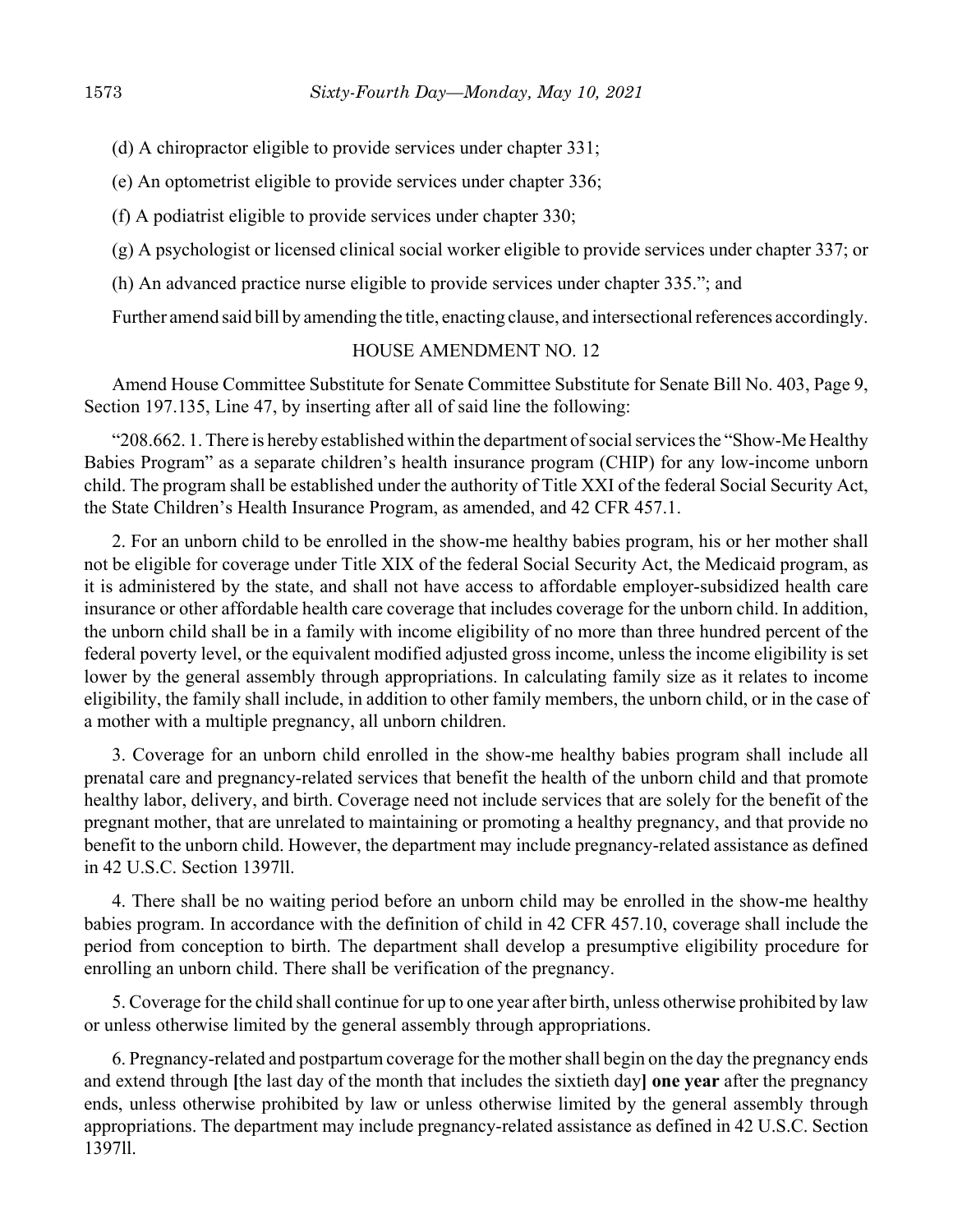(d) A chiropractor eligible to provide services under chapter 331;

(e) An optometrist eligible to provide services under chapter 336;

(f) A podiatrist eligible to provide services under chapter 330;

(g) A psychologist or licensed clinical social worker eligible to provide services under chapter 337; or

(h) An advanced practice nurse eligible to provide services under chapter 335."; and

Further amend said bill by amending the title, enacting clause, and intersectional references accordingly.

HOUSE AMENDMENT NO. 12

Amend House Committee Substitute for Senate Committee Substitute for Senate Bill No. 403, Page 9, Section 197.135, Line 47, by inserting after all of said line the following:

"208.662. 1. There is hereby established within the department of social services the "Show-Me Healthy Babies Program" as a separate children's health insurance program (CHIP) for any low-income unborn child. The program shall be established under the authority of Title XXI of the federal Social Security Act, the State Children's Health Insurance Program, as amended, and 42 CFR 457.1.

2. For an unborn child to be enrolled in the show-me healthy babies program, his or her mother shall not be eligible for coverage under Title XIX of the federal Social Security Act, the Medicaid program, as it is administered by the state, and shall not have access to affordable employer-subsidized health care insurance or other affordable health care coverage that includes coverage for the unborn child. In addition, the unborn child shall be in a family with income eligibility of no more than three hundred percent of the federal poverty level, or the equivalent modified adjusted gross income, unless the income eligibility is set lower by the general assembly through appropriations. In calculating family size as it relates to income eligibility, the family shall include, in addition to other family members, the unborn child, or in the case of a mother with a multiple pregnancy, all unborn children.

3. Coverage for an unborn child enrolled in the show-me healthy babies program shall include all prenatal care and pregnancy-related services that benefit the health of the unborn child and that promote healthy labor, delivery, and birth. Coverage need not include services that are solely for the benefit of the pregnant mother, that are unrelated to maintaining or promoting a healthy pregnancy, and that provide no benefit to the unborn child. However, the department may include pregnancy-related assistance as defined in 42 U.S.C. Section 1397ll.

4. There shall be no waiting period before an unborn child may be enrolled in the show-me healthy babies program. In accordance with the definition of child in 42 CFR 457.10, coverage shall include the period from conception to birth. The department shall develop a presumptive eligibility procedure for enrolling an unborn child. There shall be verification of the pregnancy.

5. Coverage for the child shall continue for up to one year after birth, unless otherwise prohibited by law or unless otherwise limited by the general assembly through appropriations.

6. Pregnancy-related and postpartum coverage for the mother shall begin on the day the pregnancy ends and extend through **[**the last day of the month that includes the sixtieth day**]** **one year** after the pregnancy ends, unless otherwise prohibited by law or unless otherwise limited by the general assembly through appropriations. The department may include pregnancy-related assistance as defined in 42 U.S.C. Section 1397ll.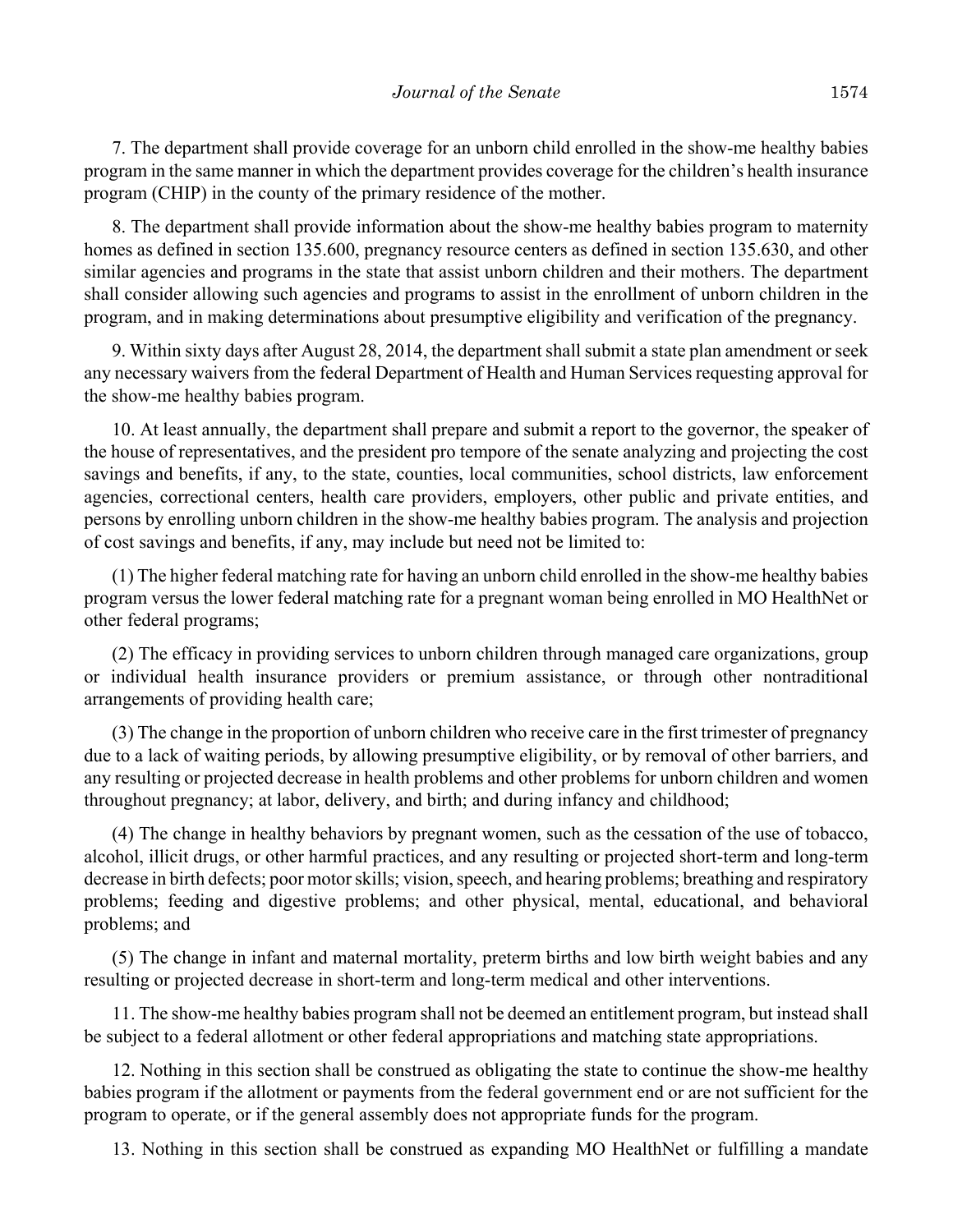7. The department shall provide coverage for an unborn child enrolled in the show-me healthy babies program in the same manner in which the department provides coverage for the children's health insurance program (CHIP) in the county of the primary residence of the mother.

8. The department shall provide information about the show-me healthy babies program to maternity homes as defined in section 135.600, pregnancy resource centers as defined in section 135.630, and other similar agencies and programs in the state that assist unborn children and their mothers. The department shall consider allowing such agencies and programs to assist in the enrollment of unborn children in the program, and in making determinations about presumptive eligibility and verification of the pregnancy.

9. Within sixty days after August 28, 2014, the department shall submit a state plan amendment or seek any necessary waivers from the federal Department of Health and Human Services requesting approval for the show-me healthy babies program.

10. At least annually, the department shall prepare and submit a report to the governor, the speaker of the house of representatives, and the president pro tempore of the senate analyzing and projecting the cost savings and benefits, if any, to the state, counties, local communities, school districts, law enforcement agencies, correctional centers, health care providers, employers, other public and private entities, and persons by enrolling unborn children in the show-me healthy babies program. The analysis and projection of cost savings and benefits, if any, may include but need not be limited to:

(1) The higher federal matching rate for having an unborn child enrolled in the show-me healthy babies program versus the lower federal matching rate for a pregnant woman being enrolled in MO HealthNet or other federal programs;

(2) The efficacy in providing services to unborn children through managed care organizations, group or individual health insurance providers or premium assistance, or through other nontraditional arrangements of providing health care;

(3) The change in the proportion of unborn children who receive care in the first trimester of pregnancy due to a lack of waiting periods, by allowing presumptive eligibility, or by removal of other barriers, and any resulting or projected decrease in health problems and other problems for unborn children and women throughout pregnancy; at labor, delivery, and birth; and during infancy and childhood;

(4) The change in healthy behaviors by pregnant women, such as the cessation of the use of tobacco, alcohol, illicit drugs, or other harmful practices, and any resulting or projected short-term and long-term decrease in birth defects; poor motor skills; vision, speech, and hearing problems; breathing and respiratory problems; feeding and digestive problems; and other physical, mental, educational, and behavioral problems; and

(5) The change in infant and maternal mortality, preterm births and low birth weight babies and any resulting or projected decrease in short-term and long-term medical and other interventions.

11. The show-me healthy babies program shall not be deemed an entitlement program, but instead shall be subject to a federal allotment or other federal appropriations and matching state appropriations.

12. Nothing in this section shall be construed as obligating the state to continue the show-me healthy babies program if the allotment or payments from the federal government end or are not sufficient for the program to operate, or if the general assembly does not appropriate funds for the program.

13. Nothing in this section shall be construed as expanding MO HealthNet or fulfilling a mandate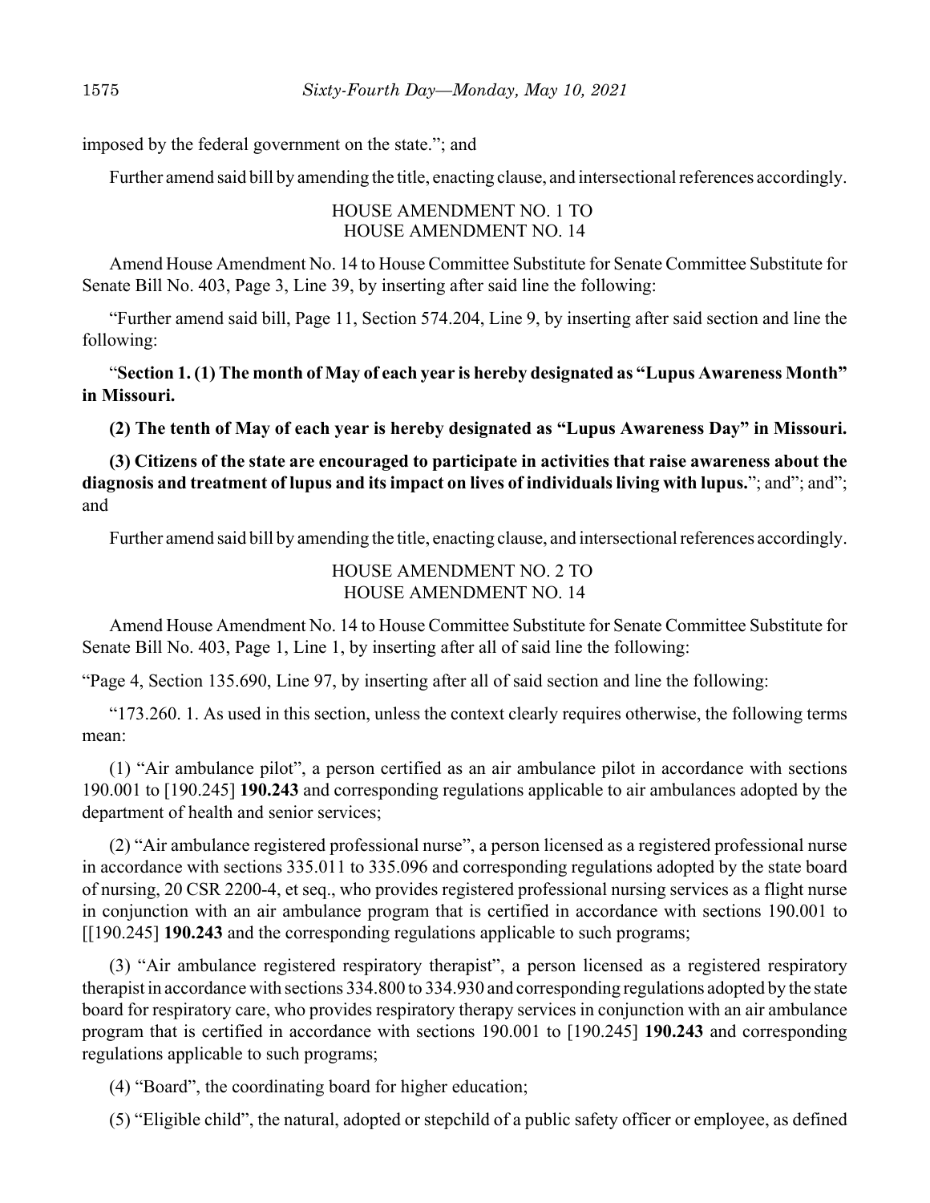imposed by the federal government on the state."; and

Further amend said bill by amending the title, enacting clause, and intersectional references accordingly.

HOUSE AMENDMENT NO. 1 TO
HOUSE AMENDMENT NO. 14

Amend House Amendment No. 14 to House Committee Substitute for Senate Committee Substitute for Senate Bill No. 403, Page 3, Line 39, by inserting after said line the following:

"Further amend said bill, Page 11, Section 574.204, Line 9, by inserting after said section and line the following:

"**Section 1. (1) The month of May of each year is hereby designated as "Lupus Awareness Month" in Missouri.**

**(2) The tenth of May of each year is hereby designated as "Lupus Awareness Day" in Missouri.**

**(3) Citizens of the state are encouraged to participate in activities that raise awareness about the diagnosis and treatment of lupus and its impact on lives of individuals living with lupus.**"; and"; and"; and

Further amend said bill by amending the title, enacting clause, and intersectional references accordingly.

HOUSE AMENDMENT NO. 2 TO
HOUSE AMENDMENT NO. 14

Amend House Amendment No. 14 to House Committee Substitute for Senate Committee Substitute for Senate Bill No. 403, Page 1, Line 1, by inserting after all of said line the following:

"Page 4, Section 135.690, Line 97, by inserting after all of said section and line the following:

"173.260. 1. As used in this section, unless the context clearly requires otherwise, the following terms mean:

(1) "Air ambulance pilot", a person certified as an air ambulance pilot in accordance with sections 190.001 to [190.245] **190.243** and corresponding regulations applicable to air ambulances adopted by the department of health and senior services;

(2) "Air ambulance registered professional nurse", a person licensed as a registered professional nurse in accordance with sections 335.011 to 335.096 and corresponding regulations adopted by the state board of nursing, 20 CSR 2200-4, et seq., who provides registered professional nursing services as a flight nurse in conjunction with an air ambulance program that is certified in accordance with sections 190.001 to [[190.245] **190.243** and the corresponding regulations applicable to such programs;

(3) "Air ambulance registered respiratory therapist", a person licensed as a registered respiratory therapist in accordance with sections 334.800 to 334.930 and corresponding regulations adopted by the state board for respiratory care, who provides respiratory therapy services in conjunction with an air ambulance program that is certified in accordance with sections 190.001 to [190.245] **190.243** and corresponding regulations applicable to such programs;

(4) "Board", the coordinating board for higher education;

(5) "Eligible child", the natural, adopted or stepchild of a public safety officer or employee, as defined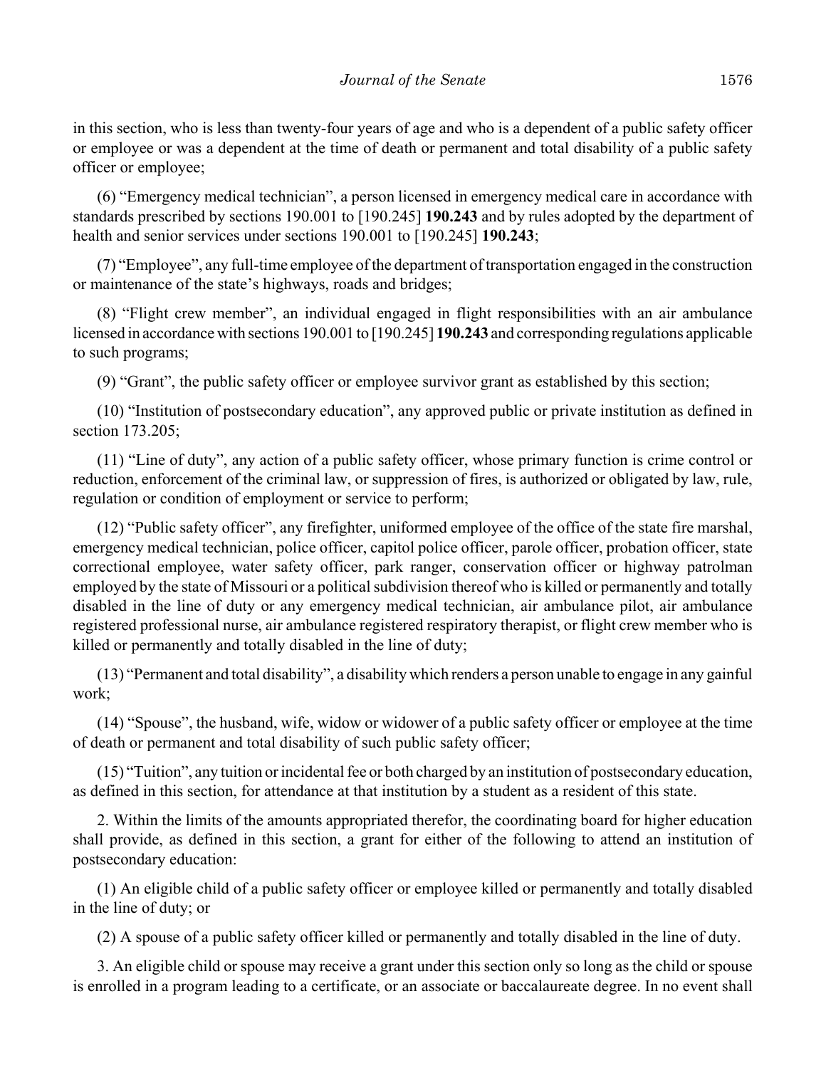in this section, who is less than twenty-four years of age and who is a dependent of a public safety officer or employee or was a dependent at the time of death or permanent and total disability of a public safety officer or employee;

(6) "Emergency medical technician", a person licensed in emergency medical care in accordance with standards prescribed by sections 190.001 to [190.245] **190.243** and by rules adopted by the department of health and senior services under sections 190.001 to [190.245] **190.243**;

(7) "Employee", any full-time employee of the department of transportation engaged in the construction or maintenance of the state's highways, roads and bridges;

(8) "Flight crew member", an individual engaged in flight responsibilities with an air ambulance licensed in accordance with sections 190.001 to [190.245] **190.243** and corresponding regulations applicable to such programs;

(9) "Grant", the public safety officer or employee survivor grant as established by this section;

(10) "Institution of postsecondary education", any approved public or private institution as defined in section 173.205;

(11) "Line of duty", any action of a public safety officer, whose primary function is crime control or reduction, enforcement of the criminal law, or suppression of fires, is authorized or obligated by law, rule, regulation or condition of employment or service to perform;

(12) "Public safety officer", any firefighter, uniformed employee of the office of the state fire marshal, emergency medical technician, police officer, capitol police officer, parole officer, probation officer, state correctional employee, water safety officer, park ranger, conservation officer or highway patrolman employed by the state of Missouri or a political subdivision thereof who is killed or permanently and totally disabled in the line of duty or any emergency medical technician, air ambulance pilot, air ambulance registered professional nurse, air ambulance registered respiratory therapist, or flight crew member who is killed or permanently and totally disabled in the line of duty;

(13) "Permanent and total disability", a disability which renders a person unable to engage in any gainful work;

(14) "Spouse", the husband, wife, widow or widower of a public safety officer or employee at the time of death or permanent and total disability of such public safety officer;

(15) "Tuition", any tuition or incidental fee or both charged by an institution of postsecondary education, as defined in this section, for attendance at that institution by a student as a resident of this state.

2. Within the limits of the amounts appropriated therefor, the coordinating board for higher education shall provide, as defined in this section, a grant for either of the following to attend an institution of postsecondary education:

(1) An eligible child of a public safety officer or employee killed or permanently and totally disabled in the line of duty; or

(2) A spouse of a public safety officer killed or permanently and totally disabled in the line of duty.

3. An eligible child or spouse may receive a grant under this section only so long as the child or spouse is enrolled in a program leading to a certificate, or an associate or baccalaureate degree. In no event shall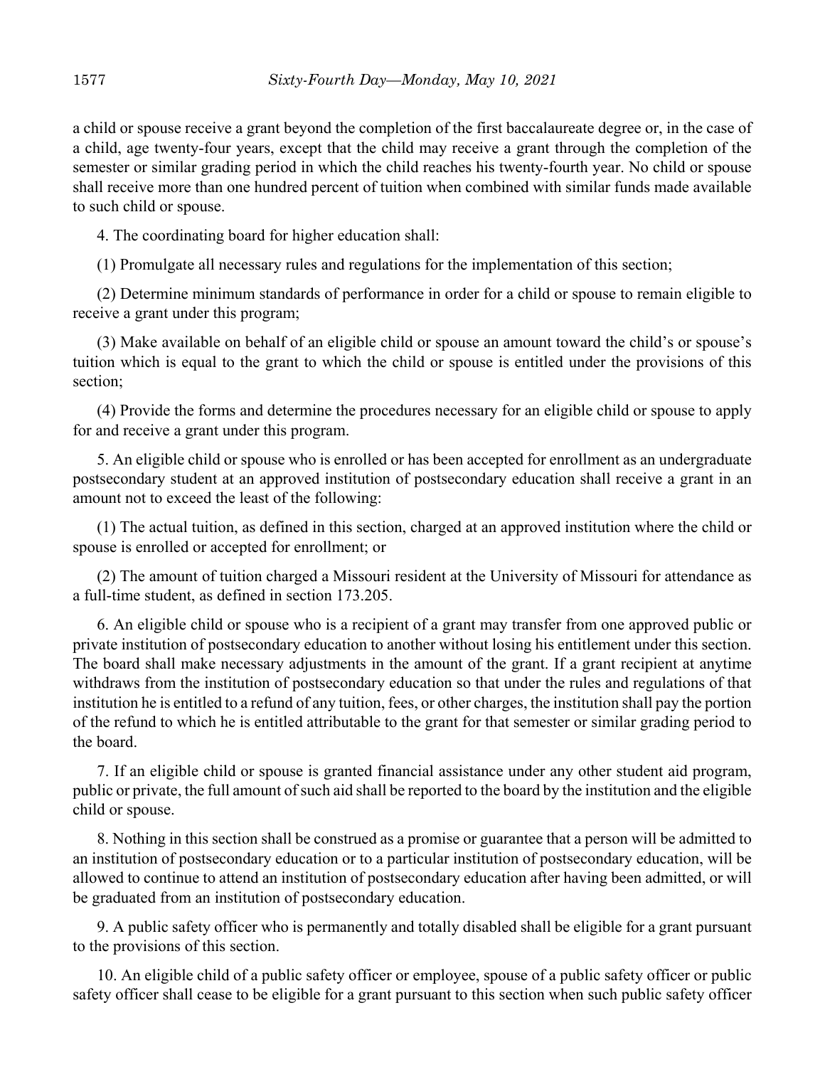a child or spouse receive a grant beyond the completion of the first baccalaureate degree or, in the case of a child, age twenty-four years, except that the child may receive a grant through the completion of the semester or similar grading period in which the child reaches his twenty-fourth year. No child or spouse shall receive more than one hundred percent of tuition when combined with similar funds made available to such child or spouse.

4. The coordinating board for higher education shall:

(1) Promulgate all necessary rules and regulations for the implementation of this section;

(2) Determine minimum standards of performance in order for a child or spouse to remain eligible to receive a grant under this program;

(3) Make available on behalf of an eligible child or spouse an amount toward the child's or spouse's tuition which is equal to the grant to which the child or spouse is entitled under the provisions of this section;

(4) Provide the forms and determine the procedures necessary for an eligible child or spouse to apply for and receive a grant under this program.

5. An eligible child or spouse who is enrolled or has been accepted for enrollment as an undergraduate postsecondary student at an approved institution of postsecondary education shall receive a grant in an amount not to exceed the least of the following:

(1) The actual tuition, as defined in this section, charged at an approved institution where the child or spouse is enrolled or accepted for enrollment; or

(2) The amount of tuition charged a Missouri resident at the University of Missouri for attendance as a full-time student, as defined in section 173.205.

6. An eligible child or spouse who is a recipient of a grant may transfer from one approved public or private institution of postsecondary education to another without losing his entitlement under this section. The board shall make necessary adjustments in the amount of the grant. If a grant recipient at anytime withdraws from the institution of postsecondary education so that under the rules and regulations of that institution he is entitled to a refund of any tuition, fees, or other charges, the institution shall pay the portion of the refund to which he is entitled attributable to the grant for that semester or similar grading period to the board.

7. If an eligible child or spouse is granted financial assistance under any other student aid program, public or private, the full amount of such aid shall be reported to the board by the institution and the eligible child or spouse.

8. Nothing in this section shall be construed as a promise or guarantee that a person will be admitted to an institution of postsecondary education or to a particular institution of postsecondary education, will be allowed to continue to attend an institution of postsecondary education after having been admitted, or will be graduated from an institution of postsecondary education.

9. A public safety officer who is permanently and totally disabled shall be eligible for a grant pursuant to the provisions of this section.

10. An eligible child of a public safety officer or employee, spouse of a public safety officer or public safety officer shall cease to be eligible for a grant pursuant to this section when such public safety officer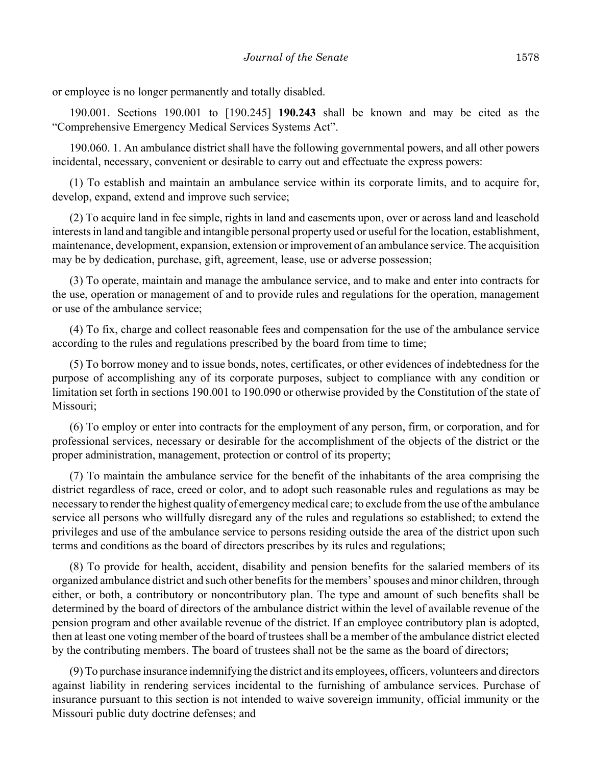or employee is no longer permanently and totally disabled.

190.001. Sections 190.001 to [190.245] **190.243** shall be known and may be cited as the "Comprehensive Emergency Medical Services Systems Act".

190.060. 1. An ambulance district shall have the following governmental powers, and all other powers incidental, necessary, convenient or desirable to carry out and effectuate the express powers:

(1) To establish and maintain an ambulance service within its corporate limits, and to acquire for, develop, expand, extend and improve such service;

(2) To acquire land in fee simple, rights in land and easements upon, over or across land and leasehold interests in land and tangible and intangible personal property used or useful for the location, establishment, maintenance, development, expansion, extension or improvement of an ambulance service. The acquisition may be by dedication, purchase, gift, agreement, lease, use or adverse possession;

(3) To operate, maintain and manage the ambulance service, and to make and enter into contracts for the use, operation or management of and to provide rules and regulations for the operation, management or use of the ambulance service;

(4) To fix, charge and collect reasonable fees and compensation for the use of the ambulance service according to the rules and regulations prescribed by the board from time to time;

(5) To borrow money and to issue bonds, notes, certificates, or other evidences of indebtedness for the purpose of accomplishing any of its corporate purposes, subject to compliance with any condition or limitation set forth in sections 190.001 to 190.090 or otherwise provided by the Constitution of the state of Missouri;

(6) To employ or enter into contracts for the employment of any person, firm, or corporation, and for professional services, necessary or desirable for the accomplishment of the objects of the district or the proper administration, management, protection or control of its property;

(7) To maintain the ambulance service for the benefit of the inhabitants of the area comprising the district regardless of race, creed or color, and to adopt such reasonable rules and regulations as may be necessary to render the highest quality of emergency medical care; to exclude from the use of the ambulance service all persons who willfully disregard any of the rules and regulations so established; to extend the privileges and use of the ambulance service to persons residing outside the area of the district upon such terms and conditions as the board of directors prescribes by its rules and regulations;

(8) To provide for health, accident, disability and pension benefits for the salaried members of its organized ambulance district and such other benefits for the members' spouses and minor children, through either, or both, a contributory or noncontributory plan. The type and amount of such benefits shall be determined by the board of directors of the ambulance district within the level of available revenue of the pension program and other available revenue of the district. If an employee contributory plan is adopted, then at least one voting member of the board of trustees shall be a member of the ambulance district elected by the contributing members. The board of trustees shall not be the same as the board of directors;

(9) To purchase insurance indemnifying the district and its employees, officers, volunteers and directors against liability in rendering services incidental to the furnishing of ambulance services. Purchase of insurance pursuant to this section is not intended to waive sovereign immunity, official immunity or the Missouri public duty doctrine defenses; and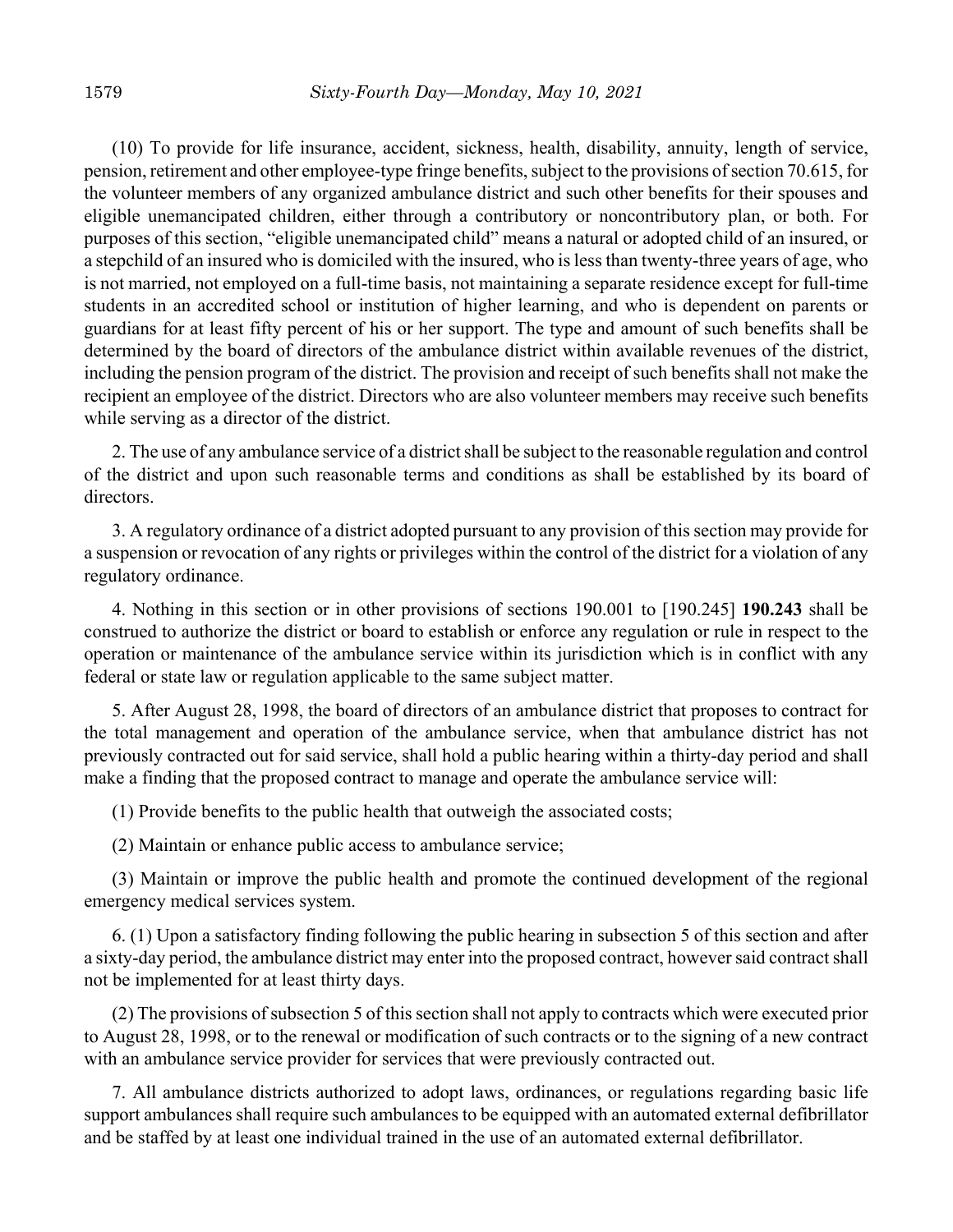(10) To provide for life insurance, accident, sickness, health, disability, annuity, length of service, pension, retirement and other employee-type fringe benefits, subject to the provisions of section 70.615, for the volunteer members of any organized ambulance district and such other benefits for their spouses and eligible unemancipated children, either through a contributory or noncontributory plan, or both. For purposes of this section, "eligible unemancipated child" means a natural or adopted child of an insured, or a stepchild of an insured who is domiciled with the insured, who is less than twenty-three years of age, who is not married, not employed on a full-time basis, not maintaining a separate residence except for full-time students in an accredited school or institution of higher learning, and who is dependent on parents or guardians for at least fifty percent of his or her support. The type and amount of such benefits shall be determined by the board of directors of the ambulance district within available revenues of the district, including the pension program of the district. The provision and receipt of such benefits shall not make the recipient an employee of the district. Directors who are also volunteer members may receive such benefits while serving as a director of the district.

2. The use of any ambulance service of a district shall be subject to the reasonable regulation and control of the district and upon such reasonable terms and conditions as shall be established by its board of directors.

3. A regulatory ordinance of a district adopted pursuant to any provision of this section may provide for a suspension or revocation of any rights or privileges within the control of the district for a violation of any regulatory ordinance.

4. Nothing in this section or in other provisions of sections 190.001 to [190.245] **190.243** shall be construed to authorize the district or board to establish or enforce any regulation or rule in respect to the operation or maintenance of the ambulance service within its jurisdiction which is in conflict with any federal or state law or regulation applicable to the same subject matter.

5. After August 28, 1998, the board of directors of an ambulance district that proposes to contract for the total management and operation of the ambulance service, when that ambulance district has not previously contracted out for said service, shall hold a public hearing within a thirty-day period and shall make a finding that the proposed contract to manage and operate the ambulance service will:

(1) Provide benefits to the public health that outweigh the associated costs;

(2) Maintain or enhance public access to ambulance service;

(3) Maintain or improve the public health and promote the continued development of the regional emergency medical services system.

6. (1) Upon a satisfactory finding following the public hearing in subsection 5 of this section and after a sixty-day period, the ambulance district may enter into the proposed contract, however said contract shall not be implemented for at least thirty days.

(2) The provisions of subsection 5 of this section shall not apply to contracts which were executed prior to August 28, 1998, or to the renewal or modification of such contracts or to the signing of a new contract with an ambulance service provider for services that were previously contracted out.

7. All ambulance districts authorized to adopt laws, ordinances, or regulations regarding basic life support ambulances shall require such ambulances to be equipped with an automated external defibrillator and be staffed by at least one individual trained in the use of an automated external defibrillator.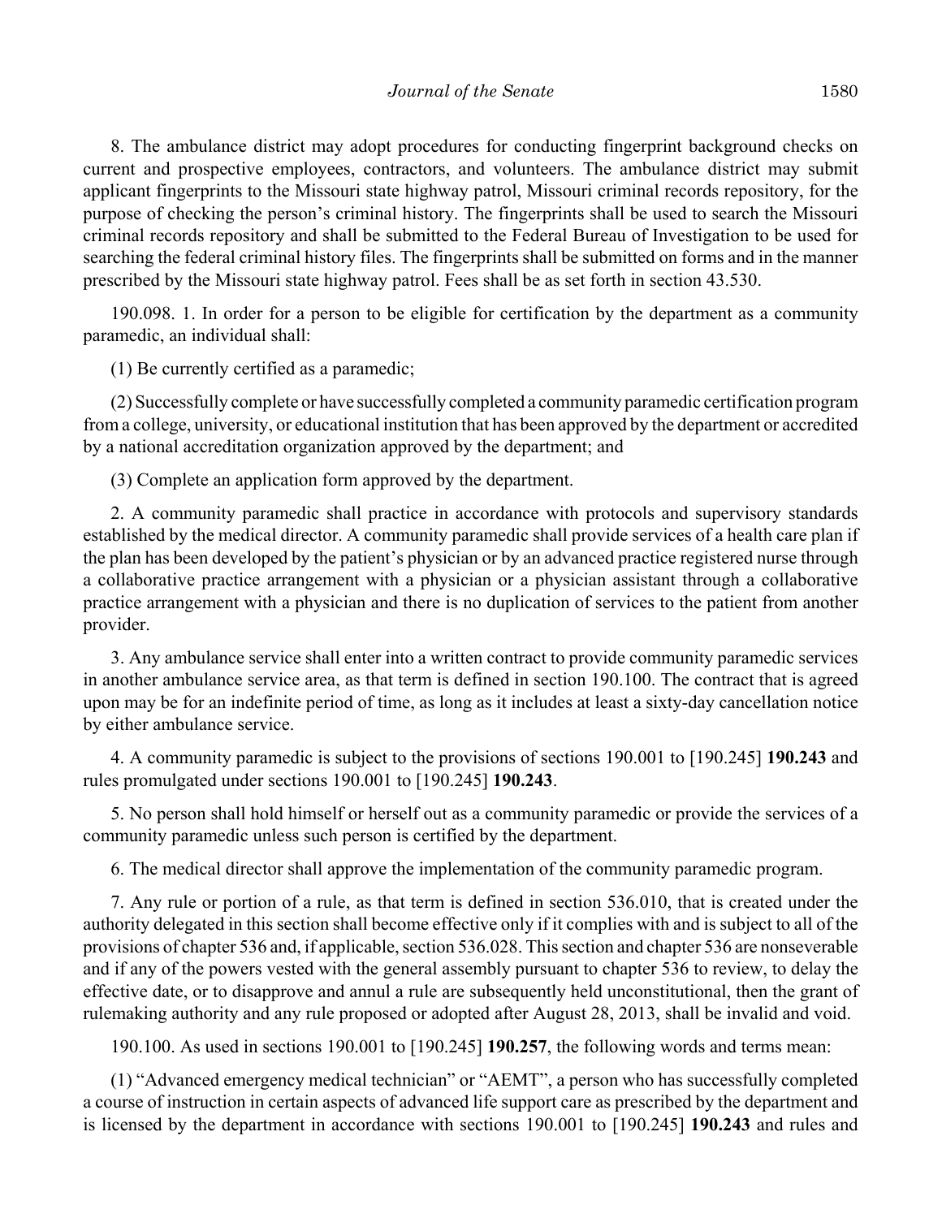8. The ambulance district may adopt procedures for conducting fingerprint background checks on current and prospective employees, contractors, and volunteers. The ambulance district may submit applicant fingerprints to the Missouri state highway patrol, Missouri criminal records repository, for the purpose of checking the person's criminal history. The fingerprints shall be used to search the Missouri criminal records repository and shall be submitted to the Federal Bureau of Investigation to be used for searching the federal criminal history files. The fingerprints shall be submitted on forms and in the manner prescribed by the Missouri state highway patrol. Fees shall be as set forth in section 43.530.

190.098. 1. In order for a person to be eligible for certification by the department as a community paramedic, an individual shall:

(1) Be currently certified as a paramedic;

(2) Successfully complete or have successfully completed a community paramedic certification program from a college, university, or educational institution that has been approved by the department or accredited by a national accreditation organization approved by the department; and

(3) Complete an application form approved by the department.

2. A community paramedic shall practice in accordance with protocols and supervisory standards established by the medical director. A community paramedic shall provide services of a health care plan if the plan has been developed by the patient's physician or by an advanced practice registered nurse through a collaborative practice arrangement with a physician or a physician assistant through a collaborative practice arrangement with a physician and there is no duplication of services to the patient from another provider.

3. Any ambulance service shall enter into a written contract to provide community paramedic services in another ambulance service area, as that term is defined in section 190.100. The contract that is agreed upon may be for an indefinite period of time, as long as it includes at least a sixty-day cancellation notice by either ambulance service.

4. A community paramedic is subject to the provisions of sections 190.001 to [190.245] **190.243** and rules promulgated under sections 190.001 to [190.245] **190.243**.

5. No person shall hold himself or herself out as a community paramedic or provide the services of a community paramedic unless such person is certified by the department.

6. The medical director shall approve the implementation of the community paramedic program.

7. Any rule or portion of a rule, as that term is defined in section 536.010, that is created under the authority delegated in this section shall become effective only if it complies with and is subject to all of the provisions of chapter 536 and, if applicable, section 536.028. This section and chapter 536 are nonseverable and if any of the powers vested with the general assembly pursuant to chapter 536 to review, to delay the effective date, or to disapprove and annul a rule are subsequently held unconstitutional, then the grant of rulemaking authority and any rule proposed or adopted after August 28, 2013, shall be invalid and void.

190.100. As used in sections 190.001 to [190.245] **190.257**, the following words and terms mean:

(1) "Advanced emergency medical technician" or "AEMT", a person who has successfully completed a course of instruction in certain aspects of advanced life support care as prescribed by the department and is licensed by the department in accordance with sections 190.001 to [190.245] **190.243** and rules and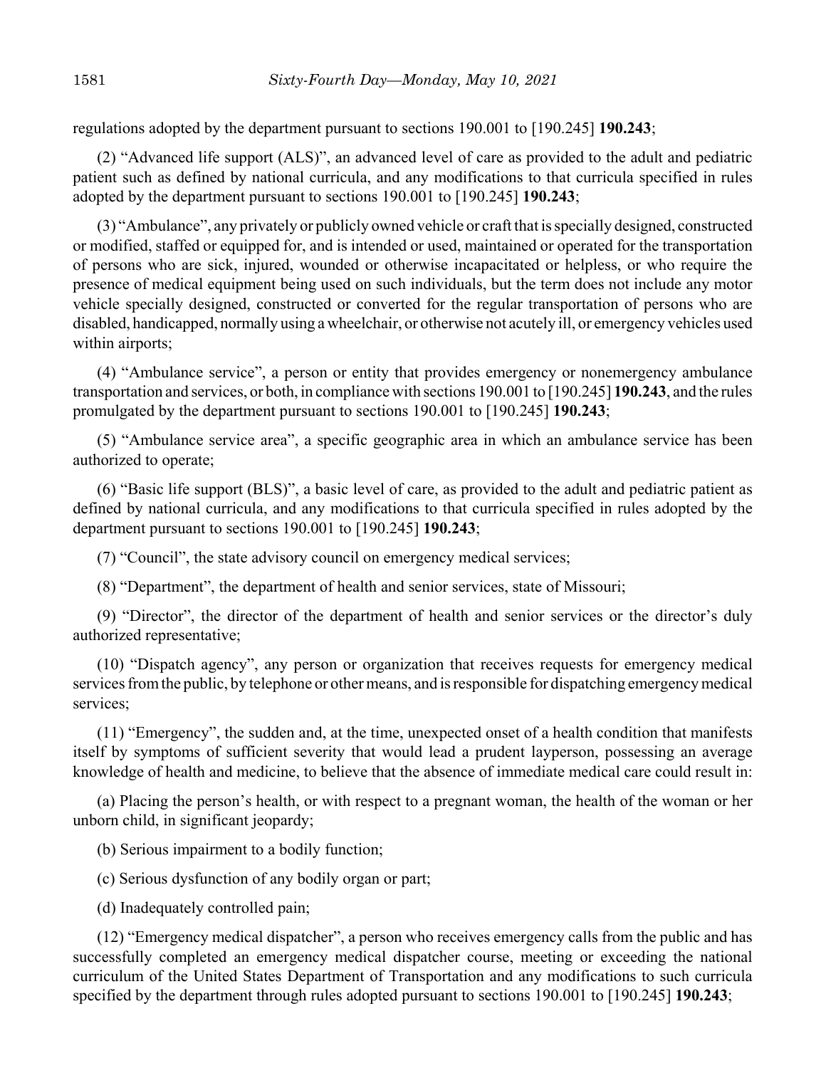regulations adopted by the department pursuant to sections 190.001 to [190.245] **190.243**;

(2) "Advanced life support (ALS)", an advanced level of care as provided to the adult and pediatric patient such as defined by national curricula, and any modifications to that curricula specified in rules adopted by the department pursuant to sections 190.001 to [190.245] **190.243**;

(3) "Ambulance", any privately or publicly owned vehicle or craft that is specially designed, constructed or modified, staffed or equipped for, and is intended or used, maintained or operated for the transportation of persons who are sick, injured, wounded or otherwise incapacitated or helpless, or who require the presence of medical equipment being used on such individuals, but the term does not include any motor vehicle specially designed, constructed or converted for the regular transportation of persons who are disabled, handicapped, normally using a wheelchair, or otherwise not acutely ill, or emergency vehicles used within airports;

(4) "Ambulance service", a person or entity that provides emergency or nonemergency ambulance transportation and services, or both, in compliance with sections 190.001 to [190.245] **190.243**, and the rules promulgated by the department pursuant to sections 190.001 to [190.245] **190.243**;

(5) "Ambulance service area", a specific geographic area in which an ambulance service has been authorized to operate;

(6) "Basic life support (BLS)", a basic level of care, as provided to the adult and pediatric patient as defined by national curricula, and any modifications to that curricula specified in rules adopted by the department pursuant to sections 190.001 to [190.245] **190.243**;

(7) "Council", the state advisory council on emergency medical services;

(8) "Department", the department of health and senior services, state of Missouri;

(9) "Director", the director of the department of health and senior services or the director's duly authorized representative;

(10) "Dispatch agency", any person or organization that receives requests for emergency medical services from the public, by telephone or other means, and is responsible for dispatching emergency medical services;

(11) "Emergency", the sudden and, at the time, unexpected onset of a health condition that manifests itself by symptoms of sufficient severity that would lead a prudent layperson, possessing an average knowledge of health and medicine, to believe that the absence of immediate medical care could result in:

(a) Placing the person's health, or with respect to a pregnant woman, the health of the woman or her unborn child, in significant jeopardy;

(b) Serious impairment to a bodily function;

(c) Serious dysfunction of any bodily organ or part;

(d) Inadequately controlled pain;

(12) "Emergency medical dispatcher", a person who receives emergency calls from the public and has successfully completed an emergency medical dispatcher course, meeting or exceeding the national curriculum of the United States Department of Transportation and any modifications to such curricula specified by the department through rules adopted pursuant to sections 190.001 to [190.245] **190.243**;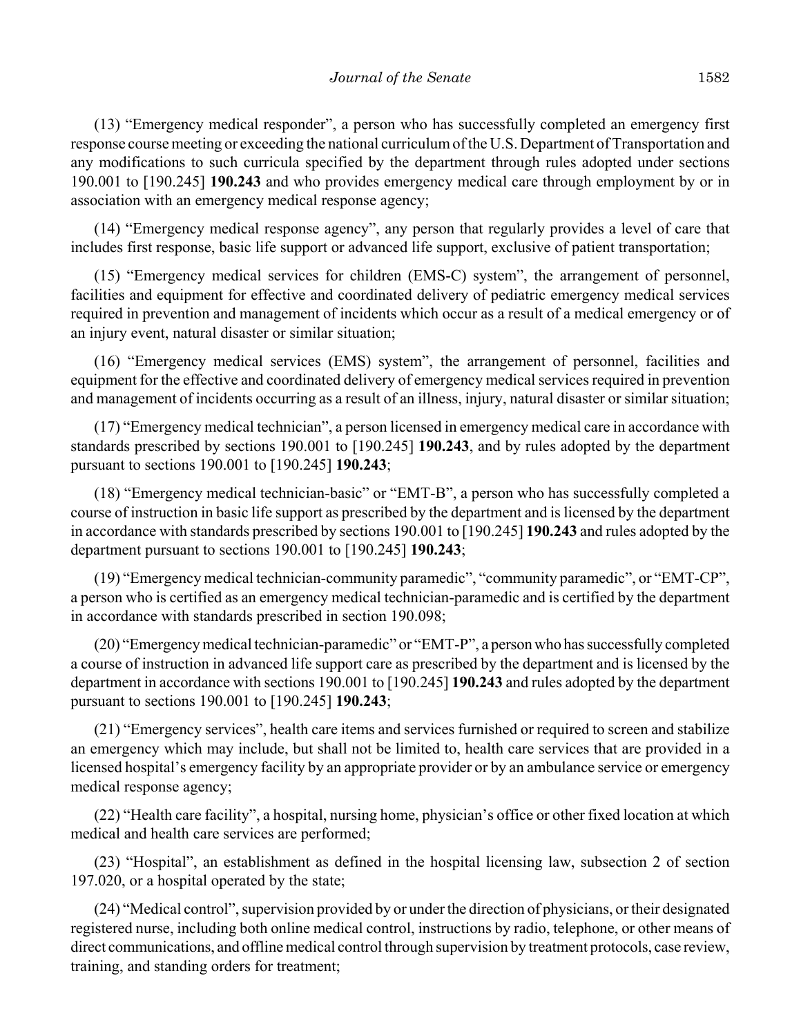(13) "Emergency medical responder", a person who has successfully completed an emergency first response course meeting or exceeding the national curriculum of the U.S. Department of Transportation and any modifications to such curricula specified by the department through rules adopted under sections 190.001 to [190.245] **190.243** and who provides emergency medical care through employment by or in association with an emergency medical response agency;

(14) "Emergency medical response agency", any person that regularly provides a level of care that includes first response, basic life support or advanced life support, exclusive of patient transportation;

(15) "Emergency medical services for children (EMS-C) system", the arrangement of personnel, facilities and equipment for effective and coordinated delivery of pediatric emergency medical services required in prevention and management of incidents which occur as a result of a medical emergency or of an injury event, natural disaster or similar situation;

(16) "Emergency medical services (EMS) system", the arrangement of personnel, facilities and equipment for the effective and coordinated delivery of emergency medical services required in prevention and management of incidents occurring as a result of an illness, injury, natural disaster or similar situation;

(17) "Emergency medical technician", a person licensed in emergency medical care in accordance with standards prescribed by sections 190.001 to [190.245] **190.243**, and by rules adopted by the department pursuant to sections 190.001 to [190.245] **190.243**;

(18) "Emergency medical technician-basic" or "EMT-B", a person who has successfully completed a course of instruction in basic life support as prescribed by the department and is licensed by the department in accordance with standards prescribed by sections 190.001 to [190.245] **190.243** and rules adopted by the department pursuant to sections 190.001 to [190.245] **190.243**;

(19) "Emergency medical technician-community paramedic", "community paramedic", or "EMT-CP", a person who is certified as an emergency medical technician-paramedic and is certified by the department in accordance with standards prescribed in section 190.098;

(20) "Emergency medical technician-paramedic" or "EMT-P", a person who has successfully completed a course of instruction in advanced life support care as prescribed by the department and is licensed by the department in accordance with sections 190.001 to [190.245] **190.243** and rules adopted by the department pursuant to sections 190.001 to [190.245] **190.243**;

(21) "Emergency services", health care items and services furnished or required to screen and stabilize an emergency which may include, but shall not be limited to, health care services that are provided in a licensed hospital's emergency facility by an appropriate provider or by an ambulance service or emergency medical response agency;

(22) "Health care facility", a hospital, nursing home, physician's office or other fixed location at which medical and health care services are performed;

(23) "Hospital", an establishment as defined in the hospital licensing law, subsection 2 of section 197.020, or a hospital operated by the state;

(24) "Medical control", supervision provided by or under the direction of physicians, or their designated registered nurse, including both online medical control, instructions by radio, telephone, or other means of direct communications, and offline medical control through supervision by treatment protocols, case review, training, and standing orders for treatment;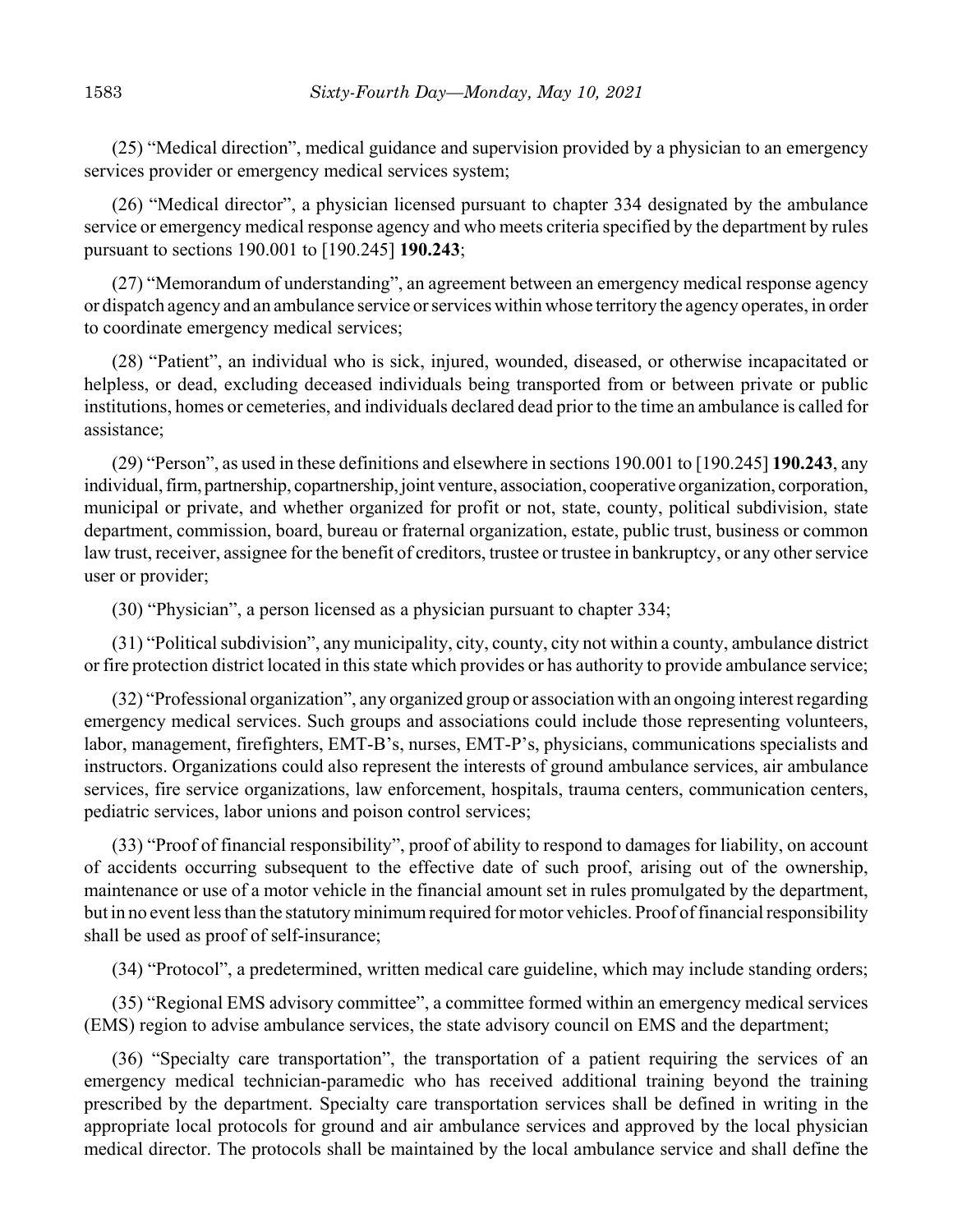(25) "Medical direction", medical guidance and supervision provided by a physician to an emergency services provider or emergency medical services system;

(26) "Medical director", a physician licensed pursuant to chapter 334 designated by the ambulance service or emergency medical response agency and who meets criteria specified by the department by rules pursuant to sections 190.001 to [190.245] **190.243**;

(27) "Memorandum of understanding", an agreement between an emergency medical response agency or dispatch agency and an ambulance service or services within whose territory the agency operates, in order to coordinate emergency medical services;

(28) "Patient", an individual who is sick, injured, wounded, diseased, or otherwise incapacitated or helpless, or dead, excluding deceased individuals being transported from or between private or public institutions, homes or cemeteries, and individuals declared dead prior to the time an ambulance is called for assistance;

(29) "Person", as used in these definitions and elsewhere in sections 190.001 to [190.245] **190.243**, any individual, firm, partnership, copartnership, joint venture, association, cooperative organization, corporation, municipal or private, and whether organized for profit or not, state, county, political subdivision, state department, commission, board, bureau or fraternal organization, estate, public trust, business or common law trust, receiver, assignee for the benefit of creditors, trustee or trustee in bankruptcy, or any other service user or provider;

(30) "Physician", a person licensed as a physician pursuant to chapter 334;

(31) "Political subdivision", any municipality, city, county, city not within a county, ambulance district or fire protection district located in this state which provides or has authority to provide ambulance service;

(32) "Professional organization", any organized group or association with an ongoing interest regarding emergency medical services. Such groups and associations could include those representing volunteers, labor, management, firefighters, EMT-B's, nurses, EMT-P's, physicians, communications specialists and instructors. Organizations could also represent the interests of ground ambulance services, air ambulance services, fire service organizations, law enforcement, hospitals, trauma centers, communication centers, pediatric services, labor unions and poison control services;

(33) "Proof of financial responsibility", proof of ability to respond to damages for liability, on account of accidents occurring subsequent to the effective date of such proof, arising out of the ownership, maintenance or use of a motor vehicle in the financial amount set in rules promulgated by the department, but in no event less than the statutory minimum required for motor vehicles. Proof of financial responsibility shall be used as proof of self-insurance;

(34) "Protocol", a predetermined, written medical care guideline, which may include standing orders;

(35) "Regional EMS advisory committee", a committee formed within an emergency medical services (EMS) region to advise ambulance services, the state advisory council on EMS and the department;

(36) "Specialty care transportation", the transportation of a patient requiring the services of an emergency medical technician-paramedic who has received additional training beyond the training prescribed by the department. Specialty care transportation services shall be defined in writing in the appropriate local protocols for ground and air ambulance services and approved by the local physician medical director. The protocols shall be maintained by the local ambulance service and shall define the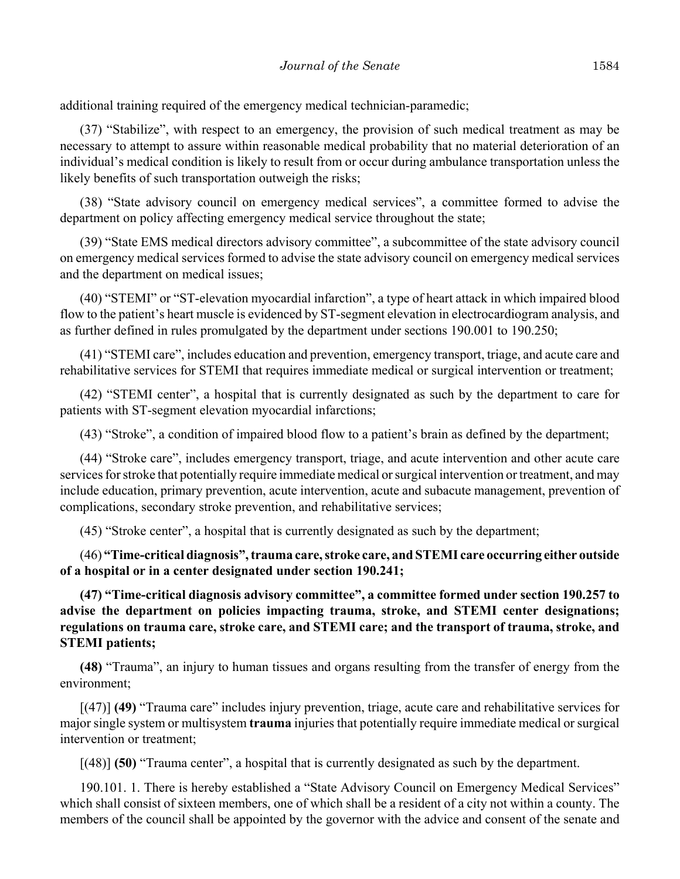additional training required of the emergency medical technician-paramedic;

(37) “Stabilize”, with respect to an emergency, the provision of such medical treatment as may be necessary to attempt to assure within reasonable medical probability that no material deterioration of an individual’s medical condition is likely to result from or occur during ambulance transportation unless the likely benefits of such transportation outweigh the risks;

(38) “State advisory council on emergency medical services”, a committee formed to advise the department on policy affecting emergency medical service throughout the state;

(39) “State EMS medical directors advisory committee”, a subcommittee of the state advisory council on emergency medical services formed to advise the state advisory council on emergency medical services and the department on medical issues;

(40) “STEMI” or “ST-elevation myocardial infarction”, a type of heart attack in which impaired blood flow to the patient’s heart muscle is evidenced by ST-segment elevation in electrocardiogram analysis, and as further defined in rules promulgated by the department under sections 190.001 to 190.250;

(41) “STEMI care”, includes education and prevention, emergency transport, triage, and acute care and rehabilitative services for STEMI that requires immediate medical or surgical intervention or treatment;

(42) “STEMI center”, a hospital that is currently designated as such by the department to care for patients with ST-segment elevation myocardial infarctions;

(43) “Stroke”, a condition of impaired blood flow to a patient’s brain as defined by the department;

(44) “Stroke care”, includes emergency transport, triage, and acute intervention and other acute care services for stroke that potentially require immediate medical or surgical intervention or treatment, and may include education, primary prevention, acute intervention, acute and subacute management, prevention of complications, secondary stroke prevention, and rehabilitative services;

(45) “Stroke center”, a hospital that is currently designated as such by the department;

(46) **“Time-critical diagnosis”, trauma care, stroke care, and STEMI care occurring either outside of a hospital or in a center designated under section 190.241;**

**(47) “Time-critical diagnosis advisory committee”, a committee formed under section 190.257 to advise the department on policies impacting trauma, stroke, and STEMI center designations; regulations on trauma care, stroke care, and STEMI care; and the transport of trauma, stroke, and STEMI patients;**

**(48)** “Trauma”, an injury to human tissues and organs resulting from the transfer of energy from the environment;

[(47)] **(49)** “Trauma care” includes injury prevention, triage, acute care and rehabilitative services for major single system or multisystem **trauma** injuries that potentially require immediate medical or surgical intervention or treatment;

[(48)] **(50)** “Trauma center”, a hospital that is currently designated as such by the department.

190.101. 1. There is hereby established a “State Advisory Council on Emergency Medical Services” which shall consist of sixteen members, one of which shall be a resident of a city not within a county. The members of the council shall be appointed by the governor with the advice and consent of the senate and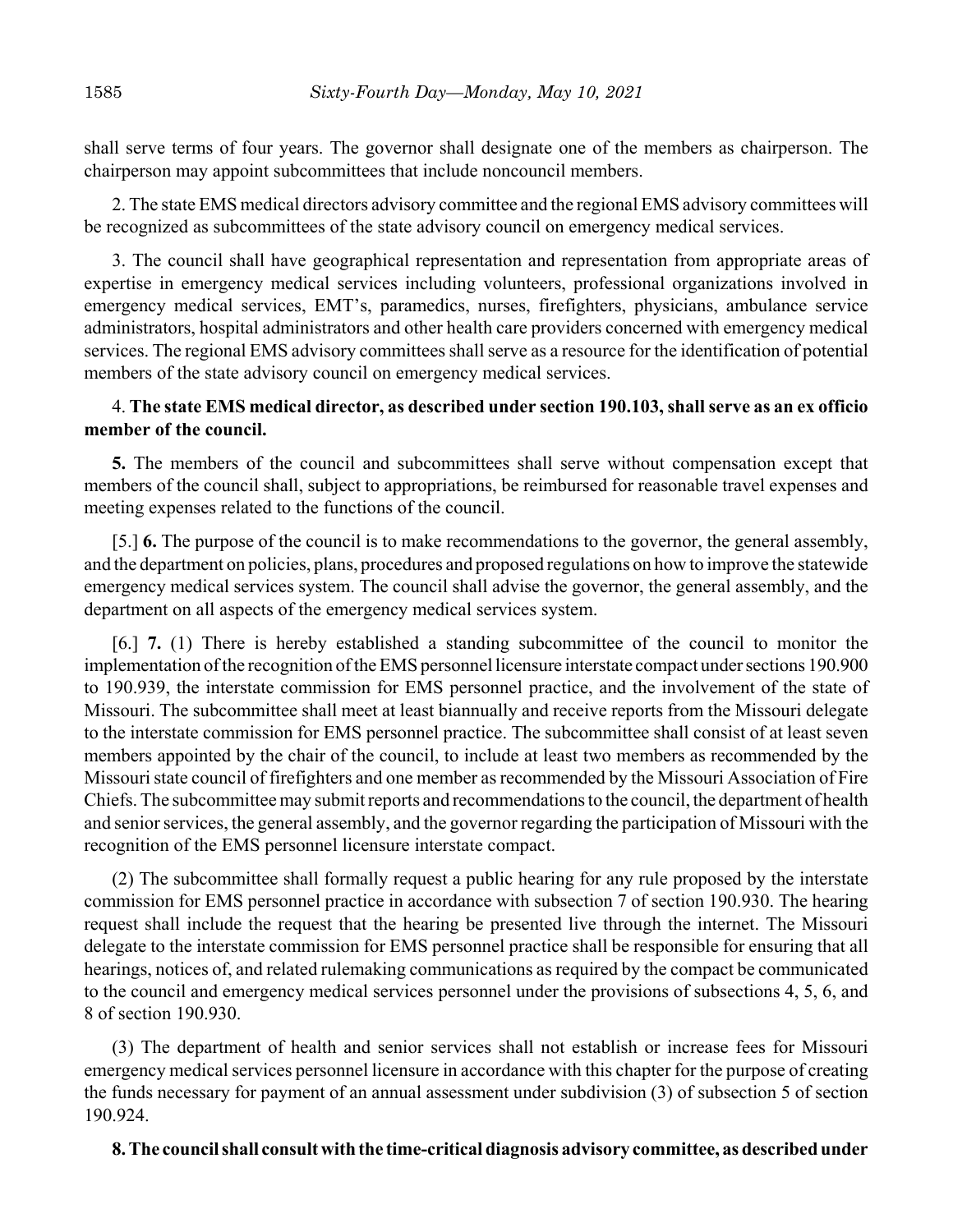shall serve terms of four years. The governor shall designate one of the members as chairperson. The chairperson may appoint subcommittees that include noncouncil members.

2. The state EMS medical directors advisory committee and the regional EMS advisory committees will be recognized as subcommittees of the state advisory council on emergency medical services.

3. The council shall have geographical representation and representation from appropriate areas of expertise in emergency medical services including volunteers, professional organizations involved in emergency medical services, EMT's, paramedics, nurses, firefighters, physicians, ambulance service administrators, hospital administrators and other health care providers concerned with emergency medical services. The regional EMS advisory committees shall serve as a resource for the identification of potential members of the state advisory council on emergency medical services.

4. **The state EMS medical director, as described under section 190.103, shall serve as an ex officio member of the council.**

**5.** The members of the council and subcommittees shall serve without compensation except that members of the council shall, subject to appropriations, be reimbursed for reasonable travel expenses and meeting expenses related to the functions of the council.

[5.] **6.** The purpose of the council is to make recommendations to the governor, the general assembly, and the department on policies, plans, procedures and proposed regulations on how to improve the statewide emergency medical services system. The council shall advise the governor, the general assembly, and the department on all aspects of the emergency medical services system.

[6.] **7.** (1) There is hereby established a standing subcommittee of the council to monitor the implementation of the recognition of the EMS personnel licensure interstate compact under sections 190.900 to 190.939, the interstate commission for EMS personnel practice, and the involvement of the state of Missouri. The subcommittee shall meet at least biannually and receive reports from the Missouri delegate to the interstate commission for EMS personnel practice. The subcommittee shall consist of at least seven members appointed by the chair of the council, to include at least two members as recommended by the Missouri state council of firefighters and one member as recommended by the Missouri Association of Fire Chiefs. The subcommittee may submit reports and recommendations to the council, the department of health and senior services, the general assembly, and the governor regarding the participation of Missouri with the recognition of the EMS personnel licensure interstate compact.

(2) The subcommittee shall formally request a public hearing for any rule proposed by the interstate commission for EMS personnel practice in accordance with subsection 7 of section 190.930. The hearing request shall include the request that the hearing be presented live through the internet. The Missouri delegate to the interstate commission for EMS personnel practice shall be responsible for ensuring that all hearings, notices of, and related rulemaking communications as required by the compact be communicated to the council and emergency medical services personnel under the provisions of subsections 4, 5, 6, and 8 of section 190.930.

(3) The department of health and senior services shall not establish or increase fees for Missouri emergency medical services personnel licensure in accordance with this chapter for the purpose of creating the funds necessary for payment of an annual assessment under subdivision (3) of subsection 5 of section 190.924.

**8. The council shall consult with the time-critical diagnosis advisory committee, as described under**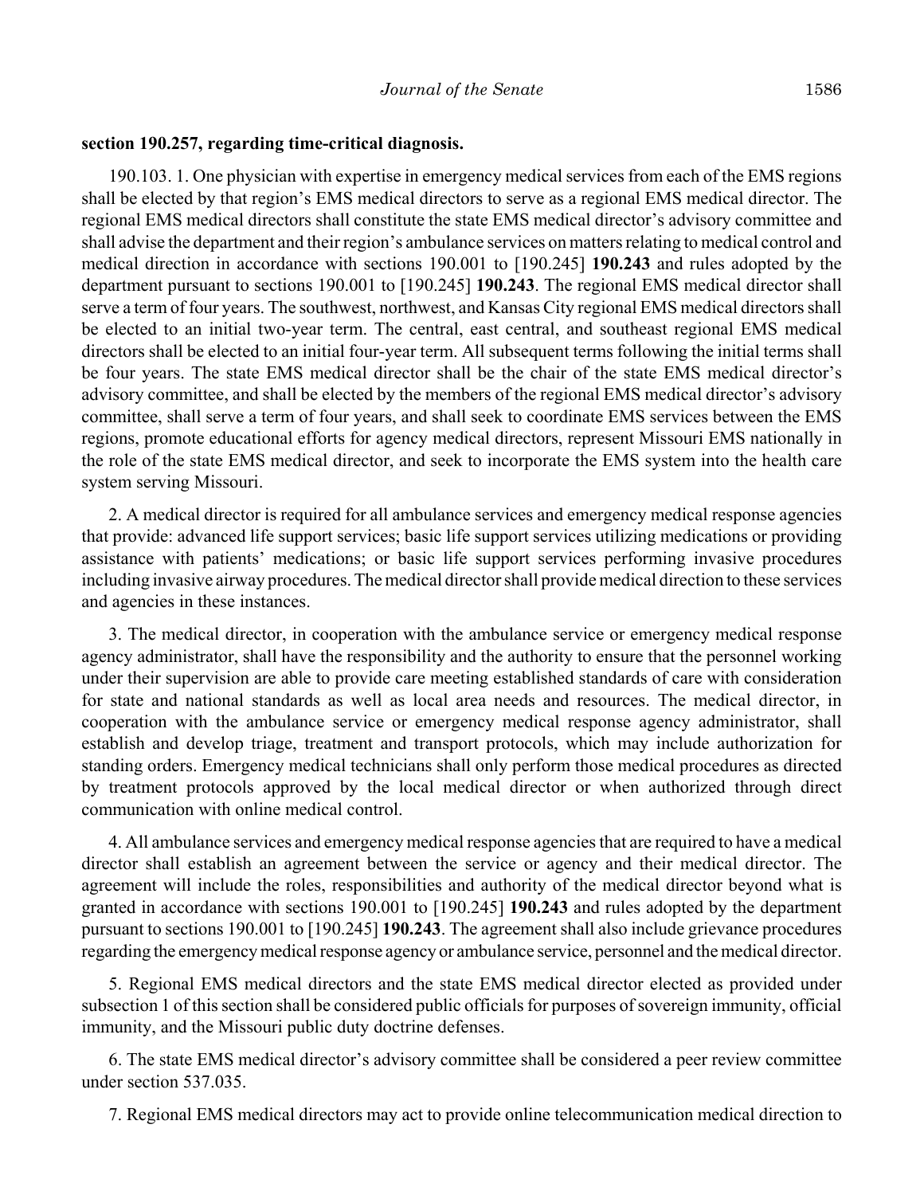**section 190.257, regarding time-critical diagnosis.**

190.103. 1. One physician with expertise in emergency medical services from each of the EMS regions shall be elected by that region's EMS medical directors to serve as a regional EMS medical director. The regional EMS medical directors shall constitute the state EMS medical director's advisory committee and shall advise the department and their region's ambulance services on matters relating to medical control and medical direction in accordance with sections 190.001 to [190.245] **190.243** and rules adopted by the department pursuant to sections 190.001 to [190.245] **190.243**. The regional EMS medical director shall serve a term of four years. The southwest, northwest, and Kansas City regional EMS medical directors shall be elected to an initial two-year term. The central, east central, and southeast regional EMS medical directors shall be elected to an initial four-year term. All subsequent terms following the initial terms shall be four years. The state EMS medical director shall be the chair of the state EMS medical director's advisory committee, and shall be elected by the members of the regional EMS medical director's advisory committee, shall serve a term of four years, and shall seek to coordinate EMS services between the EMS regions, promote educational efforts for agency medical directors, represent Missouri EMS nationally in the role of the state EMS medical director, and seek to incorporate the EMS system into the health care system serving Missouri.

2. A medical director is required for all ambulance services and emergency medical response agencies that provide: advanced life support services; basic life support services utilizing medications or providing assistance with patients' medications; or basic life support services performing invasive procedures including invasive airway procedures. The medical director shall provide medical direction to these services and agencies in these instances.

3. The medical director, in cooperation with the ambulance service or emergency medical response agency administrator, shall have the responsibility and the authority to ensure that the personnel working under their supervision are able to provide care meeting established standards of care with consideration for state and national standards as well as local area needs and resources. The medical director, in cooperation with the ambulance service or emergency medical response agency administrator, shall establish and develop triage, treatment and transport protocols, which may include authorization for standing orders. Emergency medical technicians shall only perform those medical procedures as directed by treatment protocols approved by the local medical director or when authorized through direct communication with online medical control.

4. All ambulance services and emergency medical response agencies that are required to have a medical director shall establish an agreement between the service or agency and their medical director. The agreement will include the roles, responsibilities and authority of the medical director beyond what is granted in accordance with sections 190.001 to [190.245] **190.243** and rules adopted by the department pursuant to sections 190.001 to [190.245] **190.243**. The agreement shall also include grievance procedures regarding the emergency medical response agency or ambulance service, personnel and the medical director.

5. Regional EMS medical directors and the state EMS medical director elected as provided under subsection 1 of this section shall be considered public officials for purposes of sovereign immunity, official immunity, and the Missouri public duty doctrine defenses.

6. The state EMS medical director's advisory committee shall be considered a peer review committee under section 537.035.

7. Regional EMS medical directors may act to provide online telecommunication medical direction to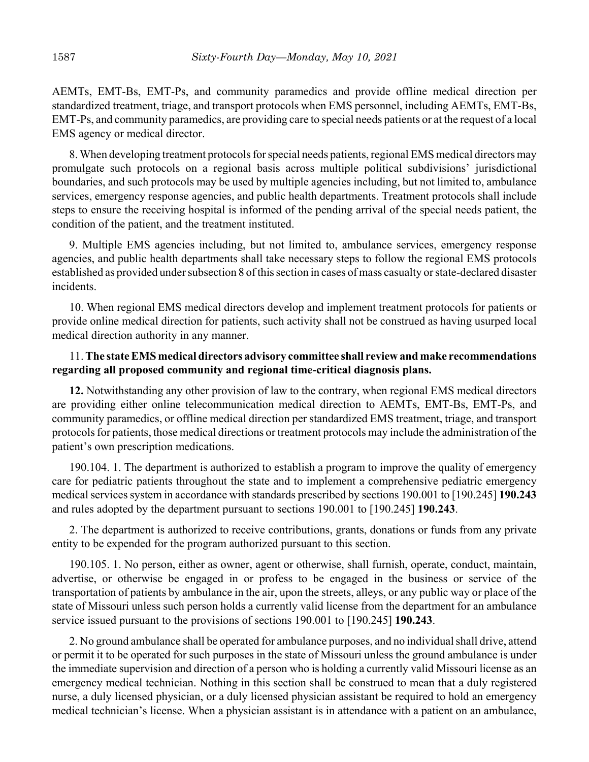AEMTs, EMT-Bs, EMT-Ps, and community paramedics and provide offline medical direction per standardized treatment, triage, and transport protocols when EMS personnel, including AEMTs, EMT-Bs, EMT-Ps, and community paramedics, are providing care to special needs patients or at the request of a local EMS agency or medical director.

8. When developing treatment protocols for special needs patients, regional EMS medical directors may promulgate such protocols on a regional basis across multiple political subdivisions' jurisdictional boundaries, and such protocols may be used by multiple agencies including, but not limited to, ambulance services, emergency response agencies, and public health departments. Treatment protocols shall include steps to ensure the receiving hospital is informed of the pending arrival of the special needs patient, the condition of the patient, and the treatment instituted.

9. Multiple EMS agencies including, but not limited to, ambulance services, emergency response agencies, and public health departments shall take necessary steps to follow the regional EMS protocols established as provided under subsection 8 of this section in cases of mass casualty or state-declared disaster incidents.

10. When regional EMS medical directors develop and implement treatment protocols for patients or provide online medical direction for patients, such activity shall not be construed as having usurped local medical direction authority in any manner.

11. **The state EMS medical directors advisory committee shall review and make recommendations regarding all proposed community and regional time-critical diagnosis plans.**

**12.** Notwithstanding any other provision of law to the contrary, when regional EMS medical directors are providing either online telecommunication medical direction to AEMTs, EMT-Bs, EMT-Ps, and community paramedics, or offline medical direction per standardized EMS treatment, triage, and transport protocols for patients, those medical directions or treatment protocols may include the administration of the patient's own prescription medications.

190.104. 1. The department is authorized to establish a program to improve the quality of emergency care for pediatric patients throughout the state and to implement a comprehensive pediatric emergency medical services system in accordance with standards prescribed by sections 190.001 to [190.245] **190.243** and rules adopted by the department pursuant to sections 190.001 to [190.245] **190.243**.

2. The department is authorized to receive contributions, grants, donations or funds from any private entity to be expended for the program authorized pursuant to this section.

190.105. 1. No person, either as owner, agent or otherwise, shall furnish, operate, conduct, maintain, advertise, or otherwise be engaged in or profess to be engaged in the business or service of the transportation of patients by ambulance in the air, upon the streets, alleys, or any public way or place of the state of Missouri unless such person holds a currently valid license from the department for an ambulance service issued pursuant to the provisions of sections 190.001 to [190.245] **190.243**.

2. No ground ambulance shall be operated for ambulance purposes, and no individual shall drive, attend or permit it to be operated for such purposes in the state of Missouri unless the ground ambulance is under the immediate supervision and direction of a person who is holding a currently valid Missouri license as an emergency medical technician. Nothing in this section shall be construed to mean that a duly registered nurse, a duly licensed physician, or a duly licensed physician assistant be required to hold an emergency medical technician's license. When a physician assistant is in attendance with a patient on an ambulance,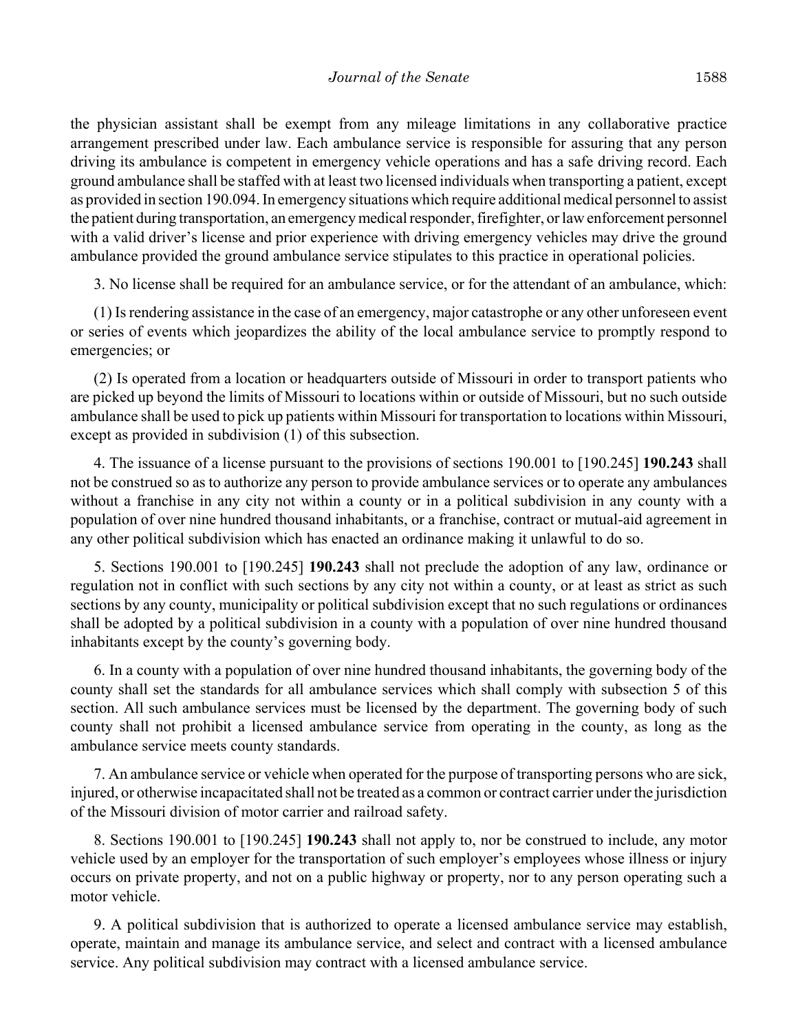the physician assistant shall be exempt from any mileage limitations in any collaborative practice arrangement prescribed under law. Each ambulance service is responsible for assuring that any person driving its ambulance is competent in emergency vehicle operations and has a safe driving record. Each ground ambulance shall be staffed with at least two licensed individuals when transporting a patient, except as provided in section 190.094. In emergency situations which require additional medical personnel to assist the patient during transportation, an emergency medical responder, firefighter, or law enforcement personnel with a valid driver's license and prior experience with driving emergency vehicles may drive the ground ambulance provided the ground ambulance service stipulates to this practice in operational policies.

3. No license shall be required for an ambulance service, or for the attendant of an ambulance, which:

(1) Is rendering assistance in the case of an emergency, major catastrophe or any other unforeseen event or series of events which jeopardizes the ability of the local ambulance service to promptly respond to emergencies; or

(2) Is operated from a location or headquarters outside of Missouri in order to transport patients who are picked up beyond the limits of Missouri to locations within or outside of Missouri, but no such outside ambulance shall be used to pick up patients within Missouri for transportation to locations within Missouri, except as provided in subdivision (1) of this subsection.

4. The issuance of a license pursuant to the provisions of sections 190.001 to [190.245] **190.243** shall not be construed so as to authorize any person to provide ambulance services or to operate any ambulances without a franchise in any city not within a county or in a political subdivision in any county with a population of over nine hundred thousand inhabitants, or a franchise, contract or mutual-aid agreement in any other political subdivision which has enacted an ordinance making it unlawful to do so.

5. Sections 190.001 to [190.245] **190.243** shall not preclude the adoption of any law, ordinance or regulation not in conflict with such sections by any city not within a county, or at least as strict as such sections by any county, municipality or political subdivision except that no such regulations or ordinances shall be adopted by a political subdivision in a county with a population of over nine hundred thousand inhabitants except by the county's governing body.

6. In a county with a population of over nine hundred thousand inhabitants, the governing body of the county shall set the standards for all ambulance services which shall comply with subsection 5 of this section. All such ambulance services must be licensed by the department. The governing body of such county shall not prohibit a licensed ambulance service from operating in the county, as long as the ambulance service meets county standards.

7. An ambulance service or vehicle when operated for the purpose of transporting persons who are sick, injured, or otherwise incapacitated shall not be treated as a common or contract carrier under the jurisdiction of the Missouri division of motor carrier and railroad safety.

8. Sections 190.001 to [190.245] **190.243** shall not apply to, nor be construed to include, any motor vehicle used by an employer for the transportation of such employer's employees whose illness or injury occurs on private property, and not on a public highway or property, nor to any person operating such a motor vehicle.

9. A political subdivision that is authorized to operate a licensed ambulance service may establish, operate, maintain and manage its ambulance service, and select and contract with a licensed ambulance service. Any political subdivision may contract with a licensed ambulance service.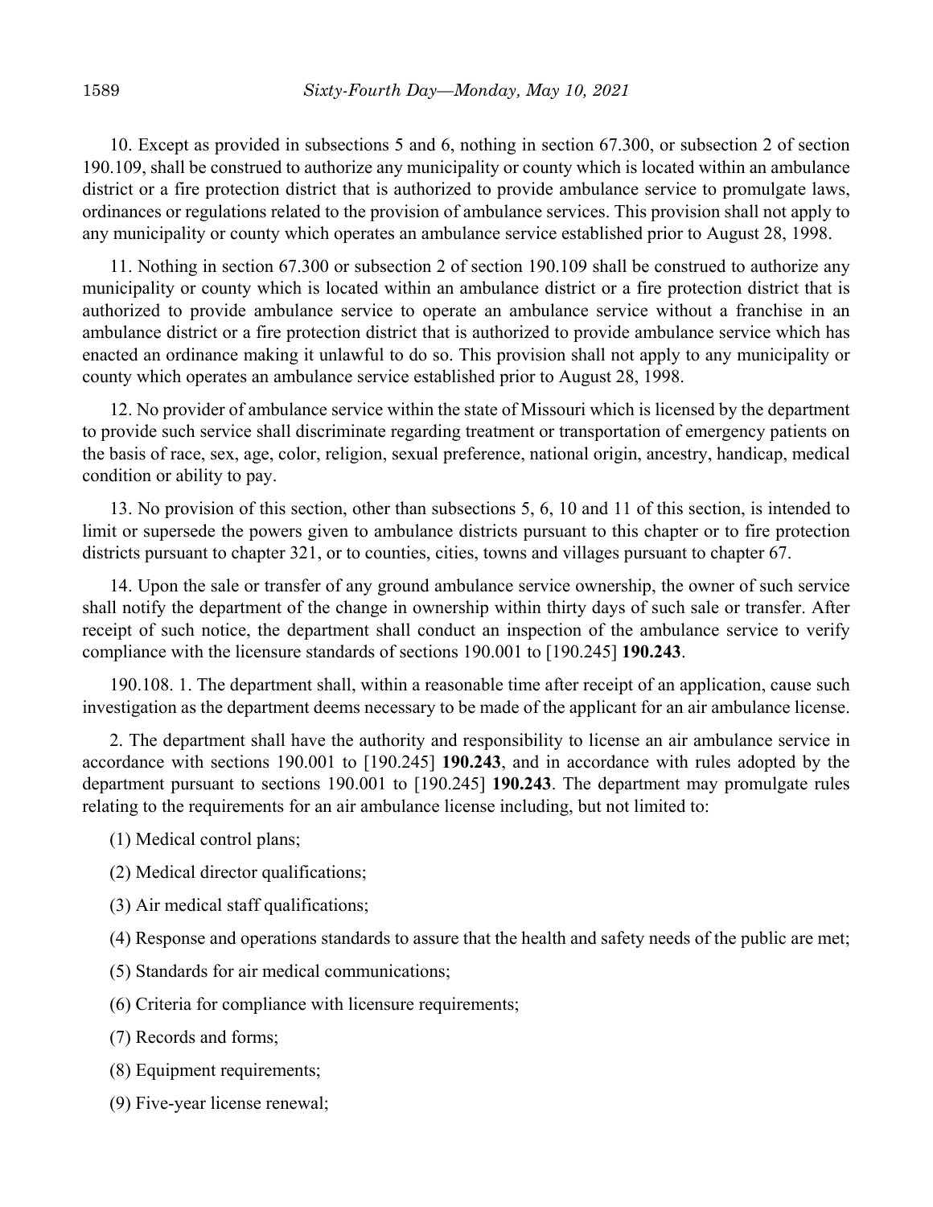10. Except as provided in subsections 5 and 6, nothing in section 67.300, or subsection 2 of section 190.109, shall be construed to authorize any municipality or county which is located within an ambulance district or a fire protection district that is authorized to provide ambulance service to promulgate laws, ordinances or regulations related to the provision of ambulance services. This provision shall not apply to any municipality or county which operates an ambulance service established prior to August 28, 1998.

11. Nothing in section 67.300 or subsection 2 of section 190.109 shall be construed to authorize any municipality or county which is located within an ambulance district or a fire protection district that is authorized to provide ambulance service to operate an ambulance service without a franchise in an ambulance district or a fire protection district that is authorized to provide ambulance service which has enacted an ordinance making it unlawful to do so. This provision shall not apply to any municipality or county which operates an ambulance service established prior to August 28, 1998.

12. No provider of ambulance service within the state of Missouri which is licensed by the department to provide such service shall discriminate regarding treatment or transportation of emergency patients on the basis of race, sex, age, color, religion, sexual preference, national origin, ancestry, handicap, medical condition or ability to pay.

13. No provision of this section, other than subsections 5, 6, 10 and 11 of this section, is intended to limit or supersede the powers given to ambulance districts pursuant to this chapter or to fire protection districts pursuant to chapter 321, or to counties, cities, towns and villages pursuant to chapter 67.

14. Upon the sale or transfer of any ground ambulance service ownership, the owner of such service shall notify the department of the change in ownership within thirty days of such sale or transfer. After receipt of such notice, the department shall conduct an inspection of the ambulance service to verify compliance with the licensure standards of sections 190.001 to [190.245] **190.243**.

190.108. 1. The department shall, within a reasonable time after receipt of an application, cause such investigation as the department deems necessary to be made of the applicant for an air ambulance license.

2. The department shall have the authority and responsibility to license an air ambulance service in accordance with sections 190.001 to [190.245] **190.243**, and in accordance with rules adopted by the department pursuant to sections 190.001 to [190.245] **190.243**. The department may promulgate rules relating to the requirements for an air ambulance license including, but not limited to:

(1) Medical control plans;

(2) Medical director qualifications;

(3) Air medical staff qualifications;

(4) Response and operations standards to assure that the health and safety needs of the public are met;

(5) Standards for air medical communications;

(6) Criteria for compliance with licensure requirements;

(7) Records and forms;

(8) Equipment requirements;

(9) Five-year license renewal;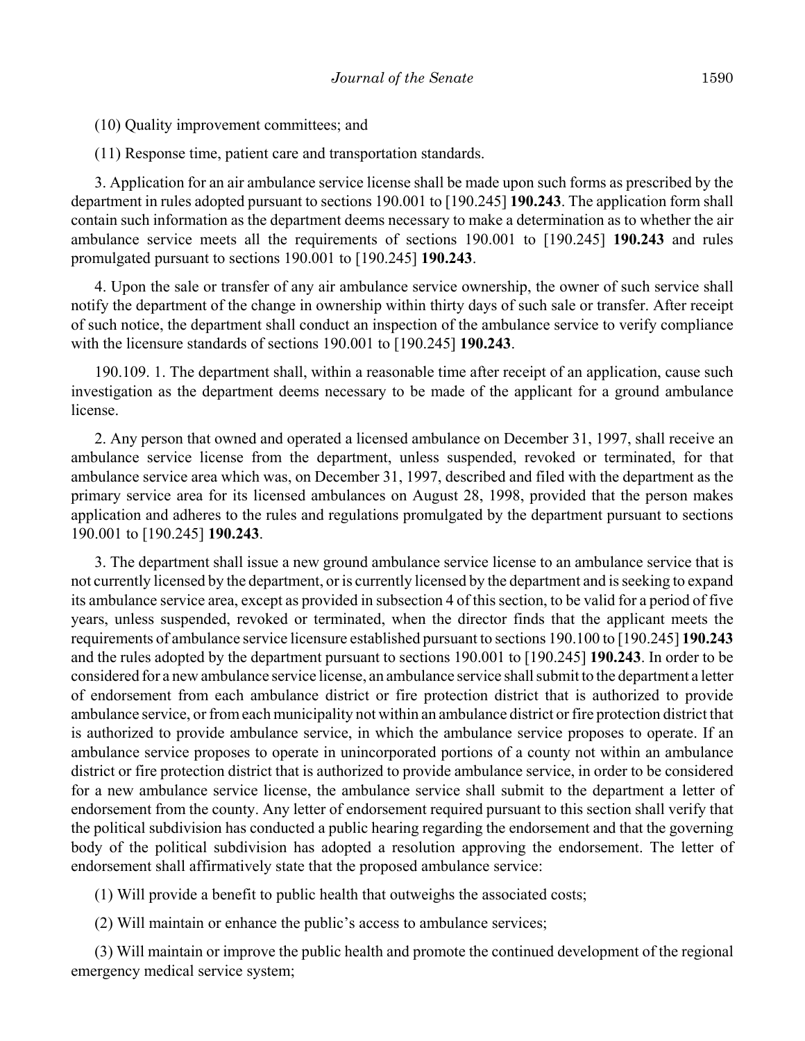(10) Quality improvement committees; and

(11) Response time, patient care and transportation standards.

3. Application for an air ambulance service license shall be made upon such forms as prescribed by the department in rules adopted pursuant to sections 190.001 to [190.245] **190.243**. The application form shall contain such information as the department deems necessary to make a determination as to whether the air ambulance service meets all the requirements of sections 190.001 to [190.245] **190.243** and rules promulgated pursuant to sections 190.001 to [190.245] **190.243**.

4. Upon the sale or transfer of any air ambulance service ownership, the owner of such service shall notify the department of the change in ownership within thirty days of such sale or transfer. After receipt of such notice, the department shall conduct an inspection of the ambulance service to verify compliance with the licensure standards of sections 190.001 to [190.245] **190.243**.

190.109. 1. The department shall, within a reasonable time after receipt of an application, cause such investigation as the department deems necessary to be made of the applicant for a ground ambulance license.

2. Any person that owned and operated a licensed ambulance on December 31, 1997, shall receive an ambulance service license from the department, unless suspended, revoked or terminated, for that ambulance service area which was, on December 31, 1997, described and filed with the department as the primary service area for its licensed ambulances on August 28, 1998, provided that the person makes application and adheres to the rules and regulations promulgated by the department pursuant to sections 190.001 to [190.245] **190.243**.

3. The department shall issue a new ground ambulance service license to an ambulance service that is not currently licensed by the department, or is currently licensed by the department and is seeking to expand its ambulance service area, except as provided in subsection 4 of this section, to be valid for a period of five years, unless suspended, revoked or terminated, when the director finds that the applicant meets the requirements of ambulance service licensure established pursuant to sections 190.100 to [190.245] **190.243** and the rules adopted by the department pursuant to sections 190.001 to [190.245] **190.243**. In order to be considered for a new ambulance service license, an ambulance service shall submit to the department a letter of endorsement from each ambulance district or fire protection district that is authorized to provide ambulance service, or from each municipality not within an ambulance district or fire protection district that is authorized to provide ambulance service, in which the ambulance service proposes to operate. If an ambulance service proposes to operate in unincorporated portions of a county not within an ambulance district or fire protection district that is authorized to provide ambulance service, in order to be considered for a new ambulance service license, the ambulance service shall submit to the department a letter of endorsement from the county. Any letter of endorsement required pursuant to this section shall verify that the political subdivision has conducted a public hearing regarding the endorsement and that the governing body of the political subdivision has adopted a resolution approving the endorsement. The letter of endorsement shall affirmatively state that the proposed ambulance service:

(1) Will provide a benefit to public health that outweighs the associated costs;

(2) Will maintain or enhance the public's access to ambulance services;

(3) Will maintain or improve the public health and promote the continued development of the regional emergency medical service system;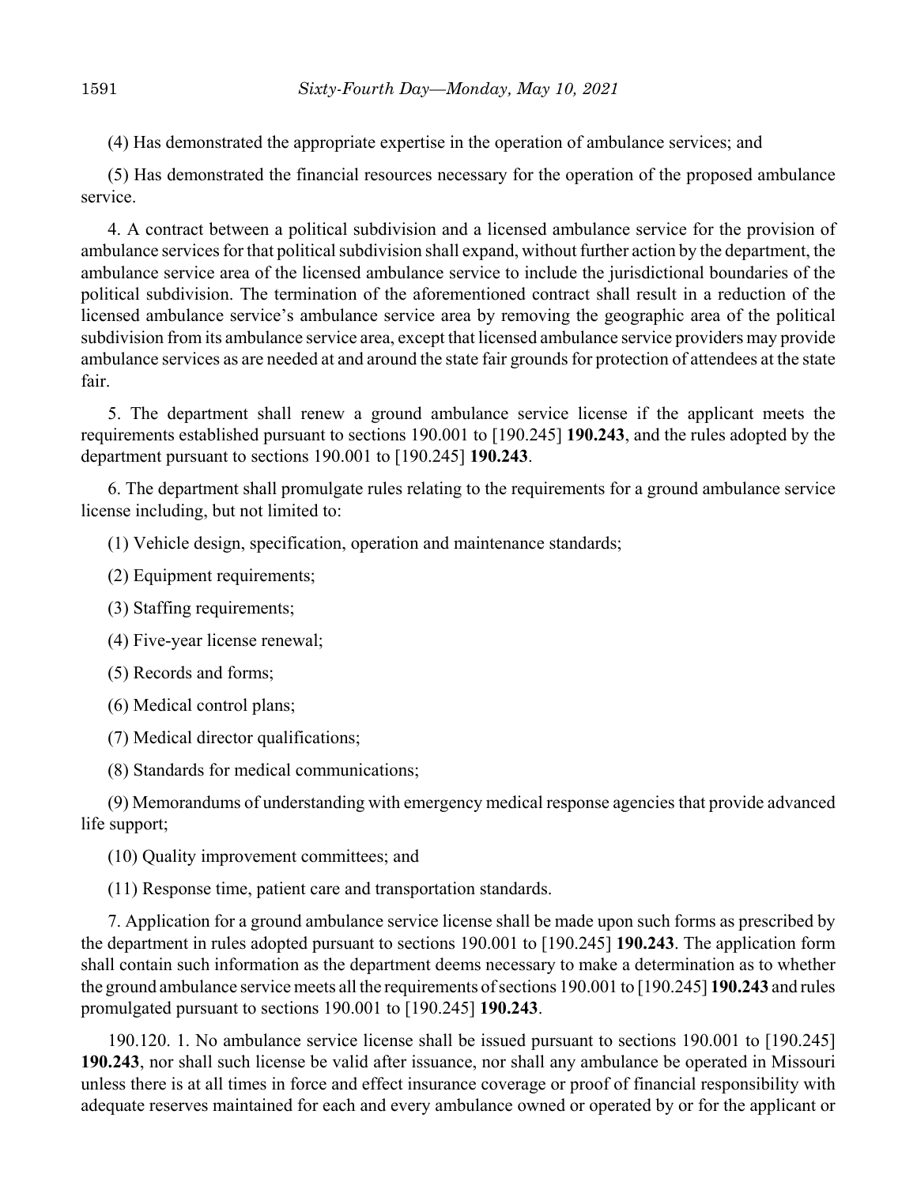(4) Has demonstrated the appropriate expertise in the operation of ambulance services; and

(5) Has demonstrated the financial resources necessary for the operation of the proposed ambulance service.

4. A contract between a political subdivision and a licensed ambulance service for the provision of ambulance services for that political subdivision shall expand, without further action by the department, the ambulance service area of the licensed ambulance service to include the jurisdictional boundaries of the political subdivision. The termination of the aforementioned contract shall result in a reduction of the licensed ambulance service's ambulance service area by removing the geographic area of the political subdivision from its ambulance service area, except that licensed ambulance service providers may provide ambulance services as are needed at and around the state fair grounds for protection of attendees at the state fair.

5. The department shall renew a ground ambulance service license if the applicant meets the requirements established pursuant to sections 190.001 to [190.245] **190.243**, and the rules adopted by the department pursuant to sections 190.001 to [190.245] **190.243**.

6. The department shall promulgate rules relating to the requirements for a ground ambulance service license including, but not limited to:

(1) Vehicle design, specification, operation and maintenance standards;

(2) Equipment requirements;

(3) Staffing requirements;

(4) Five-year license renewal;

(5) Records and forms;

(6) Medical control plans;

(7) Medical director qualifications;

(8) Standards for medical communications;

(9) Memorandums of understanding with emergency medical response agencies that provide advanced life support;

(10) Quality improvement committees; and

(11) Response time, patient care and transportation standards.

7. Application for a ground ambulance service license shall be made upon such forms as prescribed by the department in rules adopted pursuant to sections 190.001 to [190.245] **190.243**. The application form shall contain such information as the department deems necessary to make a determination as to whether the ground ambulance service meets all the requirements of sections 190.001 to [190.245] **190.243** and rules promulgated pursuant to sections 190.001 to [190.245] **190.243**.

190.120. 1. No ambulance service license shall be issued pursuant to sections 190.001 to [190.245] **190.243**, nor shall such license be valid after issuance, nor shall any ambulance be operated in Missouri unless there is at all times in force and effect insurance coverage or proof of financial responsibility with adequate reserves maintained for each and every ambulance owned or operated by or for the applicant or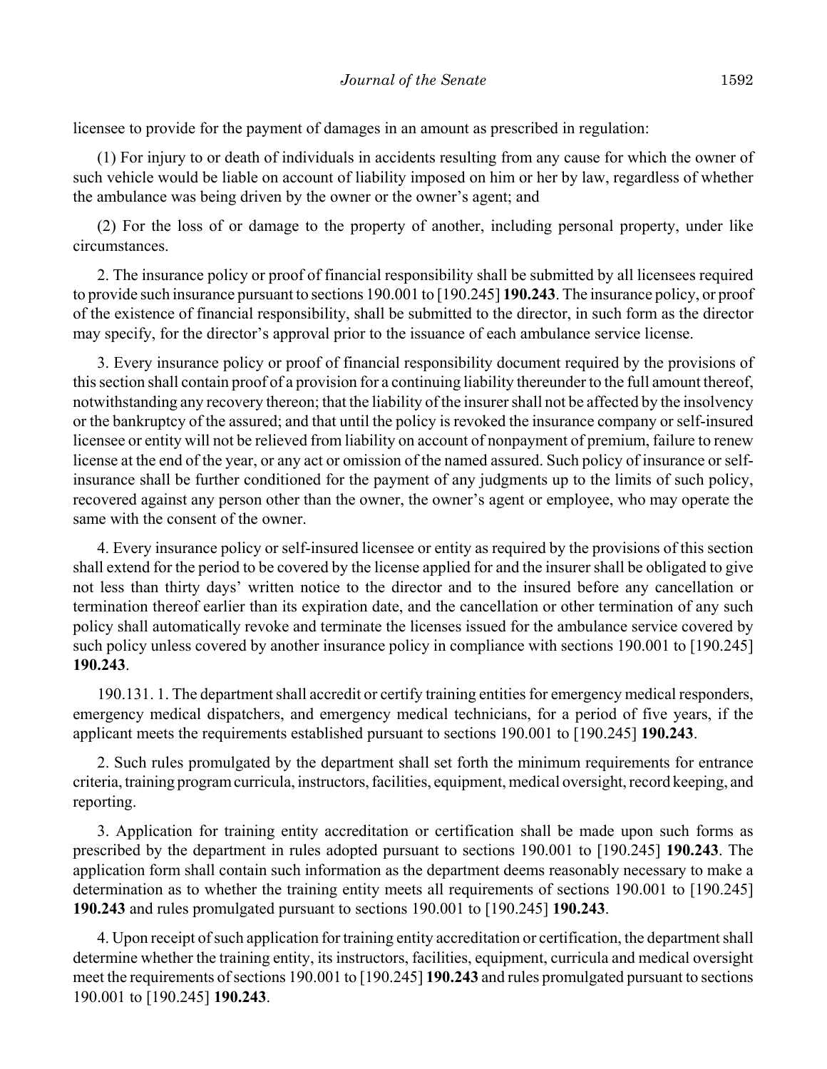licensee to provide for the payment of damages in an amount as prescribed in regulation:

(1) For injury to or death of individuals in accidents resulting from any cause for which the owner of such vehicle would be liable on account of liability imposed on him or her by law, regardless of whether the ambulance was being driven by the owner or the owner's agent; and

(2) For the loss of or damage to the property of another, including personal property, under like circumstances.

2. The insurance policy or proof of financial responsibility shall be submitted by all licensees required to provide such insurance pursuant to sections 190.001 to [190.245] **190.243**. The insurance policy, or proof of the existence of financial responsibility, shall be submitted to the director, in such form as the director may specify, for the director's approval prior to the issuance of each ambulance service license.

3. Every insurance policy or proof of financial responsibility document required by the provisions of this section shall contain proof of a provision for a continuing liability thereunder to the full amount thereof, notwithstanding any recovery thereon; that the liability of the insurer shall not be affected by the insolvency or the bankruptcy of the assured; and that until the policy is revoked the insurance company or self-insured licensee or entity will not be relieved from liability on account of nonpayment of premium, failure to renew license at the end of the year, or any act or omission of the named assured. Such policy of insurance or self-insurance shall be further conditioned for the payment of any judgments up to the limits of such policy, recovered against any person other than the owner, the owner's agent or employee, who may operate the same with the consent of the owner.

4. Every insurance policy or self-insured licensee or entity as required by the provisions of this section shall extend for the period to be covered by the license applied for and the insurer shall be obligated to give not less than thirty days' written notice to the director and to the insured before any cancellation or termination thereof earlier than its expiration date, and the cancellation or other termination of any such policy shall automatically revoke and terminate the licenses issued for the ambulance service covered by such policy unless covered by another insurance policy in compliance with sections 190.001 to [190.245] **190.243**.

190.131. 1. The department shall accredit or certify training entities for emergency medical responders, emergency medical dispatchers, and emergency medical technicians, for a period of five years, if the applicant meets the requirements established pursuant to sections 190.001 to [190.245] **190.243**.

2. Such rules promulgated by the department shall set forth the minimum requirements for entrance criteria, training program curricula, instructors, facilities, equipment, medical oversight, record keeping, and reporting.

3. Application for training entity accreditation or certification shall be made upon such forms as prescribed by the department in rules adopted pursuant to sections 190.001 to [190.245] **190.243**. The application form shall contain such information as the department deems reasonably necessary to make a determination as to whether the training entity meets all requirements of sections 190.001 to [190.245] **190.243** and rules promulgated pursuant to sections 190.001 to [190.245] **190.243**.

4. Upon receipt of such application for training entity accreditation or certification, the department shall determine whether the training entity, its instructors, facilities, equipment, curricula and medical oversight meet the requirements of sections 190.001 to [190.245] **190.243** and rules promulgated pursuant to sections 190.001 to [190.245] **190.243**.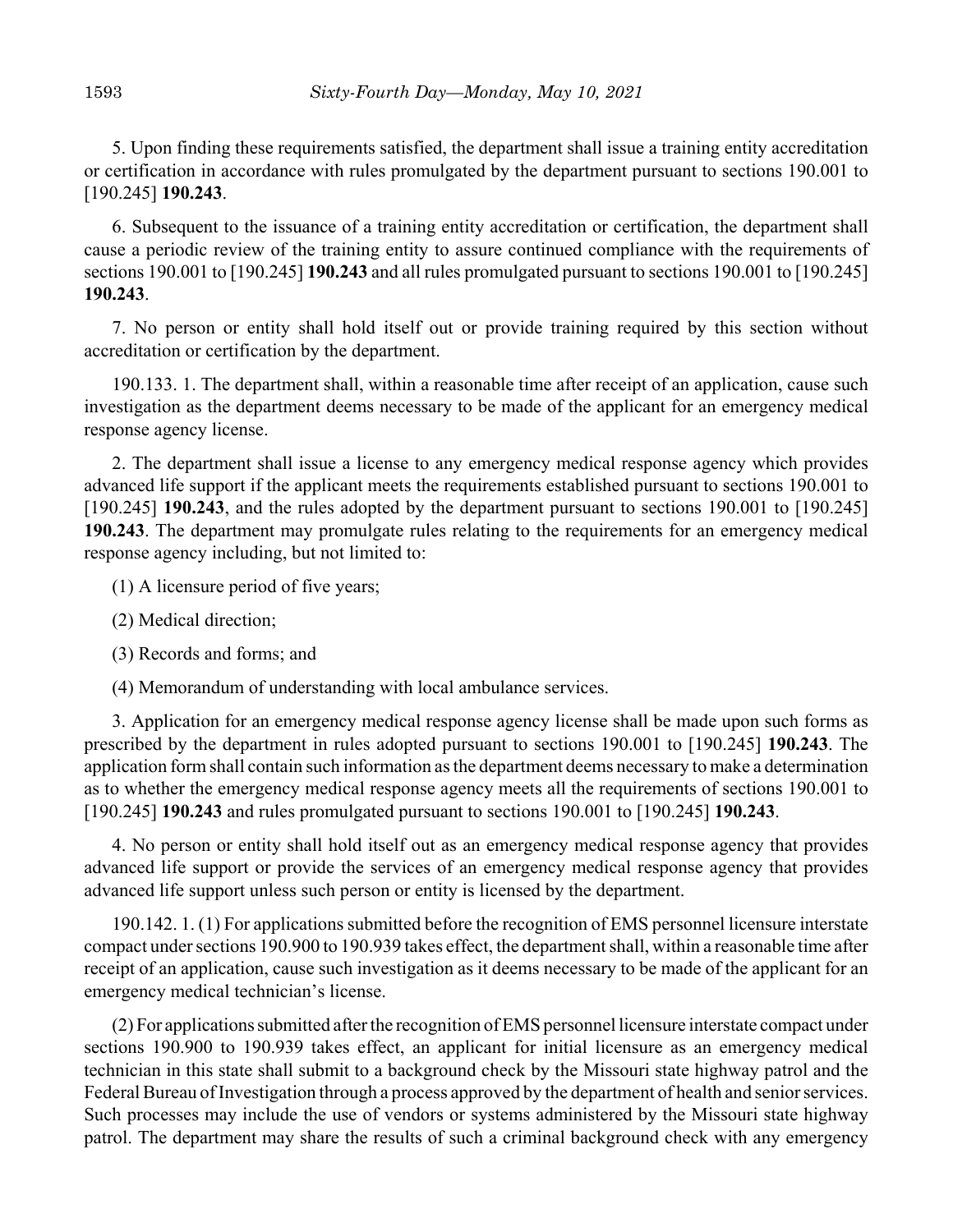5. Upon finding these requirements satisfied, the department shall issue a training entity accreditation or certification in accordance with rules promulgated by the department pursuant to sections 190.001 to [190.245] **190.243**.

6. Subsequent to the issuance of a training entity accreditation or certification, the department shall cause a periodic review of the training entity to assure continued compliance with the requirements of sections 190.001 to [190.245] **190.243** and all rules promulgated pursuant to sections 190.001 to [190.245] **190.243**.

7. No person or entity shall hold itself out or provide training required by this section without accreditation or certification by the department.

190.133. 1. The department shall, within a reasonable time after receipt of an application, cause such investigation as the department deems necessary to be made of the applicant for an emergency medical response agency license.

2. The department shall issue a license to any emergency medical response agency which provides advanced life support if the applicant meets the requirements established pursuant to sections 190.001 to [190.245] **190.243**, and the rules adopted by the department pursuant to sections 190.001 to [190.245] **190.243**. The department may promulgate rules relating to the requirements for an emergency medical response agency including, but not limited to:

(1) A licensure period of five years;

(2) Medical direction;

(3) Records and forms; and

(4) Memorandum of understanding with local ambulance services.

3. Application for an emergency medical response agency license shall be made upon such forms as prescribed by the department in rules adopted pursuant to sections 190.001 to [190.245] **190.243**. The application form shall contain such information as the department deems necessary to make a determination as to whether the emergency medical response agency meets all the requirements of sections 190.001 to [190.245] **190.243** and rules promulgated pursuant to sections 190.001 to [190.245] **190.243**.

4. No person or entity shall hold itself out as an emergency medical response agency that provides advanced life support or provide the services of an emergency medical response agency that provides advanced life support unless such person or entity is licensed by the department.

190.142. 1. (1) For applications submitted before the recognition of EMS personnel licensure interstate compact under sections 190.900 to 190.939 takes effect, the department shall, within a reasonable time after receipt of an application, cause such investigation as it deems necessary to be made of the applicant for an emergency medical technician's license.

(2) For applications submitted after the recognition of EMS personnel licensure interstate compact under sections 190.900 to 190.939 takes effect, an applicant for initial licensure as an emergency medical technician in this state shall submit to a background check by the Missouri state highway patrol and the Federal Bureau of Investigation through a process approved by the department of health and senior services. Such processes may include the use of vendors or systems administered by the Missouri state highway patrol. The department may share the results of such a criminal background check with any emergency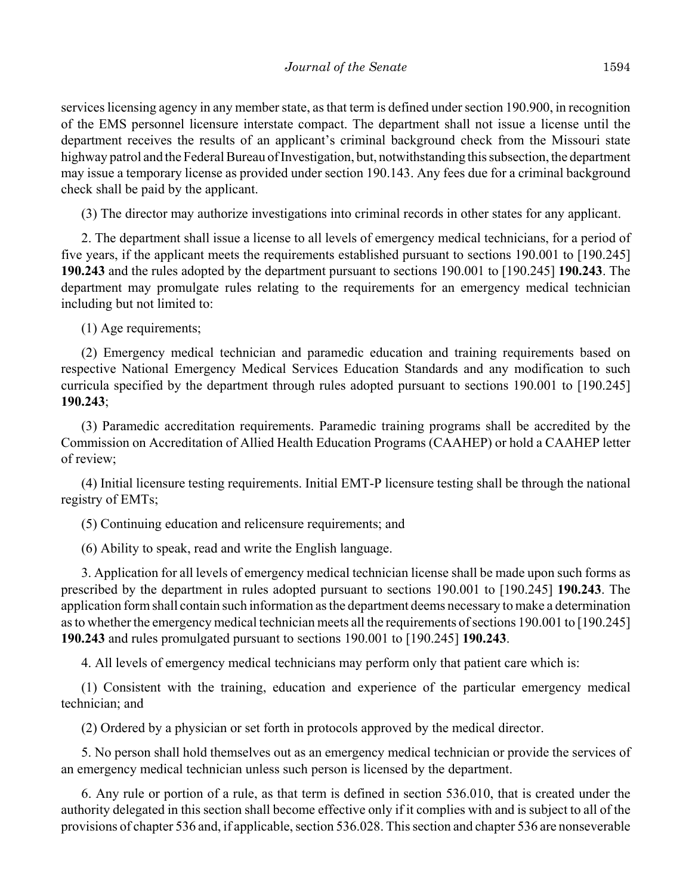services licensing agency in any member state, as that term is defined under section 190.900, in recognition of the EMS personnel licensure interstate compact. The department shall not issue a license until the department receives the results of an applicant's criminal background check from the Missouri state highway patrol and the Federal Bureau of Investigation, but, notwithstanding this subsection, the department may issue a temporary license as provided under section 190.143. Any fees due for a criminal background check shall be paid by the applicant.

(3) The director may authorize investigations into criminal records in other states for any applicant.

2. The department shall issue a license to all levels of emergency medical technicians, for a period of five years, if the applicant meets the requirements established pursuant to sections 190.001 to [190.245] **190.243** and the rules adopted by the department pursuant to sections 190.001 to [190.245] **190.243**. The department may promulgate rules relating to the requirements for an emergency medical technician including but not limited to:

(1) Age requirements;

(2) Emergency medical technician and paramedic education and training requirements based on respective National Emergency Medical Services Education Standards and any modification to such curricula specified by the department through rules adopted pursuant to sections 190.001 to [190.245] **190.243**;

(3) Paramedic accreditation requirements. Paramedic training programs shall be accredited by the Commission on Accreditation of Allied Health Education Programs (CAAHEP) or hold a CAAHEP letter of review;

(4) Initial licensure testing requirements. Initial EMT-P licensure testing shall be through the national registry of EMTs;

(5) Continuing education and relicensure requirements; and

(6) Ability to speak, read and write the English language.

3. Application for all levels of emergency medical technician license shall be made upon such forms as prescribed by the department in rules adopted pursuant to sections 190.001 to [190.245] **190.243**. The application form shall contain such information as the department deems necessary to make a determination as to whether the emergency medical technician meets all the requirements of sections 190.001 to [190.245] **190.243** and rules promulgated pursuant to sections 190.001 to [190.245] **190.243**.

4. All levels of emergency medical technicians may perform only that patient care which is:

(1) Consistent with the training, education and experience of the particular emergency medical technician; and

(2) Ordered by a physician or set forth in protocols approved by the medical director.

5. No person shall hold themselves out as an emergency medical technician or provide the services of an emergency medical technician unless such person is licensed by the department.

6. Any rule or portion of a rule, as that term is defined in section 536.010, that is created under the authority delegated in this section shall become effective only if it complies with and is subject to all of the provisions of chapter 536 and, if applicable, section 536.028. This section and chapter 536 are nonseverable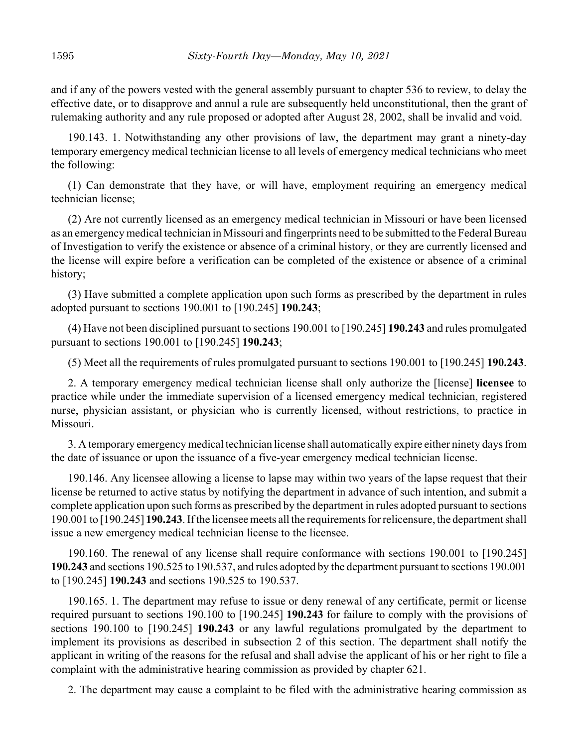and if any of the powers vested with the general assembly pursuant to chapter 536 to review, to delay the effective date, or to disapprove and annul a rule are subsequently held unconstitutional, then the grant of rulemaking authority and any rule proposed or adopted after August 28, 2002, shall be invalid and void.

190.143. 1. Notwithstanding any other provisions of law, the department may grant a ninety-day temporary emergency medical technician license to all levels of emergency medical technicians who meet the following:

(1) Can demonstrate that they have, or will have, employment requiring an emergency medical technician license;

(2) Are not currently licensed as an emergency medical technician in Missouri or have been licensed as an emergency medical technician in Missouri and fingerprints need to be submitted to the Federal Bureau of Investigation to verify the existence or absence of a criminal history, or they are currently licensed and the license will expire before a verification can be completed of the existence or absence of a criminal history;

(3) Have submitted a complete application upon such forms as prescribed by the department in rules adopted pursuant to sections 190.001 to [190.245] **190.243**;

(4) Have not been disciplined pursuant to sections 190.001 to [190.245] **190.243** and rules promulgated pursuant to sections 190.001 to [190.245] **190.243**;

(5) Meet all the requirements of rules promulgated pursuant to sections 190.001 to [190.245] **190.243**.

2. A temporary emergency medical technician license shall only authorize the [license] **licensee** to practice while under the immediate supervision of a licensed emergency medical technician, registered nurse, physician assistant, or physician who is currently licensed, without restrictions, to practice in Missouri.

3. A temporary emergency medical technician license shall automatically expire either ninety days from the date of issuance or upon the issuance of a five-year emergency medical technician license.

190.146. Any licensee allowing a license to lapse may within two years of the lapse request that their license be returned to active status by notifying the department in advance of such intention, and submit a complete application upon such forms as prescribed by the department in rules adopted pursuant to sections 190.001 to [190.245] **190.243**. If the licensee meets all the requirements for relicensure, the department shall issue a new emergency medical technician license to the licensee.

190.160. The renewal of any license shall require conformance with sections 190.001 to [190.245] **190.243** and sections 190.525 to 190.537, and rules adopted by the department pursuant to sections 190.001 to [190.245] **190.243** and sections 190.525 to 190.537.

190.165. 1. The department may refuse to issue or deny renewal of any certificate, permit or license required pursuant to sections 190.100 to [190.245] **190.243** for failure to comply with the provisions of sections 190.100 to [190.245] **190.243** or any lawful regulations promulgated by the department to implement its provisions as described in subsection 2 of this section. The department shall notify the applicant in writing of the reasons for the refusal and shall advise the applicant of his or her right to file a complaint with the administrative hearing commission as provided by chapter 621.

2. The department may cause a complaint to be filed with the administrative hearing commission as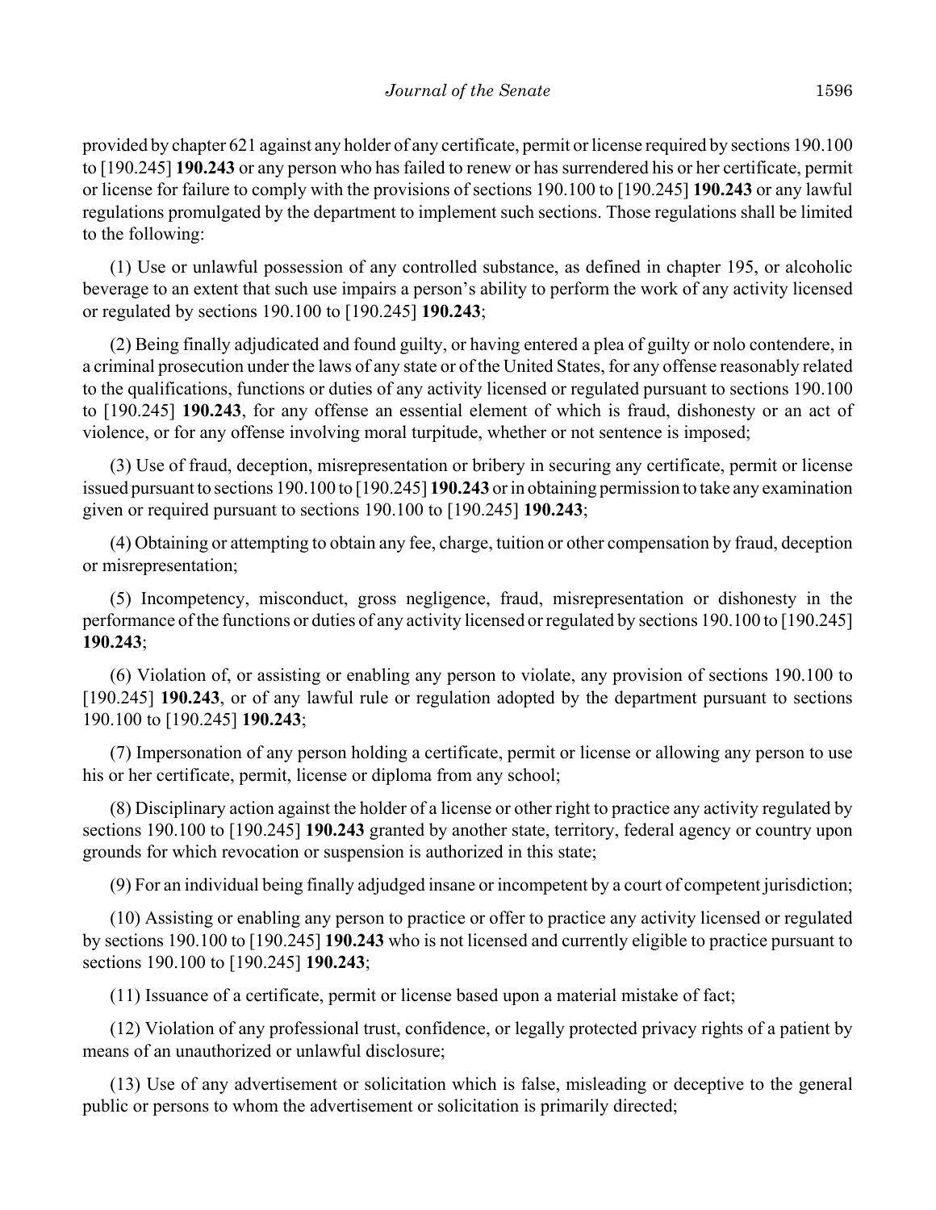provided by chapter 621 against any holder of any certificate, permit or license required by sections 190.100 to [190.245] **190.243** or any person who has failed to renew or has surrendered his or her certificate, permit or license for failure to comply with the provisions of sections 190.100 to [190.245] **190.243** or any lawful regulations promulgated by the department to implement such sections. Those regulations shall be limited to the following:

(1) Use or unlawful possession of any controlled substance, as defined in chapter 195, or alcoholic beverage to an extent that such use impairs a person's ability to perform the work of any activity licensed or regulated by sections 190.100 to [190.245] **190.243**;

(2) Being finally adjudicated and found guilty, or having entered a plea of guilty or nolo contendere, in a criminal prosecution under the laws of any state or of the United States, for any offense reasonably related to the qualifications, functions or duties of any activity licensed or regulated pursuant to sections 190.100 to [190.245] **190.243**, for any offense an essential element of which is fraud, dishonesty or an act of violence, or for any offense involving moral turpitude, whether or not sentence is imposed;

(3) Use of fraud, deception, misrepresentation or bribery in securing any certificate, permit or license issued pursuant to sections 190.100 to [190.245] **190.243** or in obtaining permission to take any examination given or required pursuant to sections 190.100 to [190.245] **190.243**;

(4) Obtaining or attempting to obtain any fee, charge, tuition or other compensation by fraud, deception or misrepresentation;

(5) Incompetency, misconduct, gross negligence, fraud, misrepresentation or dishonesty in the performance of the functions or duties of any activity licensed or regulated by sections 190.100 to [190.245] **190.243**;

(6) Violation of, or assisting or enabling any person to violate, any provision of sections 190.100 to [190.245] **190.243**, or of any lawful rule or regulation adopted by the department pursuant to sections 190.100 to [190.245] **190.243**;

(7) Impersonation of any person holding a certificate, permit or license or allowing any person to use his or her certificate, permit, license or diploma from any school;

(8) Disciplinary action against the holder of a license or other right to practice any activity regulated by sections 190.100 to [190.245] **190.243** granted by another state, territory, federal agency or country upon grounds for which revocation or suspension is authorized in this state;

(9) For an individual being finally adjudged insane or incompetent by a court of competent jurisdiction;

(10) Assisting or enabling any person to practice or offer to practice any activity licensed or regulated by sections 190.100 to [190.245] **190.243** who is not licensed and currently eligible to practice pursuant to sections 190.100 to [190.245] **190.243**;

(11) Issuance of a certificate, permit or license based upon a material mistake of fact;

(12) Violation of any professional trust, confidence, or legally protected privacy rights of a patient by means of an unauthorized or unlawful disclosure;

(13) Use of any advertisement or solicitation which is false, misleading or deceptive to the general public or persons to whom the advertisement or solicitation is primarily directed;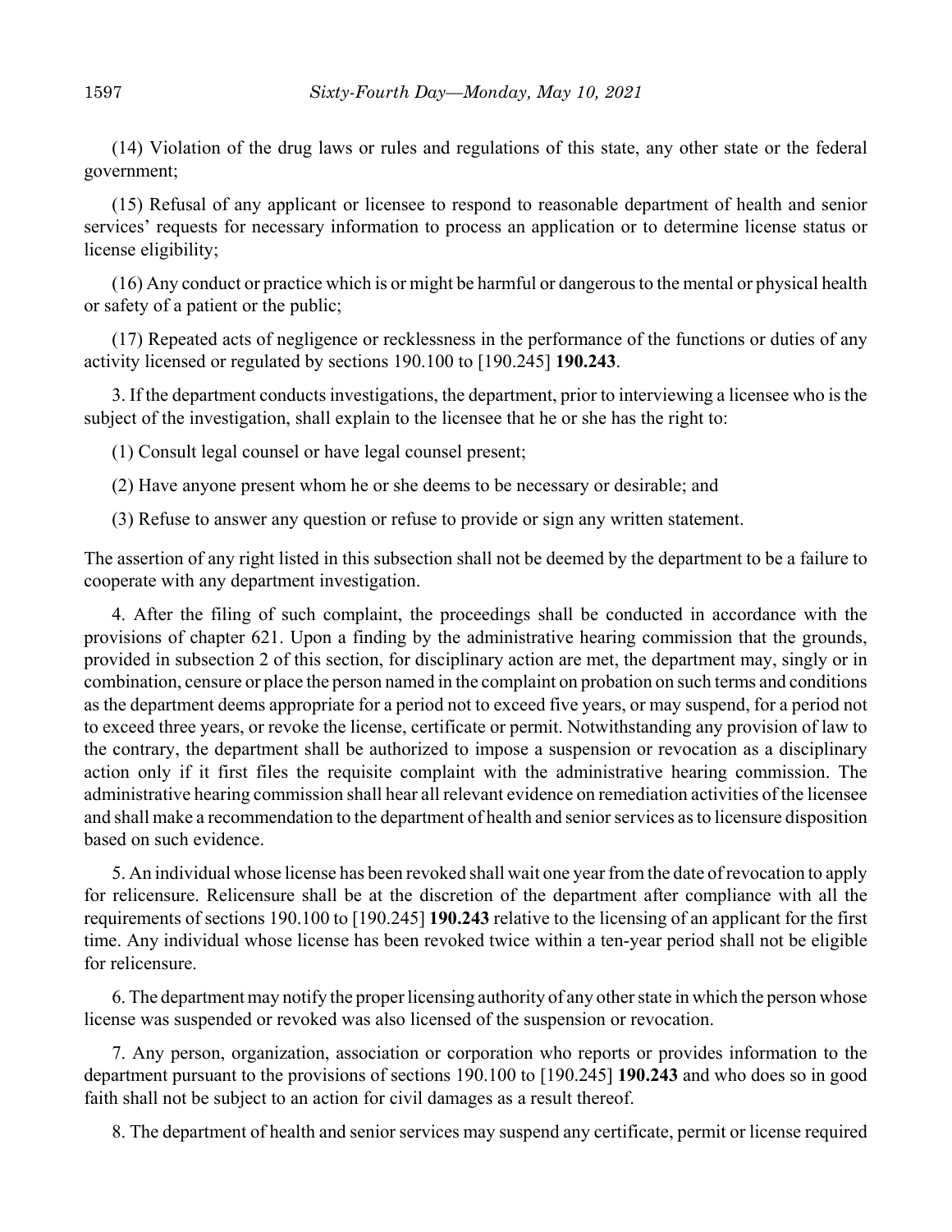(14) Violation of the drug laws or rules and regulations of this state, any other state or the federal government;

(15) Refusal of any applicant or licensee to respond to reasonable department of health and senior services' requests for necessary information to process an application or to determine license status or license eligibility;

(16) Any conduct or practice which is or might be harmful or dangerous to the mental or physical health or safety of a patient or the public;

(17) Repeated acts of negligence or recklessness in the performance of the functions or duties of any activity licensed or regulated by sections 190.100 to [190.245] **190.243**.

3. If the department conducts investigations, the department, prior to interviewing a licensee who is the subject of the investigation, shall explain to the licensee that he or she has the right to:

(1) Consult legal counsel or have legal counsel present;

(2) Have anyone present whom he or she deems to be necessary or desirable; and

(3) Refuse to answer any question or refuse to provide or sign any written statement.

The assertion of any right listed in this subsection shall not be deemed by the department to be a failure to cooperate with any department investigation.

4. After the filing of such complaint, the proceedings shall be conducted in accordance with the provisions of chapter 621. Upon a finding by the administrative hearing commission that the grounds, provided in subsection 2 of this section, for disciplinary action are met, the department may, singly or in combination, censure or place the person named in the complaint on probation on such terms and conditions as the department deems appropriate for a period not to exceed five years, or may suspend, for a period not to exceed three years, or revoke the license, certificate or permit. Notwithstanding any provision of law to the contrary, the department shall be authorized to impose a suspension or revocation as a disciplinary action only if it first files the requisite complaint with the administrative hearing commission. The administrative hearing commission shall hear all relevant evidence on remediation activities of the licensee and shall make a recommendation to the department of health and senior services as to licensure disposition based on such evidence.

5. An individual whose license has been revoked shall wait one year from the date of revocation to apply for relicensure. Relicensure shall be at the discretion of the department after compliance with all the requirements of sections 190.100 to [190.245] **190.243** relative to the licensing of an applicant for the first time. Any individual whose license has been revoked twice within a ten-year period shall not be eligible for relicensure.

6. The department may notify the proper licensing authority of any other state in which the person whose license was suspended or revoked was also licensed of the suspension or revocation.

7. Any person, organization, association or corporation who reports or provides information to the department pursuant to the provisions of sections 190.100 to [190.245] **190.243** and who does so in good faith shall not be subject to an action for civil damages as a result thereof.

8. The department of health and senior services may suspend any certificate, permit or license required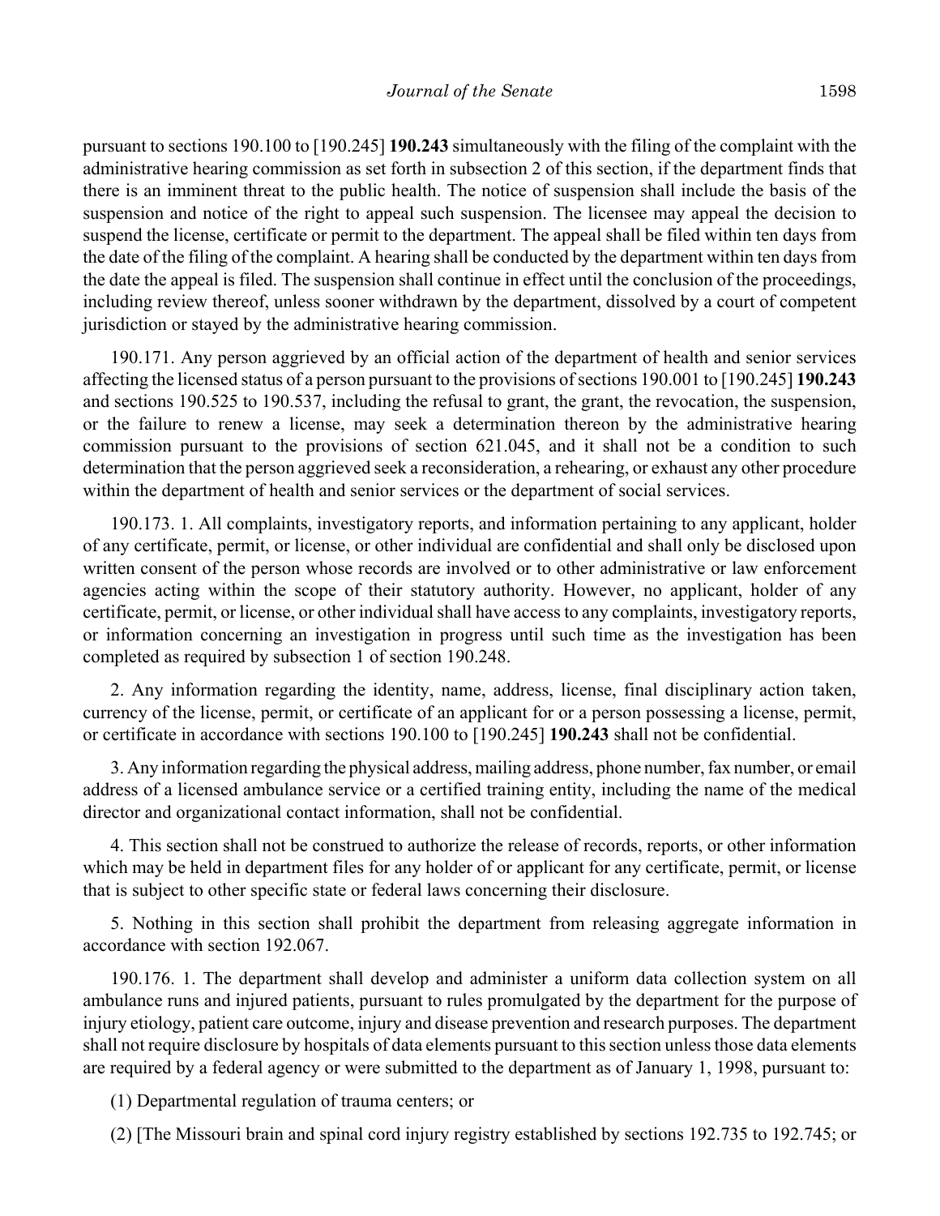pursuant to sections 190.100 to [190.245] **190.243** simultaneously with the filing of the complaint with the administrative hearing commission as set forth in subsection 2 of this section, if the department finds that there is an imminent threat to the public health. The notice of suspension shall include the basis of the suspension and notice of the right to appeal such suspension. The licensee may appeal the decision to suspend the license, certificate or permit to the department. The appeal shall be filed within ten days from the date of the filing of the complaint. A hearing shall be conducted by the department within ten days from the date the appeal is filed. The suspension shall continue in effect until the conclusion of the proceedings, including review thereof, unless sooner withdrawn by the department, dissolved by a court of competent jurisdiction or stayed by the administrative hearing commission.

190.171. Any person aggrieved by an official action of the department of health and senior services affecting the licensed status of a person pursuant to the provisions of sections 190.001 to [190.245] **190.243** and sections 190.525 to 190.537, including the refusal to grant, the grant, the revocation, the suspension, or the failure to renew a license, may seek a determination thereon by the administrative hearing commission pursuant to the provisions of section 621.045, and it shall not be a condition to such determination that the person aggrieved seek a reconsideration, a rehearing, or exhaust any other procedure within the department of health and senior services or the department of social services.

190.173. 1. All complaints, investigatory reports, and information pertaining to any applicant, holder of any certificate, permit, or license, or other individual are confidential and shall only be disclosed upon written consent of the person whose records are involved or to other administrative or law enforcement agencies acting within the scope of their statutory authority. However, no applicant, holder of any certificate, permit, or license, or other individual shall have access to any complaints, investigatory reports, or information concerning an investigation in progress until such time as the investigation has been completed as required by subsection 1 of section 190.248.

2. Any information regarding the identity, name, address, license, final disciplinary action taken, currency of the license, permit, or certificate of an applicant for or a person possessing a license, permit, or certificate in accordance with sections 190.100 to [190.245] **190.243** shall not be confidential.

3. Any information regarding the physical address, mailing address, phone number, fax number, or email address of a licensed ambulance service or a certified training entity, including the name of the medical director and organizational contact information, shall not be confidential.

4. This section shall not be construed to authorize the release of records, reports, or other information which may be held in department files for any holder of or applicant for any certificate, permit, or license that is subject to other specific state or federal laws concerning their disclosure.

5. Nothing in this section shall prohibit the department from releasing aggregate information in accordance with section 192.067.

190.176. 1. The department shall develop and administer a uniform data collection system on all ambulance runs and injured patients, pursuant to rules promulgated by the department for the purpose of injury etiology, patient care outcome, injury and disease prevention and research purposes. The department shall not require disclosure by hospitals of data elements pursuant to this section unless those data elements are required by a federal agency or were submitted to the department as of January 1, 1998, pursuant to:

(1) Departmental regulation of trauma centers; or

(2) [The Missouri brain and spinal cord injury registry established by sections 192.735 to 192.745; or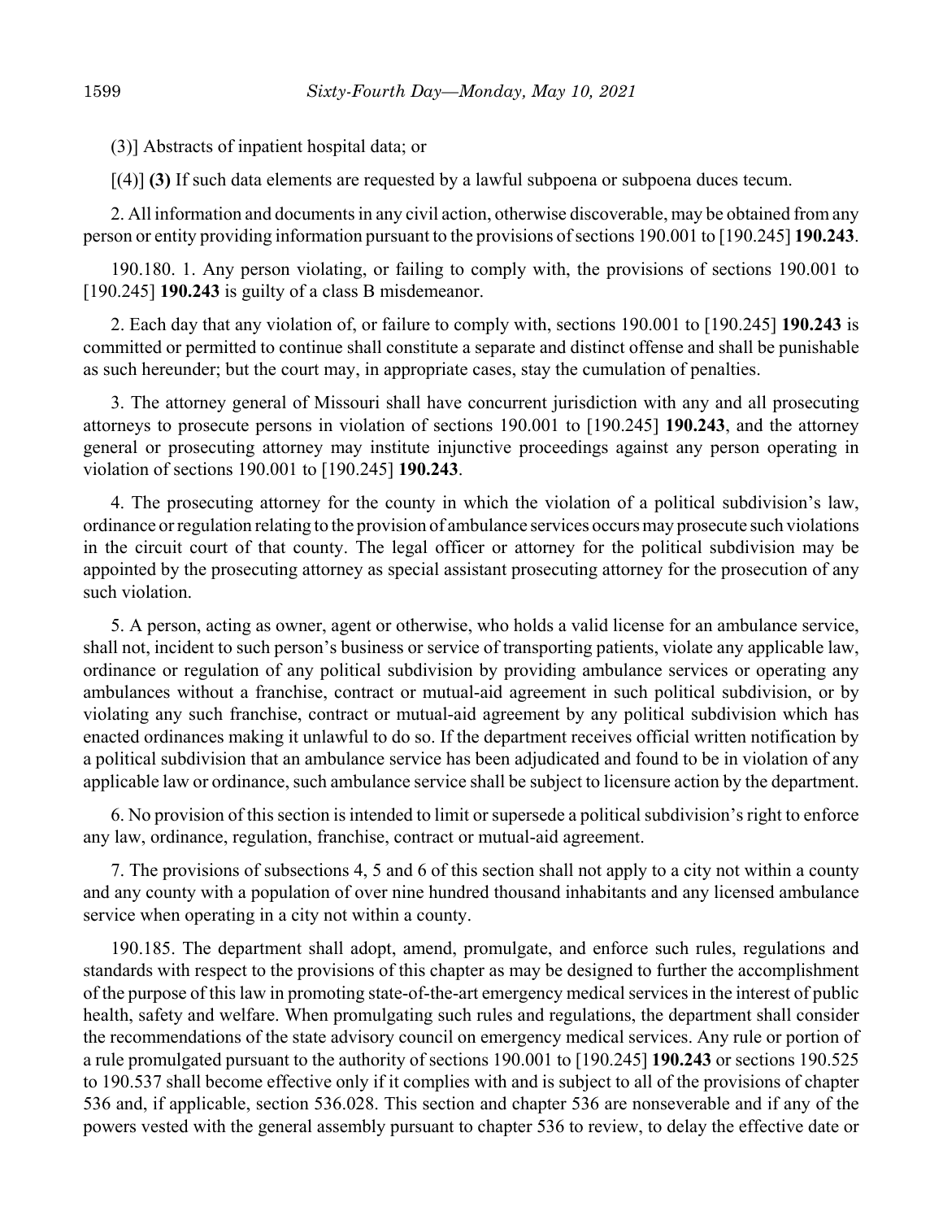(3)] Abstracts of inpatient hospital data; or

[(4)] **(3)** If such data elements are requested by a lawful subpoena or subpoena duces tecum.

2. All information and documents in any civil action, otherwise discoverable, may be obtained from any person or entity providing information pursuant to the provisions of sections 190.001 to [190.245] **190.243**.

190.180. 1. Any person violating, or failing to comply with, the provisions of sections 190.001 to [190.245] **190.243** is guilty of a class B misdemeanor.

2. Each day that any violation of, or failure to comply with, sections 190.001 to [190.245] **190.243** is committed or permitted to continue shall constitute a separate and distinct offense and shall be punishable as such hereunder; but the court may, in appropriate cases, stay the cumulation of penalties.

3. The attorney general of Missouri shall have concurrent jurisdiction with any and all prosecuting attorneys to prosecute persons in violation of sections 190.001 to [190.245] **190.243**, and the attorney general or prosecuting attorney may institute injunctive proceedings against any person operating in violation of sections 190.001 to [190.245] **190.243**.

4. The prosecuting attorney for the county in which the violation of a political subdivision's law, ordinance or regulation relating to the provision of ambulance services occurs may prosecute such violations in the circuit court of that county. The legal officer or attorney for the political subdivision may be appointed by the prosecuting attorney as special assistant prosecuting attorney for the prosecution of any such violation.

5. A person, acting as owner, agent or otherwise, who holds a valid license for an ambulance service, shall not, incident to such person's business or service of transporting patients, violate any applicable law, ordinance or regulation of any political subdivision by providing ambulance services or operating any ambulances without a franchise, contract or mutual-aid agreement in such political subdivision, or by violating any such franchise, contract or mutual-aid agreement by any political subdivision which has enacted ordinances making it unlawful to do so. If the department receives official written notification by a political subdivision that an ambulance service has been adjudicated and found to be in violation of any applicable law or ordinance, such ambulance service shall be subject to licensure action by the department.

6. No provision of this section is intended to limit or supersede a political subdivision's right to enforce any law, ordinance, regulation, franchise, contract or mutual-aid agreement.

7. The provisions of subsections 4, 5 and 6 of this section shall not apply to a city not within a county and any county with a population of over nine hundred thousand inhabitants and any licensed ambulance service when operating in a city not within a county.

190.185. The department shall adopt, amend, promulgate, and enforce such rules, regulations and standards with respect to the provisions of this chapter as may be designed to further the accomplishment of the purpose of this law in promoting state-of-the-art emergency medical services in the interest of public health, safety and welfare. When promulgating such rules and regulations, the department shall consider the recommendations of the state advisory council on emergency medical services. Any rule or portion of a rule promulgated pursuant to the authority of sections 190.001 to [190.245] **190.243** or sections 190.525 to 190.537 shall become effective only if it complies with and is subject to all of the provisions of chapter 536 and, if applicable, section 536.028. This section and chapter 536 are nonseverable and if any of the powers vested with the general assembly pursuant to chapter 536 to review, to delay the effective date or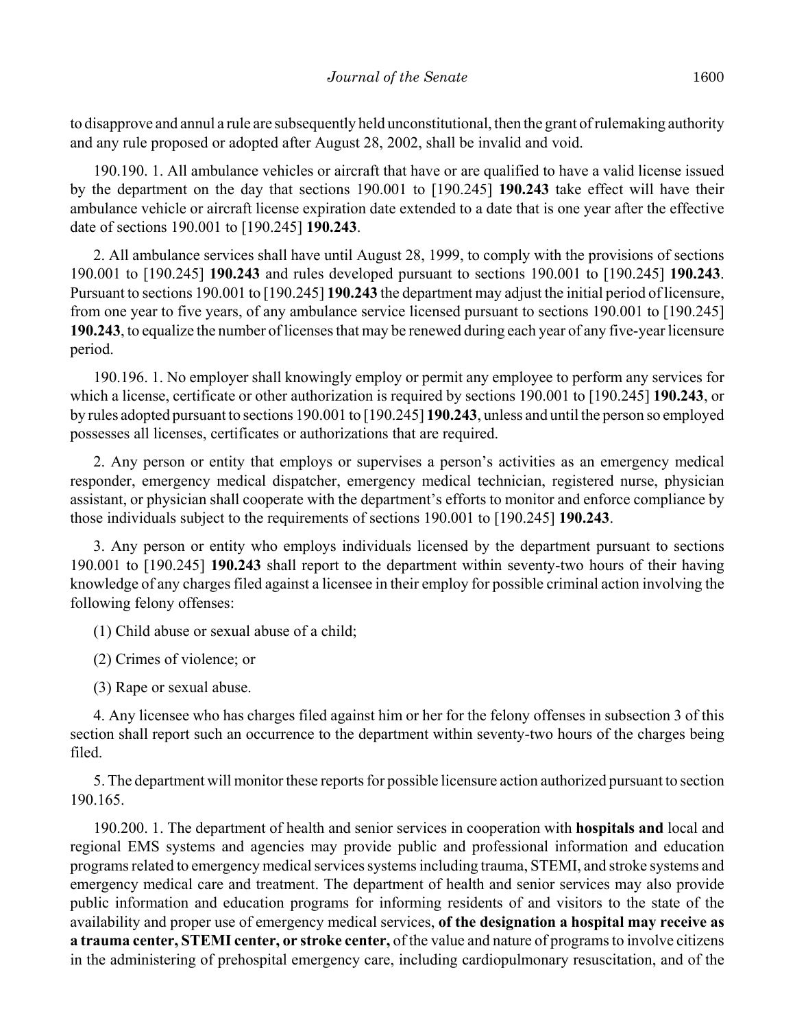to disapprove and annul a rule are subsequently held unconstitutional, then the grant of rulemaking authority and any rule proposed or adopted after August 28, 2002, shall be invalid and void.

190.190. 1. All ambulance vehicles or aircraft that have or are qualified to have a valid license issued by the department on the day that sections 190.001 to [190.245] **190.243** take effect will have their ambulance vehicle or aircraft license expiration date extended to a date that is one year after the effective date of sections 190.001 to [190.245] **190.243**.

2. All ambulance services shall have until August 28, 1999, to comply with the provisions of sections 190.001 to [190.245] **190.243** and rules developed pursuant to sections 190.001 to [190.245] **190.243**. Pursuant to sections 190.001 to [190.245] **190.243** the department may adjust the initial period of licensure, from one year to five years, of any ambulance service licensed pursuant to sections 190.001 to [190.245] **190.243**, to equalize the number of licenses that may be renewed during each year of any five-year licensure period.

190.196. 1. No employer shall knowingly employ or permit any employee to perform any services for which a license, certificate or other authorization is required by sections 190.001 to [190.245] **190.243**, or by rules adopted pursuant to sections 190.001 to [190.245] **190.243**, unless and until the person so employed possesses all licenses, certificates or authorizations that are required.

2. Any person or entity that employs or supervises a person's activities as an emergency medical responder, emergency medical dispatcher, emergency medical technician, registered nurse, physician assistant, or physician shall cooperate with the department's efforts to monitor and enforce compliance by those individuals subject to the requirements of sections 190.001 to [190.245] **190.243**.

3. Any person or entity who employs individuals licensed by the department pursuant to sections 190.001 to [190.245] **190.243** shall report to the department within seventy-two hours of their having knowledge of any charges filed against a licensee in their employ for possible criminal action involving the following felony offenses:

(1) Child abuse or sexual abuse of a child;

(2) Crimes of violence; or

(3) Rape or sexual abuse.

4. Any licensee who has charges filed against him or her for the felony offenses in subsection 3 of this section shall report such an occurrence to the department within seventy-two hours of the charges being filed.

5. The department will monitor these reports for possible licensure action authorized pursuant to section 190.165.

190.200. 1. The department of health and senior services in cooperation with **hospitals and** local and regional EMS systems and agencies may provide public and professional information and education programs related to emergency medical services systems including trauma, STEMI, and stroke systems and emergency medical care and treatment. The department of health and senior services may also provide public information and education programs for informing residents of and visitors to the state of the availability and proper use of emergency medical services, **of the designation a hospital may receive as a trauma center, STEMI center, or stroke center,** of the value and nature of programs to involve citizens in the administering of prehospital emergency care, including cardiopulmonary resuscitation, and of the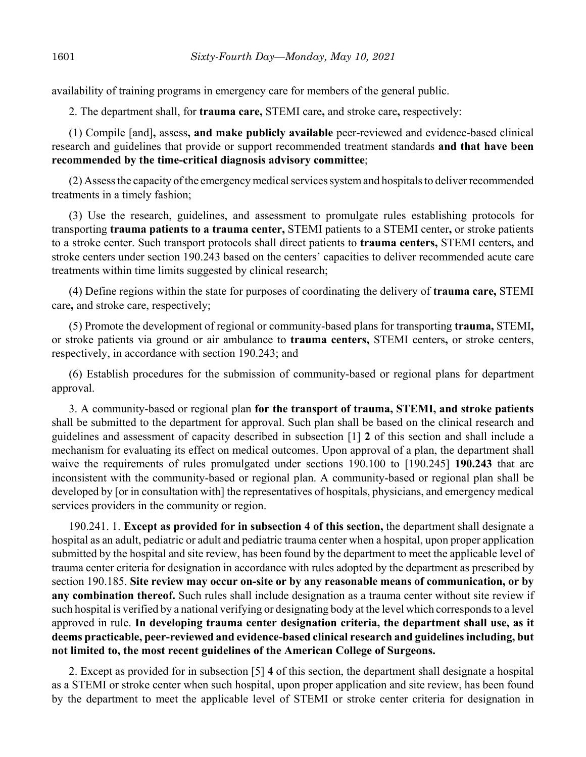availability of training programs in emergency care for members of the general public.

2. The department shall, for **trauma care,** STEMI care**,** and stroke care**,** respectively:

(1) Compile [and]**,** assess**, and make publicly available** peer-reviewed and evidence-based clinical research and guidelines that provide or support recommended treatment standards **and that have been recommended by the time-critical diagnosis advisory committee**;

(2) Assess the capacity of the emergency medical services system and hospitals to deliver recommended treatments in a timely fashion;

(3) Use the research, guidelines, and assessment to promulgate rules establishing protocols for transporting **trauma patients to a trauma center,** STEMI patients to a STEMI center**,** or stroke patients to a stroke center. Such transport protocols shall direct patients to **trauma centers,** STEMI centers**,** and stroke centers under section 190.243 based on the centers' capacities to deliver recommended acute care treatments within time limits suggested by clinical research;

(4) Define regions within the state for purposes of coordinating the delivery of **trauma care,** STEMI care**,** and stroke care, respectively;

(5) Promote the development of regional or community-based plans for transporting **trauma,** STEMI**,** or stroke patients via ground or air ambulance to **trauma centers,** STEMI centers**,** or stroke centers, respectively, in accordance with section 190.243; and

(6) Establish procedures for the submission of community-based or regional plans for department approval.

3. A community-based or regional plan **for the transport of trauma, STEMI, and stroke patients** shall be submitted to the department for approval. Such plan shall be based on the clinical research and guidelines and assessment of capacity described in subsection [1] **2** of this section and shall include a mechanism for evaluating its effect on medical outcomes. Upon approval of a plan, the department shall waive the requirements of rules promulgated under sections 190.100 to [190.245] **190.243** that are inconsistent with the community-based or regional plan. A community-based or regional plan shall be developed by [or in consultation with] the representatives of hospitals, physicians, and emergency medical services providers in the community or region.

190.241. 1. **Except as provided for in subsection 4 of this section,** the department shall designate a hospital as an adult, pediatric or adult and pediatric trauma center when a hospital, upon proper application submitted by the hospital and site review, has been found by the department to meet the applicable level of trauma center criteria for designation in accordance with rules adopted by the department as prescribed by section 190.185. **Site review may occur on-site or by any reasonable means of communication, or by any combination thereof.** Such rules shall include designation as a trauma center without site review if such hospital is verified by a national verifying or designating body at the level which corresponds to a level approved in rule. **In developing trauma center designation criteria, the department shall use, as it deems practicable, peer-reviewed and evidence-based clinical research and guidelines including, but not limited to, the most recent guidelines of the American College of Surgeons.**

2. Except as provided for in subsection [5] **4** of this section, the department shall designate a hospital as a STEMI or stroke center when such hospital, upon proper application and site review, has been found by the department to meet the applicable level of STEMI or stroke center criteria for designation in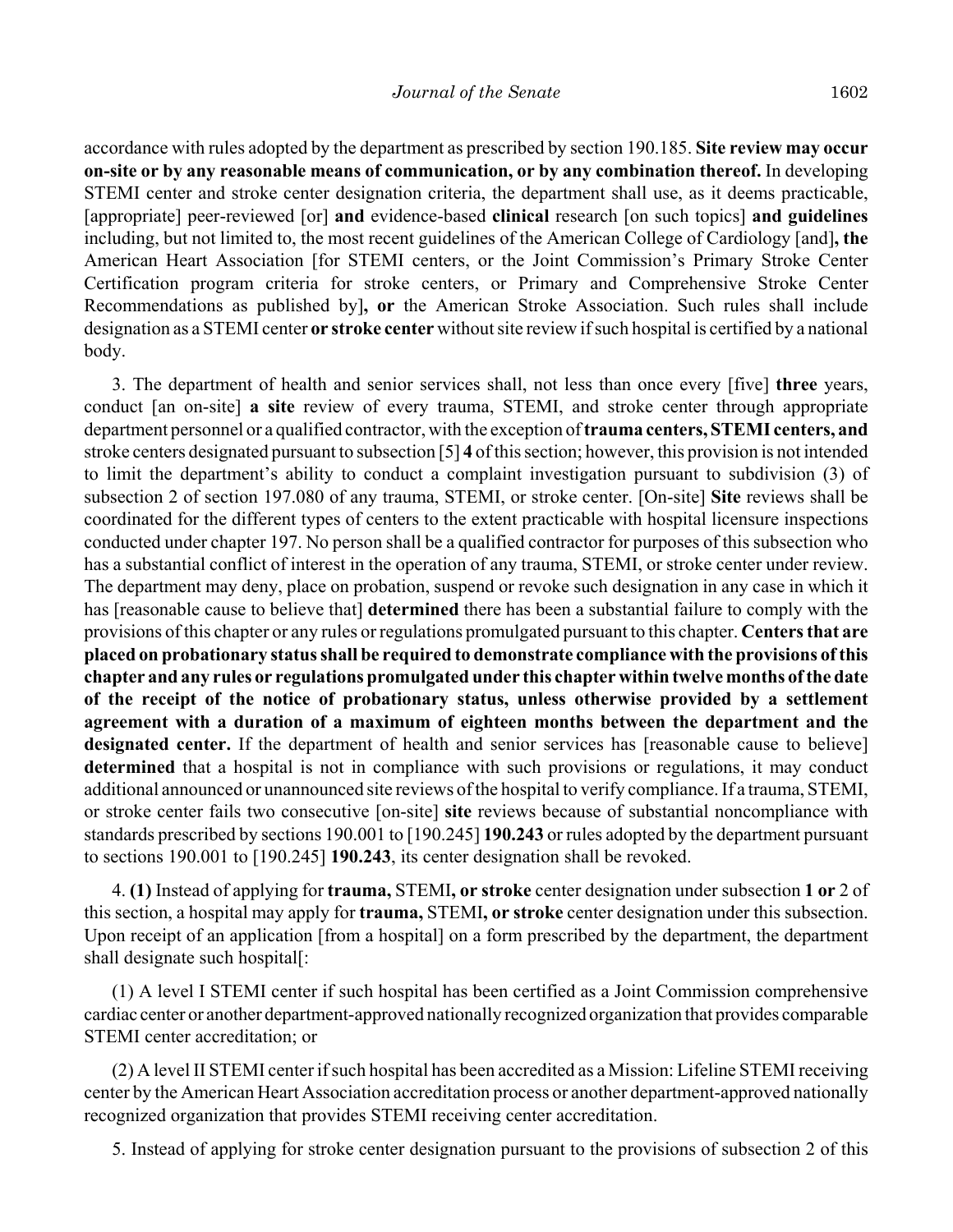accordance with rules adopted by the department as prescribed by section 190.185. **Site review may occur on-site or by any reasonable means of communication, or by any combination thereof.** In developing STEMI center and stroke center designation criteria, the department shall use, as it deems practicable, [appropriate] peer-reviewed [or] **and** evidence-based **clinical** research [on such topics] **and guidelines** including, but not limited to, the most recent guidelines of the American College of Cardiology [and]**, the** American Heart Association [for STEMI centers, or the Joint Commission's Primary Stroke Center Certification program criteria for stroke centers, or Primary and Comprehensive Stroke Center Recommendations as published by]**, or** the American Stroke Association. Such rules shall include designation as a STEMI center **or stroke center** without site review if such hospital is certified by a national body.

3. The department of health and senior services shall, not less than once every [five] **three** years, conduct [an on-site] **a site** review of every trauma, STEMI, and stroke center through appropriate department personnel or a qualified contractor, with the exception of **trauma centers, STEMI centers, and** stroke centers designated pursuant to subsection [5] **4** of this section; however, this provision is not intended to limit the department's ability to conduct a complaint investigation pursuant to subdivision (3) of subsection 2 of section 197.080 of any trauma, STEMI, or stroke center. [On-site] **Site** reviews shall be coordinated for the different types of centers to the extent practicable with hospital licensure inspections conducted under chapter 197. No person shall be a qualified contractor for purposes of this subsection who has a substantial conflict of interest in the operation of any trauma, STEMI, or stroke center under review. The department may deny, place on probation, suspend or revoke such designation in any case in which it has [reasonable cause to believe that] **determined** there has been a substantial failure to comply with the provisions of this chapter or any rules or regulations promulgated pursuant to this chapter. **Centers that are placed on probationary status shall be required to demonstrate compliance with the provisions of this chapter and any rules or regulations promulgated under this chapter within twelve months of the date of the receipt of the notice of probationary status, unless otherwise provided by a settlement agreement with a duration of a maximum of eighteen months between the department and the designated center.** If the department of health and senior services has [reasonable cause to believe] **determined** that a hospital is not in compliance with such provisions or regulations, it may conduct additional announced or unannounced site reviews of the hospital to verify compliance. If a trauma, STEMI, or stroke center fails two consecutive [on-site] **site** reviews because of substantial noncompliance with standards prescribed by sections 190.001 to [190.245] **190.243** or rules adopted by the department pursuant to sections 190.001 to [190.245] **190.243**, its center designation shall be revoked.

4. **(1)** Instead of applying for **trauma,** STEMI**, or stroke** center designation under subsection **1 or** 2 of this section, a hospital may apply for **trauma,** STEMI**, or stroke** center designation under this subsection. Upon receipt of an application [from a hospital] on a form prescribed by the department, the department shall designate such hospital[:

(1) A level I STEMI center if such hospital has been certified as a Joint Commission comprehensive cardiac center or another department-approved nationally recognized organization that provides comparable STEMI center accreditation; or

(2) A level II STEMI center if such hospital has been accredited as a Mission: Lifeline STEMI receiving center by the American Heart Association accreditation process or another department-approved nationally recognized organization that provides STEMI receiving center accreditation.

5. Instead of applying for stroke center designation pursuant to the provisions of subsection 2 of this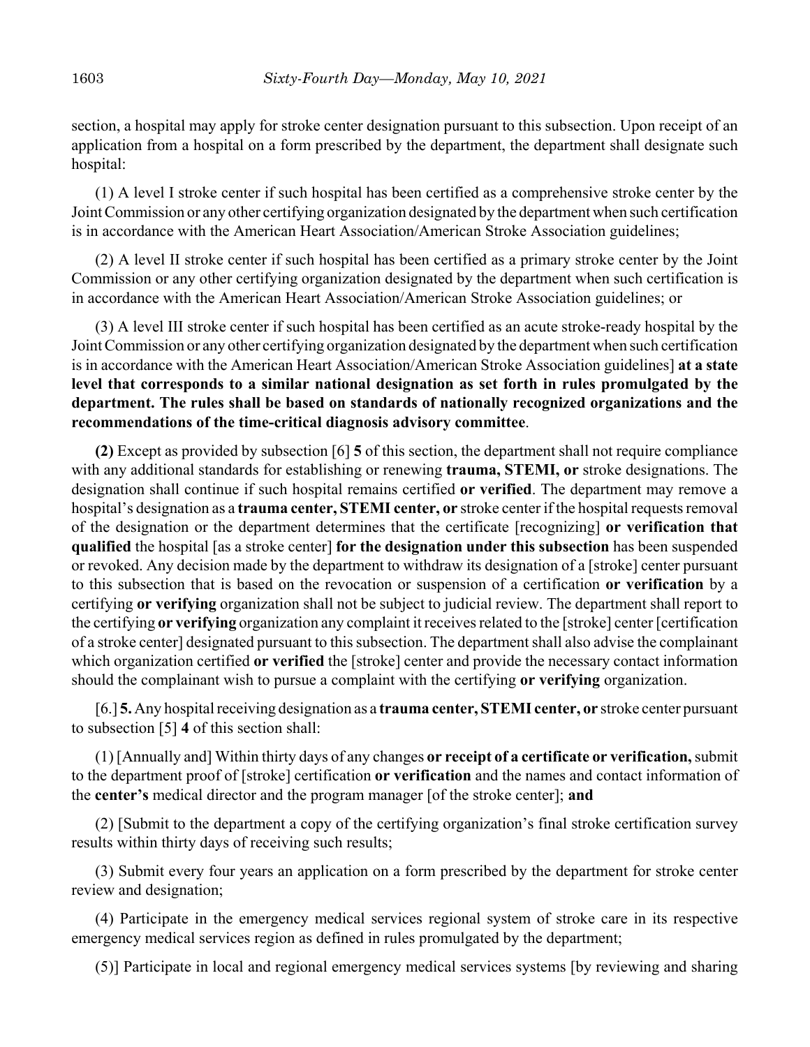section, a hospital may apply for stroke center designation pursuant to this subsection. Upon receipt of an application from a hospital on a form prescribed by the department, the department shall designate such hospital:

(1) A level I stroke center if such hospital has been certified as a comprehensive stroke center by the Joint Commission or any other certifying organization designated by the department when such certification is in accordance with the American Heart Association/American Stroke Association guidelines;

(2) A level II stroke center if such hospital has been certified as a primary stroke center by the Joint Commission or any other certifying organization designated by the department when such certification is in accordance with the American Heart Association/American Stroke Association guidelines; or

(3) A level III stroke center if such hospital has been certified as an acute stroke-ready hospital by the Joint Commission or any other certifying organization designated by the department when such certification is in accordance with the American Heart Association/American Stroke Association guidelines] **at a state level that corresponds to a similar national designation as set forth in rules promulgated by the department. The rules shall be based on standards of nationally recognized organizations and the recommendations of the time-critical diagnosis advisory committee**.

**(2)** Except as provided by subsection [6] **5** of this section, the department shall not require compliance with any additional standards for establishing or renewing **trauma, STEMI, or** stroke designations. The designation shall continue if such hospital remains certified **or verified**. The department may remove a hospital's designation as a **trauma center, STEMI center, or** stroke center if the hospital requests removal of the designation or the department determines that the certificate [recognizing] **or verification that qualified** the hospital [as a stroke center] **for the designation under this subsection** has been suspended or revoked. Any decision made by the department to withdraw its designation of a [stroke] center pursuant to this subsection that is based on the revocation or suspension of a certification **or verification** by a certifying **or verifying** organization shall not be subject to judicial review. The department shall report to the certifying **or verifying** organization any complaint it receives related to the [stroke] center [certification of a stroke center] designated pursuant to this subsection. The department shall also advise the complainant which organization certified **or verified** the [stroke] center and provide the necessary contact information should the complainant wish to pursue a complaint with the certifying **or verifying** organization.

[6.] **5.** Any hospital receiving designation as a **trauma center, STEMI center, or** stroke center pursuant to subsection [5] **4** of this section shall:

(1) [Annually and] Within thirty days of any changes **or receipt of a certificate or verification,** submit to the department proof of [stroke] certification **or verification** and the names and contact information of the **center's** medical director and the program manager [of the stroke center]; **and**

(2) [Submit to the department a copy of the certifying organization's final stroke certification survey results within thirty days of receiving such results;

(3) Submit every four years an application on a form prescribed by the department for stroke center review and designation;

(4) Participate in the emergency medical services regional system of stroke care in its respective emergency medical services region as defined in rules promulgated by the department;

(5)] Participate in local and regional emergency medical services systems [by reviewing and sharing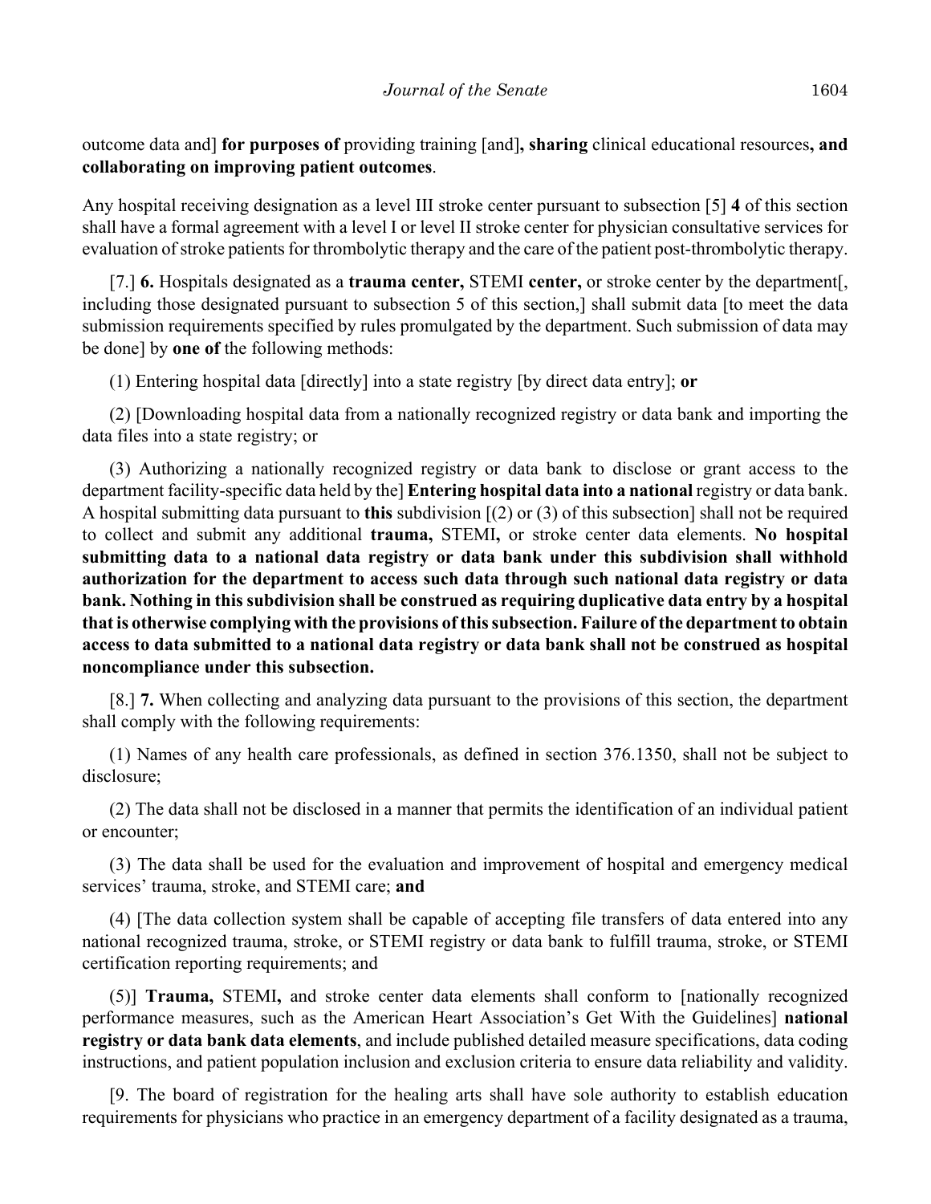outcome data and] **for purposes of** providing training [and]**, sharing** clinical educational resources**, and collaborating on improving patient outcomes**.

Any hospital receiving designation as a level III stroke center pursuant to subsection [5] **4** of this section shall have a formal agreement with a level I or level II stroke center for physician consultative services for evaluation of stroke patients for thrombolytic therapy and the care of the patient post-thrombolytic therapy.

[7.] **6.** Hospitals designated as a **trauma center,** STEMI **center,** or stroke center by the department[, including those designated pursuant to subsection 5 of this section,] shall submit data [to meet the data submission requirements specified by rules promulgated by the department. Such submission of data may be done] by **one of** the following methods:

(1) Entering hospital data [directly] into a state registry [by direct data entry]; **or**

(2) [Downloading hospital data from a nationally recognized registry or data bank and importing the data files into a state registry; or

(3) Authorizing a nationally recognized registry or data bank to disclose or grant access to the department facility-specific data held by the] **Entering hospital data into a national** registry or data bank. A hospital submitting data pursuant to **this** subdivision [(2) or (3) of this subsection] shall not be required to collect and submit any additional **trauma,** STEMI**,** or stroke center data elements. **No hospital submitting data to a national data registry or data bank under this subdivision shall withhold authorization for the department to access such data through such national data registry or data bank. Nothing in this subdivision shall be construed as requiring duplicative data entry by a hospital that is otherwise complying with the provisions of this subsection. Failure of the department to obtain access to data submitted to a national data registry or data bank shall not be construed as hospital noncompliance under this subsection.**

[8.] **7.** When collecting and analyzing data pursuant to the provisions of this section, the department shall comply with the following requirements:

(1) Names of any health care professionals, as defined in section 376.1350, shall not be subject to disclosure;

(2) The data shall not be disclosed in a manner that permits the identification of an individual patient or encounter;

(3) The data shall be used for the evaluation and improvement of hospital and emergency medical services' trauma, stroke, and STEMI care; **and**

(4) [The data collection system shall be capable of accepting file transfers of data entered into any national recognized trauma, stroke, or STEMI registry or data bank to fulfill trauma, stroke, or STEMI certification reporting requirements; and

(5)] **Trauma,** STEMI**,** and stroke center data elements shall conform to [nationally recognized performance measures, such as the American Heart Association's Get With the Guidelines] **national registry or data bank data elements**, and include published detailed measure specifications, data coding instructions, and patient population inclusion and exclusion criteria to ensure data reliability and validity.

[9. The board of registration for the healing arts shall have sole authority to establish education requirements for physicians who practice in an emergency department of a facility designated as a trauma,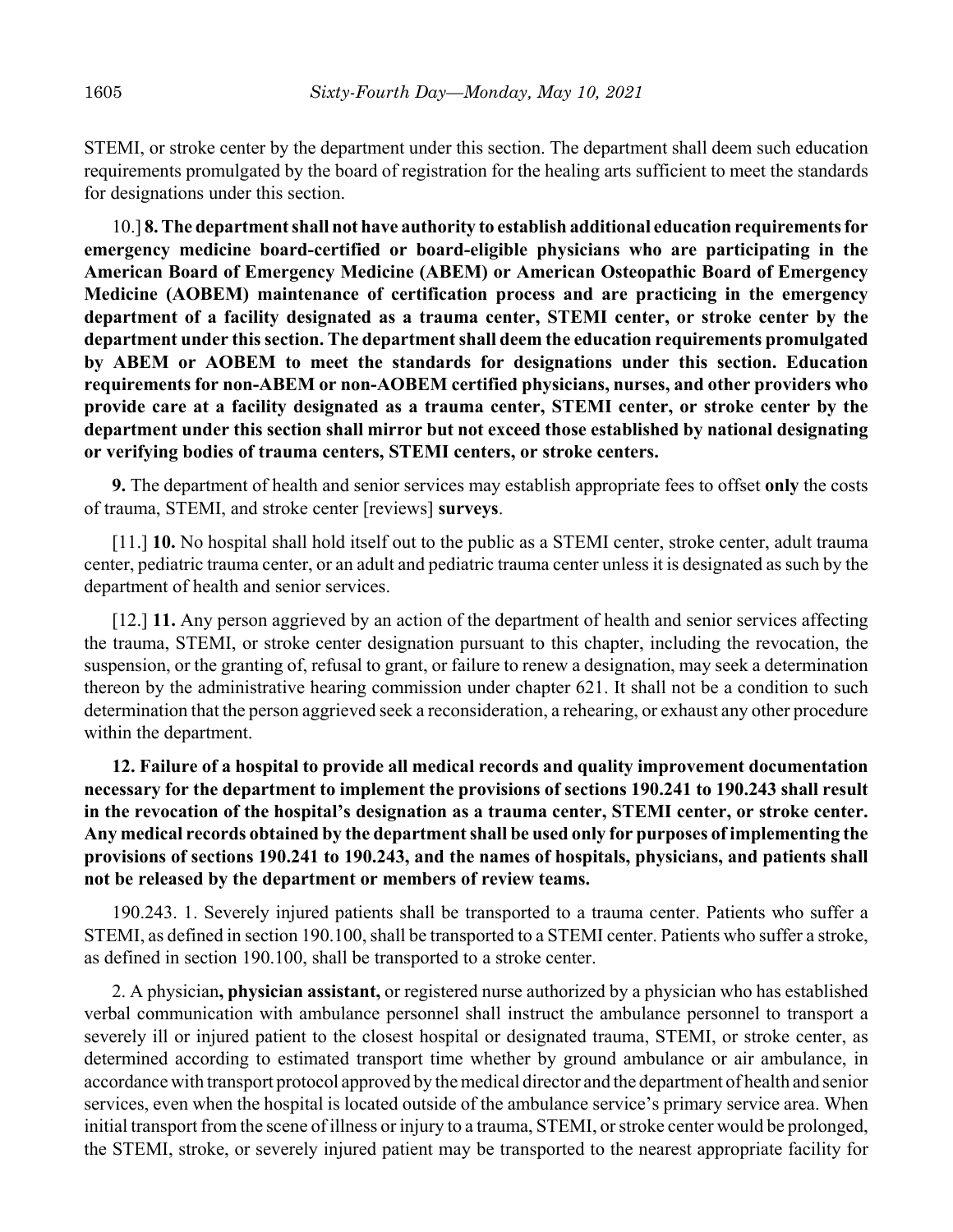STEMI, or stroke center by the department under this section. The department shall deem such education requirements promulgated by the board of registration for the healing arts sufficient to meet the standards for designations under this section.

10.] **8. The department shall not have authority to establish additional education requirements for emergency medicine board-certified or board-eligible physicians who are participating in the American Board of Emergency Medicine (ABEM) or American Osteopathic Board of Emergency Medicine (AOBEM) maintenance of certification process and are practicing in the emergency department of a facility designated as a trauma center, STEMI center, or stroke center by the department under this section. The department shall deem the education requirements promulgated by ABEM or AOBEM to meet the standards for designations under this section. Education requirements for non-ABEM or non-AOBEM certified physicians, nurses, and other providers who provide care at a facility designated as a trauma center, STEMI center, or stroke center by the department under this section shall mirror but not exceed those established by national designating or verifying bodies of trauma centers, STEMI centers, or stroke centers.**

**9.** The department of health and senior services may establish appropriate fees to offset **only** the costs of trauma, STEMI, and stroke center [reviews] **surveys**.

[11.] **10.** No hospital shall hold itself out to the public as a STEMI center, stroke center, adult trauma center, pediatric trauma center, or an adult and pediatric trauma center unless it is designated as such by the department of health and senior services.

[12.] **11.** Any person aggrieved by an action of the department of health and senior services affecting the trauma, STEMI, or stroke center designation pursuant to this chapter, including the revocation, the suspension, or the granting of, refusal to grant, or failure to renew a designation, may seek a determination thereon by the administrative hearing commission under chapter 621. It shall not be a condition to such determination that the person aggrieved seek a reconsideration, a rehearing, or exhaust any other procedure within the department.

**12. Failure of a hospital to provide all medical records and quality improvement documentation necessary for the department to implement the provisions of sections 190.241 to 190.243 shall result in the revocation of the hospital's designation as a trauma center, STEMI center, or stroke center. Any medical records obtained by the department shall be used only for purposes of implementing the provisions of sections 190.241 to 190.243, and the names of hospitals, physicians, and patients shall not be released by the department or members of review teams.**

190.243. 1. Severely injured patients shall be transported to a trauma center. Patients who suffer a STEMI, as defined in section 190.100, shall be transported to a STEMI center. Patients who suffer a stroke, as defined in section 190.100, shall be transported to a stroke center.

2. A physician**, physician assistant,** or registered nurse authorized by a physician who has established verbal communication with ambulance personnel shall instruct the ambulance personnel to transport a severely ill or injured patient to the closest hospital or designated trauma, STEMI, or stroke center, as determined according to estimated transport time whether by ground ambulance or air ambulance, in accordance with transport protocol approved by the medical director and the department of health and senior services, even when the hospital is located outside of the ambulance service's primary service area. When initial transport from the scene of illness or injury to a trauma, STEMI, or stroke center would be prolonged, the STEMI, stroke, or severely injured patient may be transported to the nearest appropriate facility for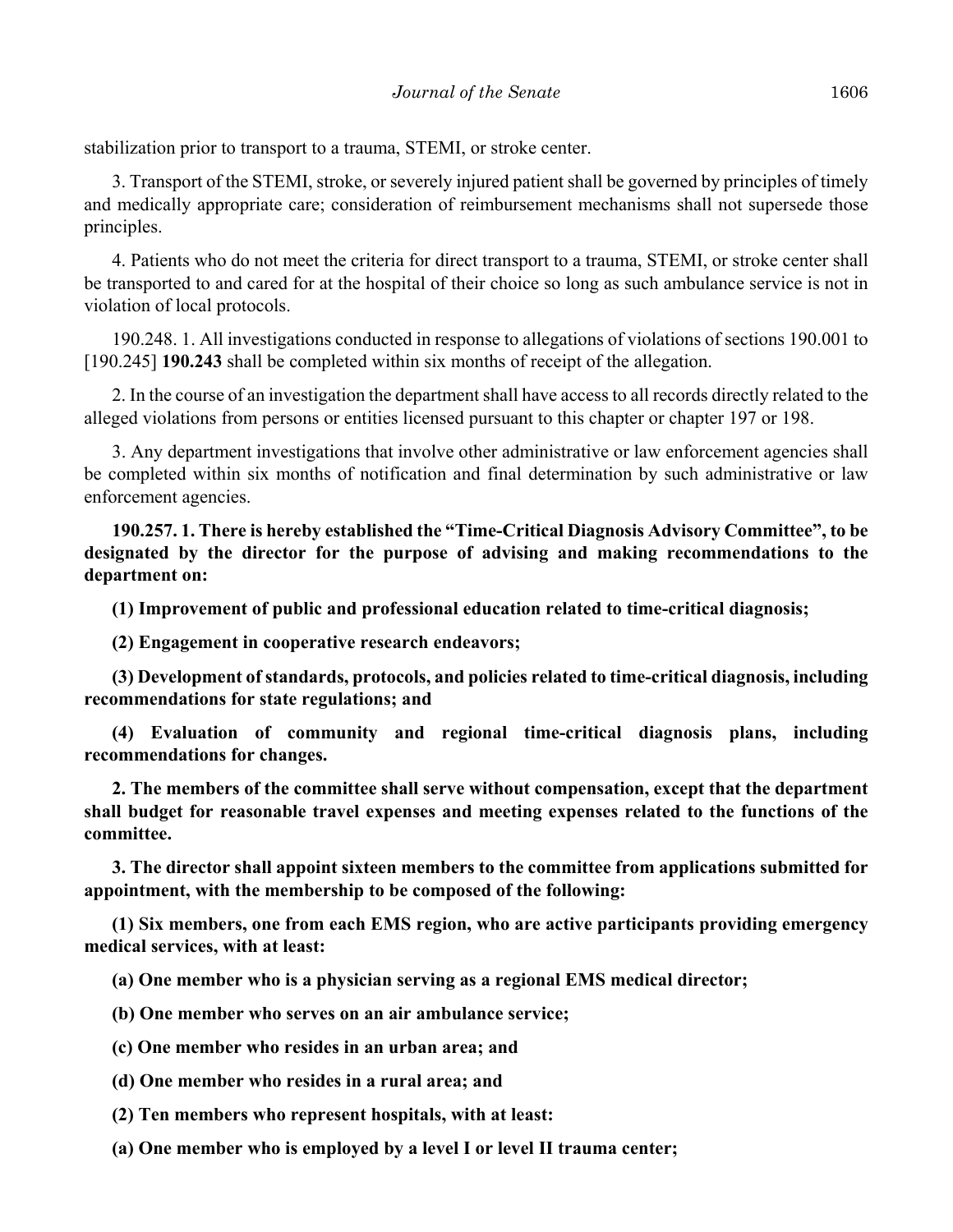stabilization prior to transport to a trauma, STEMI, or stroke center.

3. Transport of the STEMI, stroke, or severely injured patient shall be governed by principles of timely and medically appropriate care; consideration of reimbursement mechanisms shall not supersede those principles.

4. Patients who do not meet the criteria for direct transport to a trauma, STEMI, or stroke center shall be transported to and cared for at the hospital of their choice so long as such ambulance service is not in violation of local protocols.

190.248. 1. All investigations conducted in response to allegations of violations of sections 190.001 to [190.245] **190.243** shall be completed within six months of receipt of the allegation.

2. In the course of an investigation the department shall have access to all records directly related to the alleged violations from persons or entities licensed pursuant to this chapter or chapter 197 or 198.

3. Any department investigations that involve other administrative or law enforcement agencies shall be completed within six months of notification and final determination by such administrative or law enforcement agencies.

**190.257. 1. There is hereby established the "Time-Critical Diagnosis Advisory Committee", to be designated by the director for the purpose of advising and making recommendations to the department on:**

**(1) Improvement of public and professional education related to time-critical diagnosis;**

**(2) Engagement in cooperative research endeavors;**

**(3) Development of standards, protocols, and policies related to time-critical diagnosis, including recommendations for state regulations; and**

**(4) Evaluation of community and regional time-critical diagnosis plans, including recommendations for changes.**

**2. The members of the committee shall serve without compensation, except that the department shall budget for reasonable travel expenses and meeting expenses related to the functions of the committee.**

**3. The director shall appoint sixteen members to the committee from applications submitted for appointment, with the membership to be composed of the following:**

**(1) Six members, one from each EMS region, who are active participants providing emergency medical services, with at least:**

**(a) One member who is a physician serving as a regional EMS medical director;**

**(b) One member who serves on an air ambulance service;**

**(c) One member who resides in an urban area; and**

**(d) One member who resides in a rural area; and**

**(2) Ten members who represent hospitals, with at least:**

**(a) One member who is employed by a level I or level II trauma center;**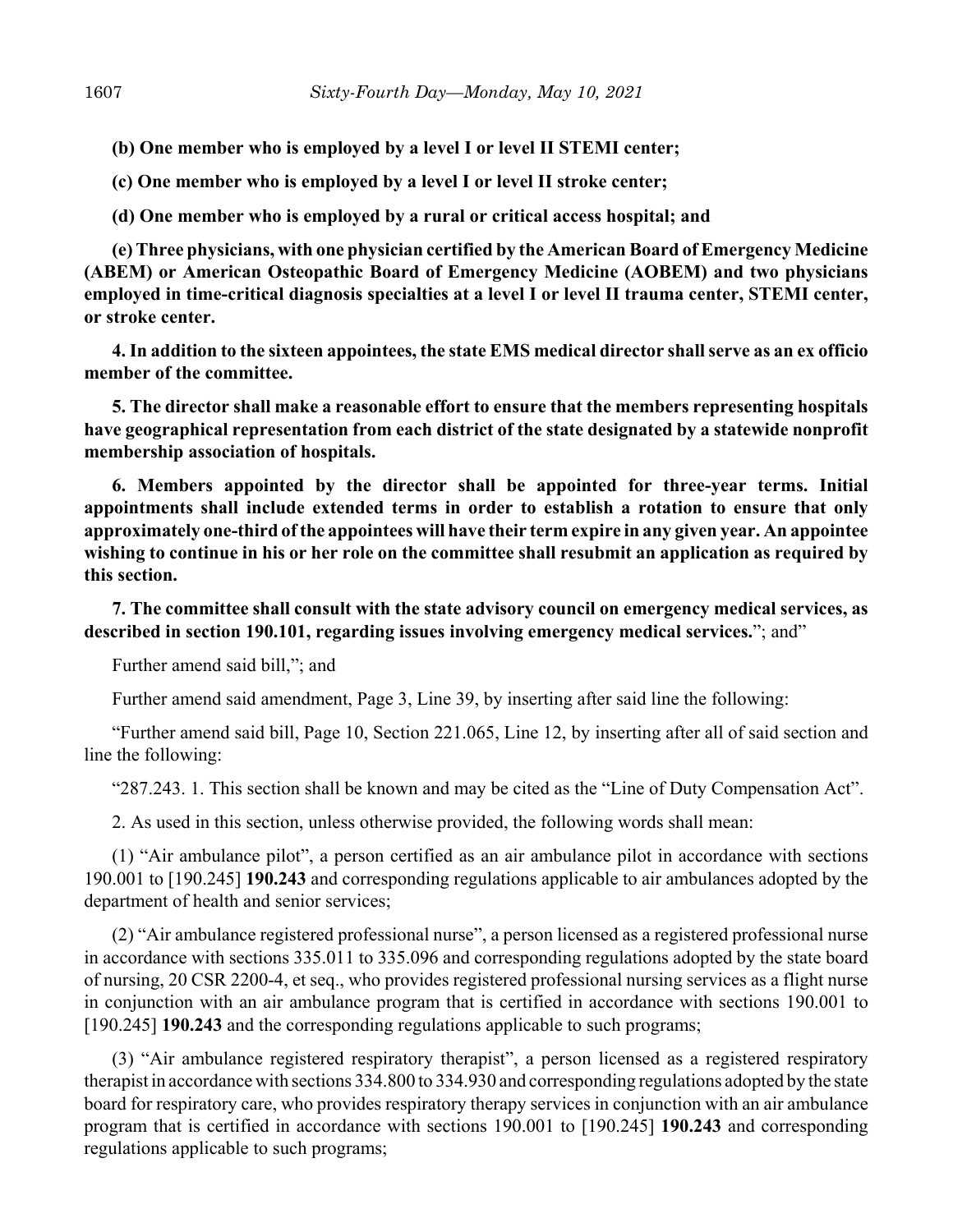**(b) One member who is employed by a level I or level II STEMI center;**

**(c) One member who is employed by a level I or level II stroke center;**

**(d) One member who is employed by a rural or critical access hospital; and**

**(e) Three physicians, with one physician certified by the American Board of Emergency Medicine (ABEM) or American Osteopathic Board of Emergency Medicine (AOBEM) and two physicians employed in time-critical diagnosis specialties at a level I or level II trauma center, STEMI center, or stroke center.**

**4. In addition to the sixteen appointees, the state EMS medical director shall serve as an ex officio member of the committee.**

**5. The director shall make a reasonable effort to ensure that the members representing hospitals have geographical representation from each district of the state designated by a statewide nonprofit membership association of hospitals.**

**6. Members appointed by the director shall be appointed for three-year terms. Initial appointments shall include extended terms in order to establish a rotation to ensure that only approximately one-third of the appointees will have their term expire in any given year. An appointee wishing to continue in his or her role on the committee shall resubmit an application as required by this section.**

**7. The committee shall consult with the state advisory council on emergency medical services, as described in section 190.101, regarding issues involving emergency medical services.**"; and"

Further amend said bill,"; and

Further amend said amendment, Page 3, Line 39, by inserting after said line the following:

"Further amend said bill, Page 10, Section 221.065, Line 12, by inserting after all of said section and line the following:

"287.243. 1. This section shall be known and may be cited as the "Line of Duty Compensation Act".

2. As used in this section, unless otherwise provided, the following words shall mean:

(1) "Air ambulance pilot", a person certified as an air ambulance pilot in accordance with sections 190.001 to [190.245] **190.243** and corresponding regulations applicable to air ambulances adopted by the department of health and senior services;

(2) "Air ambulance registered professional nurse", a person licensed as a registered professional nurse in accordance with sections 335.011 to 335.096 and corresponding regulations adopted by the state board of nursing, 20 CSR 2200-4, et seq., who provides registered professional nursing services as a flight nurse in conjunction with an air ambulance program that is certified in accordance with sections 190.001 to [190.245] **190.243** and the corresponding regulations applicable to such programs;

(3) "Air ambulance registered respiratory therapist", a person licensed as a registered respiratory therapist in accordance with sections 334.800 to 334.930 and corresponding regulations adopted by the state board for respiratory care, who provides respiratory therapy services in conjunction with an air ambulance program that is certified in accordance with sections 190.001 to [190.245] **190.243** and corresponding regulations applicable to such programs;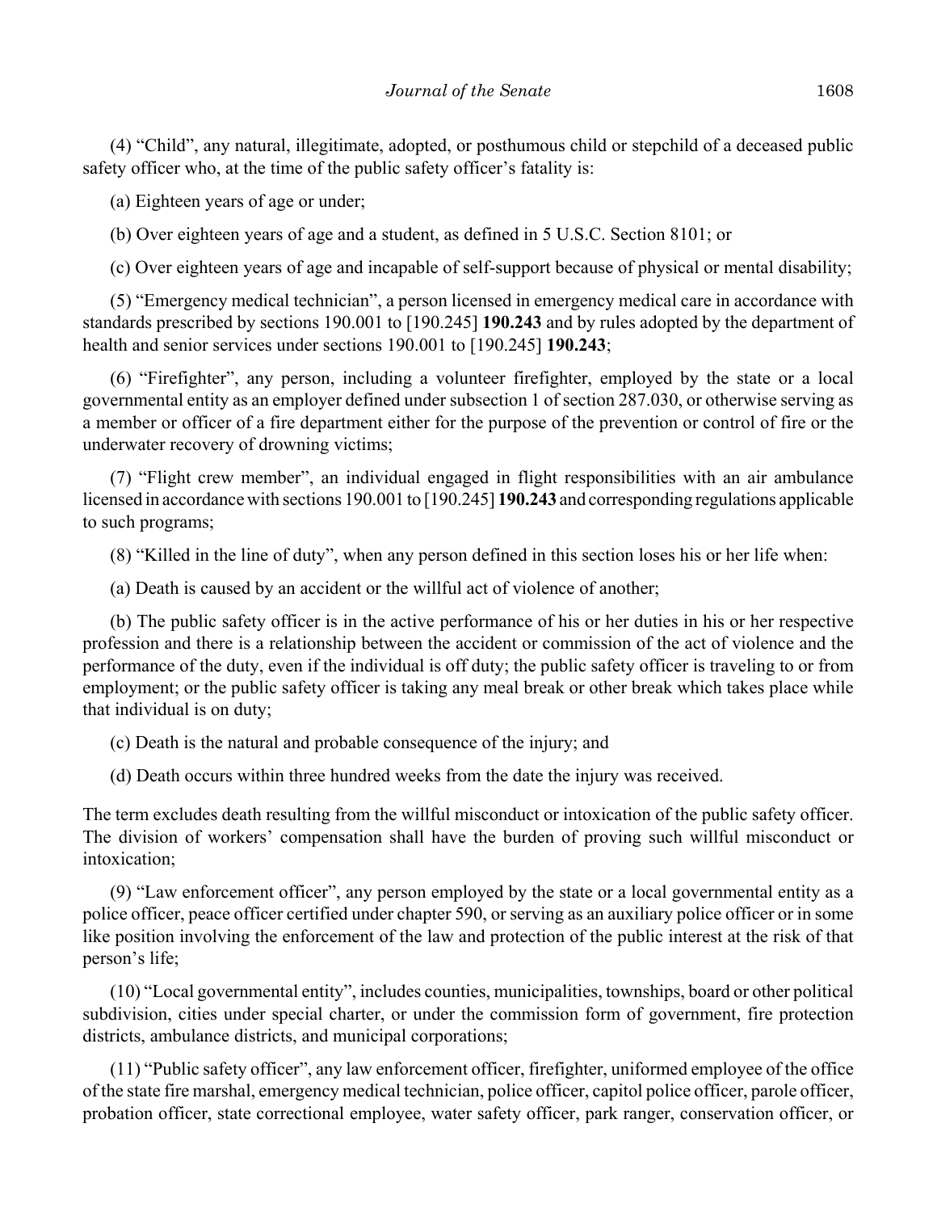(4) "Child", any natural, illegitimate, adopted, or posthumous child or stepchild of a deceased public safety officer who, at the time of the public safety officer's fatality is:

(a) Eighteen years of age or under;

(b) Over eighteen years of age and a student, as defined in 5 U.S.C. Section 8101; or

(c) Over eighteen years of age and incapable of self-support because of physical or mental disability;

(5) "Emergency medical technician", a person licensed in emergency medical care in accordance with standards prescribed by sections 190.001 to [190.245] **190.243** and by rules adopted by the department of health and senior services under sections 190.001 to [190.245] **190.243**;

(6) "Firefighter", any person, including a volunteer firefighter, employed by the state or a local governmental entity as an employer defined under subsection 1 of section 287.030, or otherwise serving as a member or officer of a fire department either for the purpose of the prevention or control of fire or the underwater recovery of drowning victims;

(7) "Flight crew member", an individual engaged in flight responsibilities with an air ambulance licensed in accordance with sections 190.001 to [190.245] **190.243** and corresponding regulations applicable to such programs;

(8) "Killed in the line of duty", when any person defined in this section loses his or her life when:

(a) Death is caused by an accident or the willful act of violence of another;

(b) The public safety officer is in the active performance of his or her duties in his or her respective profession and there is a relationship between the accident or commission of the act of violence and the performance of the duty, even if the individual is off duty; the public safety officer is traveling to or from employment; or the public safety officer is taking any meal break or other break which takes place while that individual is on duty;

(c) Death is the natural and probable consequence of the injury; and

(d) Death occurs within three hundred weeks from the date the injury was received.

The term excludes death resulting from the willful misconduct or intoxication of the public safety officer. The division of workers' compensation shall have the burden of proving such willful misconduct or intoxication;

(9) "Law enforcement officer", any person employed by the state or a local governmental entity as a police officer, peace officer certified under chapter 590, or serving as an auxiliary police officer or in some like position involving the enforcement of the law and protection of the public interest at the risk of that person's life;

(10) "Local governmental entity", includes counties, municipalities, townships, board or other political subdivision, cities under special charter, or under the commission form of government, fire protection districts, ambulance districts, and municipal corporations;

(11) "Public safety officer", any law enforcement officer, firefighter, uniformed employee of the office of the state fire marshal, emergency medical technician, police officer, capitol police officer, parole officer, probation officer, state correctional employee, water safety officer, park ranger, conservation officer, or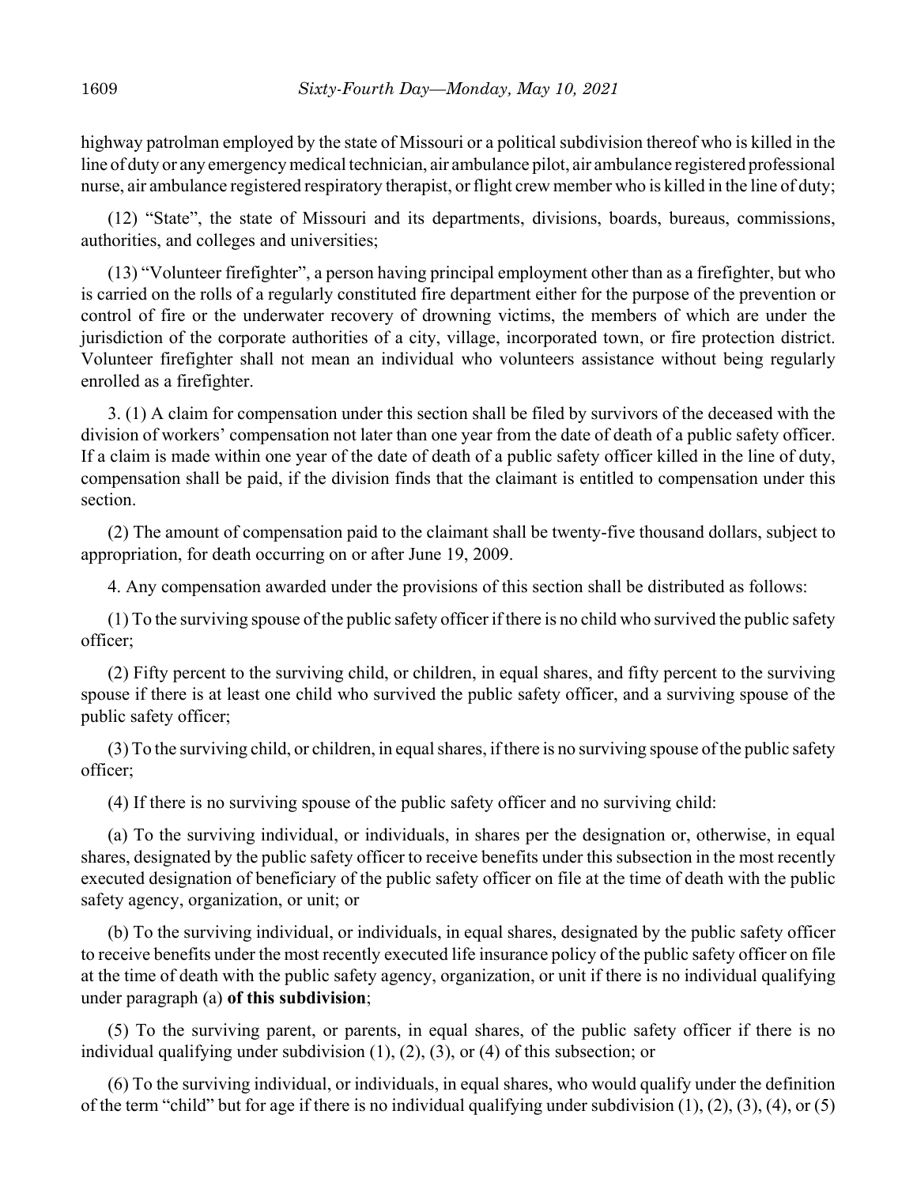highway patrolman employed by the state of Missouri or a political subdivision thereof who is killed in the line of duty or any emergency medical technician, air ambulance pilot, air ambulance registered professional nurse, air ambulance registered respiratory therapist, or flight crew member who is killed in the line of duty;

(12) "State", the state of Missouri and its departments, divisions, boards, bureaus, commissions, authorities, and colleges and universities;

(13) "Volunteer firefighter", a person having principal employment other than as a firefighter, but who is carried on the rolls of a regularly constituted fire department either for the purpose of the prevention or control of fire or the underwater recovery of drowning victims, the members of which are under the jurisdiction of the corporate authorities of a city, village, incorporated town, or fire protection district. Volunteer firefighter shall not mean an individual who volunteers assistance without being regularly enrolled as a firefighter.

3. (1) A claim for compensation under this section shall be filed by survivors of the deceased with the division of workers' compensation not later than one year from the date of death of a public safety officer. If a claim is made within one year of the date of death of a public safety officer killed in the line of duty, compensation shall be paid, if the division finds that the claimant is entitled to compensation under this section.

(2) The amount of compensation paid to the claimant shall be twenty-five thousand dollars, subject to appropriation, for death occurring on or after June 19, 2009.

4. Any compensation awarded under the provisions of this section shall be distributed as follows:

(1) To the surviving spouse of the public safety officer if there is no child who survived the public safety officer;

(2) Fifty percent to the surviving child, or children, in equal shares, and fifty percent to the surviving spouse if there is at least one child who survived the public safety officer, and a surviving spouse of the public safety officer;

(3) To the surviving child, or children, in equal shares, if there is no surviving spouse of the public safety officer;

(4) If there is no surviving spouse of the public safety officer and no surviving child:

(a) To the surviving individual, or individuals, in shares per the designation or, otherwise, in equal shares, designated by the public safety officer to receive benefits under this subsection in the most recently executed designation of beneficiary of the public safety officer on file at the time of death with the public safety agency, organization, or unit; or

(b) To the surviving individual, or individuals, in equal shares, designated by the public safety officer to receive benefits under the most recently executed life insurance policy of the public safety officer on file at the time of death with the public safety agency, organization, or unit if there is no individual qualifying under paragraph (a) **of this subdivision**;

(5) To the surviving parent, or parents, in equal shares, of the public safety officer if there is no individual qualifying under subdivision (1), (2), (3), or (4) of this subsection; or

(6) To the surviving individual, or individuals, in equal shares, who would qualify under the definition of the term "child" but for age if there is no individual qualifying under subdivision (1), (2), (3), (4), or (5)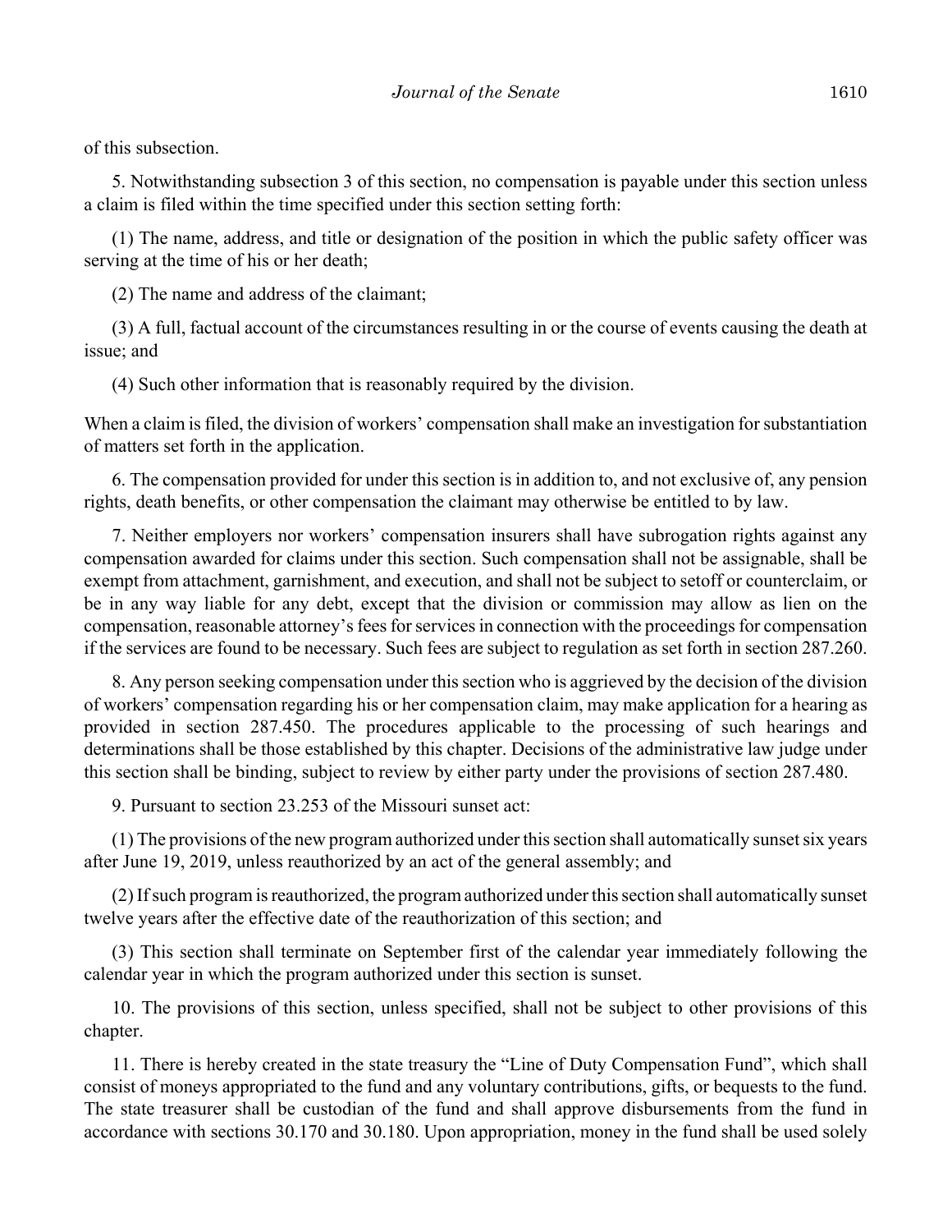of this subsection.

5. Notwithstanding subsection 3 of this section, no compensation is payable under this section unless a claim is filed within the time specified under this section setting forth:

(1) The name, address, and title or designation of the position in which the public safety officer was serving at the time of his or her death;

(2) The name and address of the claimant;

(3) A full, factual account of the circumstances resulting in or the course of events causing the death at issue; and

(4) Such other information that is reasonably required by the division.

When a claim is filed, the division of workers' compensation shall make an investigation for substantiation of matters set forth in the application.

6. The compensation provided for under this section is in addition to, and not exclusive of, any pension rights, death benefits, or other compensation the claimant may otherwise be entitled to by law.

7. Neither employers nor workers' compensation insurers shall have subrogation rights against any compensation awarded for claims under this section. Such compensation shall not be assignable, shall be exempt from attachment, garnishment, and execution, and shall not be subject to setoff or counterclaim, or be in any way liable for any debt, except that the division or commission may allow as lien on the compensation, reasonable attorney's fees for services in connection with the proceedings for compensation if the services are found to be necessary. Such fees are subject to regulation as set forth in section 287.260.

8. Any person seeking compensation under this section who is aggrieved by the decision of the division of workers' compensation regarding his or her compensation claim, may make application for a hearing as provided in section 287.450. The procedures applicable to the processing of such hearings and determinations shall be those established by this chapter. Decisions of the administrative law judge under this section shall be binding, subject to review by either party under the provisions of section 287.480.

9. Pursuant to section 23.253 of the Missouri sunset act:

(1) The provisions of the new program authorized under this section shall automatically sunset six years after June 19, 2019, unless reauthorized by an act of the general assembly; and

(2) If such program is reauthorized, the program authorized under this section shall automatically sunset twelve years after the effective date of the reauthorization of this section; and

(3) This section shall terminate on September first of the calendar year immediately following the calendar year in which the program authorized under this section is sunset.

10. The provisions of this section, unless specified, shall not be subject to other provisions of this chapter.

11. There is hereby created in the state treasury the "Line of Duty Compensation Fund", which shall consist of moneys appropriated to the fund and any voluntary contributions, gifts, or bequests to the fund. The state treasurer shall be custodian of the fund and shall approve disbursements from the fund in accordance with sections 30.170 and 30.180. Upon appropriation, money in the fund shall be used solely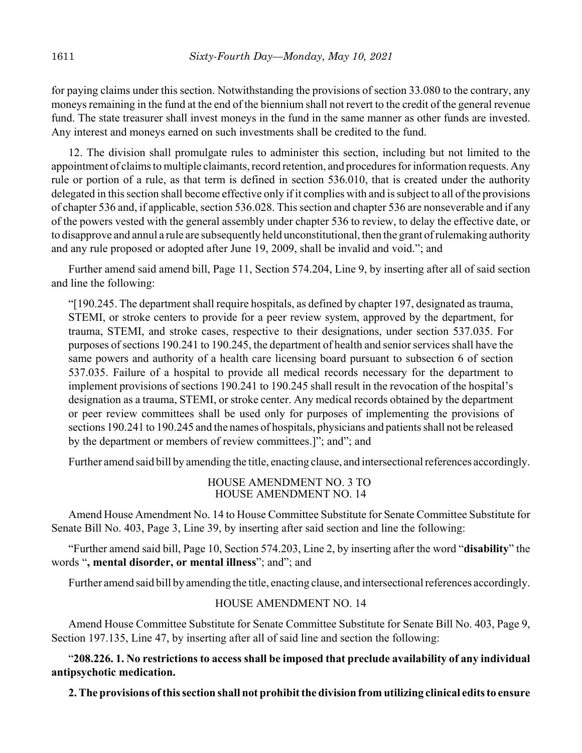for paying claims under this section. Notwithstanding the provisions of section 33.080 to the contrary, any moneys remaining in the fund at the end of the biennium shall not revert to the credit of the general revenue fund. The state treasurer shall invest moneys in the fund in the same manner as other funds are invested. Any interest and moneys earned on such investments shall be credited to the fund.

12. The division shall promulgate rules to administer this section, including but not limited to the appointment of claims to multiple claimants, record retention, and procedures for information requests. Any rule or portion of a rule, as that term is defined in section 536.010, that is created under the authority delegated in this section shall become effective only if it complies with and is subject to all of the provisions of chapter 536 and, if applicable, section 536.028. This section and chapter 536 are nonseverable and if any of the powers vested with the general assembly under chapter 536 to review, to delay the effective date, or to disapprove and annul a rule are subsequently held unconstitutional, then the grant of rulemaking authority and any rule proposed or adopted after June 19, 2009, shall be invalid and void."; and

Further amend said amend bill, Page 11, Section 574.204, Line 9, by inserting after all of said section and line the following:

"[190.245. The department shall require hospitals, as defined by chapter 197, designated as trauma, STEMI, or stroke centers to provide for a peer review system, approved by the department, for trauma, STEMI, and stroke cases, respective to their designations, under section 537.035. For purposes of sections 190.241 to 190.245, the department of health and senior services shall have the same powers and authority of a health care licensing board pursuant to subsection 6 of section 537.035. Failure of a hospital to provide all medical records necessary for the department to implement provisions of sections 190.241 to 190.245 shall result in the revocation of the hospital's designation as a trauma, STEMI, or stroke center. Any medical records obtained by the department or peer review committees shall be used only for purposes of implementing the provisions of sections 190.241 to 190.245 and the names of hospitals, physicians and patients shall not be released by the department or members of review committees.]"; and"; and

Further amend said bill by amending the title, enacting clause, and intersectional references accordingly.

HOUSE AMENDMENT NO. 3 TO
HOUSE AMENDMENT NO. 14

Amend House Amendment No. 14 to House Committee Substitute for Senate Committee Substitute for Senate Bill No. 403, Page 3, Line 39, by inserting after said section and line the following:

"Further amend said bill, Page 10, Section 574.203, Line 2, by inserting after the word "**disability**" the words "**, mental disorder, or mental illness**"; and"; and

Further amend said bill by amending the title, enacting clause, and intersectional references accordingly.

HOUSE AMENDMENT NO. 14

Amend House Committee Substitute for Senate Committee Substitute for Senate Bill No. 403, Page 9, Section 197.135, Line 47, by inserting after all of said line and section the following:

"**208.226. 1. No restrictions to access shall be imposed that preclude availability of any individual antipsychotic medication.**

**2. The provisions of this section shall not prohibit the division from utilizing clinical edits to ensure**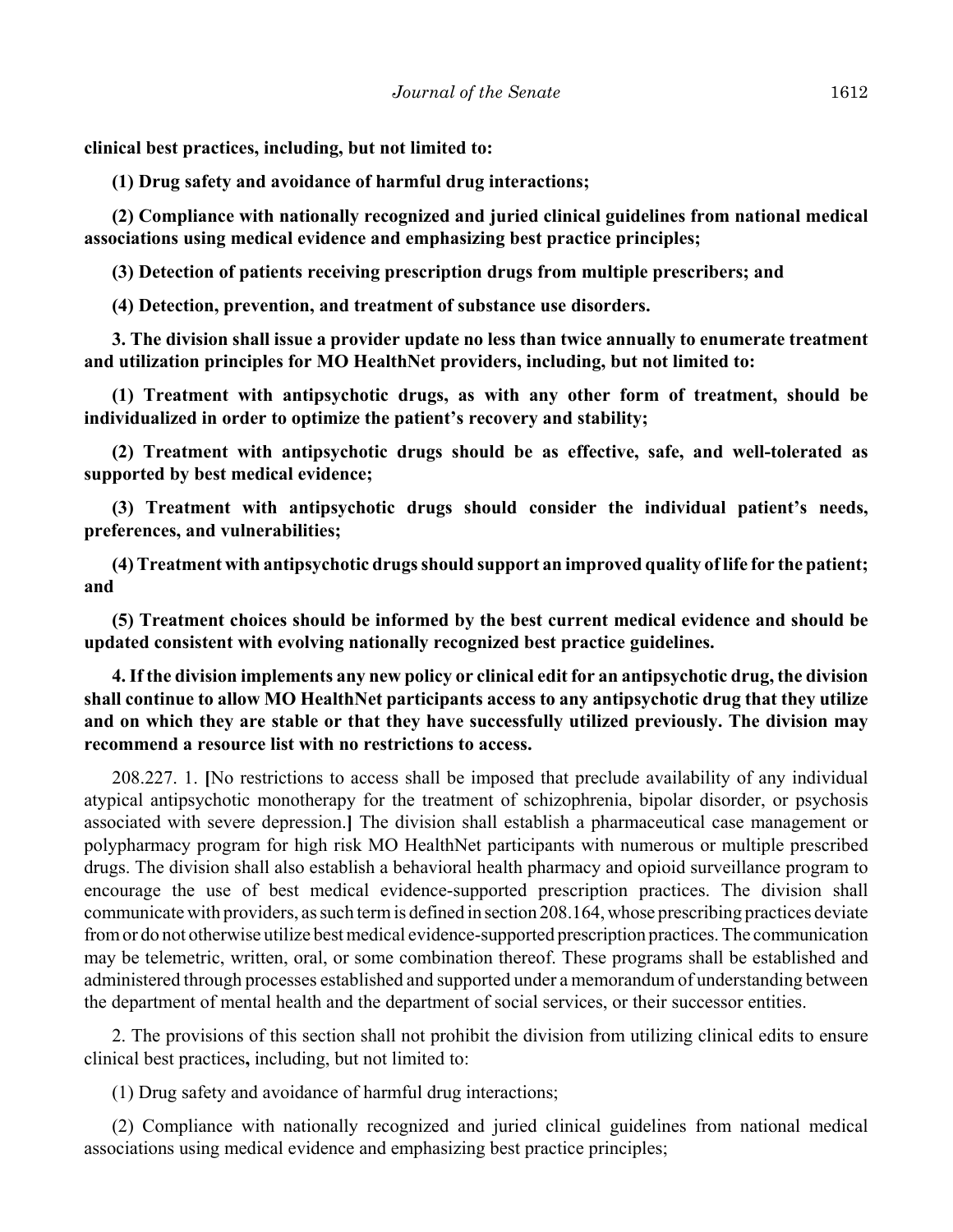**clinical best practices, including, but not limited to:**

**(1) Drug safety and avoidance of harmful drug interactions;**

**(2) Compliance with nationally recognized and juried clinical guidelines from national medical associations using medical evidence and emphasizing best practice principles;**

**(3) Detection of patients receiving prescription drugs from multiple prescribers; and**

**(4) Detection, prevention, and treatment of substance use disorders.**

**3. The division shall issue a provider update no less than twice annually to enumerate treatment and utilization principles for MO HealthNet providers, including, but not limited to:**

**(1) Treatment with antipsychotic drugs, as with any other form of treatment, should be individualized in order to optimize the patient's recovery and stability;**

**(2) Treatment with antipsychotic drugs should be as effective, safe, and well-tolerated as supported by best medical evidence;**

**(3) Treatment with antipsychotic drugs should consider the individual patient's needs, preferences, and vulnerabilities;**

**(4) Treatment with antipsychotic drugs should support an improved quality of life for the patient; and**

**(5) Treatment choices should be informed by the best current medical evidence and should be updated consistent with evolving nationally recognized best practice guidelines.**

**4. If the division implements any new policy or clinical edit for an antipsychotic drug, the division shall continue to allow MO HealthNet participants access to any antipsychotic drug that they utilize and on which they are stable or that they have successfully utilized previously. The division may recommend a resource list with no restrictions to access.**

208.227. 1. **[**No restrictions to access shall be imposed that preclude availability of any individual atypical antipsychotic monotherapy for the treatment of schizophrenia, bipolar disorder, or psychosis associated with severe depression.**]** The division shall establish a pharmaceutical case management or polypharmacy program for high risk MO HealthNet participants with numerous or multiple prescribed drugs. The division shall also establish a behavioral health pharmacy and opioid surveillance program to encourage the use of best medical evidence-supported prescription practices. The division shall communicate with providers, as such term is defined in section 208.164, whose prescribing practices deviate from or do not otherwise utilize best medical evidence-supported prescription practices. The communication may be telemetric, written, oral, or some combination thereof. These programs shall be established and administered through processes established and supported under a memorandum of understanding between the department of mental health and the department of social services, or their successor entities.

2. The provisions of this section shall not prohibit the division from utilizing clinical edits to ensure clinical best practices**,** including, but not limited to:

(1) Drug safety and avoidance of harmful drug interactions;

(2) Compliance with nationally recognized and juried clinical guidelines from national medical associations using medical evidence and emphasizing best practice principles;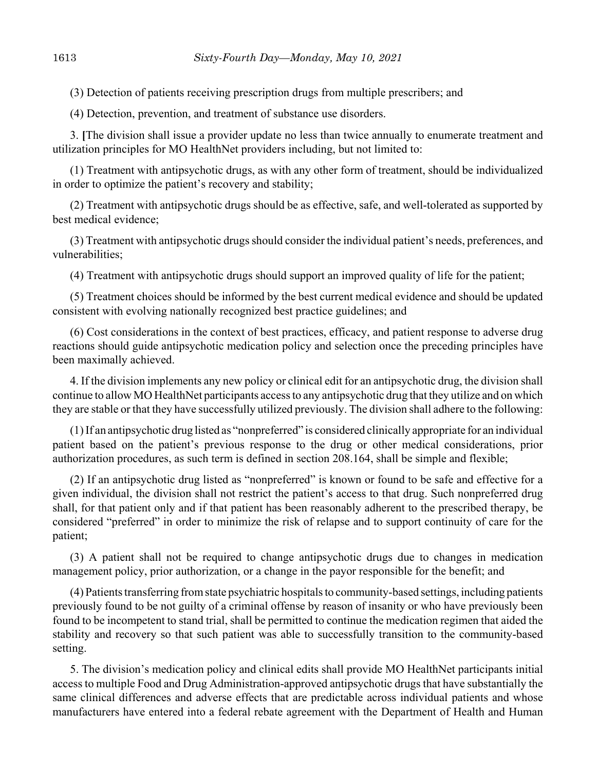(3) Detection of patients receiving prescription drugs from multiple prescribers; and

(4) Detection, prevention, and treatment of substance use disorders.

3. **[**The division shall issue a provider update no less than twice annually to enumerate treatment and utilization principles for MO HealthNet providers including, but not limited to:

(1) Treatment with antipsychotic drugs, as with any other form of treatment, should be individualized in order to optimize the patient's recovery and stability;

(2) Treatment with antipsychotic drugs should be as effective, safe, and well-tolerated as supported by best medical evidence;

(3) Treatment with antipsychotic drugs should consider the individual patient's needs, preferences, and vulnerabilities;

(4) Treatment with antipsychotic drugs should support an improved quality of life for the patient;

(5) Treatment choices should be informed by the best current medical evidence and should be updated consistent with evolving nationally recognized best practice guidelines; and

(6) Cost considerations in the context of best practices, efficacy, and patient response to adverse drug reactions should guide antipsychotic medication policy and selection once the preceding principles have been maximally achieved.

4. If the division implements any new policy or clinical edit for an antipsychotic drug, the division shall continue to allow MO HealthNet participants access to any antipsychotic drug that they utilize and on which they are stable or that they have successfully utilized previously. The division shall adhere to the following:

(1) If an antipsychotic drug listed as "nonpreferred" is considered clinically appropriate for an individual patient based on the patient's previous response to the drug or other medical considerations, prior authorization procedures, as such term is defined in section 208.164, shall be simple and flexible;

(2) If an antipsychotic drug listed as "nonpreferred" is known or found to be safe and effective for a given individual, the division shall not restrict the patient's access to that drug. Such nonpreferred drug shall, for that patient only and if that patient has been reasonably adherent to the prescribed therapy, be considered "preferred" in order to minimize the risk of relapse and to support continuity of care for the patient;

(3) A patient shall not be required to change antipsychotic drugs due to changes in medication management policy, prior authorization, or a change in the payor responsible for the benefit; and

(4) Patients transferring from state psychiatric hospitals to community-based settings, including patients previously found to be not guilty of a criminal offense by reason of insanity or who have previously been found to be incompetent to stand trial, shall be permitted to continue the medication regimen that aided the stability and recovery so that such patient was able to successfully transition to the community-based setting.

5. The division's medication policy and clinical edits shall provide MO HealthNet participants initial access to multiple Food and Drug Administration-approved antipsychotic drugs that have substantially the same clinical differences and adverse effects that are predictable across individual patients and whose manufacturers have entered into a federal rebate agreement with the Department of Health and Human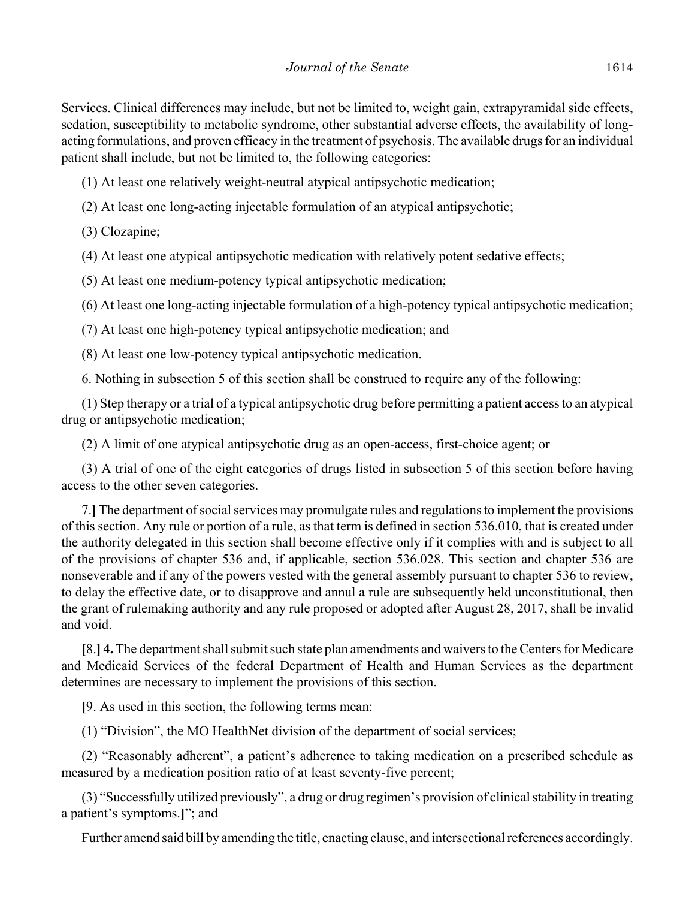Services. Clinical differences may include, but not be limited to, weight gain, extrapyramidal side effects, sedation, susceptibility to metabolic syndrome, other substantial adverse effects, the availability of long-acting formulations, and proven efficacy in the treatment of psychosis. The available drugs for an individual patient shall include, but not be limited to, the following categories:

(1) At least one relatively weight-neutral atypical antipsychotic medication;

(2) At least one long-acting injectable formulation of an atypical antipsychotic;

(3) Clozapine;

(4) At least one atypical antipsychotic medication with relatively potent sedative effects;

(5) At least one medium-potency typical antipsychotic medication;

(6) At least one long-acting injectable formulation of a high-potency typical antipsychotic medication;

(7) At least one high-potency typical antipsychotic medication; and

(8) At least one low-potency typical antipsychotic medication.

6. Nothing in subsection 5 of this section shall be construed to require any of the following:

(1) Step therapy or a trial of a typical antipsychotic drug before permitting a patient access to an atypical drug or antipsychotic medication;

(2) A limit of one atypical antipsychotic drug as an open-access, first-choice agent; or

(3) A trial of one of the eight categories of drugs listed in subsection 5 of this section before having access to the other seven categories.

7.**]** The department of social services may promulgate rules and regulations to implement the provisions of this section. Any rule or portion of a rule, as that term is defined in section 536.010, that is created under the authority delegated in this section shall become effective only if it complies with and is subject to all of the provisions of chapter 536 and, if applicable, section 536.028. This section and chapter 536 are nonseverable and if any of the powers vested with the general assembly pursuant to chapter 536 to review, to delay the effective date, or to disapprove and annul a rule are subsequently held unconstitutional, then the grant of rulemaking authority and any rule proposed or adopted after August 28, 2017, shall be invalid and void.

**[**8.**] 4.** The department shall submit such state plan amendments and waivers to the Centers for Medicare and Medicaid Services of the federal Department of Health and Human Services as the department determines are necessary to implement the provisions of this section.

**[**9. As used in this section, the following terms mean:

(1) "Division", the MO HealthNet division of the department of social services;

(2) "Reasonably adherent", a patient's adherence to taking medication on a prescribed schedule as measured by a medication position ratio of at least seventy-five percent;

(3) "Successfully utilized previously", a drug or drug regimen's provision of clinical stability in treating a patient's symptoms.**]**"; and

Further amend said bill by amending the title, enacting clause, and intersectional references accordingly.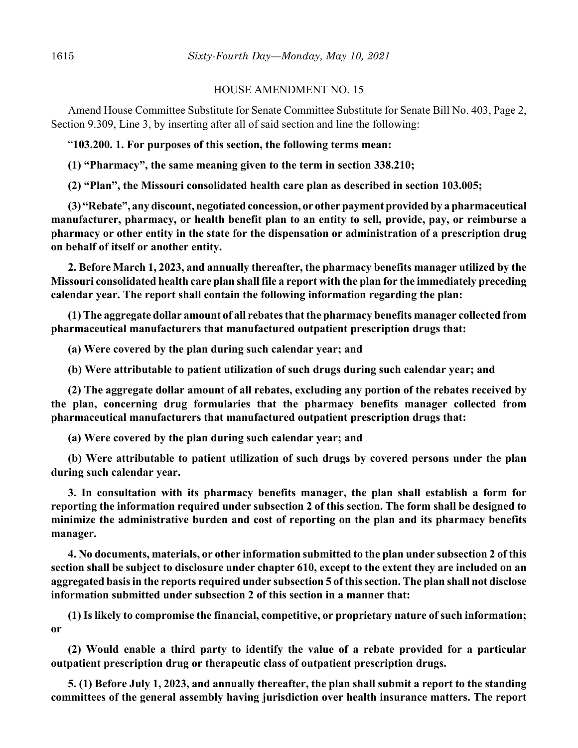HOUSE AMENDMENT NO. 15

Amend House Committee Substitute for Senate Committee Substitute for Senate Bill No. 403, Page 2, Section 9.309, Line 3, by inserting after all of said section and line the following:

"**103.200. 1. For purposes of this section, the following terms mean:**

**(1) "Pharmacy", the same meaning given to the term in section 338.210;**

**(2) "Plan", the Missouri consolidated health care plan as described in section 103.005;**

**(3) "Rebate", any discount, negotiated concession, or other payment provided by a pharmaceutical manufacturer, pharmacy, or health benefit plan to an entity to sell, provide, pay, or reimburse a pharmacy or other entity in the state for the dispensation or administration of a prescription drug on behalf of itself or another entity.**

**2. Before March 1, 2023, and annually thereafter, the pharmacy benefits manager utilized by the Missouri consolidated health care plan shall file a report with the plan for the immediately preceding calendar year. The report shall contain the following information regarding the plan:**

**(1) The aggregate dollar amount of all rebates that the pharmacy benefits manager collected from pharmaceutical manufacturers that manufactured outpatient prescription drugs that:**

**(a) Were covered by the plan during such calendar year; and**

**(b) Were attributable to patient utilization of such drugs during such calendar year; and**

**(2) The aggregate dollar amount of all rebates, excluding any portion of the rebates received by the plan, concerning drug formularies that the pharmacy benefits manager collected from pharmaceutical manufacturers that manufactured outpatient prescription drugs that:**

**(a) Were covered by the plan during such calendar year; and**

**(b) Were attributable to patient utilization of such drugs by covered persons under the plan during such calendar year.**

**3. In consultation with its pharmacy benefits manager, the plan shall establish a form for reporting the information required under subsection 2 of this section. The form shall be designed to minimize the administrative burden and cost of reporting on the plan and its pharmacy benefits manager.**

**4. No documents, materials, or other information submitted to the plan under subsection 2 of this section shall be subject to disclosure under chapter 610, except to the extent they are included on an aggregated basis in the reports required under subsection 5 of this section. The plan shall not disclose information submitted under subsection 2 of this section in a manner that:**

**(1) Is likely to compromise the financial, competitive, or proprietary nature of such information; or**

**(2) Would enable a third party to identify the value of a rebate provided for a particular outpatient prescription drug or therapeutic class of outpatient prescription drugs.**

**5. (1) Before July 1, 2023, and annually thereafter, the plan shall submit a report to the standing committees of the general assembly having jurisdiction over health insurance matters. The report**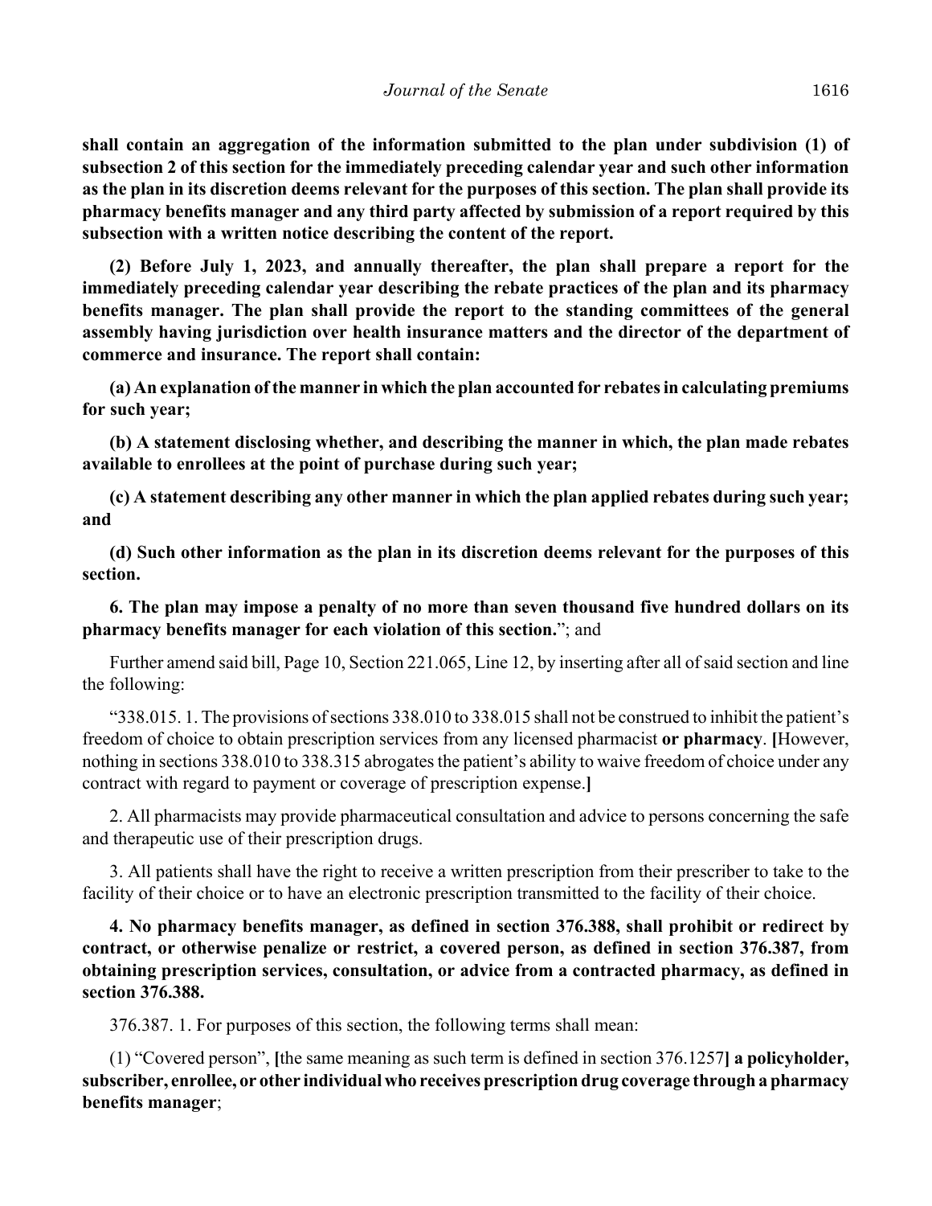**shall contain an aggregation of the information submitted to the plan under subdivision (1) of subsection 2 of this section for the immediately preceding calendar year and such other information as the plan in its discretion deems relevant for the purposes of this section. The plan shall provide its pharmacy benefits manager and any third party affected by submission of a report required by this subsection with a written notice describing the content of the report.**

**(2) Before July 1, 2023, and annually thereafter, the plan shall prepare a report for the immediately preceding calendar year describing the rebate practices of the plan and its pharmacy benefits manager. The plan shall provide the report to the standing committees of the general assembly having jurisdiction over health insurance matters and the director of the department of commerce and insurance. The report shall contain:**

**(a) An explanation of the manner in which the plan accounted for rebates in calculating premiums for such year;**

**(b) A statement disclosing whether, and describing the manner in which, the plan made rebates available to enrollees at the point of purchase during such year;**

**(c) A statement describing any other manner in which the plan applied rebates during such year; and**

**(d) Such other information as the plan in its discretion deems relevant for the purposes of this section.**

**6. The plan may impose a penalty of no more than seven thousand five hundred dollars on its pharmacy benefits manager for each violation of this section.**"; and

Further amend said bill, Page 10, Section 221.065, Line 12, by inserting after all of said section and line the following:

"338.015. 1. The provisions of sections 338.010 to 338.015 shall not be construed to inhibit the patient's freedom of choice to obtain prescription services from any licensed pharmacist **or pharmacy**. **[**However, nothing in sections 338.010 to 338.315 abrogates the patient's ability to waive freedom of choice under any contract with regard to payment or coverage of prescription expense.**]**

2. All pharmacists may provide pharmaceutical consultation and advice to persons concerning the safe and therapeutic use of their prescription drugs.

3. All patients shall have the right to receive a written prescription from their prescriber to take to the facility of their choice or to have an electronic prescription transmitted to the facility of their choice.

**4. No pharmacy benefits manager, as defined in section 376.388, shall prohibit or redirect by contract, or otherwise penalize or restrict, a covered person, as defined in section 376.387, from obtaining prescription services, consultation, or advice from a contracted pharmacy, as defined in section 376.388.**

376.387. 1. For purposes of this section, the following terms shall mean:

(1) "Covered person", **[**the same meaning as such term is defined in section 376.1257**] a policyholder, subscriber, enrollee, or other individual who receives prescription drug coverage through a pharmacy benefits manager**;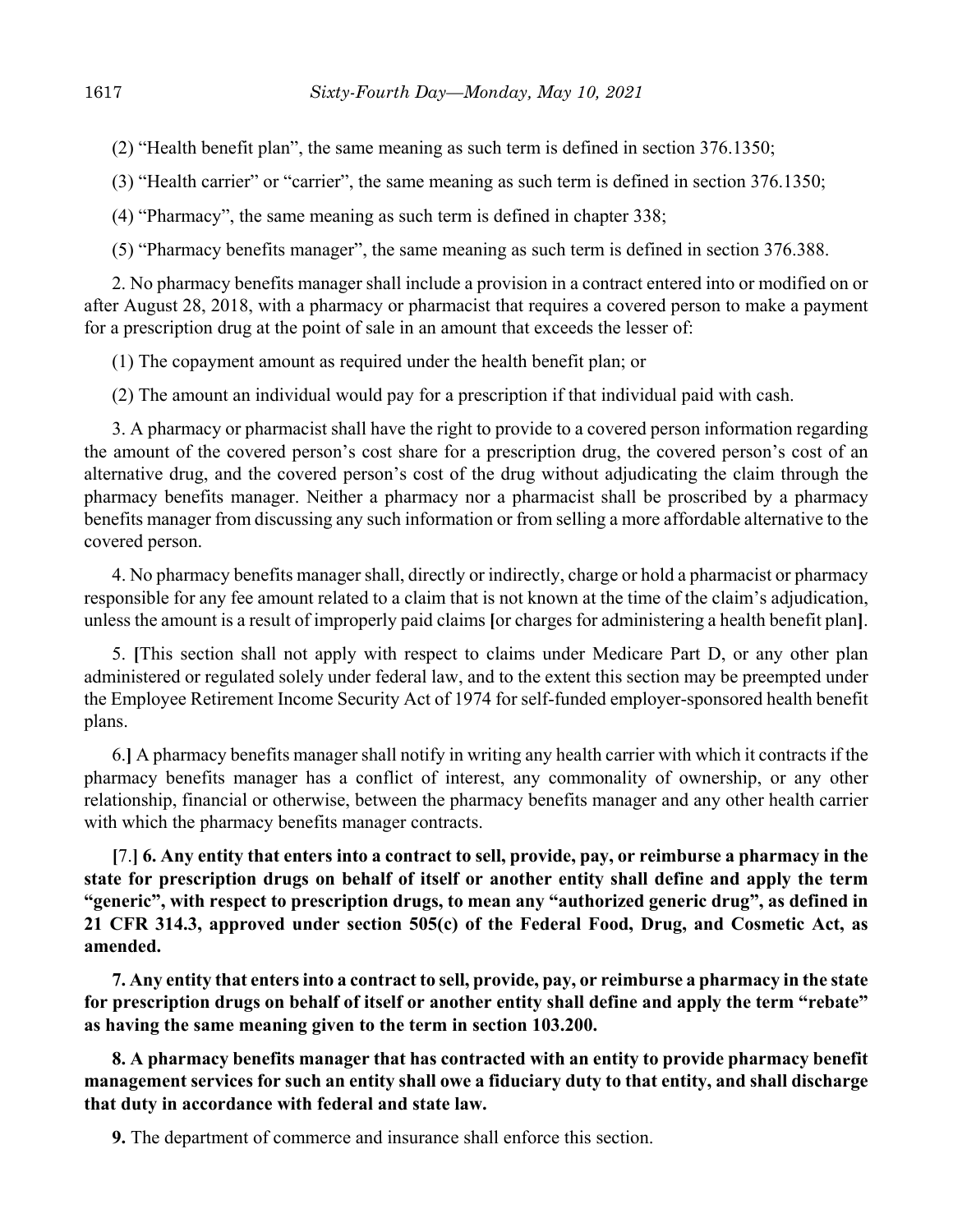(2) "Health benefit plan", the same meaning as such term is defined in section 376.1350;

(3) "Health carrier" or "carrier", the same meaning as such term is defined in section 376.1350;

(4) "Pharmacy", the same meaning as such term is defined in chapter 338;

(5) "Pharmacy benefits manager", the same meaning as such term is defined in section 376.388.

2. No pharmacy benefits manager shall include a provision in a contract entered into or modified on or after August 28, 2018, with a pharmacy or pharmacist that requires a covered person to make a payment for a prescription drug at the point of sale in an amount that exceeds the lesser of:

(1) The copayment amount as required under the health benefit plan; or

(2) The amount an individual would pay for a prescription if that individual paid with cash.

3. A pharmacy or pharmacist shall have the right to provide to a covered person information regarding the amount of the covered person's cost share for a prescription drug, the covered person's cost of an alternative drug, and the covered person's cost of the drug without adjudicating the claim through the pharmacy benefits manager. Neither a pharmacy nor a pharmacist shall be proscribed by a pharmacy benefits manager from discussing any such information or from selling a more affordable alternative to the covered person.

4. No pharmacy benefits manager shall, directly or indirectly, charge or hold a pharmacist or pharmacy responsible for any fee amount related to a claim that is not known at the time of the claim's adjudication, unless the amount is a result of improperly paid claims **[**or charges for administering a health benefit plan**]**.

5. **[**This section shall not apply with respect to claims under Medicare Part D, or any other plan administered or regulated solely under federal law, and to the extent this section may be preempted under the Employee Retirement Income Security Act of 1974 for self-funded employer-sponsored health benefit plans.

6.**]** A pharmacy benefits manager shall notify in writing any health carrier with which it contracts if the pharmacy benefits manager has a conflict of interest, any commonality of ownership, or any other relationship, financial or otherwise, between the pharmacy benefits manager and any other health carrier with which the pharmacy benefits manager contracts.

**[**7.**] 6. Any entity that enters into a contract to sell, provide, pay, or reimburse a pharmacy in the state for prescription drugs on behalf of itself or another entity shall define and apply the term "generic", with respect to prescription drugs, to mean any "authorized generic drug", as defined in 21 CFR 314.3, approved under section 505(c) of the Federal Food, Drug, and Cosmetic Act, as amended.**

**7. Any entity that enters into a contract to sell, provide, pay, or reimburse a pharmacy in the state for prescription drugs on behalf of itself or another entity shall define and apply the term "rebate" as having the same meaning given to the term in section 103.200.**

**8. A pharmacy benefits manager that has contracted with an entity to provide pharmacy benefit management services for such an entity shall owe a fiduciary duty to that entity, and shall discharge that duty in accordance with federal and state law.**

**9.** The department of commerce and insurance shall enforce this section.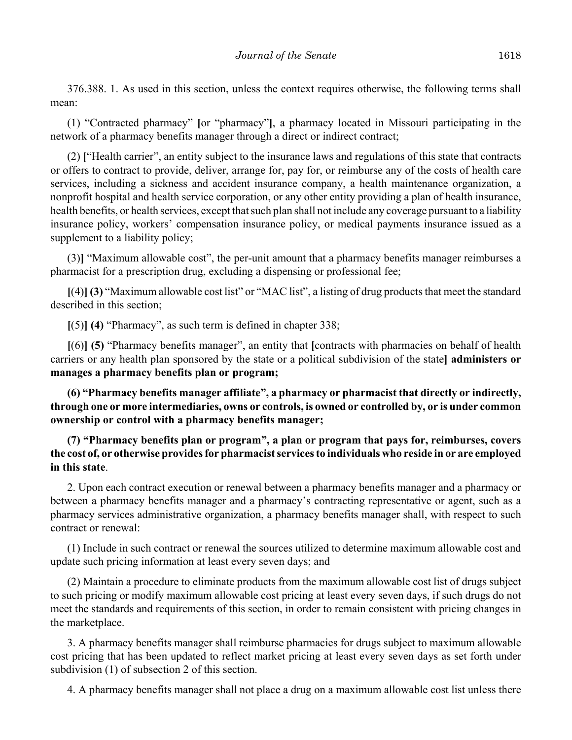376.388. 1. As used in this section, unless the context requires otherwise, the following terms shall mean:

(1) "Contracted pharmacy" [or "pharmacy"], a pharmacy located in Missouri participating in the network of a pharmacy benefits manager through a direct or indirect contract;

(2) ["Health carrier", an entity subject to the insurance laws and regulations of this state that contracts or offers to contract to provide, deliver, arrange for, pay for, or reimburse any of the costs of health care services, including a sickness and accident insurance company, a health maintenance organization, a nonprofit hospital and health service corporation, or any other entity providing a plan of health insurance, health benefits, or health services, except that such plan shall not include any coverage pursuant to a liability insurance policy, workers' compensation insurance policy, or medical payments insurance issued as a supplement to a liability policy;

(3)] "Maximum allowable cost", the per-unit amount that a pharmacy benefits manager reimburses a pharmacist for a prescription drug, excluding a dispensing or professional fee;

[(4)] **(3)** "Maximum allowable cost list" or "MAC list", a listing of drug products that meet the standard described in this section;

[(5)] **(4)** "Pharmacy", as such term is defined in chapter 338;

[(6)] **(5)** "Pharmacy benefits manager", an entity that [contracts with pharmacies on behalf of health carriers or any health plan sponsored by the state or a political subdivision of the state] **administers or manages a pharmacy benefits plan or program;**

**(6) "Pharmacy benefits manager affiliate", a pharmacy or pharmacist that directly or indirectly, through one or more intermediaries, owns or controls, is owned or controlled by, or is under common ownership or control with a pharmacy benefits manager;**

**(7) "Pharmacy benefits plan or program", a plan or program that pays for, reimburses, covers the cost of, or otherwise provides for pharmacist services to individuals who reside in or are employed in this state**.

2. Upon each contract execution or renewal between a pharmacy benefits manager and a pharmacy or between a pharmacy benefits manager and a pharmacy's contracting representative or agent, such as a pharmacy services administrative organization, a pharmacy benefits manager shall, with respect to such contract or renewal:

(1) Include in such contract or renewal the sources utilized to determine maximum allowable cost and update such pricing information at least every seven days; and

(2) Maintain a procedure to eliminate products from the maximum allowable cost list of drugs subject to such pricing or modify maximum allowable cost pricing at least every seven days, if such drugs do not meet the standards and requirements of this section, in order to remain consistent with pricing changes in the marketplace.

3. A pharmacy benefits manager shall reimburse pharmacies for drugs subject to maximum allowable cost pricing that has been updated to reflect market pricing at least every seven days as set forth under subdivision (1) of subsection 2 of this section.

4. A pharmacy benefits manager shall not place a drug on a maximum allowable cost list unless there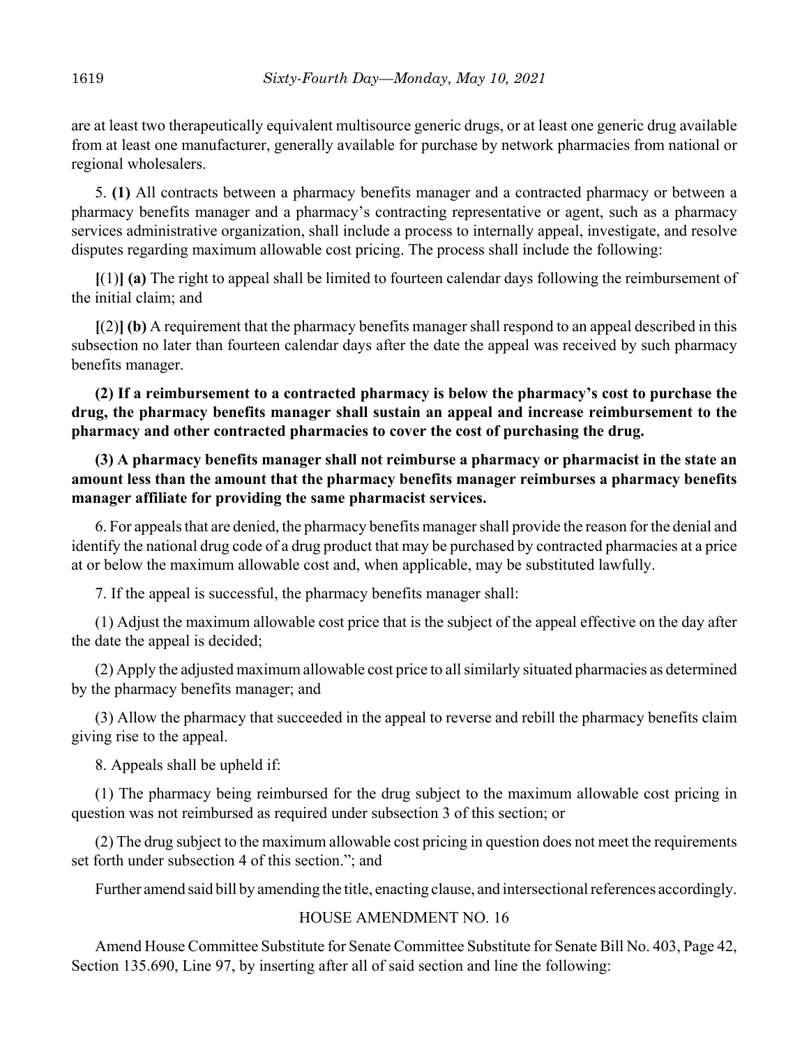are at least two therapeutically equivalent multisource generic drugs, or at least one generic drug available from at least one manufacturer, generally available for purchase by network pharmacies from national or regional wholesalers.

5. **(1)** All contracts between a pharmacy benefits manager and a contracted pharmacy or between a pharmacy benefits manager and a pharmacy's contracting representative or agent, such as a pharmacy services administrative organization, shall include a process to internally appeal, investigate, and resolve disputes regarding maximum allowable cost pricing. The process shall include the following:

**[**(1)**] (a)** The right to appeal shall be limited to fourteen calendar days following the reimbursement of the initial claim; and

**[**(2)**] (b)** A requirement that the pharmacy benefits manager shall respond to an appeal described in this subsection no later than fourteen calendar days after the date the appeal was received by such pharmacy benefits manager.

**(2) If a reimbursement to a contracted pharmacy is below the pharmacy's cost to purchase the drug, the pharmacy benefits manager shall sustain an appeal and increase reimbursement to the pharmacy and other contracted pharmacies to cover the cost of purchasing the drug.**

**(3) A pharmacy benefits manager shall not reimburse a pharmacy or pharmacist in the state an amount less than the amount that the pharmacy benefits manager reimburses a pharmacy benefits manager affiliate for providing the same pharmacist services.**

6. For appeals that are denied, the pharmacy benefits manager shall provide the reason for the denial and identify the national drug code of a drug product that may be purchased by contracted pharmacies at a price at or below the maximum allowable cost and, when applicable, may be substituted lawfully.

7. If the appeal is successful, the pharmacy benefits manager shall:

(1) Adjust the maximum allowable cost price that is the subject of the appeal effective on the day after the date the appeal is decided;

(2) Apply the adjusted maximum allowable cost price to all similarly situated pharmacies as determined by the pharmacy benefits manager; and

(3) Allow the pharmacy that succeeded in the appeal to reverse and rebill the pharmacy benefits claim giving rise to the appeal.

8. Appeals shall be upheld if:

(1) The pharmacy being reimbursed for the drug subject to the maximum allowable cost pricing in question was not reimbursed as required under subsection 3 of this section; or

(2) The drug subject to the maximum allowable cost pricing in question does not meet the requirements set forth under subsection 4 of this section."; and

Further amend said bill by amending the title, enacting clause, and intersectional references accordingly.

HOUSE AMENDMENT NO. 16

Amend House Committee Substitute for Senate Committee Substitute for Senate Bill No. 403, Page 42, Section 135.690, Line 97, by inserting after all of said section and line the following: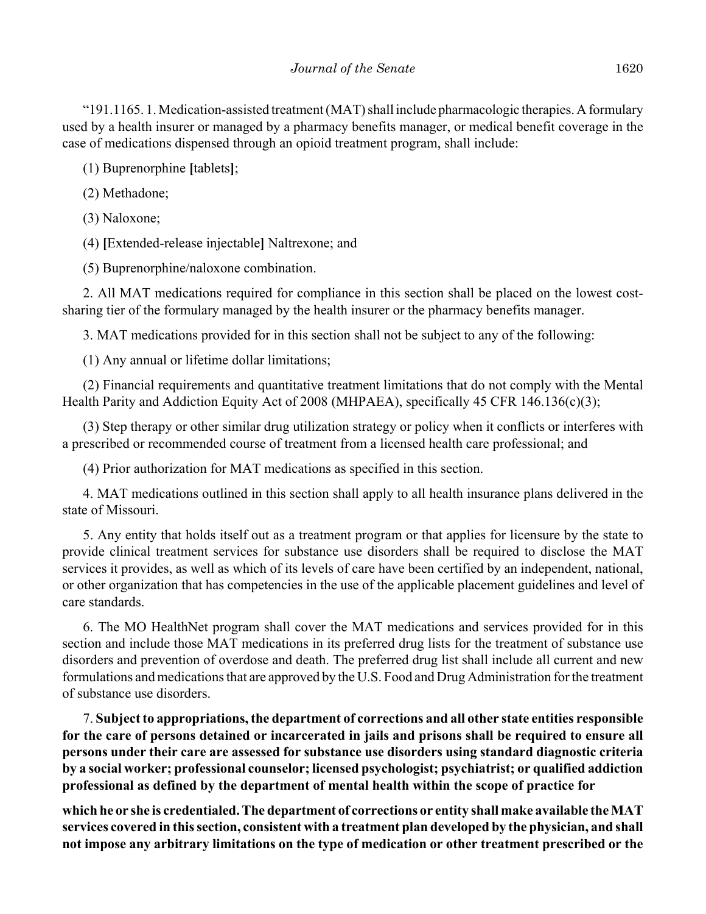"191.1165. 1. Medication-assisted treatment (MAT) shall include pharmacologic therapies. A formulary used by a health insurer or managed by a pharmacy benefits manager, or medical benefit coverage in the case of medications dispensed through an opioid treatment program, shall include:

(1) Buprenorphine **[**tablets**]**;

(2) Methadone;

(3) Naloxone;

(4) **[**Extended-release injectable**]** Naltrexone; and

(5) Buprenorphine/naloxone combination.

2. All MAT medications required for compliance in this section shall be placed on the lowest cost-sharing tier of the formulary managed by the health insurer or the pharmacy benefits manager.

3. MAT medications provided for in this section shall not be subject to any of the following:

(1) Any annual or lifetime dollar limitations;

(2) Financial requirements and quantitative treatment limitations that do not comply with the Mental Health Parity and Addiction Equity Act of 2008 (MHPAEA), specifically 45 CFR 146.136(c)(3);

(3) Step therapy or other similar drug utilization strategy or policy when it conflicts or interferes with a prescribed or recommended course of treatment from a licensed health care professional; and

(4) Prior authorization for MAT medications as specified in this section.

4. MAT medications outlined in this section shall apply to all health insurance plans delivered in the state of Missouri.

5. Any entity that holds itself out as a treatment program or that applies for licensure by the state to provide clinical treatment services for substance use disorders shall be required to disclose the MAT services it provides, as well as which of its levels of care have been certified by an independent, national, or other organization that has competencies in the use of the applicable placement guidelines and level of care standards.

6. The MO HealthNet program shall cover the MAT medications and services provided for in this section and include those MAT medications in its preferred drug lists for the treatment of substance use disorders and prevention of overdose and death. The preferred drug list shall include all current and new formulations and medications that are approved by the U.S. Food and Drug Administration for the treatment of substance use disorders.

7. **Subject to appropriations, the department of corrections and all other state entities responsible for the care of persons detained or incarcerated in jails and prisons shall be required to ensure all persons under their care are assessed for substance use disorders using standard diagnostic criteria by a social worker; professional counselor; licensed psychologist; psychiatrist; or qualified addiction professional as defined by the department of mental health within the scope of practice for which he or she is credentialed. The department of corrections or entity shall make available the MAT services covered in this section, consistent with a treatment plan developed by the physician, and shall not impose any arbitrary limitations on the type of medication or other treatment prescribed or the**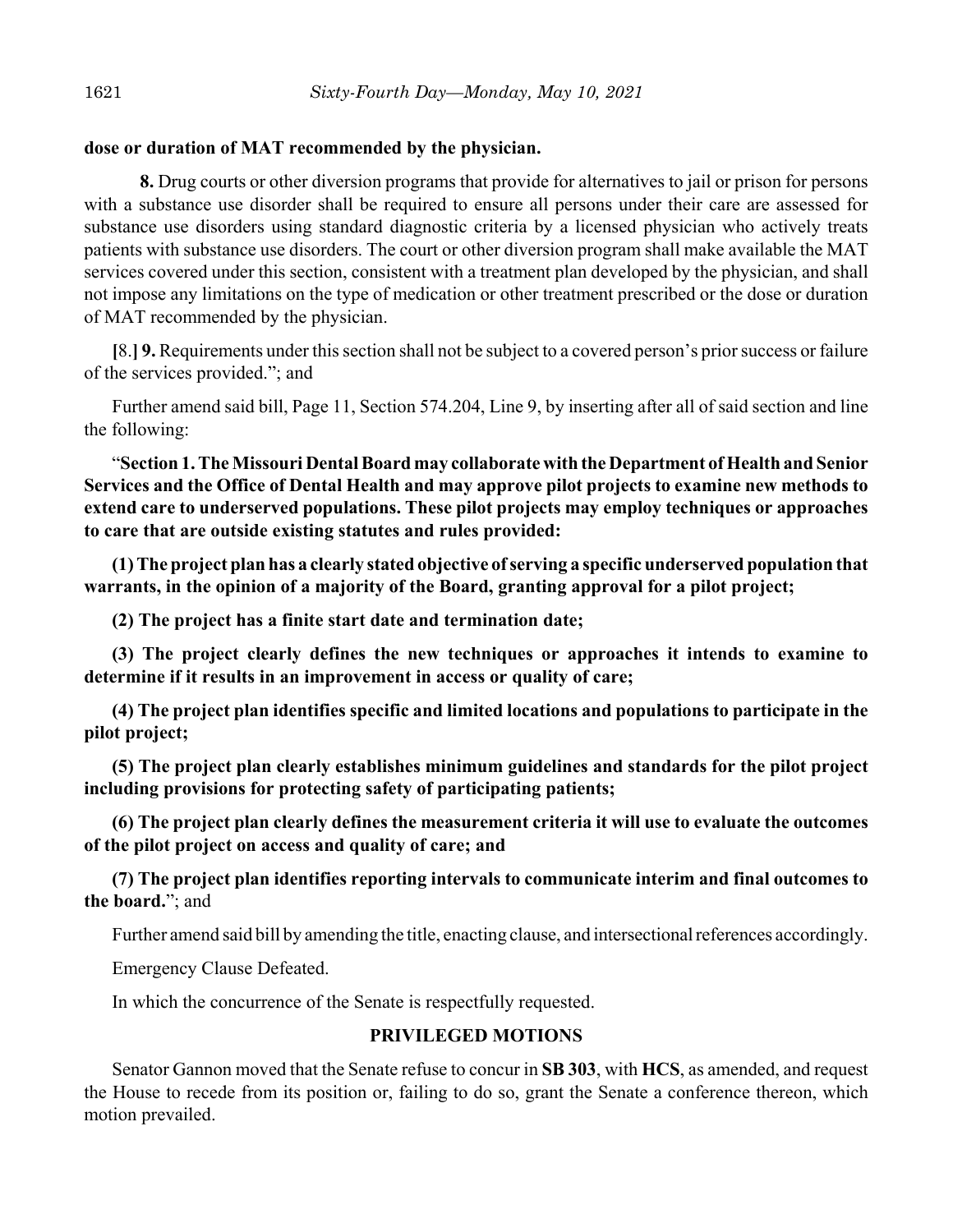**dose or duration of MAT recommended by the physician.**

**8.** Drug courts or other diversion programs that provide for alternatives to jail or prison for persons with a substance use disorder shall be required to ensure all persons under their care are assessed for substance use disorders using standard diagnostic criteria by a licensed physician who actively treats patients with substance use disorders. The court or other diversion program shall make available the MAT services covered under this section, consistent with a treatment plan developed by the physician, and shall not impose any limitations on the type of medication or other treatment prescribed or the dose or duration of MAT recommended by the physician.

**[**8.**] 9.** Requirements under this section shall not be subject to a covered person's prior success or failure of the services provided."; and

Further amend said bill, Page 11, Section 574.204, Line 9, by inserting after all of said section and line the following:

"**Section 1. The Missouri Dental Board may collaborate with the Department of Health and Senior Services and the Office of Dental Health and may approve pilot projects to examine new methods to extend care to underserved populations. These pilot projects may employ techniques or approaches to care that are outside existing statutes and rules provided:**

**(1) The project plan has a clearly stated objective of serving a specific underserved population that warrants, in the opinion of a majority of the Board, granting approval for a pilot project;**

**(2) The project has a finite start date and termination date;**

**(3) The project clearly defines the new techniques or approaches it intends to examine to determine if it results in an improvement in access or quality of care;**

**(4) The project plan identifies specific and limited locations and populations to participate in the pilot project;**

**(5) The project plan clearly establishes minimum guidelines and standards for the pilot project including provisions for protecting safety of participating patients;**

**(6) The project plan clearly defines the measurement criteria it will use to evaluate the outcomes of the pilot project on access and quality of care; and**

**(7) The project plan identifies reporting intervals to communicate interim and final outcomes to the board.**"; and

Further amend said bill by amending the title, enacting clause, and intersectional references accordingly.

Emergency Clause Defeated.

In which the concurrence of the Senate is respectfully requested.

## PRIVILEGED MOTIONS

Senator Gannon moved that the Senate refuse to concur in **SB 303**, with **HCS**, as amended, and request the House to recede from its position or, failing to do so, grant the Senate a conference thereon, which motion prevailed.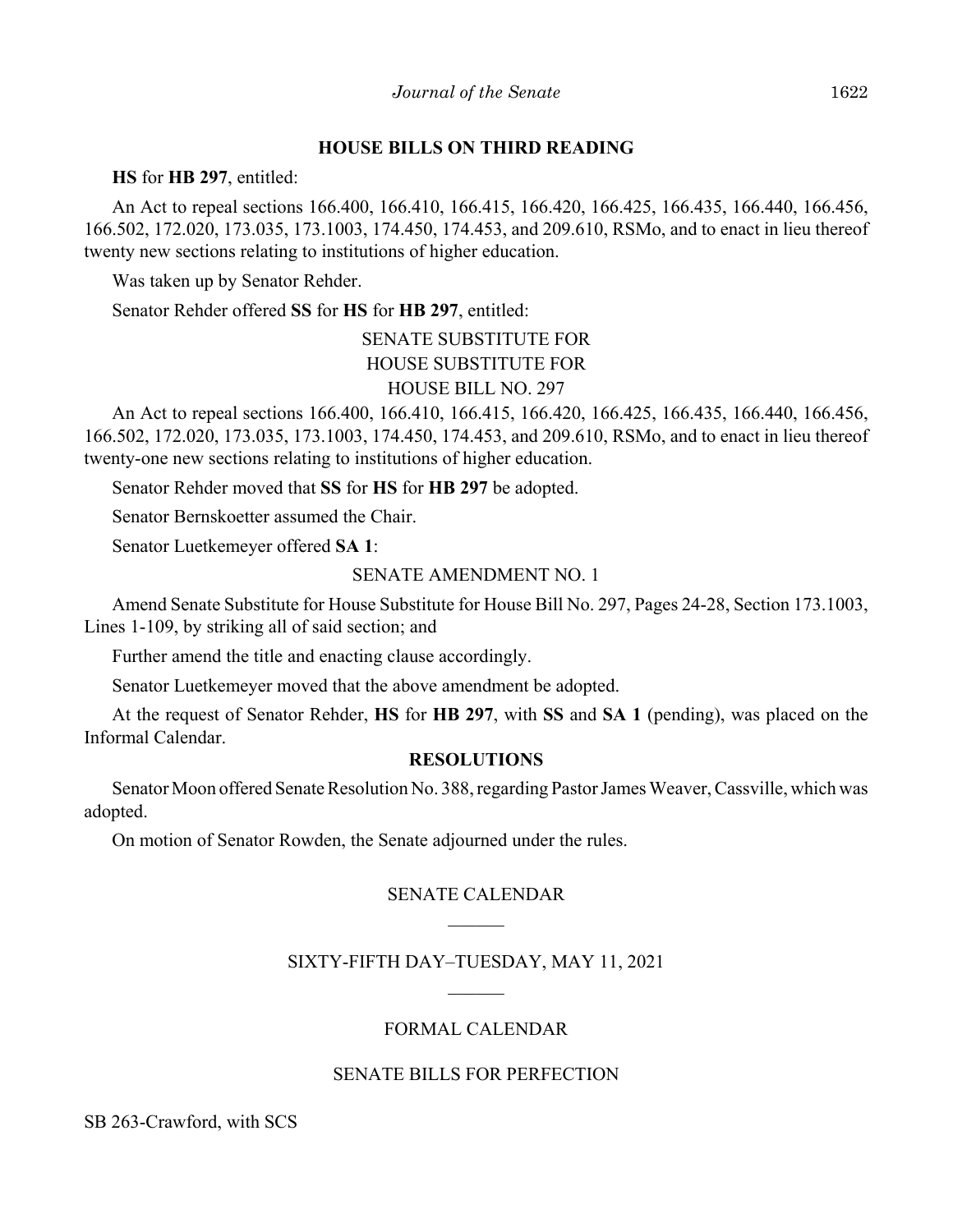## HOUSE BILLS ON THIRD READING

**HS** for **HB 297**, entitled:

An Act to repeal sections 166.400, 166.410, 166.415, 166.420, 166.425, 166.435, 166.440, 166.456, 166.502, 172.020, 173.035, 173.1003, 174.450, 174.453, and 209.610, RSMo, and to enact in lieu thereof twenty new sections relating to institutions of higher education.

Was taken up by Senator Rehder.

Senator Rehder offered **SS** for **HS** for **HB 297**, entitled:

SENATE SUBSTITUTE FOR
HOUSE SUBSTITUTE FOR
HOUSE BILL NO. 297

An Act to repeal sections 166.400, 166.410, 166.415, 166.420, 166.425, 166.435, 166.440, 166.456, 166.502, 172.020, 173.035, 173.1003, 174.450, 174.453, and 209.610, RSMo, and to enact in lieu thereof twenty-one new sections relating to institutions of higher education.

Senator Rehder moved that **SS** for **HS** for **HB 297** be adopted.

Senator Bernskoetter assumed the Chair.

Senator Luetkemeyer offered **SA 1**:

SENATE AMENDMENT NO. 1

Amend Senate Substitute for House Substitute for House Bill No. 297, Pages 24-28, Section 173.1003, Lines 1-109, by striking all of said section; and

Further amend the title and enacting clause accordingly.

Senator Luetkemeyer moved that the above amendment be adopted.

At the request of Senator Rehder, **HS** for **HB 297**, with **SS** and **SA 1** (pending), was placed on the Informal Calendar.

## RESOLUTIONS

Senator Moon offered Senate Resolution No. 388, regarding Pastor James Weaver, Cassville, which was adopted.

On motion of Senator Rowden, the Senate adjourned under the rules.

## SENATE CALENDAR

______

## SIXTY-FIFTH DAY–TUESDAY, MAY 11, 2021

______

## FORMAL CALENDAR

## SENATE BILLS FOR PERFECTION

SB 263-Crawford, with SCS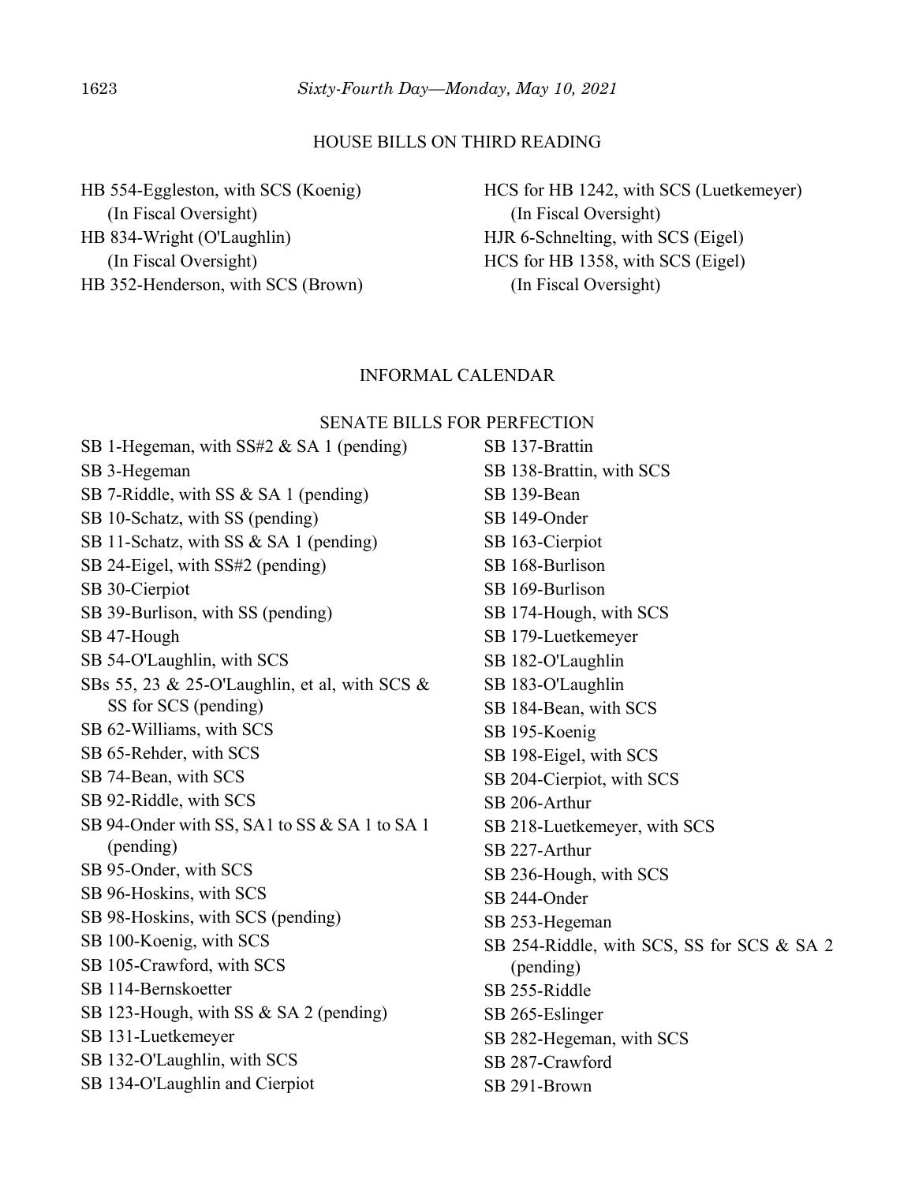## HOUSE BILLS ON THIRD READING

HB 554-Eggleston, with SCS (Koenig)
(In Fiscal Oversight)
HB 834-Wright (O'Laughlin)
(In Fiscal Oversight)
HB 352-Henderson, with SCS (Brown)
HCS for HB 1242, with SCS (Luetkemeyer)
(In Fiscal Oversight)
HJR 6-Schnelting, with SCS (Eigel)
HCS for HB 1358, with SCS (Eigel)
(In Fiscal Oversight)

## INFORMAL CALENDAR

### SENATE BILLS FOR PERFECTION

SB 1-Hegeman, with SS#2 & SA 1 (pending)
SB 3-Hegeman
SB 7-Riddle, with SS & SA 1 (pending)
SB 10-Schatz, with SS (pending)
SB 11-Schatz, with SS & SA 1 (pending)
SB 24-Eigel, with SS#2 (pending)
SB 30-Cierpiot
SB 39-Burlison, with SS (pending)
SB 47-Hough
SB 54-O'Laughlin, with SCS
SBs 55, 23 & 25-O'Laughlin, et al, with SCS & SS for SCS (pending)
SB 62-Williams, with SCS
SB 65-Rehder, with SCS
SB 74-Bean, with SCS
SB 92-Riddle, with SCS
SB 94-Onder with SS, SA1 to SS & SA 1 to SA 1 (pending)
SB 95-Onder, with SCS
SB 96-Hoskins, with SCS
SB 98-Hoskins, with SCS (pending)
SB 100-Koenig, with SCS
SB 105-Crawford, with SCS
SB 114-Bernskoetter
SB 123-Hough, with SS & SA 2 (pending)
SB 131-Luetkemeyer
SB 132-O'Laughlin, with SCS
SB 134-O'Laughlin and Cierpiot
SB 137-Brattin
SB 138-Brattin, with SCS
SB 139-Bean
SB 149-Onder
SB 163-Cierpiot
SB 168-Burlison
SB 169-Burlison
SB 174-Hough, with SCS
SB 179-Luetkemeyer
SB 182-O'Laughlin
SB 183-O'Laughlin
SB 184-Bean, with SCS
SB 195-Koenig
SB 198-Eigel, with SCS
SB 204-Cierpiot, with SCS
SB 206-Arthur
SB 218-Luetkemeyer, with SCS
SB 227-Arthur
SB 236-Hough, with SCS
SB 244-Onder
SB 253-Hegeman
SB 254-Riddle, with SCS, SS for SCS & SA 2 (pending)
SB 255-Riddle
SB 265-Eslinger
SB 282-Hegeman, with SCS
SB 287-Crawford
SB 291-Brown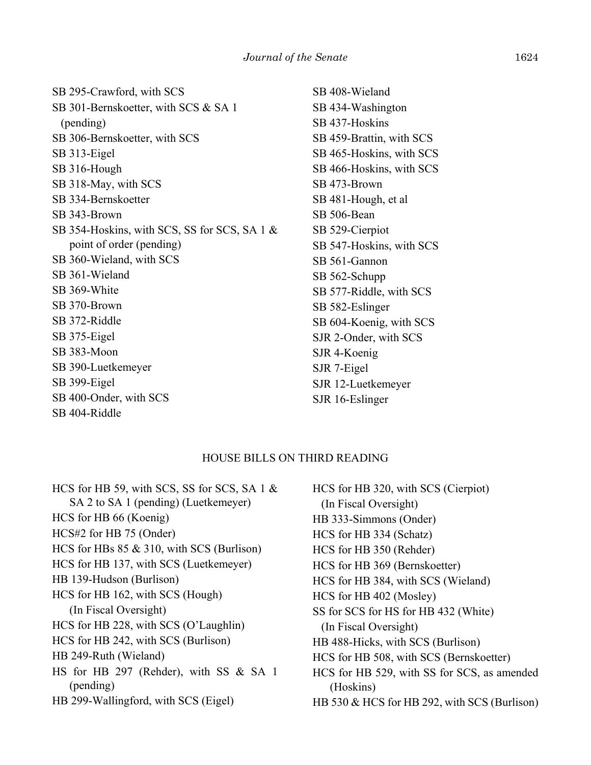SB 295-Crawford, with SCS
SB 301-Bernskoetter, with SCS & SA 1 (pending)
SB 306-Bernskoetter, with SCS
SB 313-Eigel
SB 316-Hough
SB 318-May, with SCS
SB 334-Bernskoetter
SB 343-Brown
SB 354-Hoskins, with SCS, SS for SCS, SA 1 & point of order (pending)
SB 360-Wieland, with SCS
SB 361-Wieland
SB 369-White
SB 370-Brown
SB 372-Riddle
SB 375-Eigel
SB 383-Moon
SB 390-Luetkemeyer
SB 399-Eigel
SB 400-Onder, with SCS
SB 404-Riddle
SB 408-Wieland
SB 434-Washington
SB 437-Hoskins
SB 459-Brattin, with SCS
SB 465-Hoskins, with SCS
SB 466-Hoskins, with SCS
SB 473-Brown
SB 481-Hough, et al
SB 506-Bean
SB 529-Cierpiot
SB 547-Hoskins, with SCS
SB 561-Gannon
SB 562-Schupp
SB 577-Riddle, with SCS
SB 582-Eslinger
SB 604-Koenig, with SCS
SJR 2-Onder, with SCS
SJR 4-Koenig
SJR 7-Eigel
SJR 12-Luetkemeyer
SJR 16-Eslinger

## HOUSE BILLS ON THIRD READING

HCS for HB 59, with SCS, SS for SCS, SA 1 & SA 2 to SA 1 (pending) (Luetkemeyer)
HCS for HB 66 (Koenig)
HCS#2 for HB 75 (Onder)
HCS for HBs 85 & 310, with SCS (Burlison)
HCS for HB 137, with SCS (Luetkemeyer)
HB 139-Hudson (Burlison)
HCS for HB 162, with SCS (Hough) (In Fiscal Oversight)
HCS for HB 228, with SCS (O'Laughlin)
HCS for HB 242, with SCS (Burlison)
HB 249-Ruth (Wieland)
HS for HB 297 (Rehder), with SS & SA 1 (pending)
HB 299-Wallingford, with SCS (Eigel)
HCS for HB 320, with SCS (Cierpiot) (In Fiscal Oversight)
HB 333-Simmons (Onder)
HCS for HB 334 (Schatz)
HCS for HB 350 (Rehder)
HCS for HB 369 (Bernskoetter)
HCS for HB 384, with SCS (Wieland)
HCS for HB 402 (Mosley)
SS for SCS for HS for HB 432 (White) (In Fiscal Oversight)
HB 488-Hicks, with SCS (Burlison)
HCS for HB 508, with SCS (Bernskoetter)
HCS for HB 529, with SS for SCS, as amended (Hoskins)
HB 530 & HCS for HB 292, with SCS (Burlison)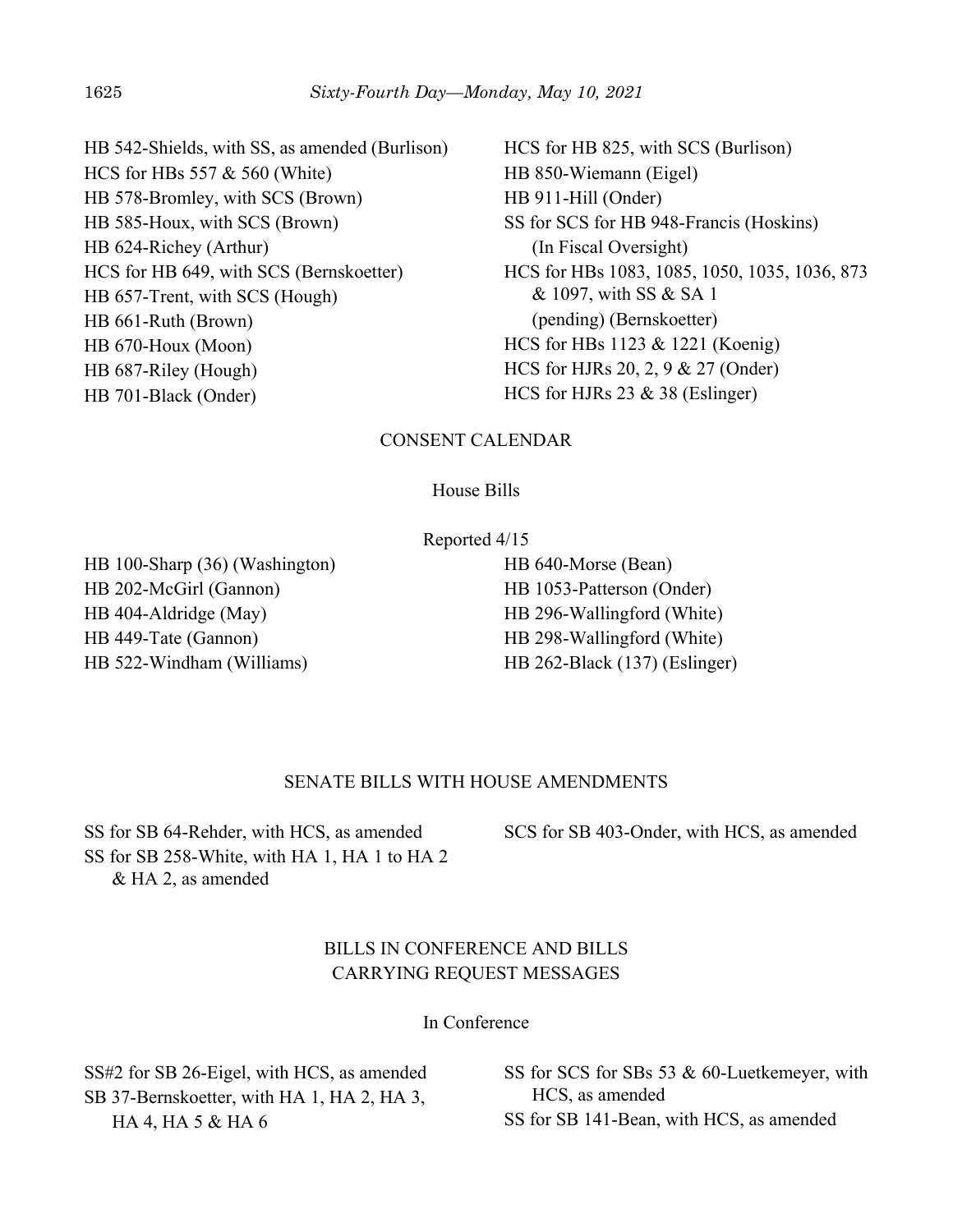HB 542-Shields, with SS, as amended (Burlison)
HCS for HBs 557 & 560 (White)
HB 578-Bromley, with SCS (Brown)
HB 585-Houx, with SCS (Brown)
HB 624-Richey (Arthur)
HCS for HB 649, with SCS (Bernskoetter)
HB 657-Trent, with SCS (Hough)
HB 661-Ruth (Brown)
HB 670-Houx (Moon)
HB 687-Riley (Hough)
HB 701-Black (Onder)
HCS for HB 825, with SCS (Burlison)
HB 850-Wiemann (Eigel)
HB 911-Hill (Onder)
SS for SCS for HB 948-Francis (Hoskins)
(In Fiscal Oversight)
HCS for HBs 1083, 1085, 1050, 1035, 1036, 873 & 1097, with SS & SA 1
(pending) (Bernskoetter)
HCS for HBs 1123 & 1221 (Koenig)
HCS for HJRs 20, 2, 9 & 27 (Onder)
HCS for HJRs 23 & 38 (Eslinger)

## CONSENT CALENDAR

### House Bills

Reported 4/15

HB 100-Sharp (36) (Washington)
HB 202-McGirl (Gannon)
HB 404-Aldridge (May)
HB 449-Tate (Gannon)
HB 522-Windham (Williams)
HB 640-Morse (Bean)
HB 1053-Patterson (Onder)
HB 296-Wallingford (White)
HB 298-Wallingford (White)
HB 262-Black (137) (Eslinger)

## SENATE BILLS WITH HOUSE AMENDMENTS

SS for SB 64-Rehder, with HCS, as amended
SS for SB 258-White, with HA 1, HA 1 to HA 2 & HA 2, as amended
SCS for SB 403-Onder, with HCS, as amended

## BILLS IN CONFERENCE AND BILLS CARRYING REQUEST MESSAGES

### In Conference

SS#2 for SB 26-Eigel, with HCS, as amended
SB 37-Bernskoetter, with HA 1, HA 2, HA 3, HA 4, HA 5 & HA 6
SS for SCS for SBs 53 & 60-Luetkemeyer, with HCS, as amended
SS for SB 141-Bean, with HCS, as amended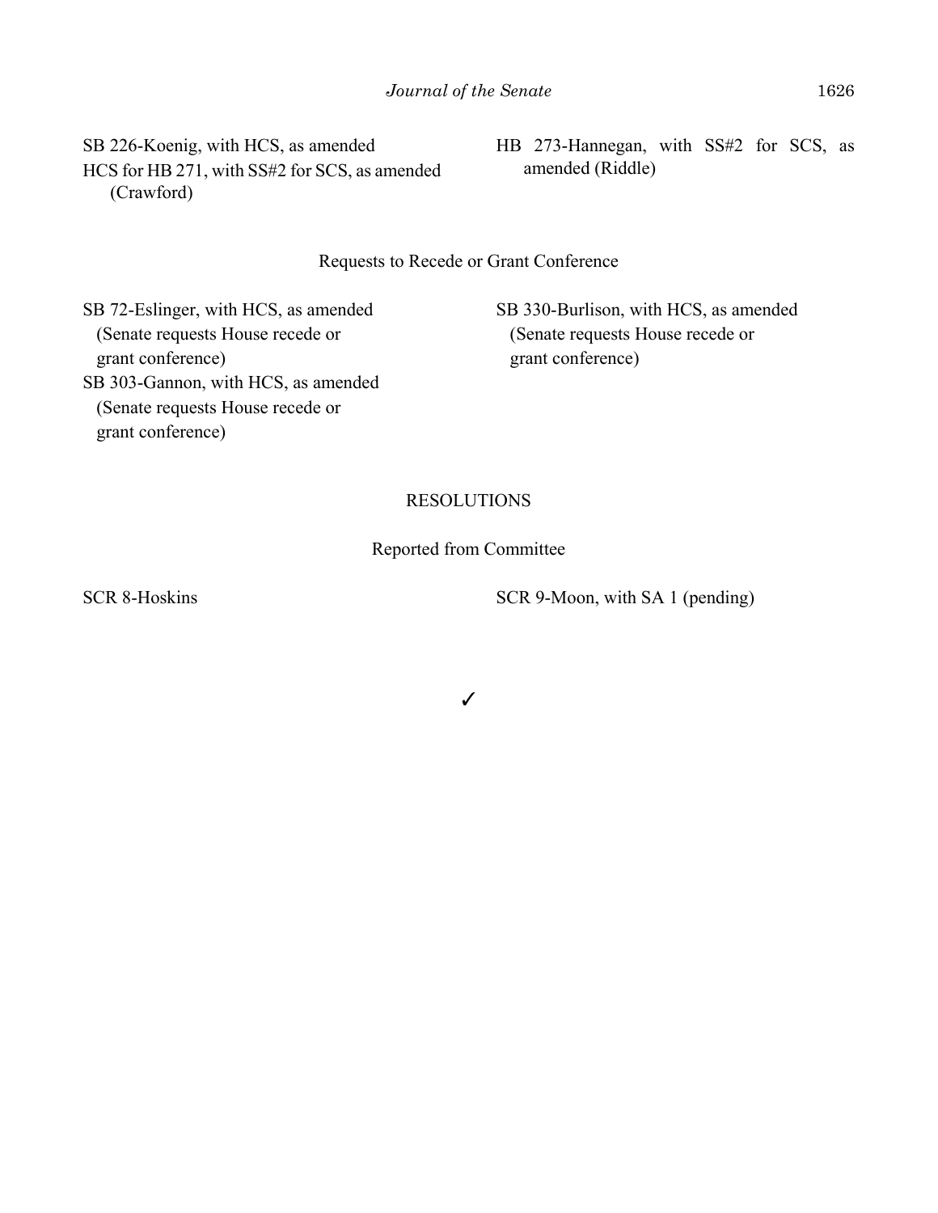SB 226-Koenig, with HCS, as amended

HCS for HB 271, with SS#2 for SCS, as amended (Crawford)

HB 273-Hannegan, with SS#2 for SCS, as amended (Riddle)

Requests to Recede or Grant Conference

SB 72-Eslinger, with HCS, as amended (Senate requests House recede or grant conference)

SB 303-Gannon, with HCS, as amended (Senate requests House recede or grant conference)

SB 330-Burlison, with HCS, as amended (Senate requests House recede or grant conference)

RESOLUTIONS

Reported from Committee

SCR 8-Hoskins

SCR 9-Moon, with SA 1 (pending)

✓